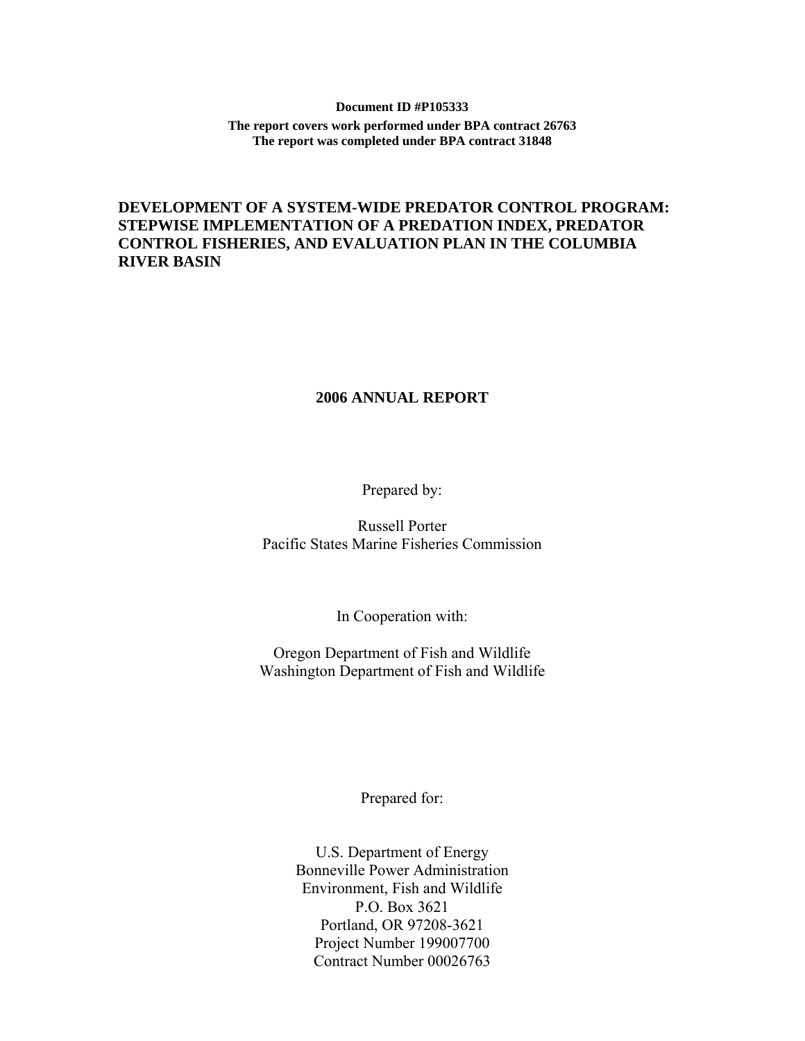**Document ID #P105333**

**The report covers work performed under BPA contract 26763**
**The report was completed under BPA contract 31848**

# DEVELOPMENT OF A SYSTEM-WIDE PREDATOR CONTROL PROGRAM: STEPWISE IMPLEMENTATION OF A PREDATION INDEX, PREDATOR CONTROL FISHERIES, AND EVALUATION PLAN IN THE COLUMBIA RIVER BASIN

## 2006 ANNUAL REPORT

Prepared by:

Russell Porter
Pacific States Marine Fisheries Commission

In Cooperation with:

Oregon Department of Fish and Wildlife
Washington Department of Fish and Wildlife

Prepared for:

U.S. Department of Energy
Bonneville Power Administration
Environment, Fish and Wildlife
P.O. Box 3621
Portland, OR 97208-3621
Project Number 199007700
Contract Number 00026763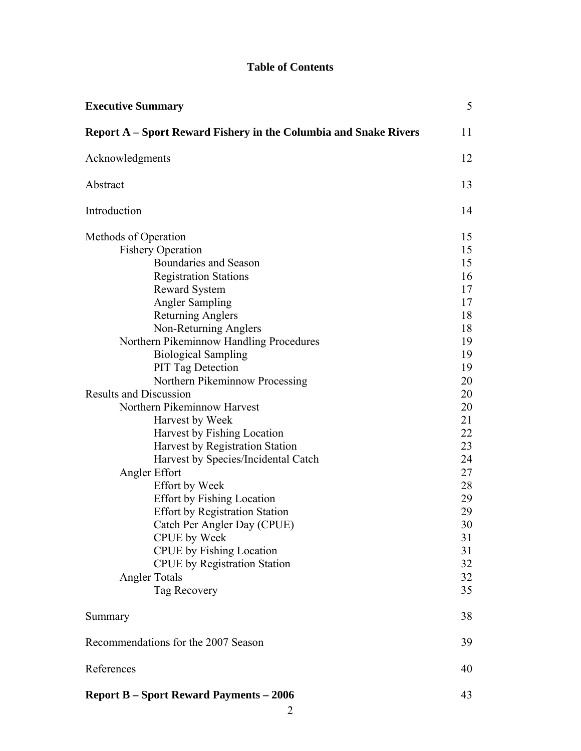# Table of Contents

| | |
|---|---|
| **Executive Summary** | 5 |
| **Report A – Sport Reward Fishery in the Columbia and Snake Rivers** | 11 |
| Acknowledgments | 12 |
| Abstract | 13 |
| Introduction | 14 |
| Methods of Operation | 15 |
| Fishery Operation | 15 |
| Boundaries and Season | 15 |
| Registration Stations | 16 |
| Reward System | 17 |
| Angler Sampling | 17 |
| Returning Anglers | 18 |
| Non-Returning Anglers | 18 |
| Northern Pikeminnow Handling Procedures | 19 |
| Biological Sampling | 19 |
| PIT Tag Detection | 19 |
| Northern Pikeminnow Processing | 20 |
| Results and Discussion | 20 |
| Northern Pikeminnow Harvest | 20 |
| Harvest by Week | 21 |
| Harvest by Fishing Location | 22 |
| Harvest by Registration Station | 23 |
| Harvest by Species/Incidental Catch | 24 |
| Angler Effort | 27 |
| Effort by Week | 28 |
| Effort by Fishing Location | 29 |
| Effort by Registration Station | 29 |
| Catch Per Angler Day (CPUE) | 30 |
| CPUE by Week | 31 |
| CPUE by Fishing Location | 31 |
| CPUE by Registration Station | 32 |
| Angler Totals | 32 |
| Tag Recovery | 35 |
| Summary | 38 |
| Recommendations for the 2007 Season | 39 |
| References | 40 |
| **Report B – Sport Reward Payments – 2006** | 43 |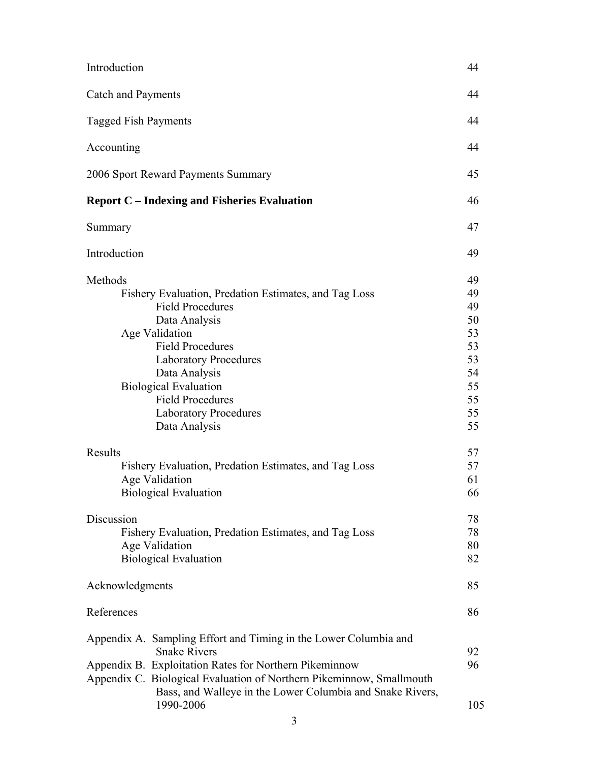| | |
|---|---|
| Introduction | 44 |
| Catch and Payments | 44 |
| Tagged Fish Payments | 44 |
| Accounting | 44 |
| 2006 Sport Reward Payments Summary | 45 |
| **Report C – Indexing and Fisheries Evaluation** | 46 |
| Summary | 47 |
| Introduction | 49 |
| Methods | 49 |
| Fishery Evaluation, Predation Estimates, and Tag Loss | 49 |
| Field Procedures | 49 |
| Data Analysis | 50 |
| Age Validation | 53 |
| Field Procedures | 53 |
| Laboratory Procedures | 53 |
| Data Analysis | 54 |
| Biological Evaluation | 55 |
| Field Procedures | 55 |
| Laboratory Procedures | 55 |
| Data Analysis | 55 |
| Results | 57 |
| Fishery Evaluation, Predation Estimates, and Tag Loss | 57 |
| Age Validation | 61 |
| Biological Evaluation | 66 |
| Discussion | 78 |
| Fishery Evaluation, Predation Estimates, and Tag Loss | 78 |
| Age Validation | 80 |
| Biological Evaluation | 82 |
| Acknowledgments | 85 |
| References | 86 |
| Appendix A. Sampling Effort and Timing in the Lower Columbia and Snake Rivers | 92 |
| Appendix B. Exploitation Rates for Northern Pikeminnow | 96 |
| Appendix C. Biological Evaluation of Northern Pikeminnow, Smallmouth Bass, and Walleye in the Lower Columbia and Snake Rivers, 1990-2006 | 105 |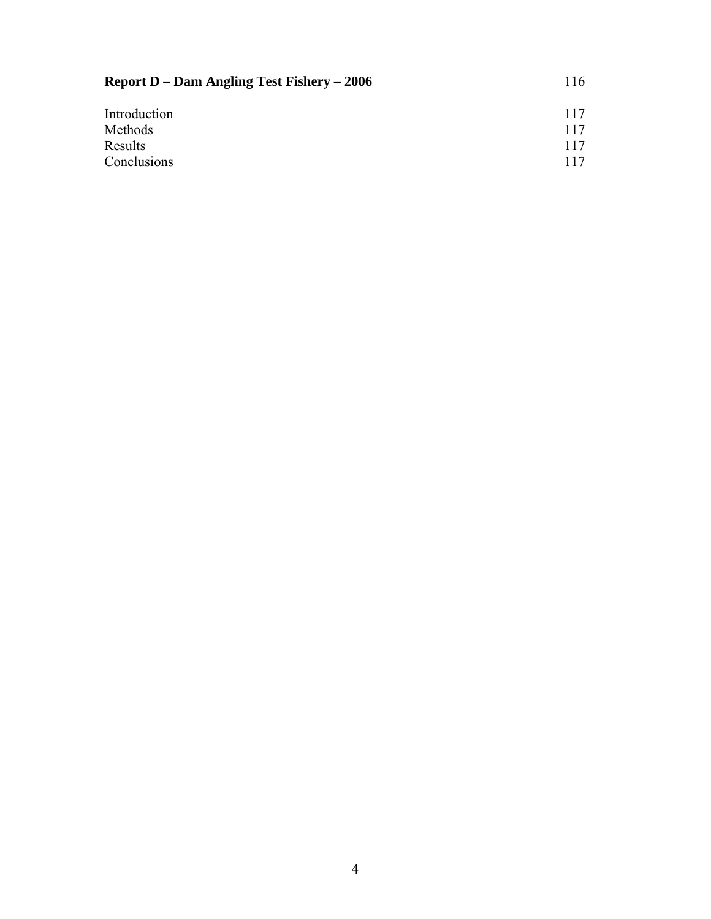| **Report D – Dam Angling Test Fishery – 2006** | 116 |
|---|---|
| Introduction | 117 |
| Methods | 117 |
| Results | 117 |
| Conclusions | 117 |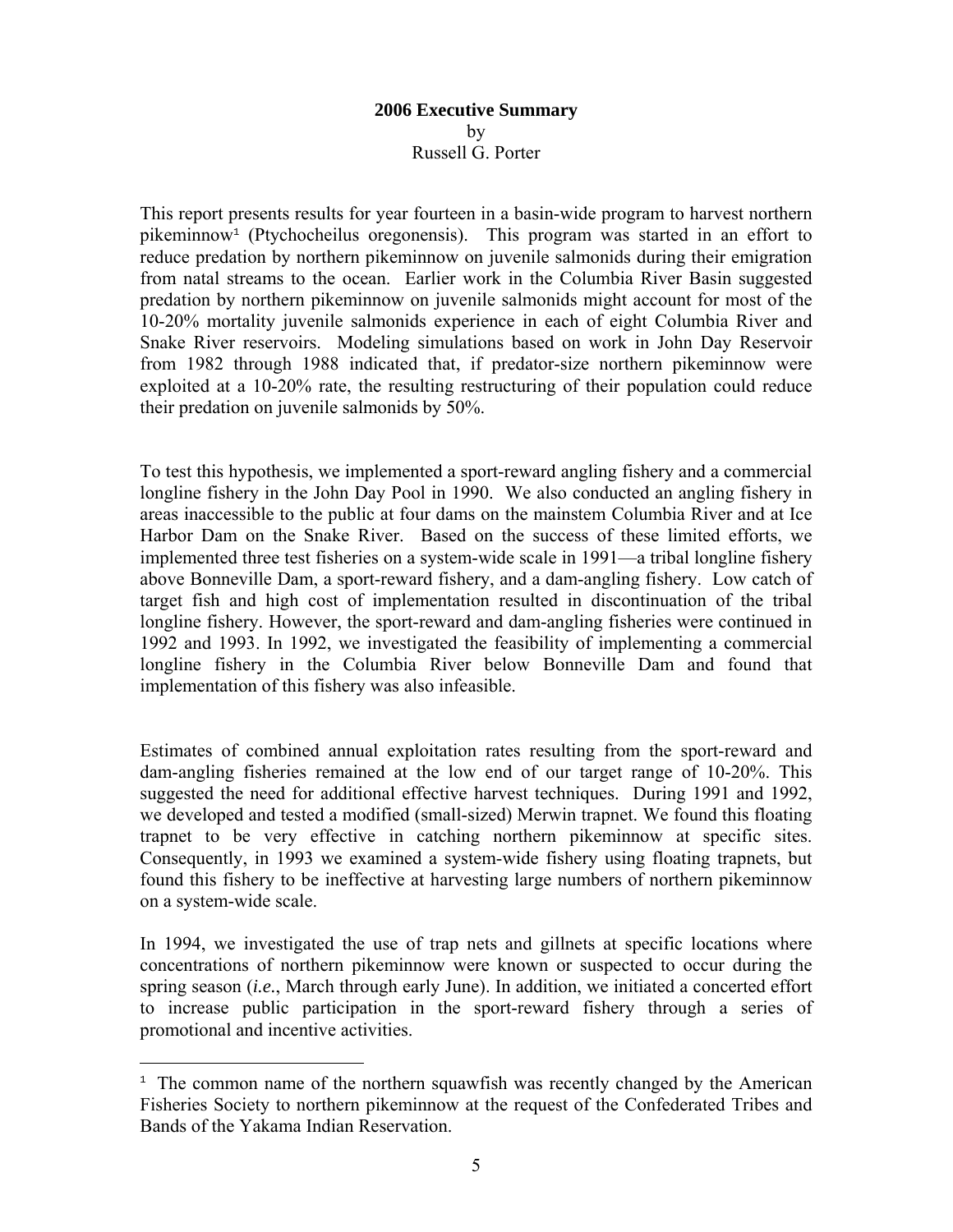**2006 Executive Summary**
by
Russell G. Porter

This report presents results for year fourteen in a basin-wide program to harvest northern pikeminnow[1] (Ptychocheilus oregonensis). This program was started in an effort to reduce predation by northern pikeminnow on juvenile salmonids during their emigration from natal streams to the ocean. Earlier work in the Columbia River Basin suggested predation by northern pikeminnow on juvenile salmonids might account for most of the 10-20% mortality juvenile salmonids experience in each of eight Columbia River and Snake River reservoirs. Modeling simulations based on work in John Day Reservoir from 1982 through 1988 indicated that, if predator-size northern pikeminnow were exploited at a 10-20% rate, the resulting restructuring of their population could reduce their predation on juvenile salmonids by 50%.

To test this hypothesis, we implemented a sport-reward angling fishery and a commercial longline fishery in the John Day Pool in 1990. We also conducted an angling fishery in areas inaccessible to the public at four dams on the mainstem Columbia River and at Ice Harbor Dam on the Snake River. Based on the success of these limited efforts, we implemented three test fisheries on a system-wide scale in 1991—a tribal longline fishery above Bonneville Dam, a sport-reward fishery, and a dam-angling fishery. Low catch of target fish and high cost of implementation resulted in discontinuation of the tribal longline fishery. However, the sport-reward and dam-angling fisheries were continued in 1992 and 1993. In 1992, we investigated the feasibility of implementing a commercial longline fishery in the Columbia River below Bonneville Dam and found that implementation of this fishery was also infeasible.

Estimates of combined annual exploitation rates resulting from the sport-reward and dam-angling fisheries remained at the low end of our target range of 10-20%. This suggested the need for additional effective harvest techniques. During 1991 and 1992, we developed and tested a modified (small-sized) Merwin trapnet. We found this floating trapnet to be very effective in catching northern pikeminnow at specific sites. Consequently, in 1993 we examined a system-wide fishery using floating trapnets, but found this fishery to be ineffective at harvesting large numbers of northern pikeminnow on a system-wide scale.

In 1994, we investigated the use of trap nets and gillnets at specific locations where concentrations of northern pikeminnow were known or suspected to occur during the spring season (*i.e.*, March through early June). In addition, we initiated a concerted effort to increase public participation in the sport-reward fishery through a series of promotional and incentive activities.

[1] The common name of the northern squawfish was recently changed by the American Fisheries Society to northern pikeminnow at the request of the Confederated Tribes and Bands of the Yakama Indian Reservation.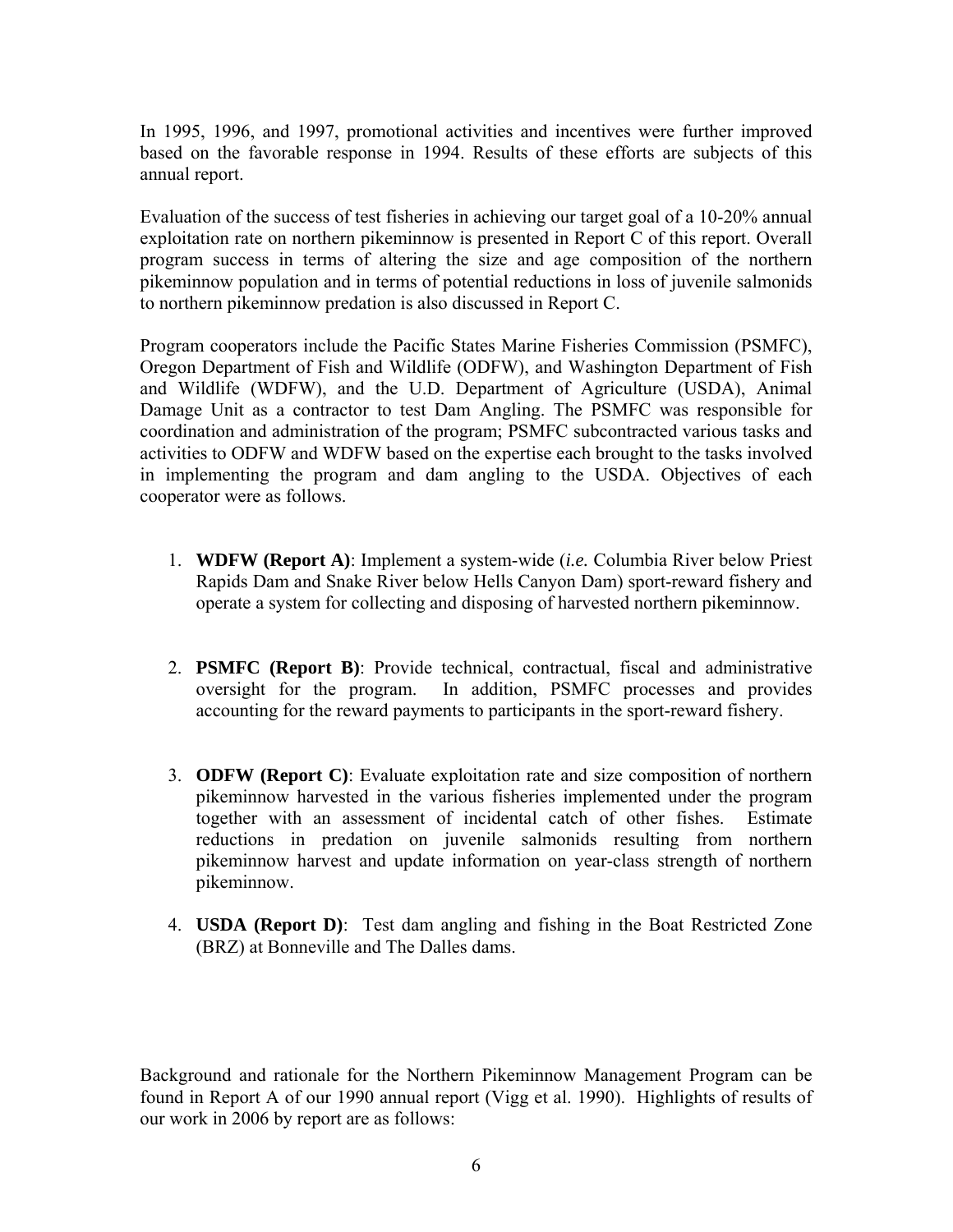In 1995, 1996, and 1997, promotional activities and incentives were further improved based on the favorable response in 1994. Results of these efforts are subjects of this annual report.

Evaluation of the success of test fisheries in achieving our target goal of a 10-20% annual exploitation rate on northern pikeminnow is presented in Report C of this report. Overall program success in terms of altering the size and age composition of the northern pikeminnow population and in terms of potential reductions in loss of juvenile salmonids to northern pikeminnow predation is also discussed in Report C.

Program cooperators include the Pacific States Marine Fisheries Commission (PSMFC), Oregon Department of Fish and Wildlife (ODFW), and Washington Department of Fish and Wildlife (WDFW), and the U.D. Department of Agriculture (USDA), Animal Damage Unit as a contractor to test Dam Angling. The PSMFC was responsible for coordination and administration of the program; PSMFC subcontracted various tasks and activities to ODFW and WDFW based on the expertise each brought to the tasks involved in implementing the program and dam angling to the USDA. Objectives of each cooperator were as follows.

1. **WDFW (Report A)**: Implement a system-wide (*i.e.* Columbia River below Priest Rapids Dam and Snake River below Hells Canyon Dam) sport-reward fishery and operate a system for collecting and disposing of harvested northern pikeminnow.

2. **PSMFC (Report B)**: Provide technical, contractual, fiscal and administrative oversight for the program. In addition, PSMFC processes and provides accounting for the reward payments to participants in the sport-reward fishery.

3. **ODFW (Report C)**: Evaluate exploitation rate and size composition of northern pikeminnow harvested in the various fisheries implemented under the program together with an assessment of incidental catch of other fishes. Estimate reductions in predation on juvenile salmonids resulting from northern pikeminnow harvest and update information on year-class strength of northern pikeminnow.

4. **USDA (Report D)**: Test dam angling and fishing in the Boat Restricted Zone (BRZ) at Bonneville and The Dalles dams.

Background and rationale for the Northern Pikeminnow Management Program can be found in Report A of our 1990 annual report (Vigg et al. 1990). Highlights of results of our work in 2006 by report are as follows: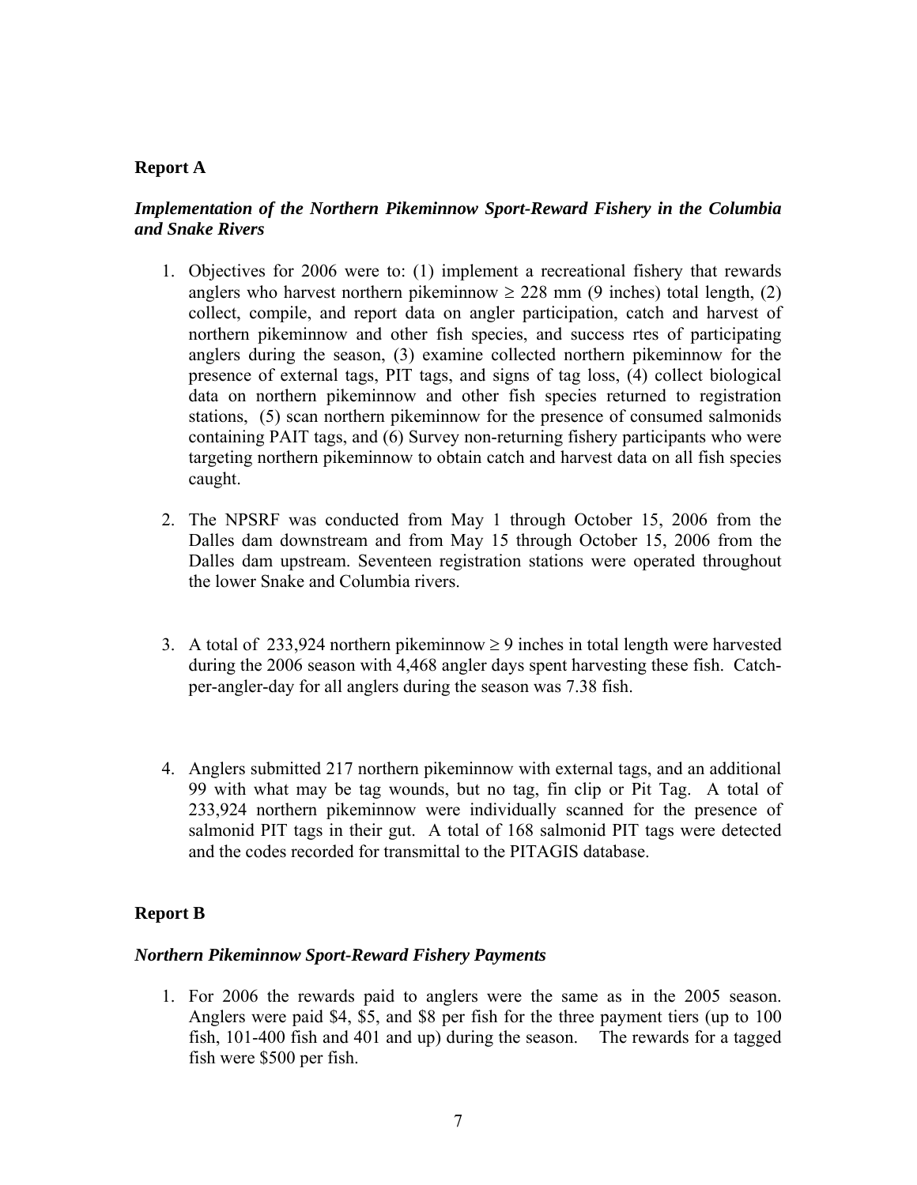**Report A**

***Implementation of the Northern Pikeminnow Sport-Reward Fishery in the Columbia and Snake Rivers***

1. Objectives for 2006 were to: (1) implement a recreational fishery that rewards anglers who harvest northern pikeminnow ≥ 228 mm (9 inches) total length, (2) collect, compile, and report data on angler participation, catch and harvest of northern pikeminnow and other fish species, and success rtes of participating anglers during the season, (3) examine collected northern pikeminnow for the presence of external tags, PIT tags, and signs of tag loss, (4) collect biological data on northern pikeminnow and other fish species returned to registration stations, (5) scan northern pikeminnow for the presence of consumed salmonids containing PAIT tags, and (6) Survey non-returning fishery participants who were targeting northern pikeminnow to obtain catch and harvest data on all fish species caught.

2. The NPSRF was conducted from May 1 through October 15, 2006 from the Dalles dam downstream and from May 15 through October 15, 2006 from the Dalles dam upstream. Seventeen registration stations were operated throughout the lower Snake and Columbia rivers.

3. A total of 233,924 northern pikeminnow ≥ 9 inches in total length were harvested during the 2006 season with 4,468 angler days spent harvesting these fish. Catch-per-angler-day for all anglers during the season was 7.38 fish.

4. Anglers submitted 217 northern pikeminnow with external tags, and an additional 99 with what may be tag wounds, but no tag, fin clip or Pit Tag. A total of 233,924 northern pikeminnow were individually scanned for the presence of salmonid PIT tags in their gut. A total of 168 salmonid PIT tags were detected and the codes recorded for transmittal to the PITAGIS database.

**Report B**

***Northern Pikeminnow Sport-Reward Fishery Payments***

1. For 2006 the rewards paid to anglers were the same as in the 2005 season. Anglers were paid $4, $5, and $8 per fish for the three payment tiers (up to 100 fish, 101-400 fish and 401 and up) during the season. The rewards for a tagged fish were $500 per fish.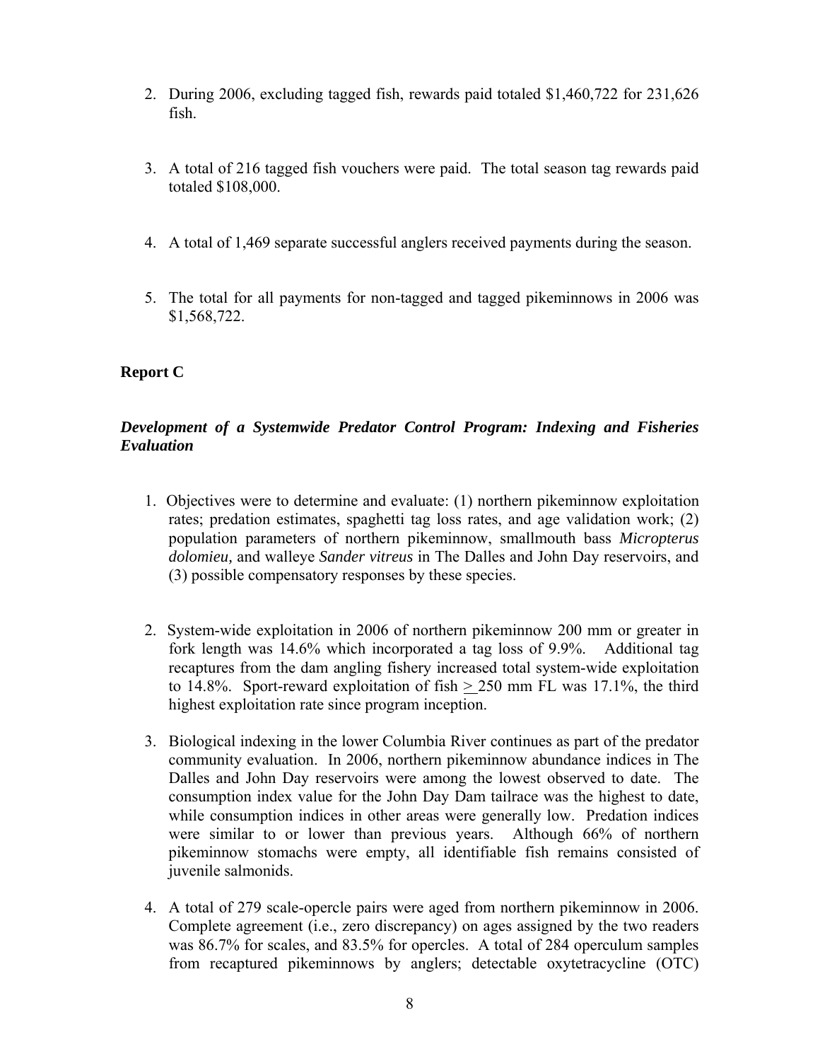2. During 2006, excluding tagged fish, rewards paid totaled $1,460,722 for 231,626 fish.

3. A total of 216 tagged fish vouchers were paid. The total season tag rewards paid totaled $108,000.

4. A total of 1,469 separate successful anglers received payments during the season.

5. The total for all payments for non-tagged and tagged pikeminnows in 2006 was $1,568,722.

**Report C**

***Development of a Systemwide Predator Control Program: Indexing and Fisheries Evaluation***

1. Objectives were to determine and evaluate: (1) northern pikeminnow exploitation rates; predation estimates, spaghetti tag loss rates, and age validation work; (2) population parameters of northern pikeminnow, smallmouth bass *Micropterus dolomieu,* and walleye *Sander vitreus* in The Dalles and John Day reservoirs, and (3) possible compensatory responses by these species.

2. System-wide exploitation in 2006 of northern pikeminnow 200 mm or greater in fork length was 14.6% which incorporated a tag loss of 9.9%. Additional tag recaptures from the dam angling fishery increased total system-wide exploitation to 14.8%. Sport-reward exploitation of fish $\geq$ 250 mm FL was 17.1%, the third highest exploitation rate since program inception.

3. Biological indexing in the lower Columbia River continues as part of the predator community evaluation. In 2006, northern pikeminnow abundance indices in The Dalles and John Day reservoirs were among the lowest observed to date. The consumption index value for the John Day Dam tailrace was the highest to date, while consumption indices in other areas were generally low. Predation indices were similar to or lower than previous years. Although 66% of northern pikeminnow stomachs were empty, all identifiable fish remains consisted of juvenile salmonids.

4. A total of 279 scale-opercle pairs were aged from northern pikeminnow in 2006. Complete agreement (i.e., zero discrepancy) on ages assigned by the two readers was 86.7% for scales, and 83.5% for opercles. A total of 284 operculum samples from recaptured pikeminnows by anglers; detectable oxytetracycline (OTC)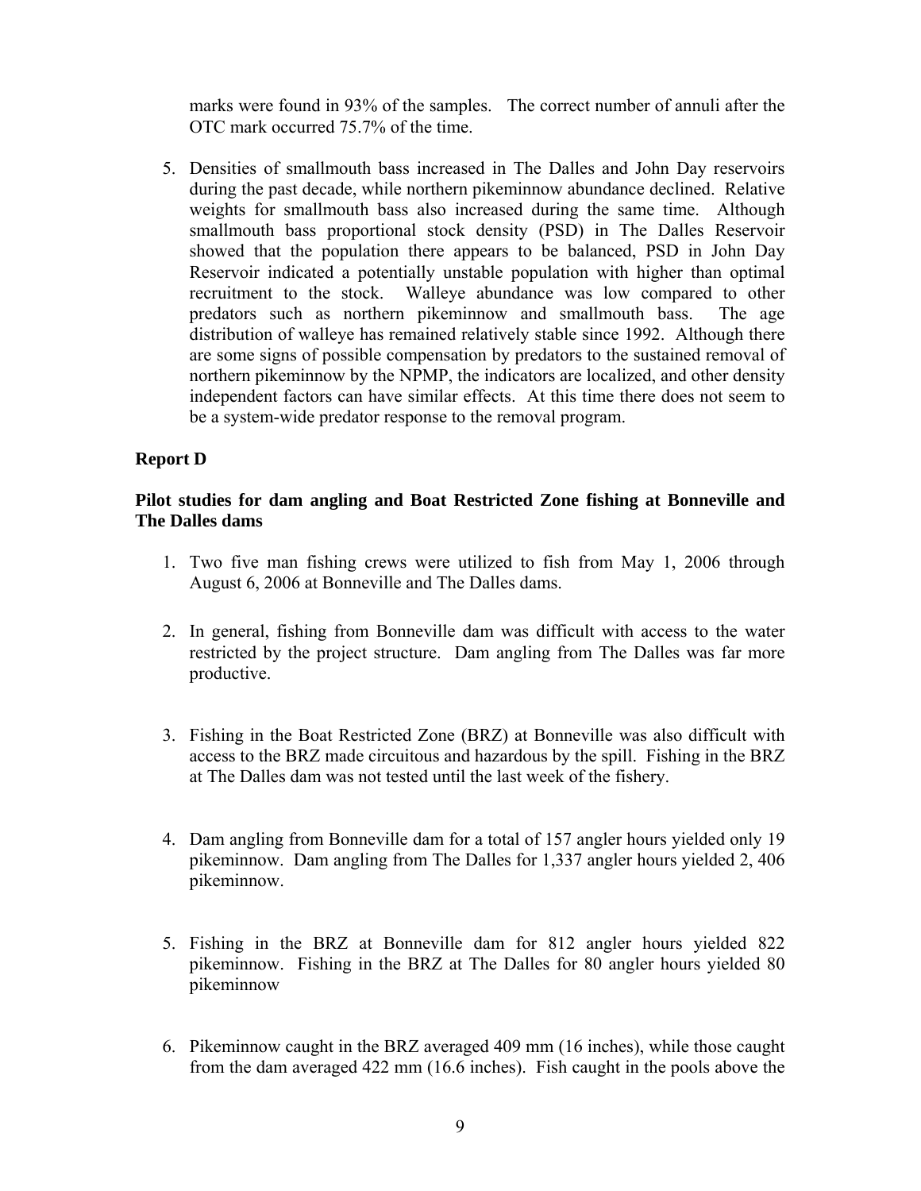marks were found in 93% of the samples. The correct number of annuli after the OTC mark occurred 75.7% of the time.

5. Densities of smallmouth bass increased in The Dalles and John Day reservoirs during the past decade, while northern pikeminnow abundance declined. Relative weights for smallmouth bass also increased during the same time. Although smallmouth bass proportional stock density (PSD) in The Dalles Reservoir showed that the population there appears to be balanced, PSD in John Day Reservoir indicated a potentially unstable population with higher than optimal recruitment to the stock. Walleye abundance was low compared to other predators such as northern pikeminnow and smallmouth bass. The age distribution of walleye has remained relatively stable since 1992. Although there are some signs of possible compensation by predators to the sustained removal of northern pikeminnow by the NPMP, the indicators are localized, and other density independent factors can have similar effects. At this time there does not seem to be a system-wide predator response to the removal program.

**Report D**

**Pilot studies for dam angling and Boat Restricted Zone fishing at Bonneville and The Dalles dams**

1. Two five man fishing crews were utilized to fish from May 1, 2006 through August 6, 2006 at Bonneville and The Dalles dams.

2. In general, fishing from Bonneville dam was difficult with access to the water restricted by the project structure. Dam angling from The Dalles was far more productive.

3. Fishing in the Boat Restricted Zone (BRZ) at Bonneville was also difficult with access to the BRZ made circuitous and hazardous by the spill. Fishing in the BRZ at The Dalles dam was not tested until the last week of the fishery.

4. Dam angling from Bonneville dam for a total of 157 angler hours yielded only 19 pikeminnow. Dam angling from The Dalles for 1,337 angler hours yielded 2, 406 pikeminnow.

5. Fishing in the BRZ at Bonneville dam for 812 angler hours yielded 822 pikeminnow. Fishing in the BRZ at The Dalles for 80 angler hours yielded 80 pikeminnow

6. Pikeminnow caught in the BRZ averaged 409 mm (16 inches), while those caught from the dam averaged 422 mm (16.6 inches). Fish caught in the pools above the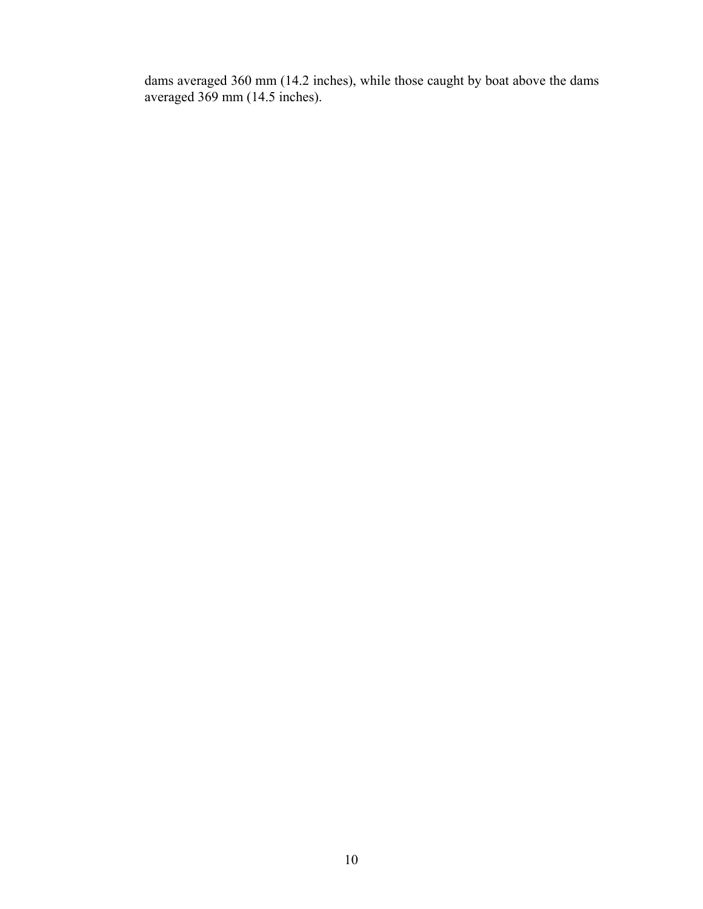dams averaged 360 mm (14.2 inches), while those caught by boat above the dams averaged 369 mm (14.5 inches).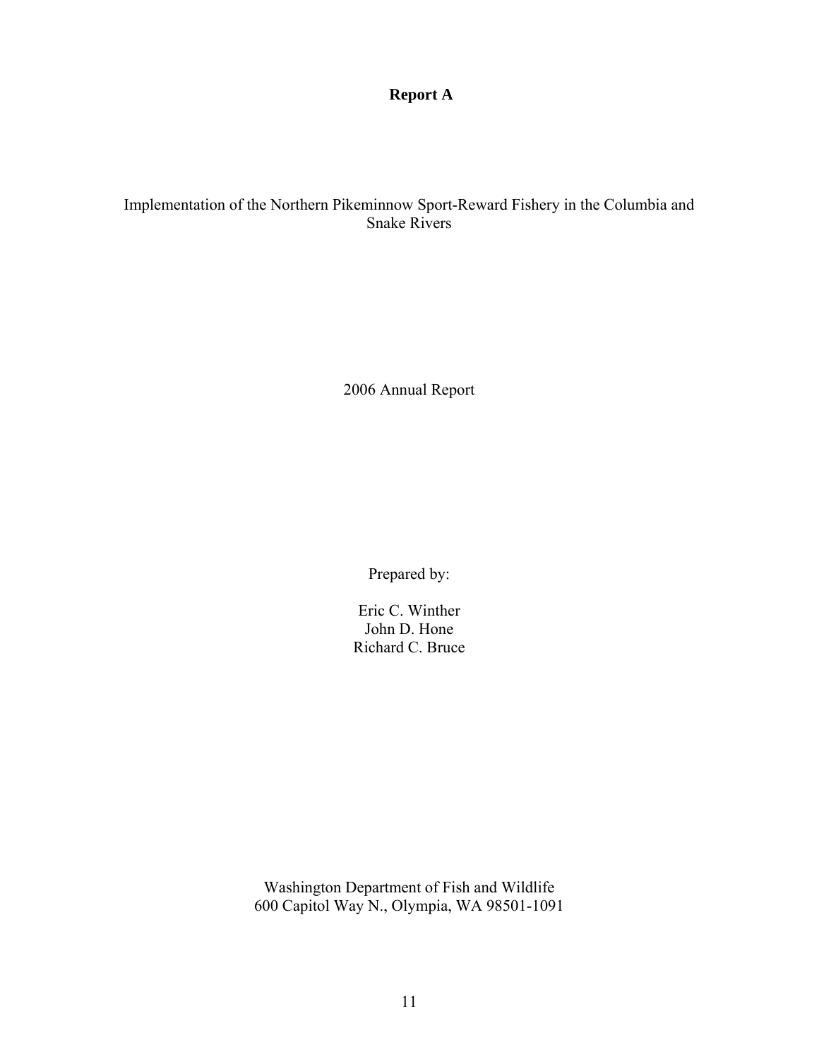# Report A

Implementation of the Northern Pikeminnow Sport-Reward Fishery in the Columbia and Snake Rivers

2006 Annual Report

Prepared by:

Eric C. Winther
John D. Hone
Richard C. Bruce

Washington Department of Fish and Wildlife
600 Capitol Way N., Olympia, WA 98501-1091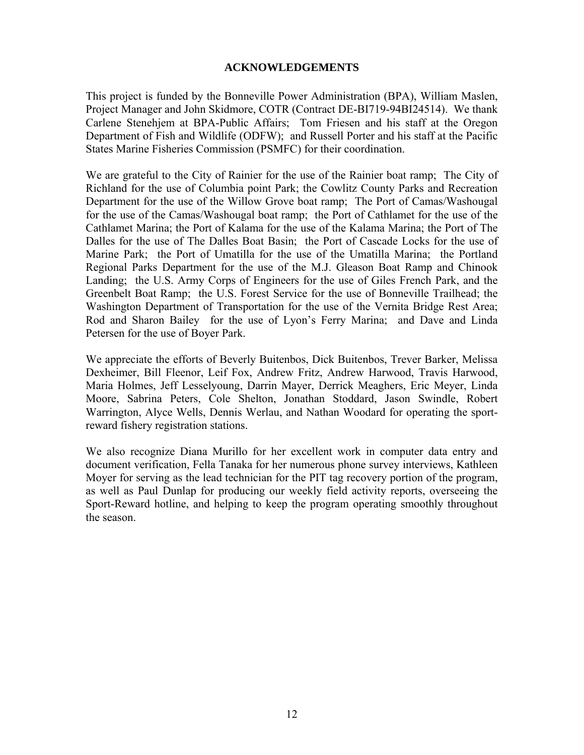# ACKNOWLEDGEMENTS

This project is funded by the Bonneville Power Administration (BPA), William Maslen, Project Manager and John Skidmore, COTR (Contract DE-BI719-94BI24514). We thank Carlene Stenehjem at BPA-Public Affairs; Tom Friesen and his staff at the Oregon Department of Fish and Wildlife (ODFW); and Russell Porter and his staff at the Pacific States Marine Fisheries Commission (PSMFC) for their coordination.

We are grateful to the City of Rainier for the use of the Rainier boat ramp; The City of Richland for the use of Columbia point Park; the Cowlitz County Parks and Recreation Department for the use of the Willow Grove boat ramp; The Port of Camas/Washougal for the use of the Camas/Washougal boat ramp; the Port of Cathlamet for the use of the Cathlamet Marina; the Port of Kalama for the use of the Kalama Marina; the Port of The Dalles for the use of The Dalles Boat Basin; the Port of Cascade Locks for the use of Marine Park; the Port of Umatilla for the use of the Umatilla Marina; the Portland Regional Parks Department for the use of the M.J. Gleason Boat Ramp and Chinook Landing; the U.S. Army Corps of Engineers for the use of Giles French Park, and the Greenbelt Boat Ramp; the U.S. Forest Service for the use of Bonneville Trailhead; the Washington Department of Transportation for the use of the Vernita Bridge Rest Area; Rod and Sharon Bailey for the use of Lyon's Ferry Marina; and Dave and Linda Petersen for the use of Boyer Park.

We appreciate the efforts of Beverly Buitenbos, Dick Buitenbos, Trever Barker, Melissa Dexheimer, Bill Fleenor, Leif Fox, Andrew Fritz, Andrew Harwood, Travis Harwood, Maria Holmes, Jeff Lesselyoung, Darrin Mayer, Derrick Meaghers, Eric Meyer, Linda Moore, Sabrina Peters, Cole Shelton, Jonathan Stoddard, Jason Swindle, Robert Warrington, Alyce Wells, Dennis Werlau, and Nathan Woodard for operating the sport-reward fishery registration stations.

We also recognize Diana Murillo for her excellent work in computer data entry and document verification, Fella Tanaka for her numerous phone survey interviews, Kathleen Moyer for serving as the lead technician for the PIT tag recovery portion of the program, as well as Paul Dunlap for producing our weekly field activity reports, overseeing the Sport-Reward hotline, and helping to keep the program operating smoothly throughout the season.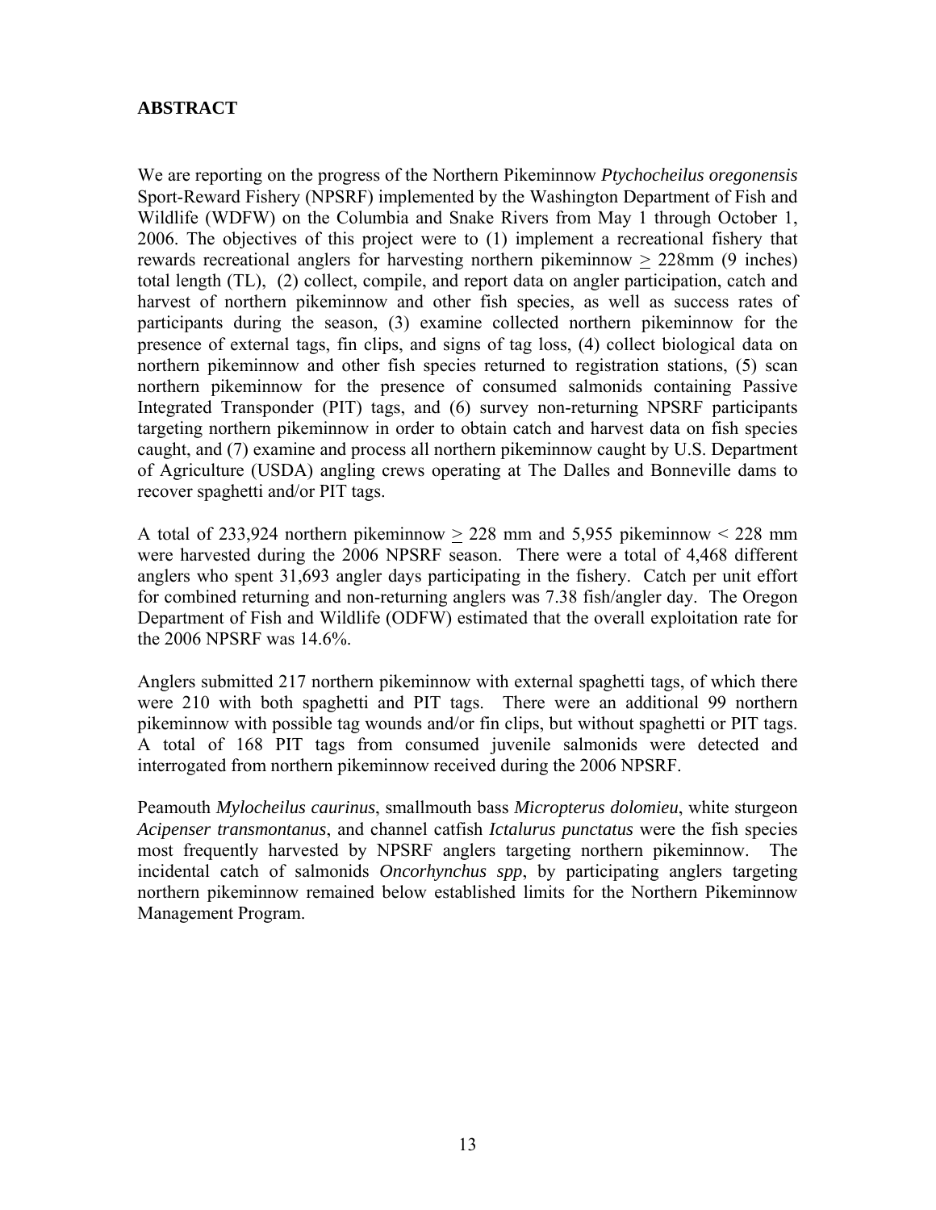## ABSTRACT

We are reporting on the progress of the Northern Pikeminnow *Ptychocheilus oregonensis* Sport-Reward Fishery (NPSRF) implemented by the Washington Department of Fish and Wildlife (WDFW) on the Columbia and Snake Rivers from May 1 through October 1, 2006. The objectives of this project were to (1) implement a recreational fishery that rewards recreational anglers for harvesting northern pikeminnow ≥ 228mm (9 inches) total length (TL), (2) collect, compile, and report data on angler participation, catch and harvest of northern pikeminnow and other fish species, as well as success rates of participants during the season, (3) examine collected northern pikeminnow for the presence of external tags, fin clips, and signs of tag loss, (4) collect biological data on northern pikeminnow and other fish species returned to registration stations, (5) scan northern pikeminnow for the presence of consumed salmonids containing Passive Integrated Transponder (PIT) tags, and (6) survey non-returning NPSRF participants targeting northern pikeminnow in order to obtain catch and harvest data on fish species caught, and (7) examine and process all northern pikeminnow caught by U.S. Department of Agriculture (USDA) angling crews operating at The Dalles and Bonneville dams to recover spaghetti and/or PIT tags.

A total of 233,924 northern pikeminnow ≥ 228 mm and 5,955 pikeminnow < 228 mm were harvested during the 2006 NPSRF season. There were a total of 4,468 different anglers who spent 31,693 angler days participating in the fishery. Catch per unit effort for combined returning and non-returning anglers was 7.38 fish/angler day. The Oregon Department of Fish and Wildlife (ODFW) estimated that the overall exploitation rate for the 2006 NPSRF was 14.6%.

Anglers submitted 217 northern pikeminnow with external spaghetti tags, of which there were 210 with both spaghetti and PIT tags. There were an additional 99 northern pikeminnow with possible tag wounds and/or fin clips, but without spaghetti or PIT tags. A total of 168 PIT tags from consumed juvenile salmonids were detected and interrogated from northern pikeminnow received during the 2006 NPSRF.

Peamouth *Mylocheilus caurinus*, smallmouth bass *Micropterus dolomieu*, white sturgeon *Acipenser transmontanus*, and channel catfish *Ictalurus punctatus* were the fish species most frequently harvested by NPSRF anglers targeting northern pikeminnow. The incidental catch of salmonids *Oncorhynchus spp*, by participating anglers targeting northern pikeminnow remained below established limits for the Northern Pikeminnow Management Program.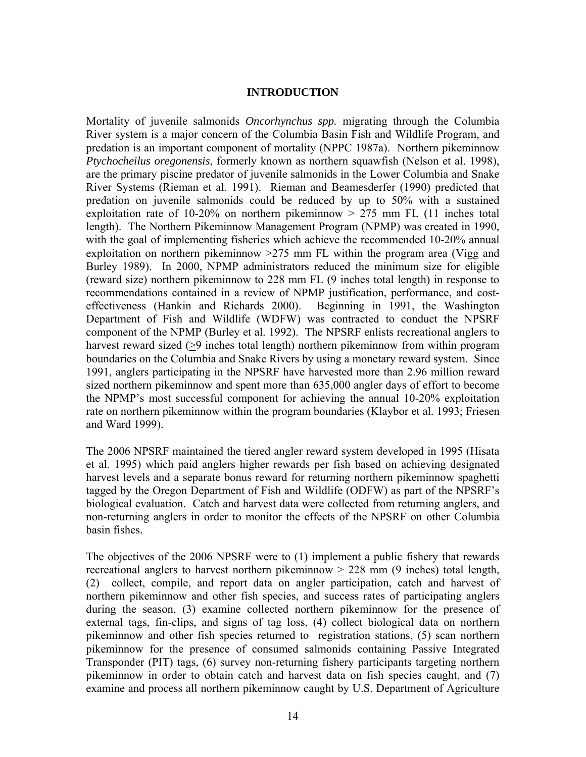## INTRODUCTION

Mortality of juvenile salmonids *Oncorhynchus spp.* migrating through the Columbia River system is a major concern of the Columbia Basin Fish and Wildlife Program, and predation is an important component of mortality (NPPC 1987a). Northern pikeminnow *Ptychocheilus oregonensis*, formerly known as northern squawfish (Nelson et al. 1998), are the primary piscine predator of juvenile salmonids in the Lower Columbia and Snake River Systems (Rieman et al. 1991). Rieman and Beamesderfer (1990) predicted that predation on juvenile salmonids could be reduced by up to 50% with a sustained exploitation rate of 10-20% on northern pikeminnow > 275 mm FL (11 inches total length). The Northern Pikeminnow Management Program (NPMP) was created in 1990, with the goal of implementing fisheries which achieve the recommended 10-20% annual exploitation on northern pikeminnow >275 mm FL within the program area (Vigg and Burley 1989). In 2000, NPMP administrators reduced the minimum size for eligible (reward size) northern pikeminnow to 228 mm FL (9 inches total length) in response to recommendations contained in a review of NPMP justification, performance, and cost-effectiveness (Hankin and Richards 2000). Beginning in 1991, the Washington Department of Fish and Wildlife (WDFW) was contracted to conduct the NPSRF component of the NPMP (Burley et al. 1992). The NPSRF enlists recreational anglers to harvest reward sized (≥9 inches total length) northern pikeminnow from within program boundaries on the Columbia and Snake Rivers by using a monetary reward system. Since 1991, anglers participating in the NPSRF have harvested more than 2.96 million reward sized northern pikeminnow and spent more than 635,000 angler days of effort to become the NPMP's most successful component for achieving the annual 10-20% exploitation rate on northern pikeminnow within the program boundaries (Klaybor et al. 1993; Friesen and Ward 1999).

The 2006 NPSRF maintained the tiered angler reward system developed in 1995 (Hisata et al. 1995) which paid anglers higher rewards per fish based on achieving designated harvest levels and a separate bonus reward for returning northern pikeminnow spaghetti tagged by the Oregon Department of Fish and Wildlife (ODFW) as part of the NPSRF's biological evaluation. Catch and harvest data were collected from returning anglers, and non-returning anglers in order to monitor the effects of the NPSRF on other Columbia basin fishes.

The objectives of the 2006 NPSRF were to (1) implement a public fishery that rewards recreational anglers to harvest northern pikeminnow ≥ 228 mm (9 inches) total length, (2) collect, compile, and report data on angler participation, catch and harvest of northern pikeminnow and other fish species, and success rates of participating anglers during the season, (3) examine collected northern pikeminnow for the presence of external tags, fin-clips, and signs of tag loss, (4) collect biological data on northern pikeminnow and other fish species returned to registration stations, (5) scan northern pikeminnow for the presence of consumed salmonids containing Passive Integrated Transponder (PIT) tags, (6) survey non-returning fishery participants targeting northern pikeminnow in order to obtain catch and harvest data on fish species caught, and (7) examine and process all northern pikeminnow caught by U.S. Department of Agriculture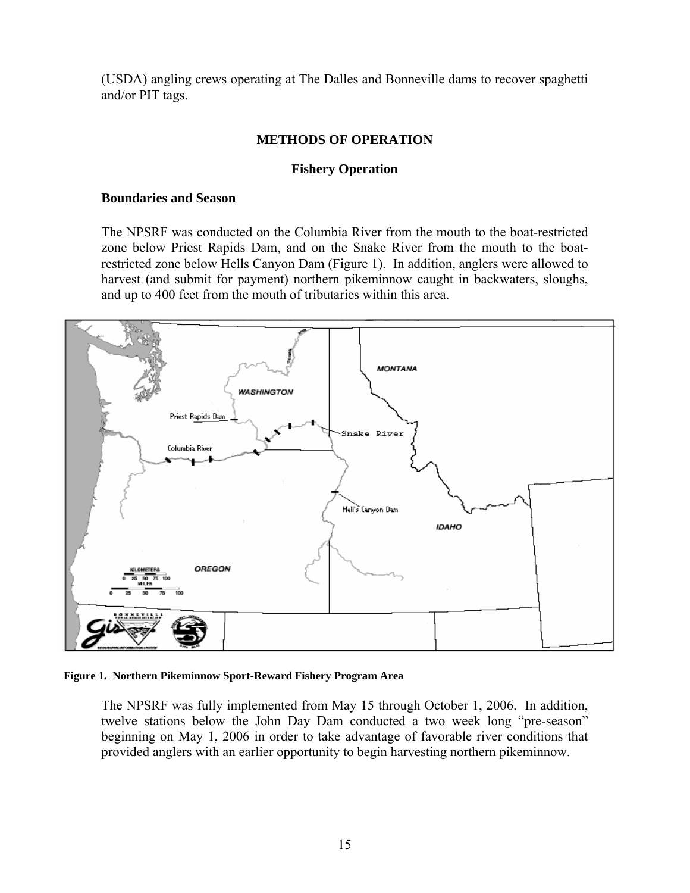(USDA) angling crews operating at The Dalles and Bonneville dams to recover spaghetti and/or PIT tags.

## METHODS OF OPERATION

### Fishery Operation

#### Boundaries and Season

The NPSRF was conducted on the Columbia River from the mouth to the boat-restricted zone below Priest Rapids Dam, and on the Snake River from the mouth to the boat-restricted zone below Hells Canyon Dam (Figure 1). In addition, anglers were allowed to harvest (and submit for payment) northern pikeminnow caught in backwaters, sloughs, and up to 400 feet from the mouth of tributaries within this area.

**Figure 1. Northern Pikeminnow Sport-Reward Fishery Program Area**

The NPSRF was fully implemented from May 15 through October 1, 2006. In addition, twelve stations below the John Day Dam conducted a two week long "pre-season" beginning on May 1, 2006 in order to take advantage of favorable river conditions that provided anglers with an earlier opportunity to begin harvesting northern pikeminnow.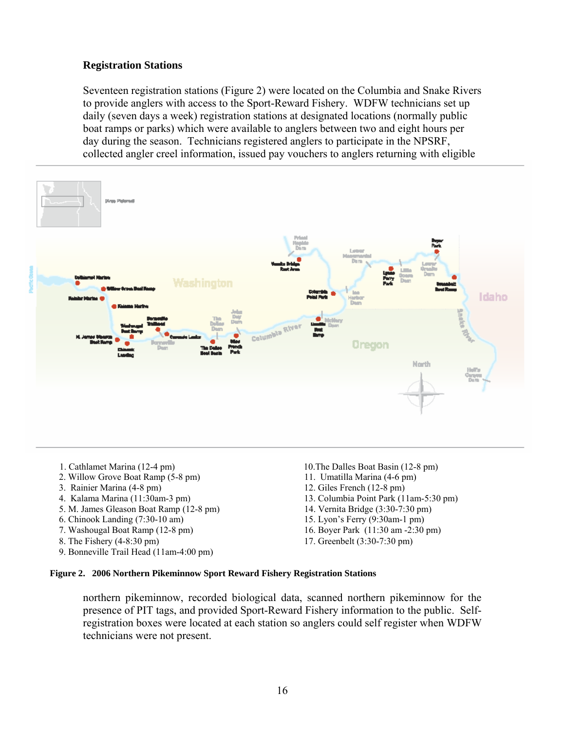### Registration Stations

Seventeen registration stations (Figure 2) were located on the Columbia and Snake Rivers to provide anglers with access to the Sport-Reward Fishery. WDFW technicians set up daily (seven days a week) registration stations at designated locations (normally public boat ramps or parks) which were available to anglers between two and eight hours per day during the season. Technicians registered anglers to participate in the NPSRF, collected angler creel information, issued pay vouchers to anglers returning with eligible northern pikeminnow, recorded biological data, scanned northern pikeminnow for the presence of PIT tags, and provided Sport-Reward Fishery information to the public. Self-registration boxes were located at each station so anglers could self register when WDFW technicians were not present.

1. Cathlamet Marina (12-4 pm)
2. Willow Grove Boat Ramp (5-8 pm)
3. Rainier Marina (4-8 pm)
4. Kalama Marina (11:30am-3 pm)
5. M. James Gleason Boat Ramp (12-8 pm)
6. Chinook Landing (7:30-10 am)
7. Washougal Boat Ramp (12-8 pm)
8. The Fishery (4-8:30 pm)
9. Bonneville Trail Head (11am-4:00 pm)
10. The Dalles Boat Basin (12-8 pm)
11. Umatilla Marina (4-6 pm)
12. Giles French (12-8 pm)
13. Columbia Point Park (11am-5:30 pm)
14. Vernita Bridge (3:30-7:30 pm)
15. Lyon's Ferry (9:30am-1 pm)
16. Boyer Park (11:30 am -2:30 pm)
17. Greenbelt (3:30-7:30 pm)

**Figure 2. 2006 Northern Pikeminnow Sport Reward Fishery Registration Stations**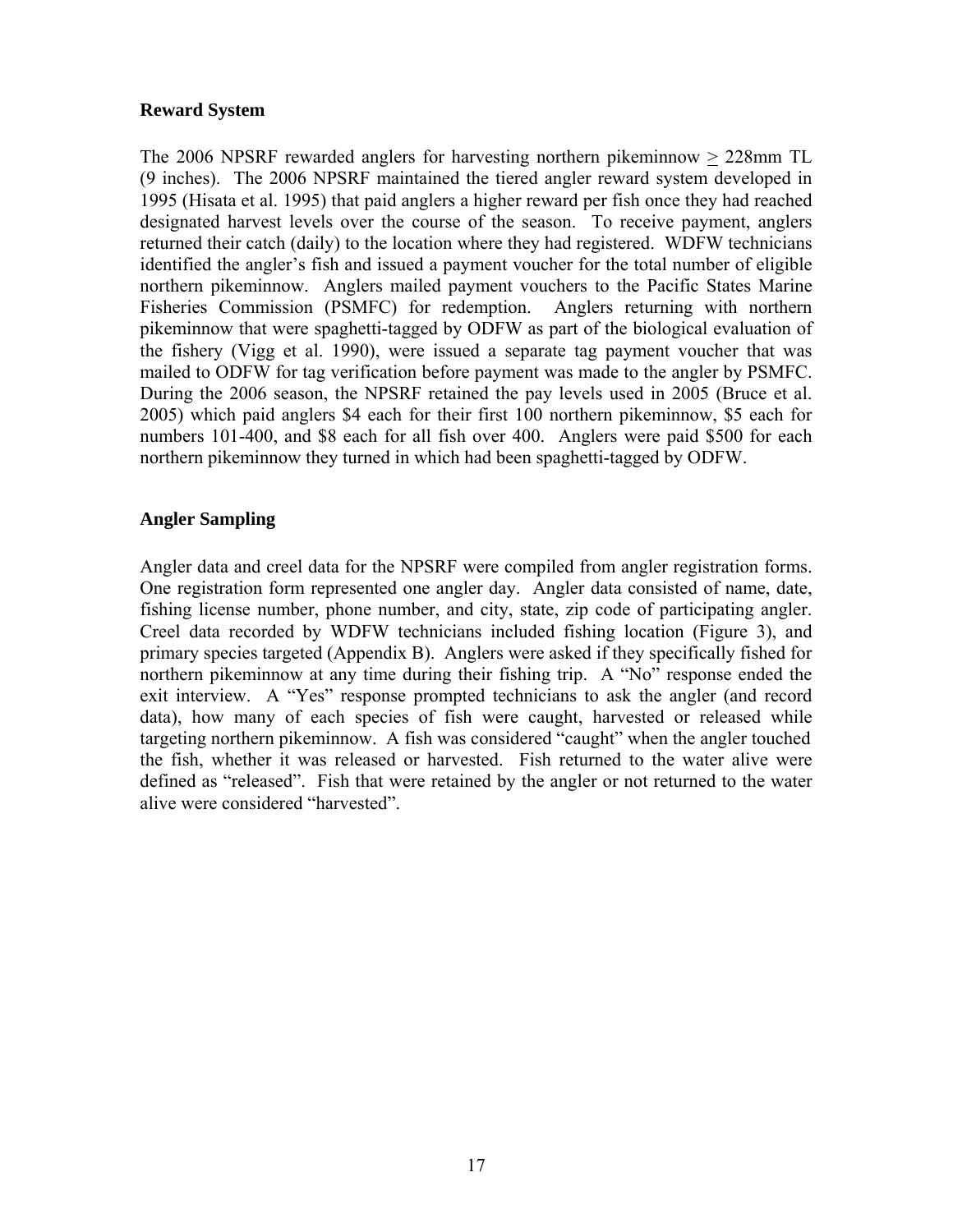## Reward System

The 2006 NPSRF rewarded anglers for harvesting northern pikeminnow $\geq$ 228mm TL (9 inches). The 2006 NPSRF maintained the tiered angler reward system developed in 1995 (Hisata et al. 1995) that paid anglers a higher reward per fish once they had reached designated harvest levels over the course of the season. To receive payment, anglers returned their catch (daily) to the location where they had registered. WDFW technicians identified the angler's fish and issued a payment voucher for the total number of eligible northern pikeminnow. Anglers mailed payment vouchers to the Pacific States Marine Fisheries Commission (PSMFC) for redemption. Anglers returning with northern pikeminnow that were spaghetti-tagged by ODFW as part of the biological evaluation of the fishery (Vigg et al. 1990), were issued a separate tag payment voucher that was mailed to ODFW for tag verification before payment was made to the angler by PSMFC. During the 2006 season, the NPSRF retained the pay levels used in 2005 (Bruce et al. 2005) which paid anglers $4 each for their first 100 northern pikeminnow, $5 each for numbers 101-400, and $8 each for all fish over 400. Anglers were paid $500 for each northern pikeminnow they turned in which had been spaghetti-tagged by ODFW.

## Angler Sampling

Angler data and creel data for the NPSRF were compiled from angler registration forms. One registration form represented one angler day. Angler data consisted of name, date, fishing license number, phone number, and city, state, zip code of participating angler. Creel data recorded by WDFW technicians included fishing location (Figure 3), and primary species targeted (Appendix B). Anglers were asked if they specifically fished for northern pikeminnow at any time during their fishing trip. A "No" response ended the exit interview. A "Yes" response prompted technicians to ask the angler (and record data), how many of each species of fish were caught, harvested or released while targeting northern pikeminnow. A fish was considered "caught" when the angler touched the fish, whether it was released or harvested. Fish returned to the water alive were defined as "released". Fish that were retained by the angler or not returned to the water alive were considered "harvested".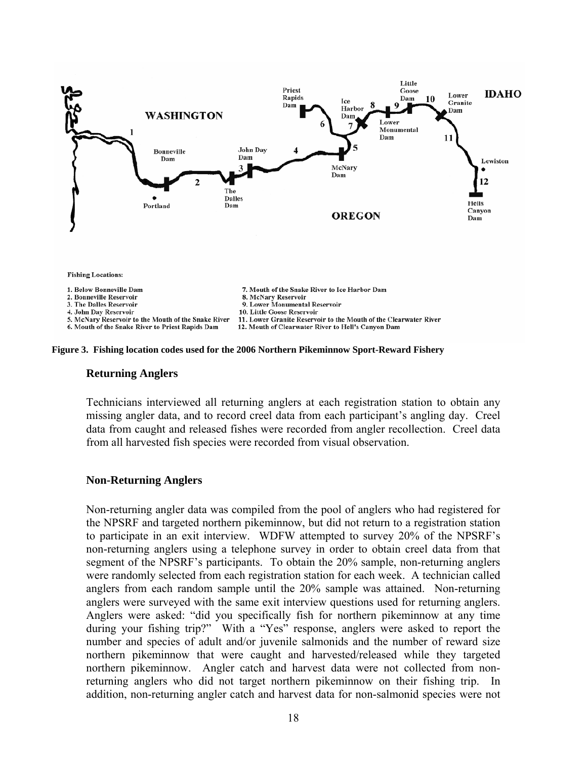**Fishing Locations:**

1. Below Bonneville Dam
2. Bonneville Reservoir
3. The Dalles Reservoir
4. John Day Reservoir
5. McNary Reservoir to the Mouth of the Snake River
6. Mouth of the Snake River to Priest Rapids Dam
7. Mouth of the Snake River to Ice Harbor Dam
8. McNary Reservoir
9. Lower Monumental Reservoir
10. Little Goose Reservoir
11. Lower Granite Reservoir to the Mouth of the Clearwater River
12. Mouth of Clearwater River to Hell's Canyon Dam

**Figure 3. Fishing location codes used for the 2006 Northern Pikeminnow Sport-Reward Fishery**

### Returning Anglers

Technicians interviewed all returning anglers at each registration station to obtain any missing angler data, and to record creel data from each participant's angling day. Creel data from caught and released fishes were recorded from angler recollection. Creel data from all harvested fish species were recorded from visual observation.

### Non-Returning Anglers

Non-returning angler data was compiled from the pool of anglers who had registered for the NPSRF and targeted northern pikeminnow, but did not return to a registration station to participate in an exit interview. WDFW attempted to survey 20% of the NPSRF's non-returning anglers using a telephone survey in order to obtain creel data from that segment of the NPSRF's participants. To obtain the 20% sample, non-returning anglers were randomly selected from each registration station for each week. A technician called anglers from each random sample until the 20% sample was attained. Non-returning anglers were surveyed with the same exit interview questions used for returning anglers. Anglers were asked: "did you specifically fish for northern pikeminnow at any time during your fishing trip?" With a "Yes" response, anglers were asked to report the number and species of adult and/or juvenile salmonids and the number of reward size northern pikeminnow that were caught and harvested/released while they targeted northern pikeminnow. Angler catch and harvest data were not collected from non-returning anglers who did not target northern pikeminnow on their fishing trip. In addition, non-returning angler catch and harvest data for non-salmonid species were not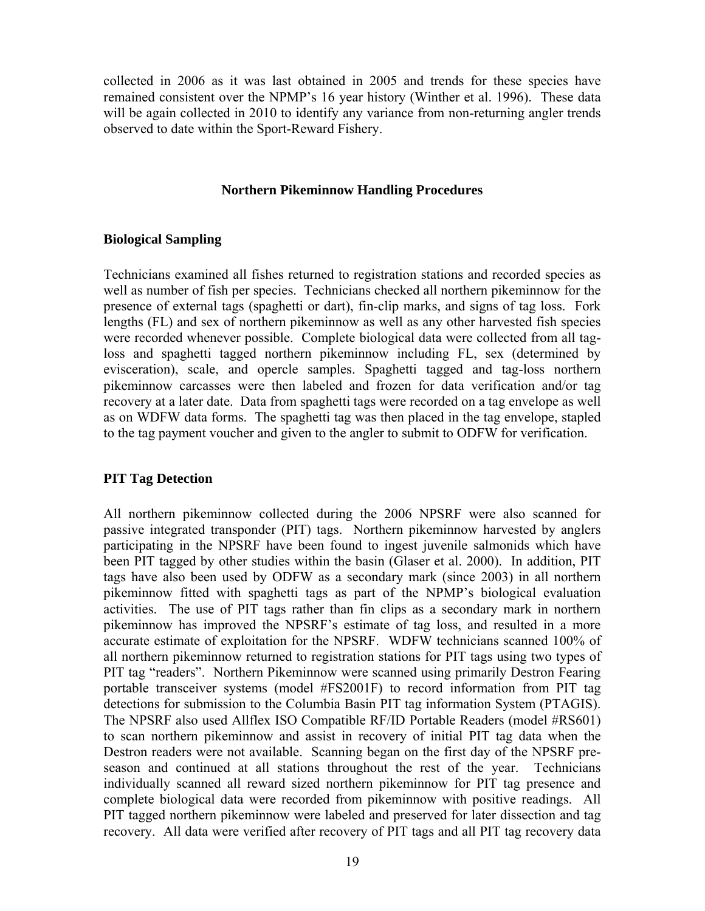collected in 2006 as it was last obtained in 2005 and trends for these species have remained consistent over the NPMP's 16 year history (Winther et al. 1996). These data will be again collected in 2010 to identify any variance from non-returning angler trends observed to date within the Sport-Reward Fishery.

## Northern Pikeminnow Handling Procedures

### Biological Sampling

Technicians examined all fishes returned to registration stations and recorded species as well as number of fish per species. Technicians checked all northern pikeminnow for the presence of external tags (spaghetti or dart), fin-clip marks, and signs of tag loss. Fork lengths (FL) and sex of northern pikeminnow as well as any other harvested fish species were recorded whenever possible. Complete biological data were collected from all tag-loss and spaghetti tagged northern pikeminnow including FL, sex (determined by evisceration), scale, and opercle samples. Spaghetti tagged and tag-loss northern pikeminnow carcasses were then labeled and frozen for data verification and/or tag recovery at a later date. Data from spaghetti tags were recorded on a tag envelope as well as on WDFW data forms. The spaghetti tag was then placed in the tag envelope, stapled to the tag payment voucher and given to the angler to submit to ODFW for verification.

### PIT Tag Detection

All northern pikeminnow collected during the 2006 NPSRF were also scanned for passive integrated transponder (PIT) tags. Northern pikeminnow harvested by anglers participating in the NPSRF have been found to ingest juvenile salmonids which have been PIT tagged by other studies within the basin (Glaser et al. 2000). In addition, PIT tags have also been used by ODFW as a secondary mark (since 2003) in all northern pikeminnow fitted with spaghetti tags as part of the NPMP's biological evaluation activities. The use of PIT tags rather than fin clips as a secondary mark in northern pikeminnow has improved the NPSRF's estimate of tag loss, and resulted in a more accurate estimate of exploitation for the NPSRF. WDFW technicians scanned 100% of all northern pikeminnow returned to registration stations for PIT tags using two types of PIT tag "readers". Northern Pikeminnow were scanned using primarily Destron Fearing portable transceiver systems (model #FS2001F) to record information from PIT tag detections for submission to the Columbia Basin PIT tag information System (PTAGIS). The NPSRF also used Allflex ISO Compatible RF/ID Portable Readers (model #RS601) to scan northern pikeminnow and assist in recovery of initial PIT tag data when the Destron readers were not available. Scanning began on the first day of the NPSRF pre-season and continued at all stations throughout the rest of the year. Technicians individually scanned all reward sized northern pikeminnow for PIT tag presence and complete biological data were recorded from pikeminnow with positive readings. All PIT tagged northern pikeminnow were labeled and preserved for later dissection and tag recovery. All data were verified after recovery of PIT tags and all PIT tag recovery data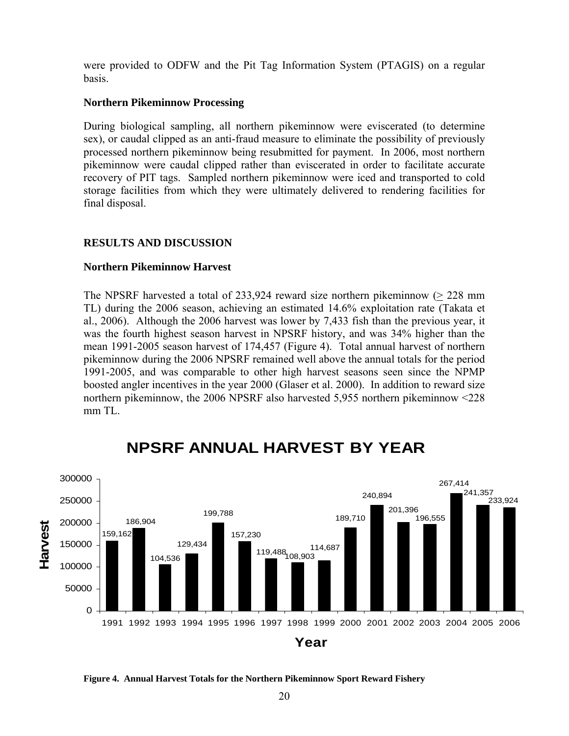were provided to ODFW and the Pit Tag Information System (PTAGIS) on a regular basis.

### Northern Pikeminnow Processing

During biological sampling, all northern pikeminnow were eviscerated (to determine sex), or caudal clipped as an anti-fraud measure to eliminate the possibility of previously processed northern pikeminnow being resubmitted for payment. In 2006, most northern pikeminnow were caudal clipped rather than eviscerated in order to facilitate accurate recovery of PIT tags. Sampled northern pikeminnow were iced and transported to cold storage facilities from which they were ultimately delivered to rendering facilities for final disposal.

## RESULTS AND DISCUSSION

### Northern Pikeminnow Harvest

The NPSRF harvested a total of 233,924 reward size northern pikeminnow (≥ 228 mm TL) during the 2006 season, achieving an estimated 14.6% exploitation rate (Takata et al., 2006). Although the 2006 harvest was lower by 7,433 fish than the previous year, it was the fourth highest season harvest in NPSRF history, and was 34% higher than the mean 1991-2005 season harvest of 174,457 (Figure 4). Total annual harvest of northern pikeminnow during the 2006 NPSRF remained well above the annual totals for the period 1991-2005, and was comparable to other high harvest seasons seen since the NPMP boosted angler incentives in the year 2000 (Glaser et al. 2000). In addition to reward size northern pikeminnow, the 2006 NPSRF also harvested 5,955 northern pikeminnow <228 mm TL.

**NPSRF ANNUAL HARVEST BY YEAR**

| Year | Harvest |
|---|---|
| 1991 | 159,162 |
| 1992 | 186,904 |
| 1993 | 104,536 |
| 1994 | 129,434 |
| 1995 | 199,788 |
| 1996 | 157,230 |
| 1997 | 119,488 |
| 1998 | 108,903 |
| 1999 | 114,687 |
| 2000 | 189,710 |
| 2001 | 240,894 |
| 2002 | 201,396 |
| 2003 | 196,555 |
| 2004 | 267,414 |
| 2005 | 241,357 |
| 2006 | 233,924 |

**Figure 4. Annual Harvest Totals for the Northern Pikeminnow Sport Reward Fishery**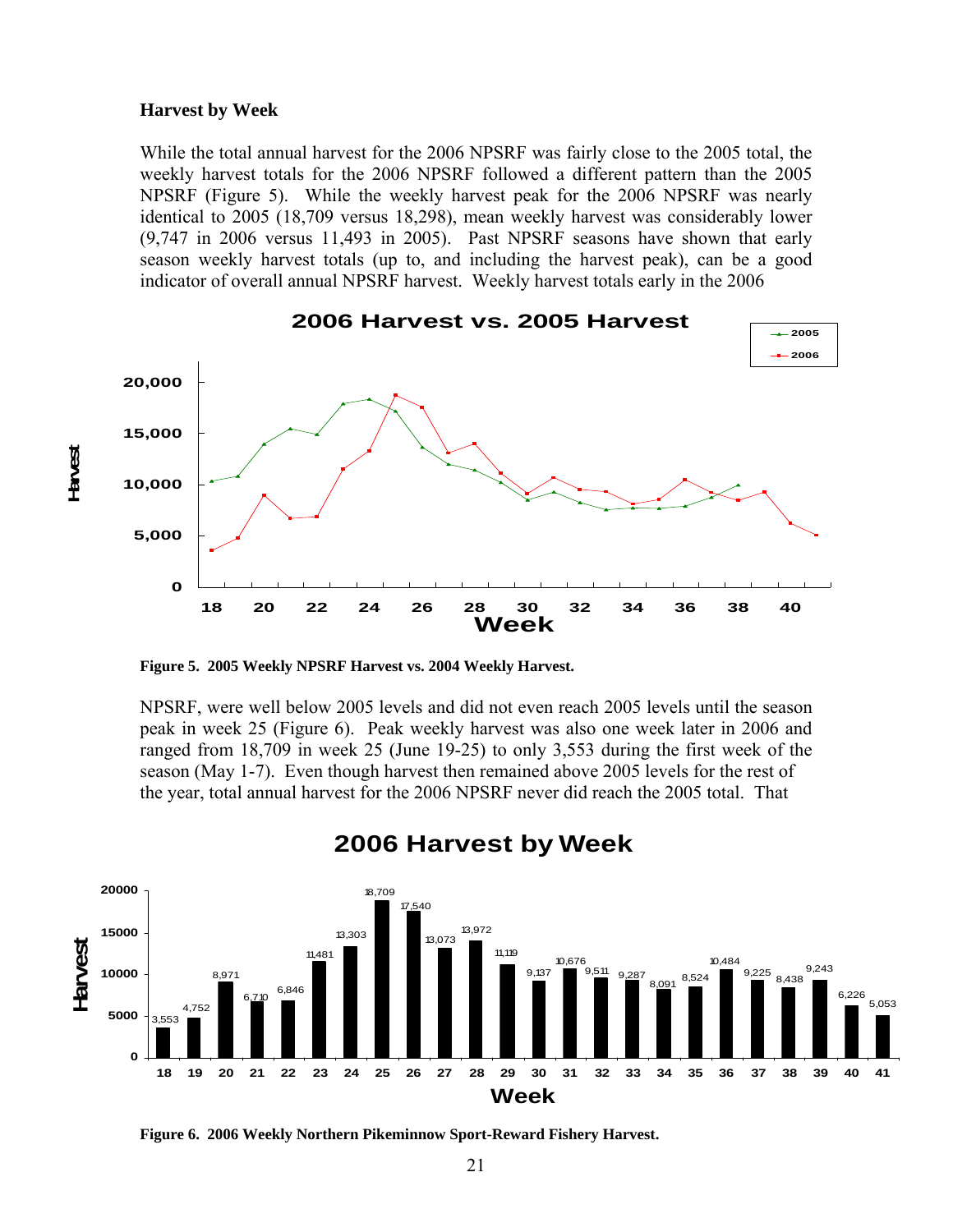### Harvest by Week

While the total annual harvest for the 2006 NPSRF was fairly close to the 2005 total, the weekly harvest totals for the 2006 NPSRF followed a different pattern than the 2005 NPSRF (Figure 5). While the weekly harvest peak for the 2006 NPSRF was nearly identical to 2005 (18,709 versus 18,298), mean weekly harvest was considerably lower (9,747 in 2006 versus 11,493 in 2005). Past NPSRF seasons have shown that early season weekly harvest totals (up to, and including the harvest peak), can be a good indicator of overall annual NPSRF harvest. Weekly harvest totals early in the 2006

**Figure 5. 2005 Weekly NPSRF Harvest vs. 2004 Weekly Harvest.**

NPSRF, were well below 2005 levels and did not even reach 2005 levels until the season peak in week 25 (Figure 6). Peak weekly harvest was also one week later in 2006 and ranged from 18,709 in week 25 (June 19-25) to only 3,553 during the first week of the season (May 1-7). Even though harvest then remained above 2005 levels for the rest of the year, total annual harvest for the 2006 NPSRF never did reach the 2005 total. That

**Figure 6. 2006 Weekly Northern Pikeminnow Sport-Reward Fishery Harvest.**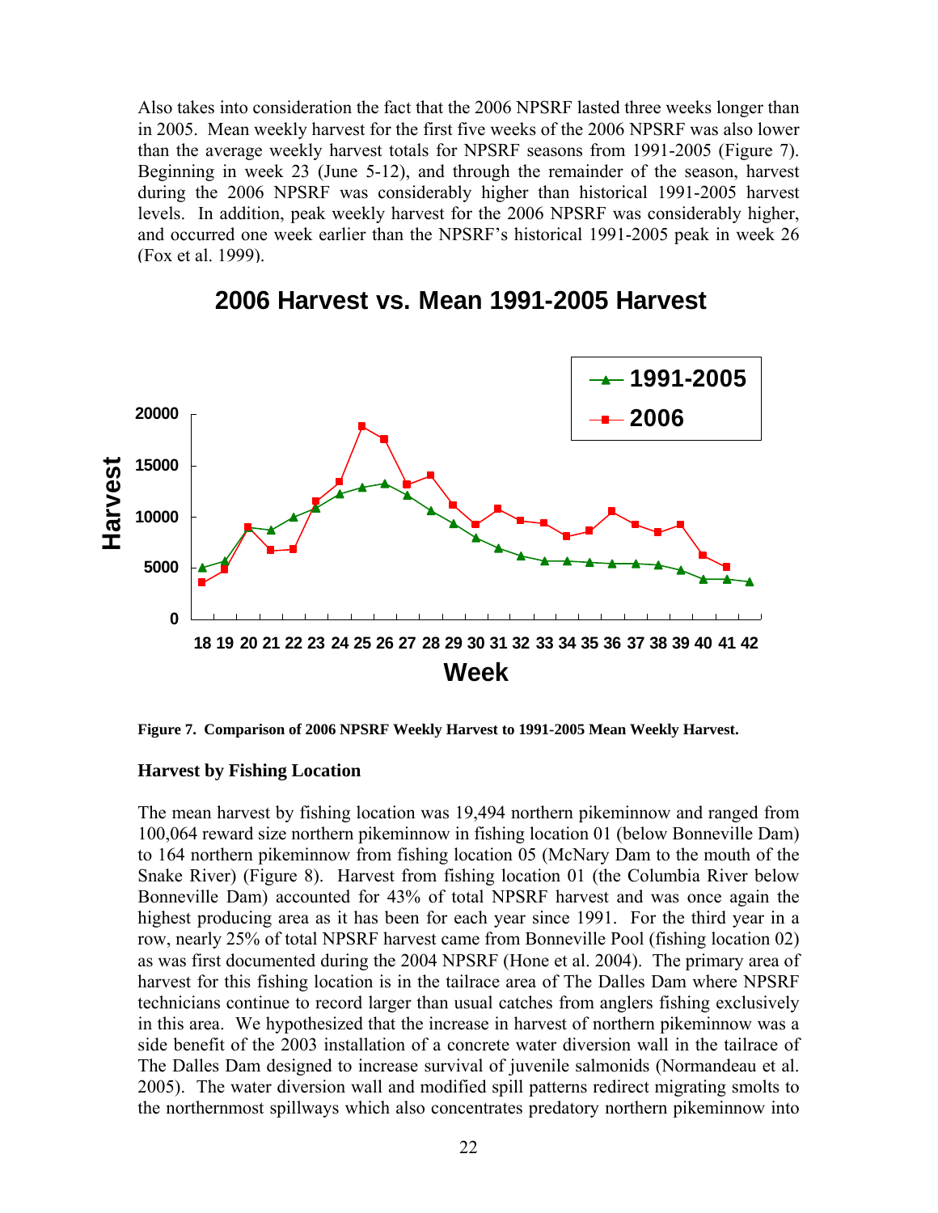Also takes into consideration the fact that the 2006 NPSRF lasted three weeks longer than in 2005. Mean weekly harvest for the first five weeks of the 2006 NPSRF was also lower than the average weekly harvest totals for NPSRF seasons from 1991-2005 (Figure 7). Beginning in week 23 (June 5-12), and through the remainder of the season, harvest during the 2006 NPSRF was considerably higher than historical 1991-2005 harvest levels. In addition, peak weekly harvest for the 2006 NPSRF was considerably higher, and occurred one week earlier than the NPSRF's historical 1991-2005 peak in week 26 (Fox et al. 1999).

**Figure 7. Comparison of 2006 NPSRF Weekly Harvest to 1991-2005 Mean Weekly Harvest.**

### Harvest by Fishing Location

The mean harvest by fishing location was 19,494 northern pikeminnow and ranged from 100,064 reward size northern pikeminnow in fishing location 01 (below Bonneville Dam) to 164 northern pikeminnow from fishing location 05 (McNary Dam to the mouth of the Snake River) (Figure 8). Harvest from fishing location 01 (the Columbia River below Bonneville Dam) accounted for 43% of total NPSRF harvest and was once again the highest producing area as it has been for each year since 1991. For the third year in a row, nearly 25% of total NPSRF harvest came from Bonneville Pool (fishing location 02) as was first documented during the 2004 NPSRF (Hone et al. 2004). The primary area of harvest for this fishing location is in the tailrace area of The Dalles Dam where NPSRF technicians continue to record larger than usual catches from anglers fishing exclusively in this area. We hypothesized that the increase in harvest of northern pikeminnow was a side benefit of the 2003 installation of a concrete water diversion wall in the tailrace of The Dalles Dam designed to increase survival of juvenile salmonids (Normandeau et al. 2005). The water diversion wall and modified spill patterns redirect migrating smolts to the northernmost spillways which also concentrates predatory northern pikeminnow into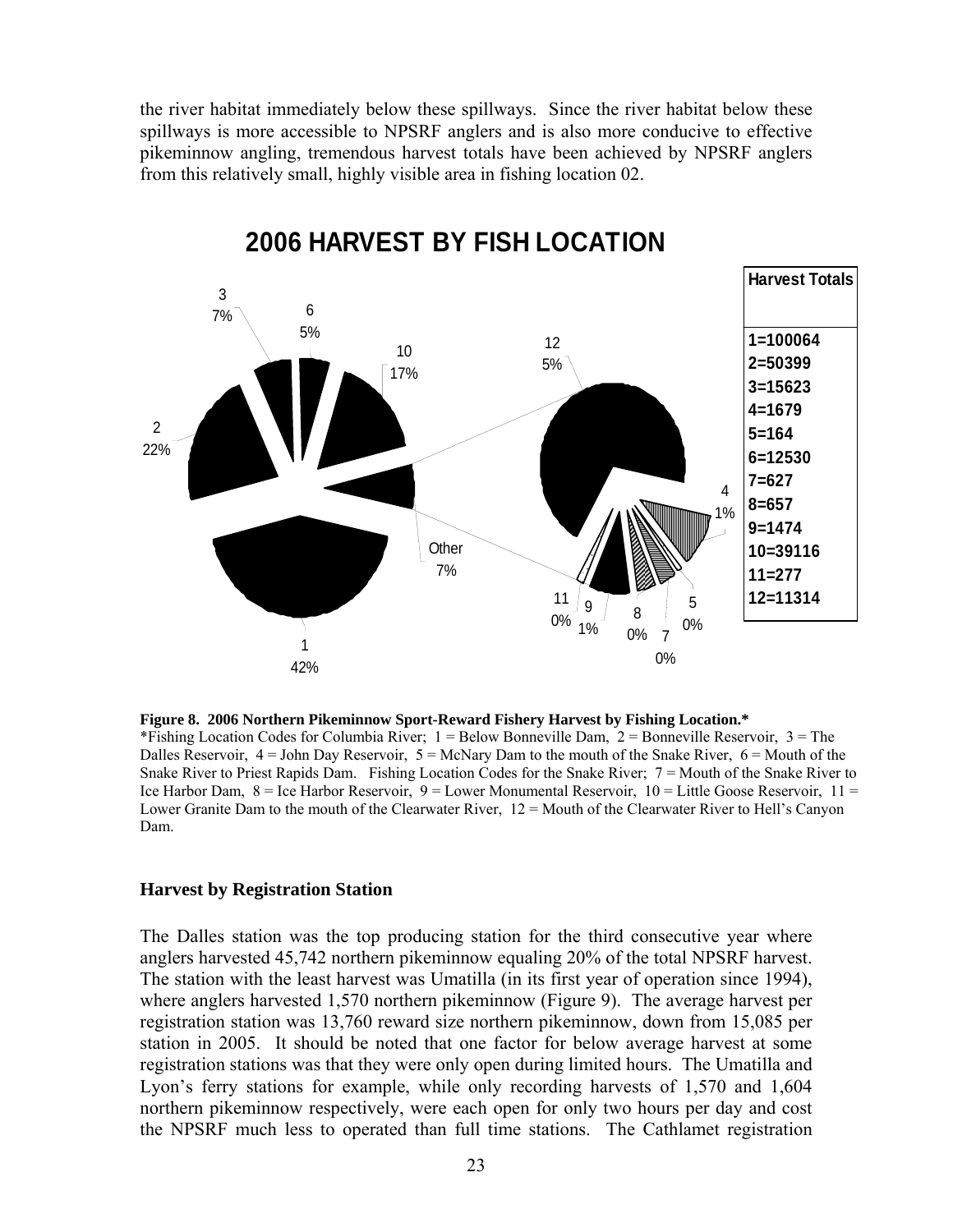the river habitat immediately below these spillways. Since the river habitat below these spillways is more accessible to NPSRF anglers and is also more conducive to effective pikeminnow angling, tremendous harvest totals have been achieved by NPSRF anglers from this relatively small, highly visible area in fishing location 02.

**2006 HARVEST BY FISH LOCATION**

| Harvest Totals |
| --- |
| 1=100064 |
| 2=50399 |
| 3=15623 |
| 4=1679 |
| 5=164 |
| 6=12530 |
| 7=627 |
| 8=657 |
| 9=1474 |
| 10=39116 |
| 11=277 |
| 12=11314 |

**Figure 8. 2006 Northern Pikeminnow Sport-Reward Fishery Harvest by Fishing Location.***
*Fishing Location Codes for Columbia River; 1 = Below Bonneville Dam, 2 = Bonneville Reservoir, 3 = The Dalles Reservoir, 4 = John Day Reservoir, 5 = McNary Dam to the mouth of the Snake River, 6 = Mouth of the Snake River to Priest Rapids Dam. Fishing Location Codes for the Snake River; 7 = Mouth of the Snake River to Ice Harbor Dam, 8 = Ice Harbor Reservoir, 9 = Lower Monumental Reservoir, 10 = Little Goose Reservoir, 11 = Lower Granite Dam to the mouth of the Clearwater River, 12 = Mouth of the Clearwater River to Hell's Canyon Dam.

### Harvest by Registration Station

The Dalles station was the top producing station for the third consecutive year where anglers harvested 45,742 northern pikeminnow equaling 20% of the total NPSRF harvest. The station with the least harvest was Umatilla (in its first year of operation since 1994), where anglers harvested 1,570 northern pikeminnow (Figure 9). The average harvest per registration station was 13,760 reward size northern pikeminnow, down from 15,085 per station in 2005. It should be noted that one factor for below average harvest at some registration stations was that they were only open during limited hours. The Umatilla and Lyon's ferry stations for example, while only recording harvests of 1,570 and 1,604 northern pikeminnow respectively, were each open for only two hours per day and cost the NPSRF much less to operated than full time stations. The Cathlamet registration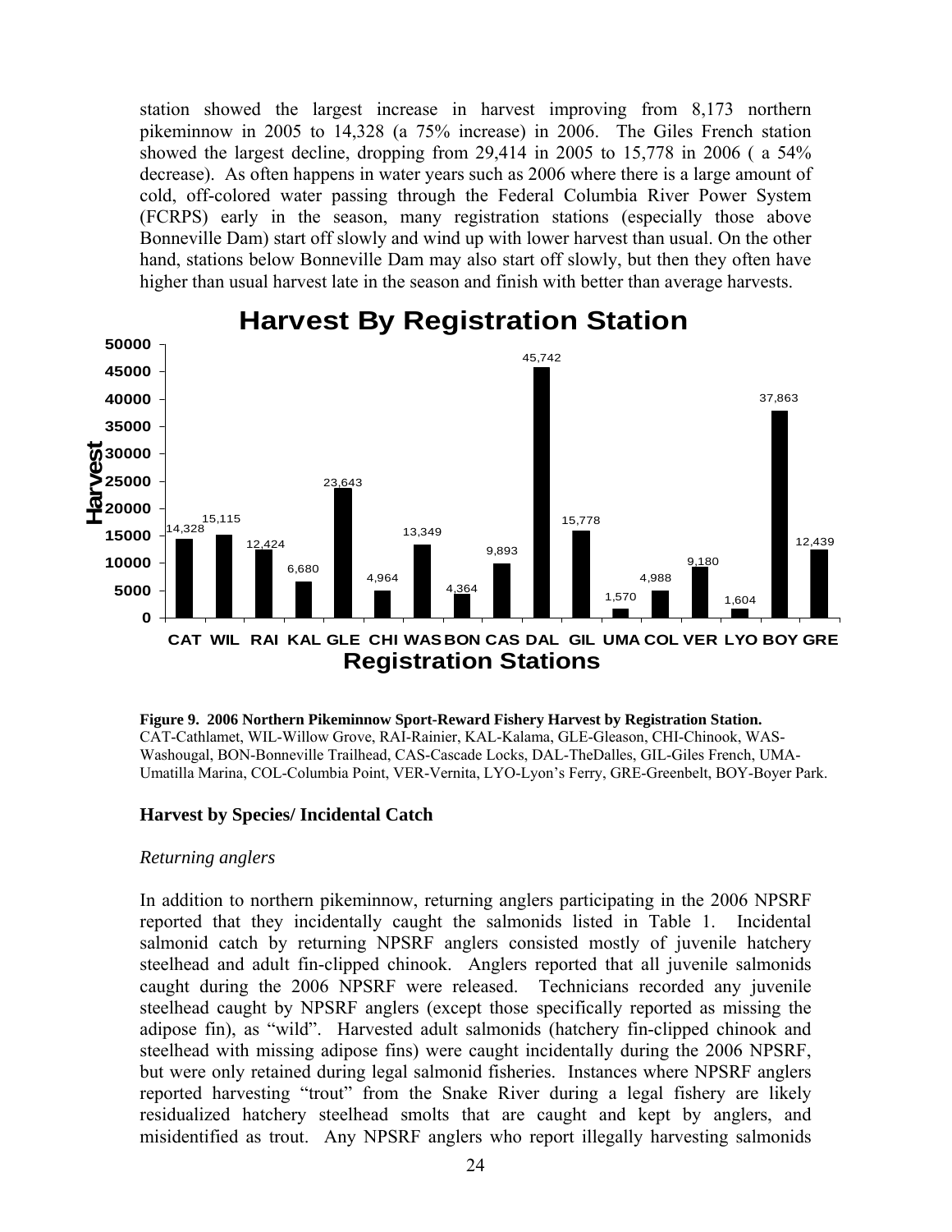station showed the largest increase in harvest improving from 8,173 northern pikeminnow in 2005 to 14,328 (a 75% increase) in 2006. The Giles French station showed the largest decline, dropping from 29,414 in 2005 to 15,778 in 2006 ( a 54% decrease). As often happens in water years such as 2006 where there is a large amount of cold, off-colored water passing through the Federal Columbia River Power System (FCRPS) early in the season, many registration stations (especially those above Bonneville Dam) start off slowly and wind up with lower harvest than usual. On the other hand, stations below Bonneville Dam may also start off slowly, but then they often have higher than usual harvest late in the season and finish with better than average harvests.

| Registration Station | Harvest |
| --- | --- |
| CAT | 14,328 |
| WIL | 15,115 |
| RAI | 12,424 |
| KAL | 6,680 |
| GLE | 23,643 |
| CHI | 4,964 |
| WAS | 13,349 |
| BON | 4,364 |
| CAS | 9,893 |
| DAL | 45,742 |
| GIL | 15,778 |
| UMA | 1,570 |
| COL | 4,988 |
| VER | 9,180 |
| LYO | 1,604 |
| BOY | 37,863 |
| GRE | 12,439 |

**Figure 9. 2006 Northern Pikeminnow Sport-Reward Fishery Harvest by Registration Station.** CAT-Cathlamet, WIL-Willow Grove, RAI-Rainier, KAL-Kalama, GLE-Gleason, CHI-Chinook, WAS-Washougal, BON-Bonneville Trailhead, CAS-Cascade Locks, DAL-TheDalles, GIL-Giles French, UMA-Umatilla Marina, COL-Columbia Point, VER-Vernita, LYO-Lyon's Ferry, GRE-Greenbelt, BOY-Boyer Park.

### Harvest by Species/ Incidental Catch

*Returning anglers*

In addition to northern pikeminnow, returning anglers participating in the 2006 NPSRF reported that they incidentally caught the salmonids listed in Table 1. Incidental salmonid catch by returning NPSRF anglers consisted mostly of juvenile hatchery steelhead and adult fin-clipped chinook. Anglers reported that all juvenile salmonids caught during the 2006 NPSRF were released. Technicians recorded any juvenile steelhead caught by NPSRF anglers (except those specifically reported as missing the adipose fin), as "wild". Harvested adult salmonids (hatchery fin-clipped chinook and steelhead with missing adipose fins) were caught incidentally during the 2006 NPSRF, but were only retained during legal salmonid fisheries. Instances where NPSRF anglers reported harvesting "trout" from the Snake River during a legal fishery are likely residualized hatchery steelhead smolts that are caught and kept by anglers, and misidentified as trout. Any NPSRF anglers who report illegally harvesting salmonids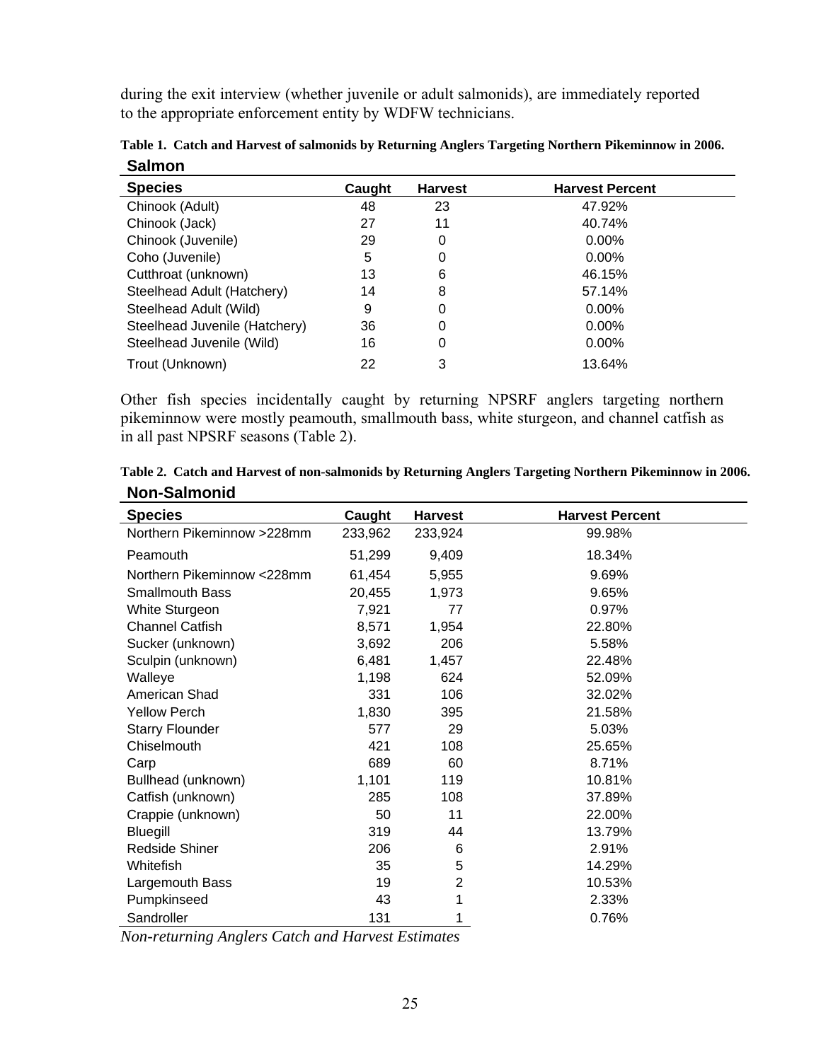during the exit interview (whether juvenile or adult salmonids), are immediately reported to the appropriate enforcement entity by WDFW technicians.

**Table 1. Catch and Harvest of salmonids by Returning Anglers Targeting Northern Pikeminnow in 2006.**

**Salmon**

| Species | Caught | Harvest | Harvest Percent |
|---|---|---|---|
| Chinook (Adult) | 48 | 23 | 47.92% |
| Chinook (Jack) | 27 | 11 | 40.74% |
| Chinook (Juvenile) | 29 | 0 | 0.00% |
| Coho (Juvenile) | 5 | 0 | 0.00% |
| Cutthroat (unknown) | 13 | 6 | 46.15% |
| Steelhead Adult (Hatchery) | 14 | 8 | 57.14% |
| Steelhead Adult (Wild) | 9 | 0 | 0.00% |
| Steelhead Juvenile (Hatchery) | 36 | 0 | 0.00% |
| Steelhead Juvenile (Wild) | 16 | 0 | 0.00% |
| Trout (Unknown) | 22 | 3 | 13.64% |

Other fish species incidentally caught by returning NPSRF anglers targeting northern pikeminnow were mostly peamouth, smallmouth bass, white sturgeon, and channel catfish as in all past NPSRF seasons (Table 2).

**Table 2. Catch and Harvest of non-salmonids by Returning Anglers Targeting Northern Pikeminnow in 2006.**

**Non-Salmonid**

| Species | Caught | Harvest | Harvest Percent |
|---|---|---|---|
| Northern Pikeminnow >228mm | 233,962 | 233,924 | 99.98% |
| Peamouth | 51,299 | 9,409 | 18.34% |
| Northern Pikeminnow <228mm | 61,454 | 5,955 | 9.69% |
| Smallmouth Bass | 20,455 | 1,973 | 9.65% |
| White Sturgeon | 7,921 | 77 | 0.97% |
| Channel Catfish | 8,571 | 1,954 | 22.80% |
| Sucker (unknown) | 3,692 | 206 | 5.58% |
| Sculpin (unknown) | 6,481 | 1,457 | 22.48% |
| Walleye | 1,198 | 624 | 52.09% |
| American Shad | 331 | 106 | 32.02% |
| Yellow Perch | 1,830 | 395 | 21.58% |
| Starry Flounder | 577 | 29 | 5.03% |
| Chiselmouth | 421 | 108 | 25.65% |
| Carp | 689 | 60 | 8.71% |
| Bullhead (unknown) | 1,101 | 119 | 10.81% |
| Catfish (unknown) | 285 | 108 | 37.89% |
| Crappie (unknown) | 50 | 11 | 22.00% |
| Bluegill | 319 | 44 | 13.79% |
| Redside Shiner | 206 | 6 | 2.91% |
| Whitefish | 35 | 5 | 14.29% |
| Largemouth Bass | 19 | 2 | 10.53% |
| Pumpkinseed | 43 | 1 | 2.33% |
| Sandroller | 131 | 1 | 0.76% |

*Non-returning Anglers Catch and Harvest Estimates*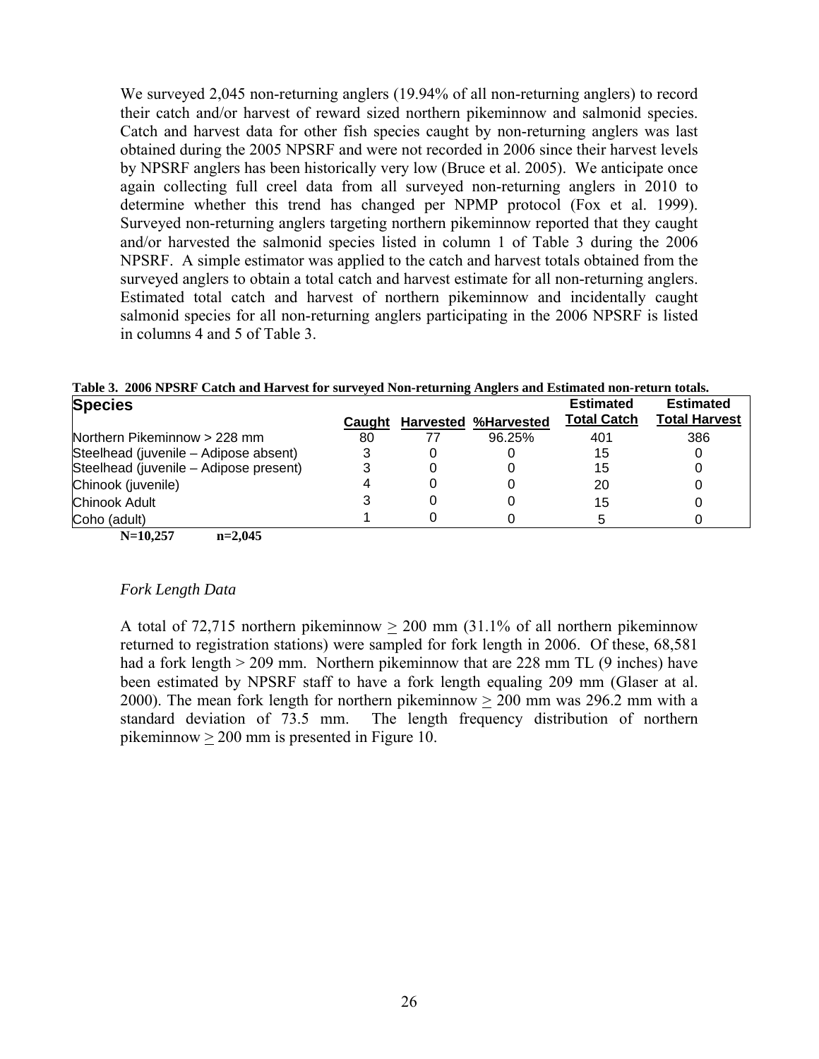We surveyed 2,045 non-returning anglers (19.94% of all non-returning anglers) to record their catch and/or harvest of reward sized northern pikeminnow and salmonid species. Catch and harvest data for other fish species caught by non-returning anglers was last obtained during the 2005 NPSRF and were not recorded in 2006 since their harvest levels by NPSRF anglers has been historically very low (Bruce et al. 2005). We anticipate once again collecting full creel data from all surveyed non-returning anglers in 2010 to determine whether this trend has changed per NPMP protocol (Fox et al. 1999). Surveyed non-returning anglers targeting northern pikeminnow reported that they caught and/or harvested the salmonid species listed in column 1 of Table 3 during the 2006 NPSRF. A simple estimator was applied to the catch and harvest totals obtained from the surveyed anglers to obtain a total catch and harvest estimate for all non-returning anglers. Estimated total catch and harvest of northern pikeminnow and incidentally caught salmonid species for all non-returning anglers participating in the 2006 NPSRF is listed in columns 4 and 5 of Table 3.

**Table 3. 2006 NPSRF Catch and Harvest for surveyed Non-returning Anglers and Estimated non-return totals.**

| Species | Caught | Harvested | %Harvested | Estimated Total Catch | Estimated Total Harvest |
|---|---|---|---|---|---|
| Northern Pikeminnow > 228 mm | 80 | 77 | 96.25% | 401 | 386 |
| Steelhead (juvenile – Adipose absent) | 3 | 0 | 0 | 15 | 0 |
| Steelhead (juvenile – Adipose present) | 3 | 0 | 0 | 15 | 0 |
| Chinook (juvenile) | 4 | 0 | 0 | 20 | 0 |
| Chinook Adult | 3 | 0 | 0 | 15 | 0 |
| Coho (adult) | 1 | 0 | 0 | 5 | 0 |

**N=10,257 n=2,045**

*Fork Length Data*

A total of 72,715 northern pikeminnow ≥ 200 mm (31.1% of all northern pikeminnow returned to registration stations) were sampled for fork length in 2006. Of these, 68,581 had a fork length > 209 mm. Northern pikeminnow that are 228 mm TL (9 inches) have been estimated by NPSRF staff to have a fork length equaling 209 mm (Glaser at al. 2000). The mean fork length for northern pikeminnow ≥ 200 mm was 296.2 mm with a standard deviation of 73.5 mm. The length frequency distribution of northern pikeminnow ≥ 200 mm is presented in Figure 10.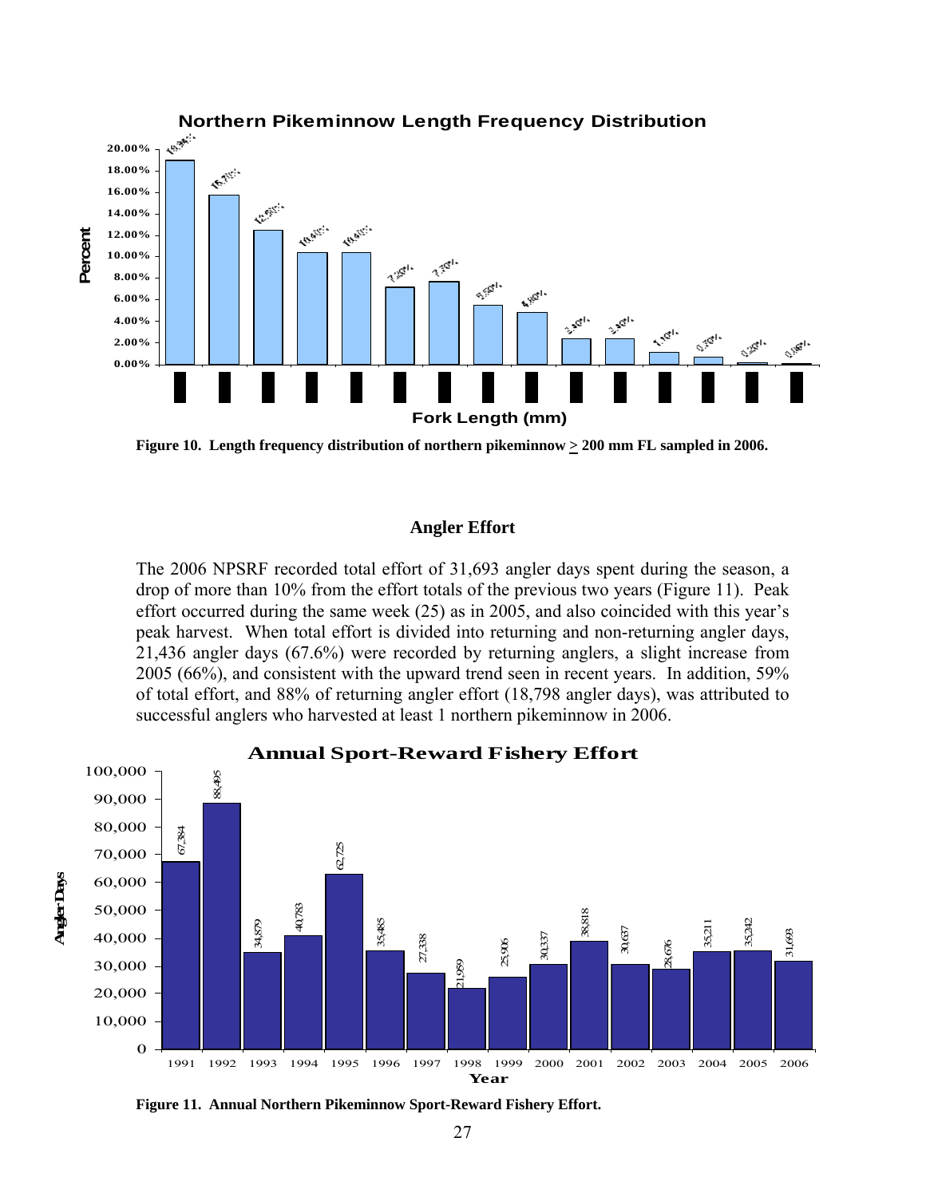Figure 10. Length frequency distribution of northern pikeminnow ≥ 200 mm FL sampled in 2006.

### Angler Effort

The 2006 NPSRF recorded total effort of 31,693 angler days spent during the season, a drop of more than 10% from the effort totals of the previous two years (Figure 11). Peak effort occurred during the same week (25) as in 2005, and also coincided with this year's peak harvest. When total effort is divided into returning and non-returning angler days, 21,436 angler days (67.6%) were recorded by returning anglers, a slight increase from 2005 (66%), and consistent with the upward trend seen in recent years. In addition, 59% of total effort, and 88% of returning angler effort (18,798 angler days), was attributed to successful anglers who harvested at least 1 northern pikeminnow in 2006.

Figure 11. Annual Northern Pikeminnow Sport-Reward Fishery Effort.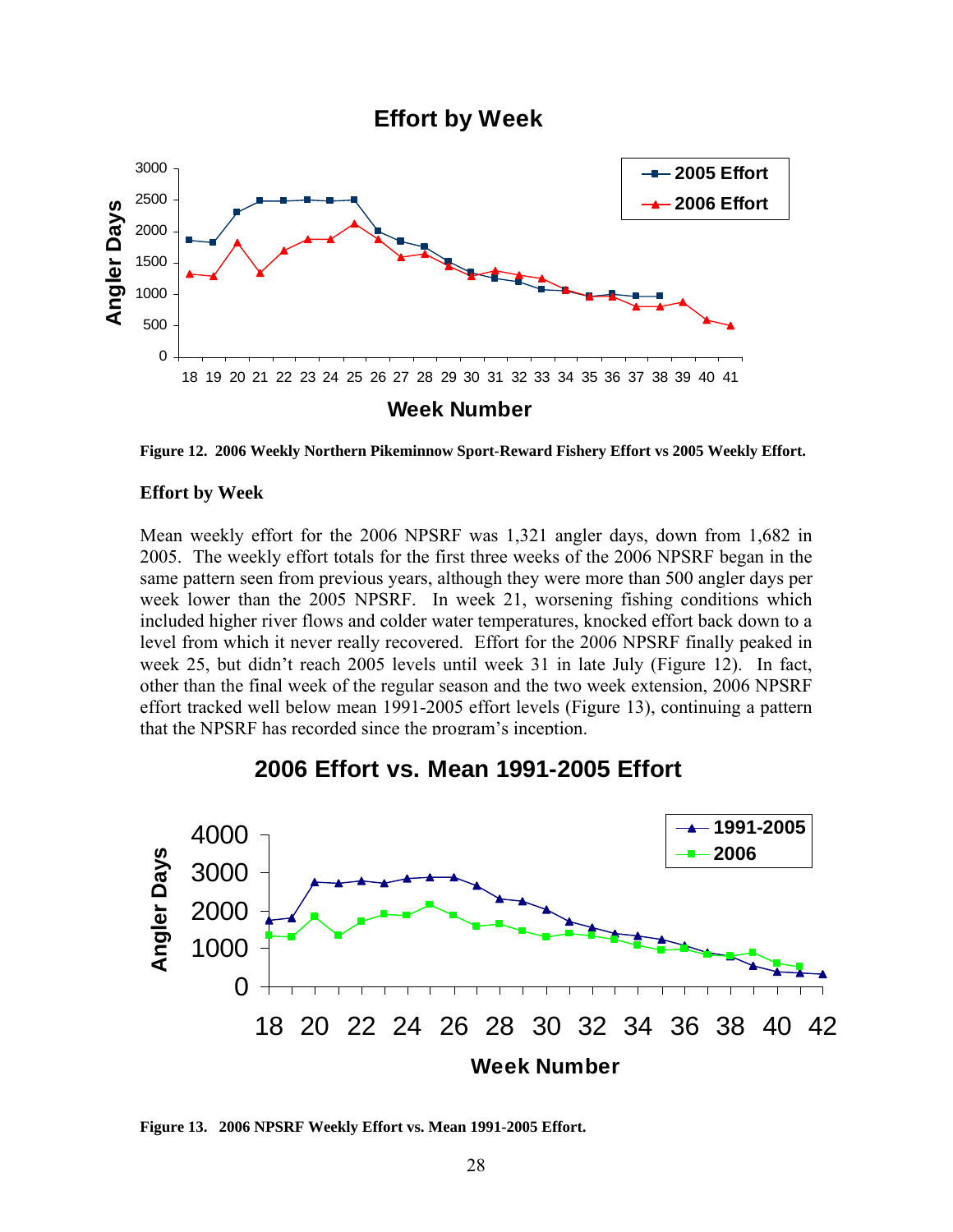Figure 12. 2006 Weekly Northern Pikeminnow Sport-Reward Fishery Effort vs 2005 Weekly Effort.

**Effort by Week**

Mean weekly effort for the 2006 NPSRF was 1,321 angler days, down from 1,682 in 2005. The weekly effort totals for the first three weeks of the 2006 NPSRF began in the same pattern seen from previous years, although they were more than 500 angler days per week lower than the 2005 NPSRF. In week 21, worsening fishing conditions which included higher river flows and colder water temperatures, knocked effort back down to a level from which it never really recovered. Effort for the 2006 NPSRF finally peaked in week 25, but didn't reach 2005 levels until week 31 in late July (Figure 12). In fact, other than the final week of the regular season and the two week extension, 2006 NPSRF effort tracked well below mean 1991-2005 effort levels (Figure 13), continuing a pattern that the NPSRF has recorded since the program's inception.

Figure 13. 2006 NPSRF Weekly Effort vs. Mean 1991-2005 Effort.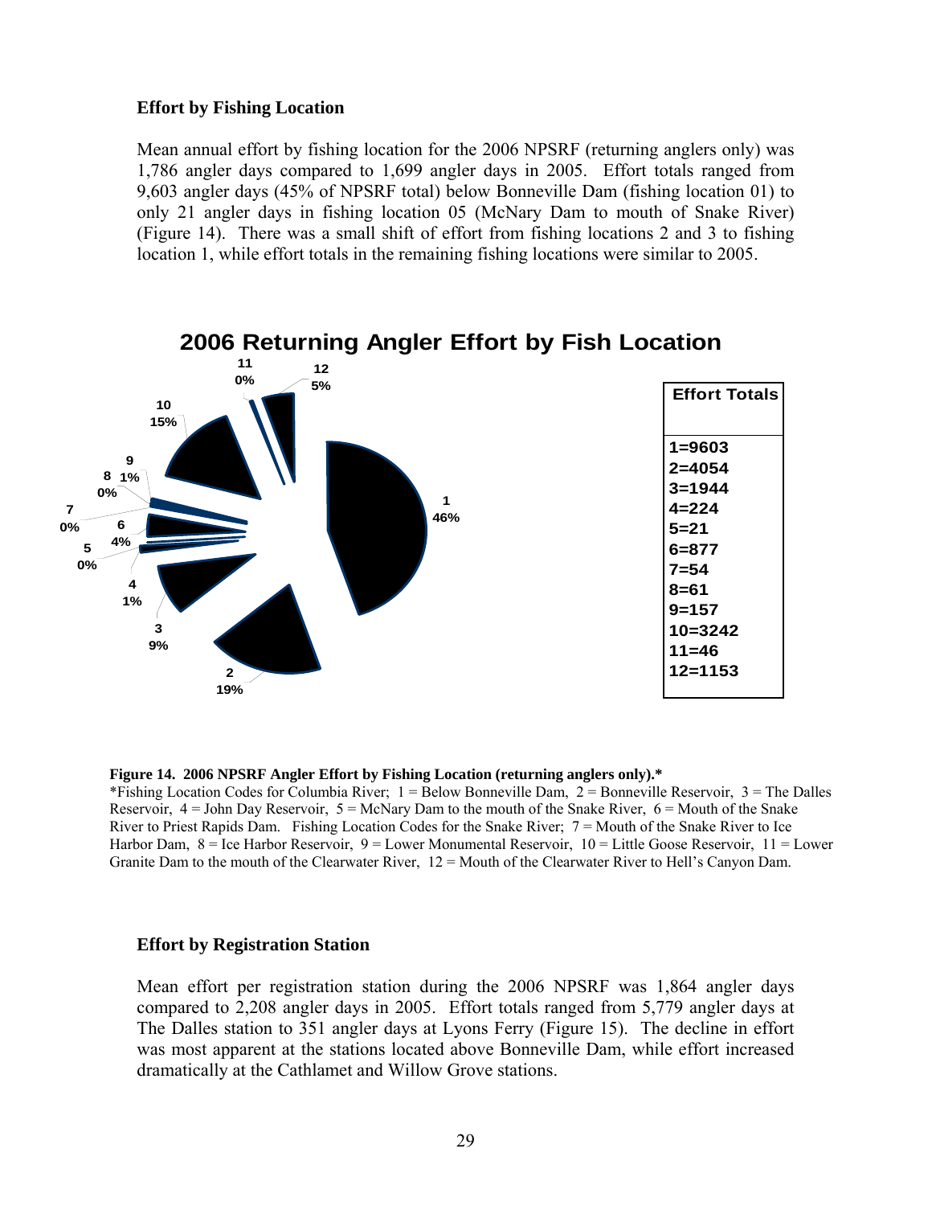### Effort by Fishing Location

Mean annual effort by fishing location for the 2006 NPSRF (returning anglers only) was 1,786 angler days compared to 1,699 angler days in 2005. Effort totals ranged from 9,603 angler days (45% of NPSRF total) below Bonneville Dam (fishing location 01) to only 21 angler days in fishing location 05 (McNary Dam to mouth of Snake River) (Figure 14). There was a small shift of effort from fishing locations 2 and 3 to fishing location 1, while effort totals in the remaining fishing locations were similar to 2005.

**2006 Returning Angler Effort by Fish Location**

| Location | Percent |
|---|---|
| 1 | 46% |
| 2 | 19% |
| 3 | 9% |
| 4 | 1% |
| 5 | 0% |
| 6 | 4% |
| 7 | 0% |
| 8 | 0% |
| 9 | 1% |
| 10 | 15% |
| 11 | 0% |
| 12 | 5% |

| Effort Totals |
|---|
| 1=9603 |
| 2=4054 |
| 3=1944 |
| 4=224 |
| 5=21 |
| 6=877 |
| 7=54 |
| 8=61 |
| 9=157 |
| 10=3242 |
| 11=46 |
| 12=1153 |

**Figure 14. 2006 NPSRF Angler Effort by Fishing Location (returning anglers only).***
*Fishing Location Codes for Columbia River; 1 = Below Bonneville Dam, 2 = Bonneville Reservoir, 3 = The Dalles Reservoir, 4 = John Day Reservoir, 5 = McNary Dam to the mouth of the Snake River, 6 = Mouth of the Snake River to Priest Rapids Dam. Fishing Location Codes for the Snake River; 7 = Mouth of the Snake River to Ice Harbor Dam, 8 = Ice Harbor Reservoir, 9 = Lower Monumental Reservoir, 10 = Little Goose Reservoir, 11 = Lower Granite Dam to the mouth of the Clearwater River, 12 = Mouth of the Clearwater River to Hell's Canyon Dam.

### Effort by Registration Station

Mean effort per registration station during the 2006 NPSRF was 1,864 angler days compared to 2,208 angler days in 2005. Effort totals ranged from 5,779 angler days at The Dalles station to 351 angler days at Lyons Ferry (Figure 15). The decline in effort was most apparent at the stations located above Bonneville Dam, while effort increased dramatically at the Cathlamet and Willow Grove stations.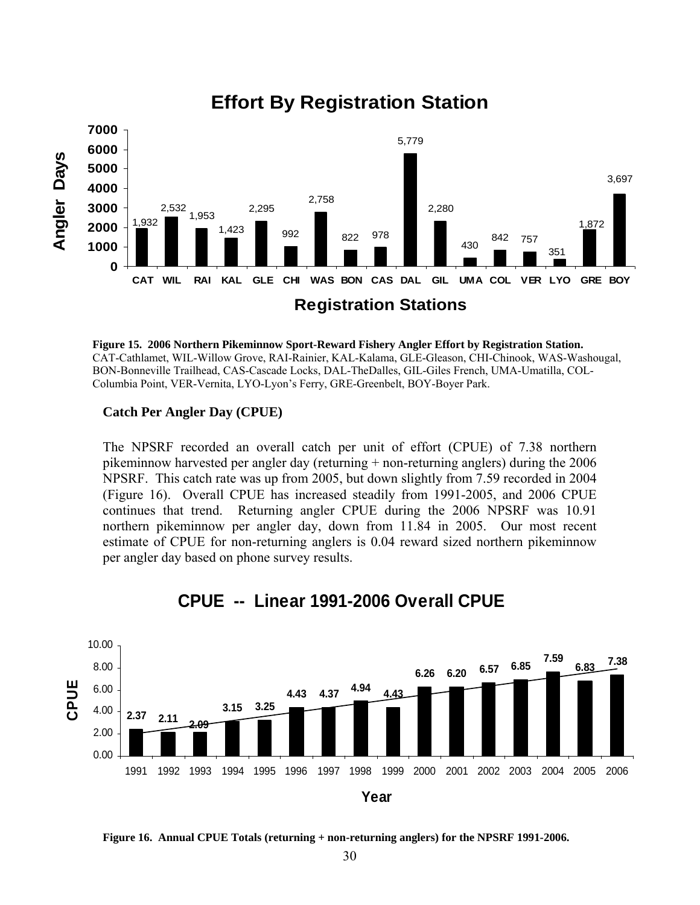## Effort By Registration Station

| Registration Station | Angler Days |
|---|---|
| CAT | 1,932 |
| WIL | 2,532 |
| RAI | 1,953 |
| KAL | 1,423 |
| GLE | 2,295 |
| CHI | 992 |
| WAS | 2,758 |
| BON | 822 |
| CAS | 978 |
| DAL | 5,779 |
| GIL | 2,280 |
| UMA | 430 |
| COL | 842 |
| VER | 757 |
| LYO | 351 |
| GRE | 1,872 |
| BOY | 3,697 |

**Figure 15. 2006 Northern Pikeminnow Sport-Reward Fishery Angler Effort by Registration Station.** CAT-Cathlamet, WIL-Willow Grove, RAI-Rainier, KAL-Kalama, GLE-Gleason, CHI-Chinook, WAS-Washougal, BON-Bonneville Trailhead, CAS-Cascade Locks, DAL-TheDalles, GIL-Giles French, UMA-Umatilla, COL-Columbia Point, VER-Vernita, LYO-Lyon's Ferry, GRE-Greenbelt, BOY-Boyer Park.

### Catch Per Angler Day (CPUE)

The NPSRF recorded an overall catch per unit of effort (CPUE) of 7.38 northern pikeminnow harvested per angler day (returning + non-returning anglers) during the 2006 NPSRF. This catch rate was up from 2005, but down slightly from 7.59 recorded in 2004 (Figure 16). Overall CPUE has increased steadily from 1991-2005, and 2006 CPUE continues that trend. Returning angler CPUE during the 2006 NPSRF was 10.91 northern pikeminnow per angler day, down from 11.84 in 2005. Our most recent estimate of CPUE for non-returning anglers is 0.04 reward sized northern pikeminnow per angler day based on phone survey results.

## CPUE -- Linear 1991-2006 Overall CPUE

| Year | CPUE |
|---|---|
| 1991 | 2.37 |
| 1992 | 2.11 |
| 1993 | 2.09 |
| 1994 | 3.15 |
| 1995 | 3.25 |
| 1996 | 4.43 |
| 1997 | 4.37 |
| 1998 | 4.94 |
| 1999 | 4.43 |
| 2000 | 6.26 |
| 2001 | 6.20 |
| 2002 | 6.57 |
| 2003 | 6.85 |
| 2004 | 7.59 |
| 2005 | 6.83 |
| 2006 | 7.38 |

**Figure 16. Annual CPUE Totals (returning + non-returning anglers) for the NPSRF 1991-2006.**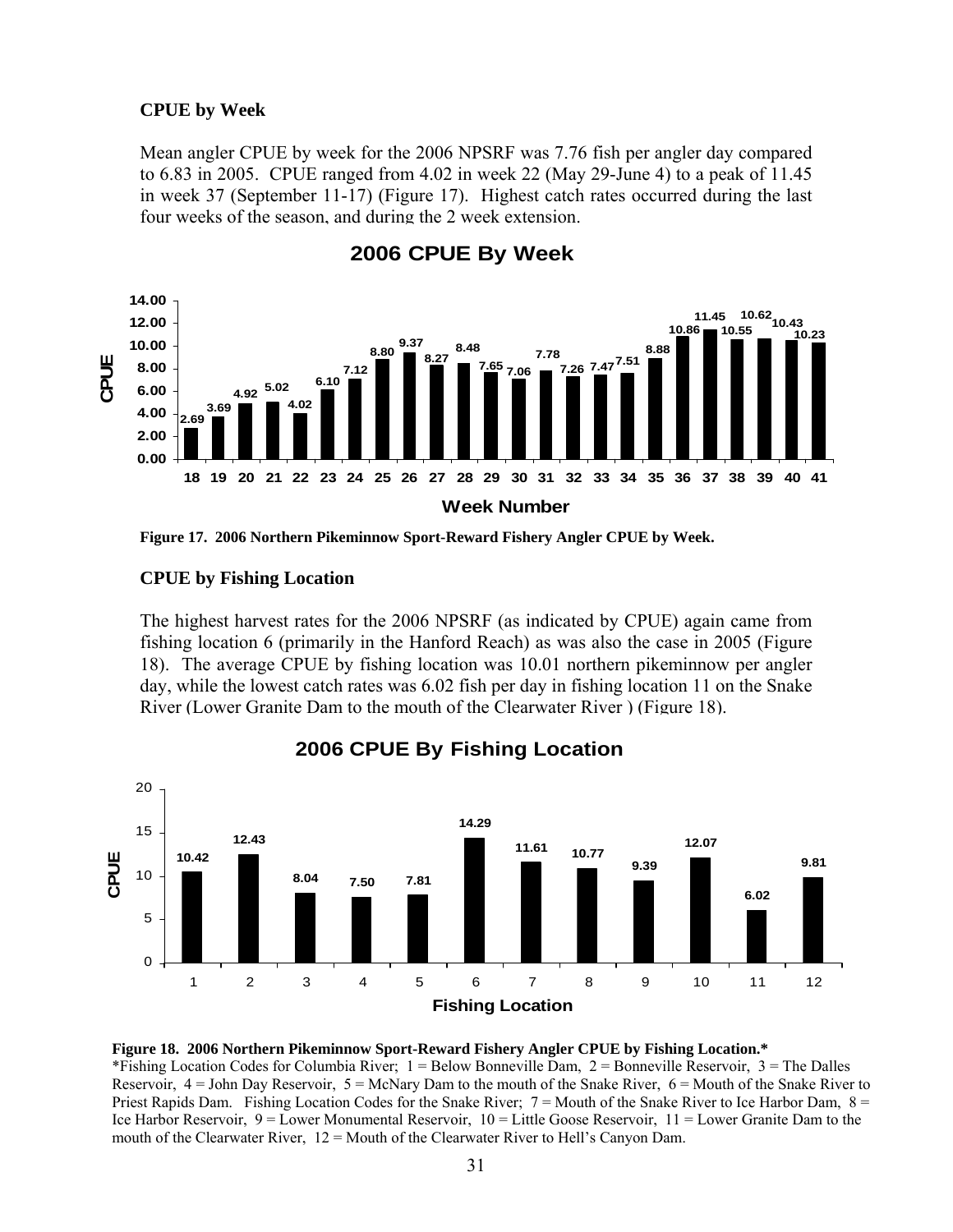### CPUE by Week

Mean angler CPUE by week for the 2006 NPSRF was 7.76 fish per angler day compared to 6.83 in 2005. CPUE ranged from 4.02 in week 22 (May 29-June 4) to a peak of 11.45 in week 37 (September 11-17) (Figure 17). Highest catch rates occurred during the last four weeks of the season, and during the 2 week extension.

**2006 CPUE By Week**

| Week Number | CPUE |
|---|---|
| 18 | 2.69 |
| 19 | 3.69 |
| 20 | 4.92 |
| 21 | 5.02 |
| 22 | 4.02 |
| 23 | 6.10 |
| 24 | 7.12 |
| 25 | 8.80 |
| 26 | 9.37 |
| 27 | 8.27 |
| 28 | 8.48 |
| 29 | 7.65 |
| 30 | 7.06 |
| 31 | 7.78 |
| 32 | 7.26 |
| 33 | 7.47 |
| 34 | 7.51 |
| 35 | 8.88 |
| 36 | 10.86 |
| 37 | 11.45 |
| 38 | 10.55 |
| 39 | 10.62 |
| 40 | 10.43 |
| 41 | 10.23 |

**Figure 17. 2006 Northern Pikeminnow Sport-Reward Fishery Angler CPUE by Week.**

### CPUE by Fishing Location

The highest harvest rates for the 2006 NPSRF (as indicated by CPUE) again came from fishing location 6 (primarily in the Hanford Reach) as was also the case in 2005 (Figure 18). The average CPUE by fishing location was 10.01 northern pikeminnow per angler day, while the lowest catch rates was 6.02 fish per day in fishing location 11 on the Snake River (Lower Granite Dam to the mouth of the Clearwater River ) (Figure 18).

**2006 CPUE By Fishing Location**

| Fishing Location | CPUE |
|---|---|
| 1 | 10.42 |
| 2 | 12.43 |
| 3 | 8.04 |
| 4 | 7.50 |
| 5 | 7.81 |
| 6 | 14.29 |
| 7 | 11.61 |
| 8 | 10.77 |
| 9 | 9.39 |
| 10 | 12.07 |
| 11 | 6.02 |
| 12 | 9.81 |

**Figure 18. 2006 Northern Pikeminnow Sport-Reward Fishery Angler CPUE by Fishing Location.***

*Fishing Location Codes for Columbia River; 1 = Below Bonneville Dam, 2 = Bonneville Reservoir, 3 = The Dalles Reservoir, 4 = John Day Reservoir, 5 = McNary Dam to the mouth of the Snake River, 6 = Mouth of the Snake River to Priest Rapids Dam. Fishing Location Codes for the Snake River; 7 = Mouth of the Snake River to Ice Harbor Dam, 8 = Ice Harbor Reservoir, 9 = Lower Monumental Reservoir, 10 = Little Goose Reservoir, 11 = Lower Granite Dam to the mouth of the Clearwater River, 12 = Mouth of the Clearwater River to Hell's Canyon Dam.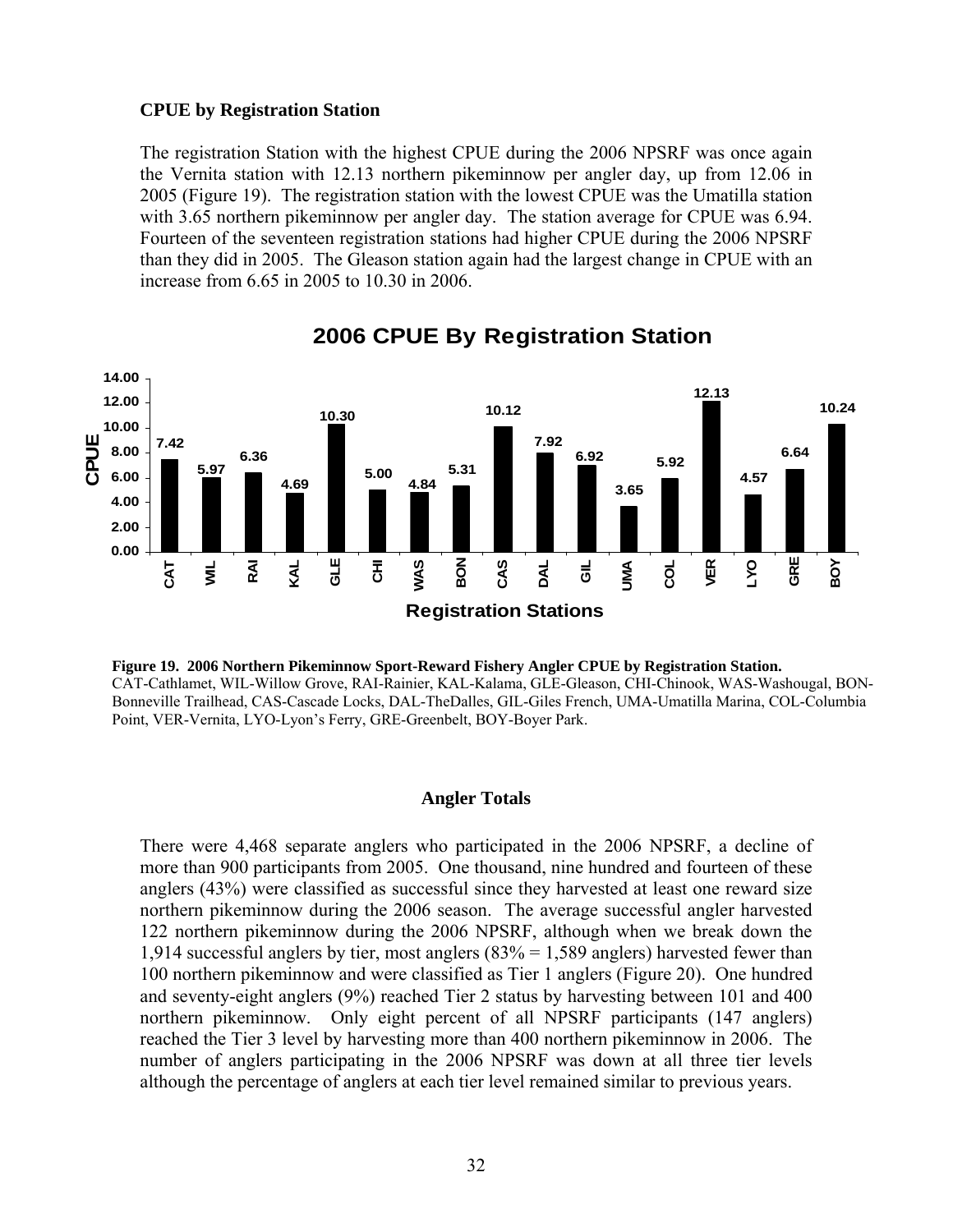### CPUE by Registration Station

The registration Station with the highest CPUE during the 2006 NPSRF was once again the Vernita station with 12.13 northern pikeminnow per angler day, up from 12.06 in 2005 (Figure 19). The registration station with the lowest CPUE was the Umatilla station with 3.65 northern pikeminnow per angler day. The station average for CPUE was 6.94. Fourteen of the seventeen registration stations had higher CPUE during the 2006 NPSRF than they did in 2005. The Gleason station again had the largest change in CPUE with an increase from 6.65 in 2005 to 10.30 in 2006.

**2006 CPUE By Registration Station**

| Registration Station | CPUE |
|---|---|
| CAT | 7.42 |
| WIL | 5.97 |
| RAI | 6.36 |
| KAL | 4.69 |
| GLE | 10.30 |
| CHI | 5.00 |
| WAS | 4.84 |
| BON | 5.31 |
| CAS | 10.12 |
| DAL | 7.92 |
| GIL | 6.92 |
| UMA | 3.65 |
| COL | 5.92 |
| VER | 12.13 |
| LYO | 4.57 |
| GRE | 6.64 |
| BOY | 10.24 |

**Figure 19. 2006 Northern Pikeminnow Sport-Reward Fishery Angler CPUE by Registration Station.**
CAT-Cathlamet, WIL-Willow Grove, RAI-Rainier, KAL-Kalama, GLE-Gleason, CHI-Chinook, WAS-Washougal, BON-Bonneville Trailhead, CAS-Cascade Locks, DAL-TheDalles, GIL-Giles French, UMA-Umatilla Marina, COL-Columbia Point, VER-Vernita, LYO-Lyon's Ferry, GRE-Greenbelt, BOY-Boyer Park.

### Angler Totals

There were 4,468 separate anglers who participated in the 2006 NPSRF, a decline of more than 900 participants from 2005. One thousand, nine hundred and fourteen of these anglers (43%) were classified as successful since they harvested at least one reward size northern pikeminnow during the 2006 season. The average successful angler harvested 122 northern pikeminnow during the 2006 NPSRF, although when we break down the 1,914 successful anglers by tier, most anglers (83% = 1,589 anglers) harvested fewer than 100 northern pikeminnow and were classified as Tier 1 anglers (Figure 20). One hundred and seventy-eight anglers (9%) reached Tier 2 status by harvesting between 101 and 400 northern pikeminnow. Only eight percent of all NPSRF participants (147 anglers) reached the Tier 3 level by harvesting more than 400 northern pikeminnow in 2006. The number of anglers participating in the 2006 NPSRF was down at all three tier levels although the percentage of anglers at each tier level remained similar to previous years.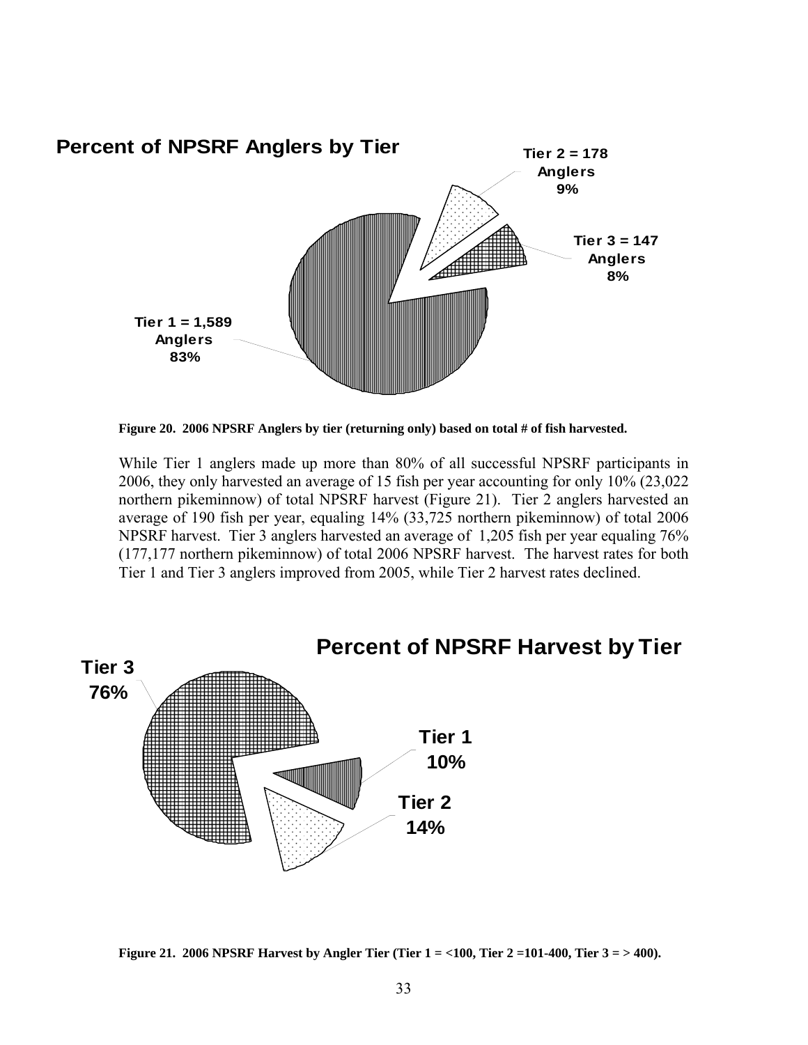**Percent of NPSRF Anglers by Tier**

Tier 1 = 1,589 Anglers 83%

Tier 2 = 178 Anglers 9%

Tier 3 = 147 Anglers 8%

**Figure 20. 2006 NPSRF Anglers by tier (returning only) based on total # of fish harvested.**

While Tier 1 anglers made up more than 80% of all successful NPSRF participants in 2006, they only harvested an average of 15 fish per year accounting for only 10% (23,022 northern pikeminnow) of total NPSRF harvest (Figure 21). Tier 2 anglers harvested an average of 190 fish per year, equaling 14% (33,725 northern pikeminnow) of total 2006 NPSRF harvest. Tier 3 anglers harvested an average of 1,205 fish per year equaling 76% (177,177 northern pikeminnow) of total 2006 NPSRF harvest. The harvest rates for both Tier 1 and Tier 3 anglers improved from 2005, while Tier 2 harvest rates declined.

**Percent of NPSRF Harvest by Tier**

Tier 3 76%

Tier 1 10%

Tier 2 14%

**Figure 21. 2006 NPSRF Harvest by Angler Tier (Tier 1 = <100, Tier 2 =101-400, Tier 3 = > 400).**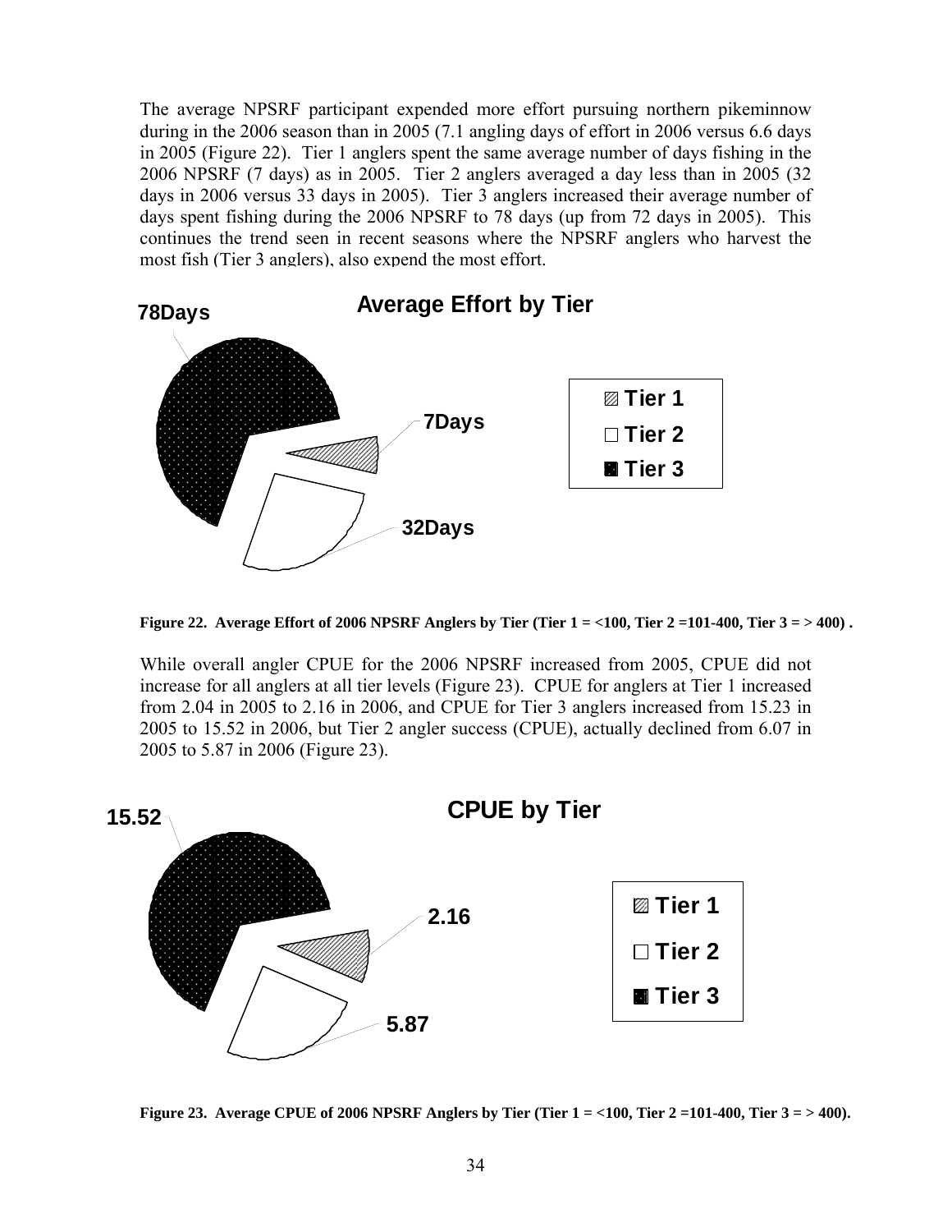The average NPSRF participant expended more effort pursuing northern pikeminnow during in the 2006 season than in 2005 (7.1 angling days of effort in 2006 versus 6.6 days in 2005 (Figure 22). Tier 1 anglers spent the same average number of days fishing in the 2006 NPSRF (7 days) as in 2005. Tier 2 anglers averaged a day less than in 2005 (32 days in 2006 versus 33 days in 2005). Tier 3 anglers increased their average number of days spent fishing during the 2006 NPSRF to 78 days (up from 72 days in 2005). This continues the trend seen in recent seasons where the NPSRF anglers who harvest the most fish (Tier 3 anglers), also expend the most effort.

**Average Effort by Tier**

| Tier | Average Effort |
| --- | --- |
| Tier 1 | 7Days |
| Tier 2 | 32Days |
| Tier 3 | 78Days |

**Figure 22. Average Effort of 2006 NPSRF Anglers by Tier (Tier 1 = <100, Tier 2 =101-400, Tier 3 = > 400) .**

While overall angler CPUE for the 2006 NPSRF increased from 2005, CPUE did not increase for all anglers at all tier levels (Figure 23). CPUE for anglers at Tier 1 increased from 2.04 in 2005 to 2.16 in 2006, and CPUE for Tier 3 anglers increased from 15.23 in 2005 to 15.52 in 2006, but Tier 2 angler success (CPUE), actually declined from 6.07 in 2005 to 5.87 in 2006 (Figure 23).

**CPUE by Tier**

| Tier | CPUE |
| --- | --- |
| Tier 1 | 2.16 |
| Tier 2 | 5.87 |
| Tier 3 | 15.52 |

**Figure 23. Average CPUE of 2006 NPSRF Anglers by Tier (Tier 1 = <100, Tier 2 =101-400, Tier 3 = > 400).**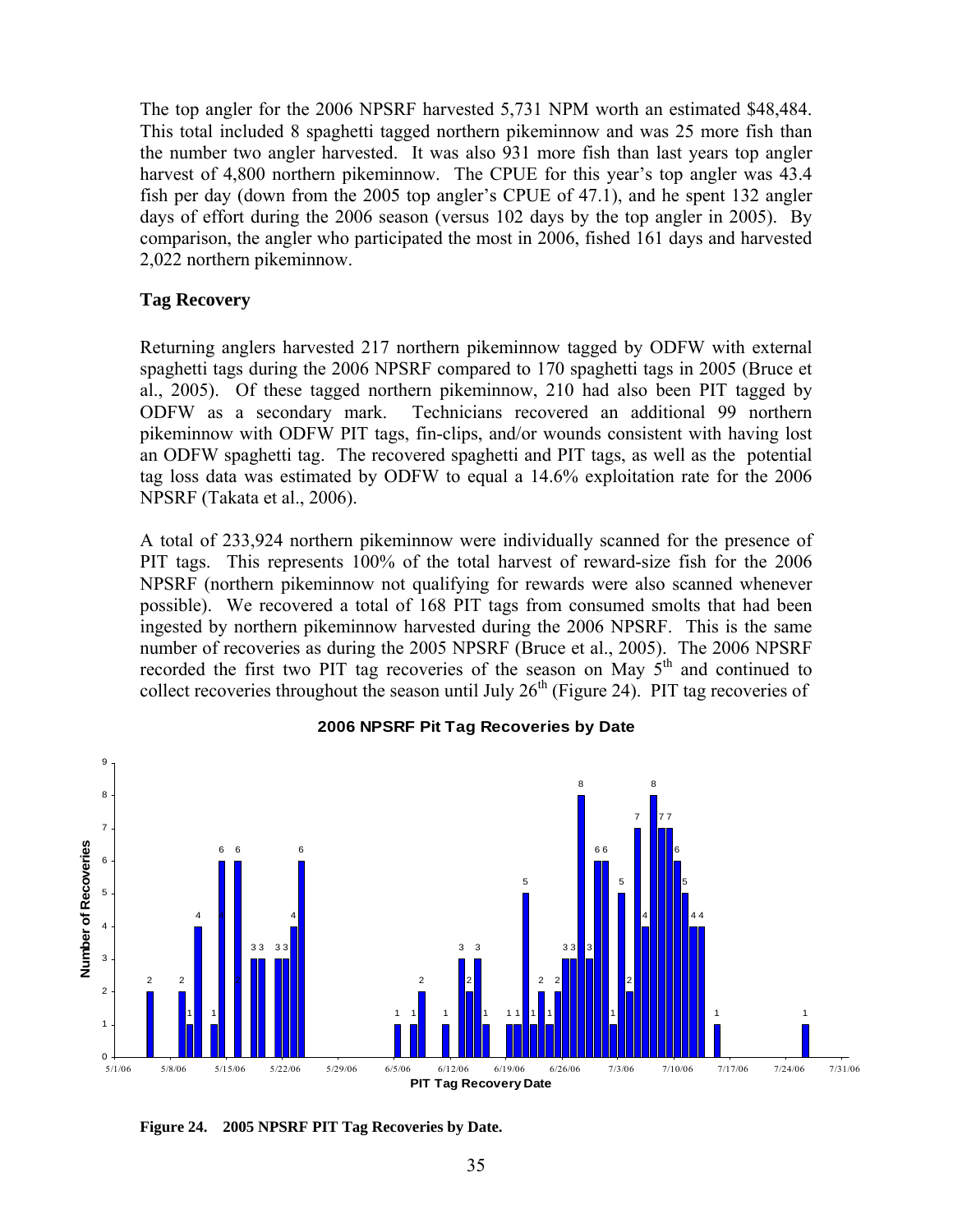The top angler for the 2006 NPSRF harvested 5,731 NPM worth an estimated $48,484. This total included 8 spaghetti tagged northern pikeminnow and was 25 more fish than the number two angler harvested. It was also 931 more fish than last years top angler harvest of 4,800 northern pikeminnow. The CPUE for this year's top angler was 43.4 fish per day (down from the 2005 top angler's CPUE of 47.1), and he spent 132 angler days of effort during the 2006 season (versus 102 days by the top angler in 2005). By comparison, the angler who participated the most in 2006, fished 161 days and harvested 2,022 northern pikeminnow.

### Tag Recovery

Returning anglers harvested 217 northern pikeminnow tagged by ODFW with external spaghetti tags during the 2006 NPSRF compared to 170 spaghetti tags in 2005 (Bruce et al., 2005). Of these tagged northern pikeminnow, 210 had also been PIT tagged by ODFW as a secondary mark. Technicians recovered an additional 99 northern pikeminnow with ODFW PIT tags, fin-clips, and/or wounds consistent with having lost an ODFW spaghetti tag. The recovered spaghetti and PIT tags, as well as the potential tag loss data was estimated by ODFW to equal a 14.6% exploitation rate for the 2006 NPSRF (Takata et al., 2006).

A total of 233,924 northern pikeminnow were individually scanned for the presence of PIT tags. This represents 100% of the total harvest of reward-size fish for the 2006 NPSRF (northern pikeminnow not qualifying for rewards were also scanned whenever possible). We recovered a total of 168 PIT tags from consumed smolts that had been ingested by northern pikeminnow harvested during the 2006 NPSRF. This is the same number of recoveries as during the 2005 NPSRF (Bruce et al., 2005). The 2006 NPSRF recorded the first two PIT tag recoveries of the season on May 5th and continued to collect recoveries throughout the season until July 26th (Figure 24). PIT tag recoveries of

**2006 NPSRF Pit Tag Recoveries by Date**

**Figure 24. 2005 NPSRF PIT Tag Recoveries by Date.**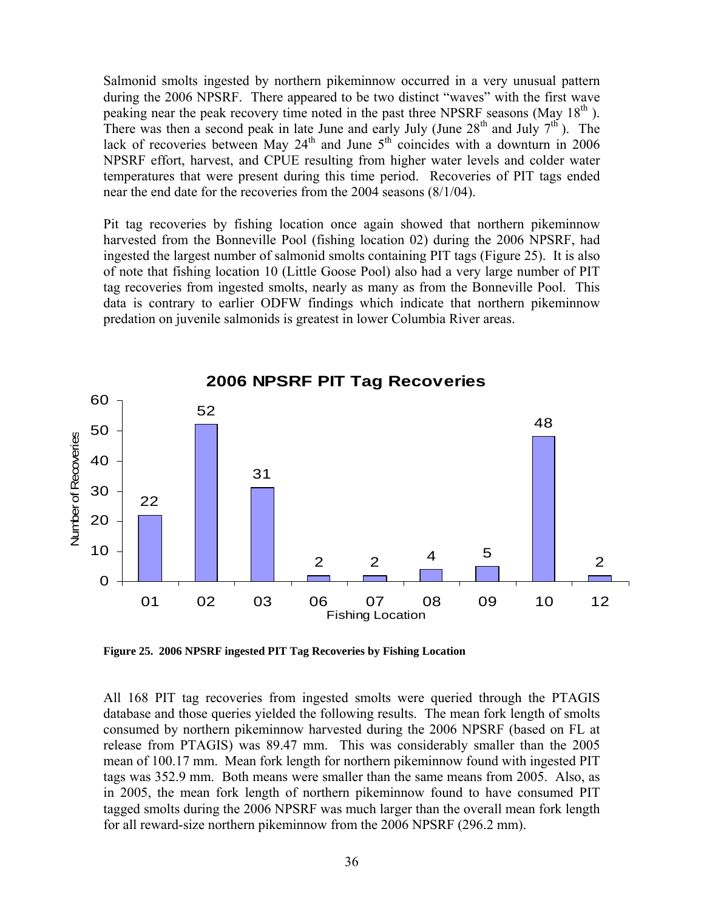Salmonid smolts ingested by northern pikeminnow occurred in a very unusual pattern during the 2006 NPSRF. There appeared to be two distinct "waves" with the first wave peaking near the peak recovery time noted in the past three NPSRF seasons (May 18th ). There was then a second peak in late June and early July (June 28th and July 7th ). The lack of recoveries between May 24th and June 5th coincides with a downturn in 2006 NPSRF effort, harvest, and CPUE resulting from higher water levels and colder water temperatures that were present during this time period. Recoveries of PIT tags ended near the end date for the recoveries from the 2004 seasons (8/1/04).

Pit tag recoveries by fishing location once again showed that northern pikeminnow harvested from the Bonneville Pool (fishing location 02) during the 2006 NPSRF, had ingested the largest number of salmonid smolts containing PIT tags (Figure 25). It is also of note that fishing location 10 (Little Goose Pool) also had a very large number of PIT tag recoveries from ingested smolts, nearly as many as from the Bonneville Pool. This data is contrary to earlier ODFW findings which indicate that northern pikeminnow predation on juvenile salmonids is greatest in lower Columbia River areas.

**2006 NPSRF PIT Tag Recoveries**

| Fishing Location | Number of Recoveries |
|---|---|
| 01 | 22 |
| 02 | 52 |
| 03 | 31 |
| 06 | 2 |
| 07 | 2 |
| 08 | 4 |
| 09 | 5 |
| 10 | 48 |
| 12 | 2 |

**Figure 25. 2006 NPSRF ingested PIT Tag Recoveries by Fishing Location**

All 168 PIT tag recoveries from ingested smolts were queried through the PTAGIS database and those queries yielded the following results. The mean fork length of smolts consumed by northern pikeminnow harvested during the 2006 NPSRF (based on FL at release from PTAGIS) was 89.47 mm. This was considerably smaller than the 2005 mean of 100.17 mm. Mean fork length for northern pikeminnow found with ingested PIT tags was 352.9 mm. Both means were smaller than the same means from 2005. Also, as in 2005, the mean fork length of northern pikeminnow found to have consumed PIT tagged smolts during the 2006 NPSRF was much larger than the overall mean fork length for all reward-size northern pikeminnow from the 2006 NPSRF (296.2 mm).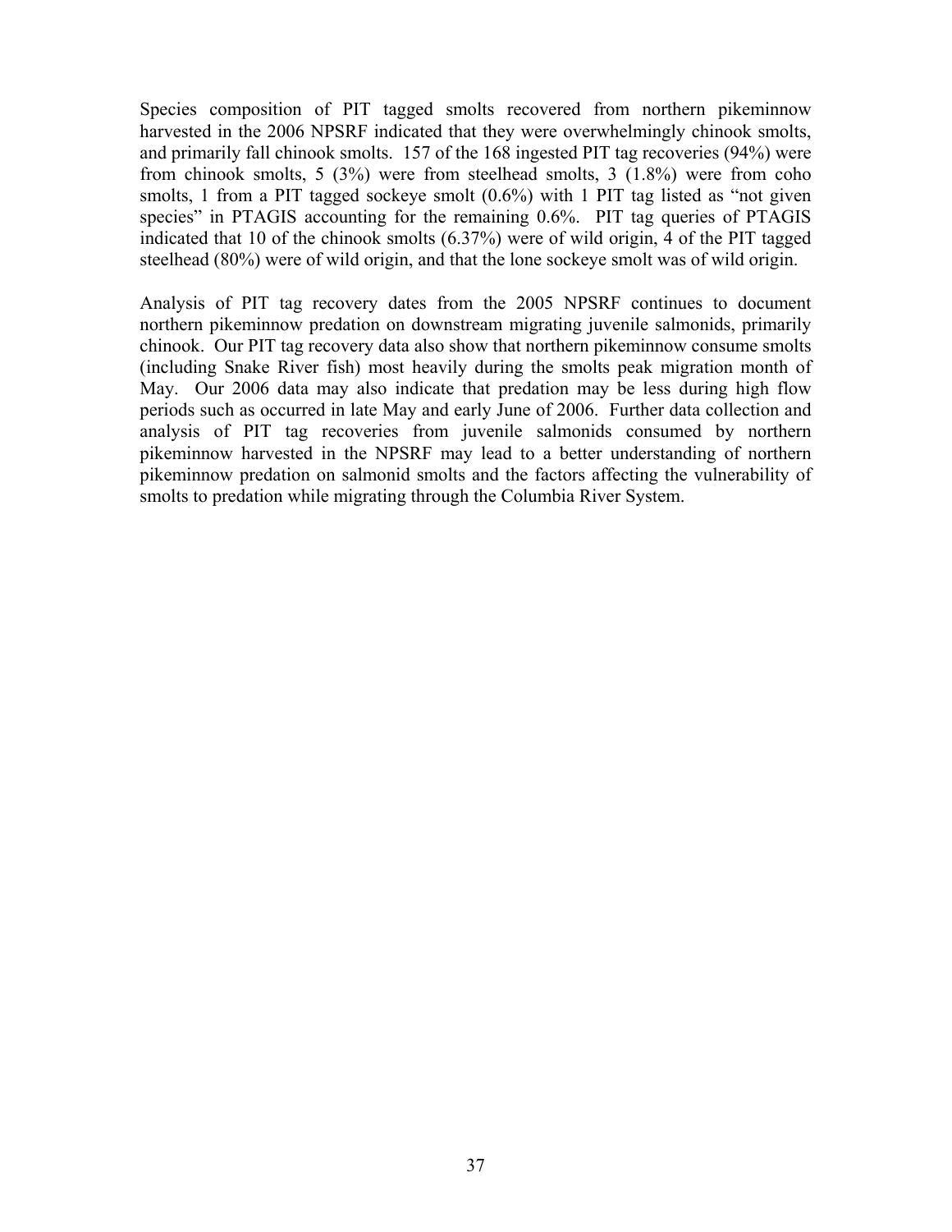Species composition of PIT tagged smolts recovered from northern pikeminnow harvested in the 2006 NPSRF indicated that they were overwhelmingly chinook smolts, and primarily fall chinook smolts. 157 of the 168 ingested PIT tag recoveries (94%) were from chinook smolts, 5 (3%) were from steelhead smolts, 3 (1.8%) were from coho smolts, 1 from a PIT tagged sockeye smolt (0.6%) with 1 PIT tag listed as "not given species" in PTAGIS accounting for the remaining 0.6%. PIT tag queries of PTAGIS indicated that 10 of the chinook smolts (6.37%) were of wild origin, 4 of the PIT tagged steelhead (80%) were of wild origin, and that the lone sockeye smolt was of wild origin.

Analysis of PIT tag recovery dates from the 2005 NPSRF continues to document northern pikeminnow predation on downstream migrating juvenile salmonids, primarily chinook. Our PIT tag recovery data also show that northern pikeminnow consume smolts (including Snake River fish) most heavily during the smolts peak migration month of May. Our 2006 data may also indicate that predation may be less during high flow periods such as occurred in late May and early June of 2006. Further data collection and analysis of PIT tag recoveries from juvenile salmonids consumed by northern pikeminnow harvested in the NPSRF may lead to a better understanding of northern pikeminnow predation on salmonid smolts and the factors affecting the vulnerability of smolts to predation while migrating through the Columbia River System.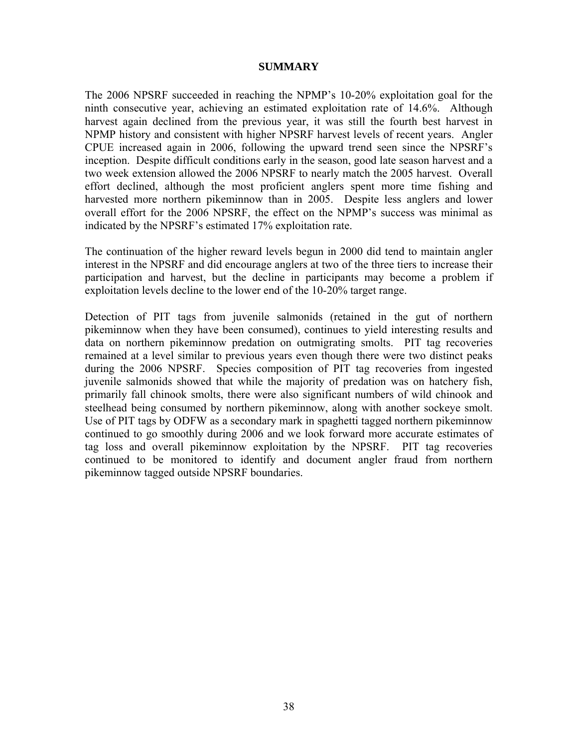# SUMMARY

The 2006 NPSRF succeeded in reaching the NPMP's 10-20% exploitation goal for the ninth consecutive year, achieving an estimated exploitation rate of 14.6%. Although harvest again declined from the previous year, it was still the fourth best harvest in NPMP history and consistent with higher NPSRF harvest levels of recent years. Angler CPUE increased again in 2006, following the upward trend seen since the NPSRF's inception. Despite difficult conditions early in the season, good late season harvest and a two week extension allowed the 2006 NPSRF to nearly match the 2005 harvest. Overall effort declined, although the most proficient anglers spent more time fishing and harvested more northern pikeminnow than in 2005. Despite less anglers and lower overall effort for the 2006 NPSRF, the effect on the NPMP's success was minimal as indicated by the NPSRF's estimated 17% exploitation rate.

The continuation of the higher reward levels begun in 2000 did tend to maintain angler interest in the NPSRF and did encourage anglers at two of the three tiers to increase their participation and harvest, but the decline in participants may become a problem if exploitation levels decline to the lower end of the 10-20% target range.

Detection of PIT tags from juvenile salmonids (retained in the gut of northern pikeminnow when they have been consumed), continues to yield interesting results and data on northern pikeminnow predation on outmigrating smolts. PIT tag recoveries remained at a level similar to previous years even though there were two distinct peaks during the 2006 NPSRF. Species composition of PIT tag recoveries from ingested juvenile salmonids showed that while the majority of predation was on hatchery fish, primarily fall chinook smolts, there were also significant numbers of wild chinook and steelhead being consumed by northern pikeminnow, along with another sockeye smolt. Use of PIT tags by ODFW as a secondary mark in spaghetti tagged northern pikeminnow continued to go smoothly during 2006 and we look forward more accurate estimates of tag loss and overall pikeminnow exploitation by the NPSRF. PIT tag recoveries continued to be monitored to identify and document angler fraud from northern pikeminnow tagged outside NPSRF boundaries.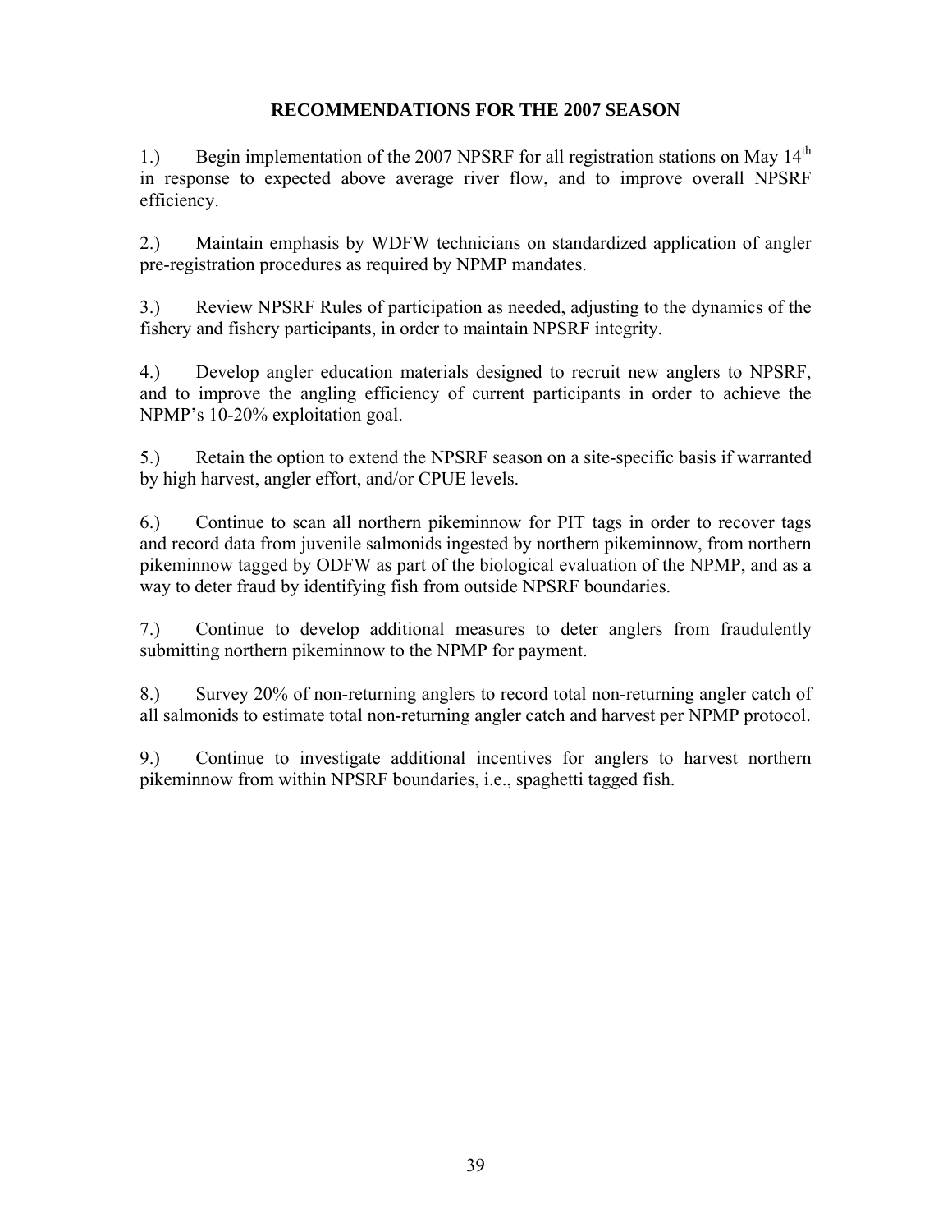## RECOMMENDATIONS FOR THE 2007 SEASON

1.) Begin implementation of the 2007 NPSRF for all registration stations on May 14$^{th}$ in response to expected above average river flow, and to improve overall NPSRF efficiency.

2.) Maintain emphasis by WDFW technicians on standardized application of angler pre-registration procedures as required by NPMP mandates.

3.) Review NPSRF Rules of participation as needed, adjusting to the dynamics of the fishery and fishery participants, in order to maintain NPSRF integrity.

4.) Develop angler education materials designed to recruit new anglers to NPSRF, and to improve the angling efficiency of current participants in order to achieve the NPMP's 10-20% exploitation goal.

5.) Retain the option to extend the NPSRF season on a site-specific basis if warranted by high harvest, angler effort, and/or CPUE levels.

6.) Continue to scan all northern pikeminnow for PIT tags in order to recover tags and record data from juvenile salmonids ingested by northern pikeminnow, from northern pikeminnow tagged by ODFW as part of the biological evaluation of the NPMP, and as a way to deter fraud by identifying fish from outside NPSRF boundaries.

7.) Continue to develop additional measures to deter anglers from fraudulently submitting northern pikeminnow to the NPMP for payment.

8.) Survey 20% of non-returning anglers to record total non-returning angler catch of all salmonids to estimate total non-returning angler catch and harvest per NPMP protocol.

9.) Continue to investigate additional incentives for anglers to harvest northern pikeminnow from within NPSRF boundaries, i.e., spaghetti tagged fish.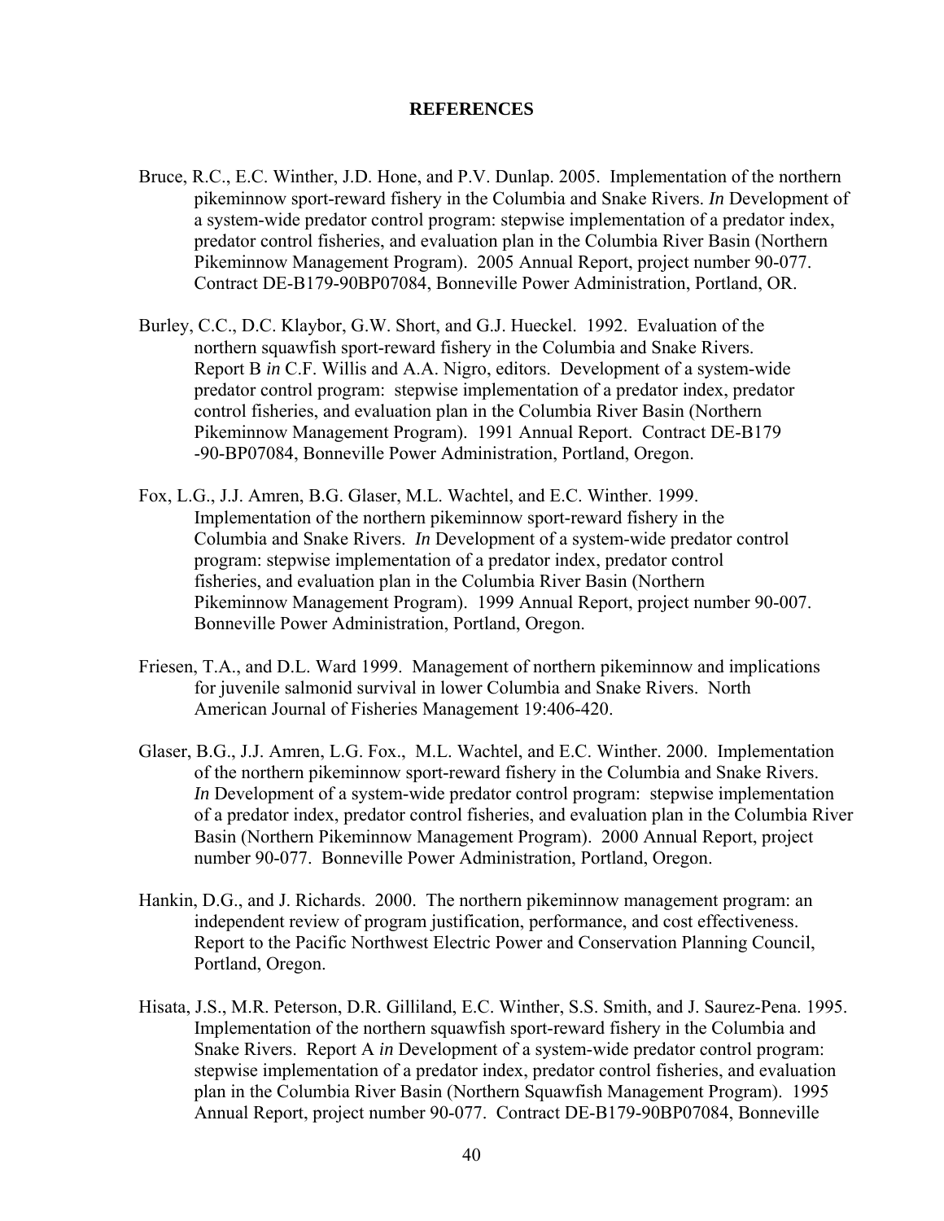# REFERENCES

Bruce, R.C., E.C. Winther, J.D. Hone, and P.V. Dunlap. 2005. Implementation of the northern pikeminnow sport-reward fishery in the Columbia and Snake Rivers. *In* Development of a system-wide predator control program: stepwise implementation of a predator index, predator control fisheries, and evaluation plan in the Columbia River Basin (Northern Pikeminnow Management Program). 2005 Annual Report, project number 90-077. Contract DE-B179-90BP07084, Bonneville Power Administration, Portland, OR.

Burley, C.C., D.C. Klaybor, G.W. Short, and G.J. Hueckel. 1992. Evaluation of the northern squawfish sport-reward fishery in the Columbia and Snake Rivers. Report B *in* C.F. Willis and A.A. Nigro, editors. Development of a system-wide predator control program: stepwise implementation of a predator index, predator control fisheries, and evaluation plan in the Columbia River Basin (Northern Pikeminnow Management Program). 1991 Annual Report. Contract DE-B179 -90-BP07084, Bonneville Power Administration, Portland, Oregon.

Fox, L.G., J.J. Amren, B.G. Glaser, M.L. Wachtel, and E.C. Winther. 1999. Implementation of the northern pikeminnow sport-reward fishery in the Columbia and Snake Rivers. *In* Development of a system-wide predator control program: stepwise implementation of a predator index, predator control fisheries, and evaluation plan in the Columbia River Basin (Northern Pikeminnow Management Program). 1999 Annual Report, project number 90-007. Bonneville Power Administration, Portland, Oregon.

Friesen, T.A., and D.L. Ward 1999. Management of northern pikeminnow and implications for juvenile salmonid survival in lower Columbia and Snake Rivers. North American Journal of Fisheries Management 19:406-420.

Glaser, B.G., J.J. Amren, L.G. Fox., M.L. Wachtel, and E.C. Winther. 2000. Implementation of the northern pikeminnow sport-reward fishery in the Columbia and Snake Rivers. *In* Development of a system-wide predator control program: stepwise implementation of a predator index, predator control fisheries, and evaluation plan in the Columbia River Basin (Northern Pikeminnow Management Program). 2000 Annual Report, project number 90-077. Bonneville Power Administration, Portland, Oregon.

Hankin, D.G., and J. Richards. 2000. The northern pikeminnow management program: an independent review of program justification, performance, and cost effectiveness. Report to the Pacific Northwest Electric Power and Conservation Planning Council, Portland, Oregon.

Hisata, J.S., M.R. Peterson, D.R. Gilliland, E.C. Winther, S.S. Smith, and J. Saurez-Pena. 1995. Implementation of the northern squawfish sport-reward fishery in the Columbia and Snake Rivers. Report A *in* Development of a system-wide predator control program: stepwise implementation of a predator index, predator control fisheries, and evaluation plan in the Columbia River Basin (Northern Squawfish Management Program). 1995 Annual Report, project number 90-077. Contract DE-B179-90BP07084, Bonneville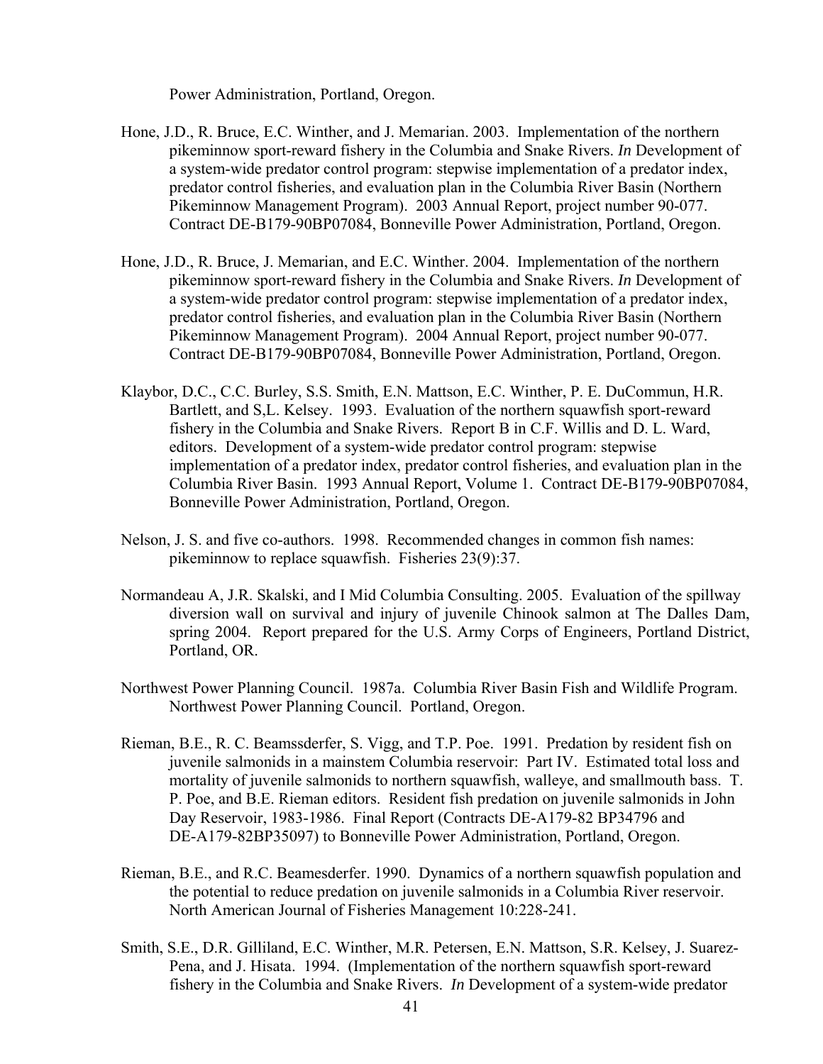Power Administration, Portland, Oregon.

Hone, J.D., R. Bruce, E.C. Winther, and J. Memarian. 2003. Implementation of the northern pikeminnow sport-reward fishery in the Columbia and Snake Rivers. *In* Development of a system-wide predator control program: stepwise implementation of a predator index, predator control fisheries, and evaluation plan in the Columbia River Basin (Northern Pikeminnow Management Program). 2003 Annual Report, project number 90-077. Contract DE-B179-90BP07084, Bonneville Power Administration, Portland, Oregon.

Hone, J.D., R. Bruce, J. Memarian, and E.C. Winther. 2004. Implementation of the northern pikeminnow sport-reward fishery in the Columbia and Snake Rivers. *In* Development of a system-wide predator control program: stepwise implementation of a predator index, predator control fisheries, and evaluation plan in the Columbia River Basin (Northern Pikeminnow Management Program). 2004 Annual Report, project number 90-077. Contract DE-B179-90BP07084, Bonneville Power Administration, Portland, Oregon.

Klaybor, D.C., C.C. Burley, S.S. Smith, E.N. Mattson, E.C. Winther, P. E. DuCommun, H.R. Bartlett, and S,L. Kelsey. 1993. Evaluation of the northern squawfish sport-reward fishery in the Columbia and Snake Rivers. Report B in C.F. Willis and D. L. Ward, editors. Development of a system-wide predator control program: stepwise implementation of a predator index, predator control fisheries, and evaluation plan in the Columbia River Basin. 1993 Annual Report, Volume 1. Contract DE-B179-90BP07084, Bonneville Power Administration, Portland, Oregon.

Nelson, J. S. and five co-authors. 1998. Recommended changes in common fish names: pikeminnow to replace squawfish. Fisheries 23(9):37.

Normandeau A, J.R. Skalski, and I Mid Columbia Consulting. 2005. Evaluation of the spillway diversion wall on survival and injury of juvenile Chinook salmon at The Dalles Dam, spring 2004. Report prepared for the U.S. Army Corps of Engineers, Portland District, Portland, OR.

Northwest Power Planning Council. 1987a. Columbia River Basin Fish and Wildlife Program. Northwest Power Planning Council. Portland, Oregon.

Rieman, B.E., R. C. Beamssderfer, S. Vigg, and T.P. Poe. 1991. Predation by resident fish on juvenile salmonids in a mainstem Columbia reservoir: Part IV. Estimated total loss and mortality of juvenile salmonids to northern squawfish, walleye, and smallmouth bass. T. P. Poe, and B.E. Rieman editors. Resident fish predation on juvenile salmonids in John Day Reservoir, 1983-1986. Final Report (Contracts DE-A179-82 BP34796 and DE-A179-82BP35097) to Bonneville Power Administration, Portland, Oregon.

Rieman, B.E., and R.C. Beamesderfer. 1990. Dynamics of a northern squawfish population and the potential to reduce predation on juvenile salmonids in a Columbia River reservoir. North American Journal of Fisheries Management 10:228-241.

Smith, S.E., D.R. Gilliland, E.C. Winther, M.R. Petersen, E.N. Mattson, S.R. Kelsey, J. Suarez-Pena, and J. Hisata. 1994. (Implementation of the northern squawfish sport-reward fishery in the Columbia and Snake Rivers. *In* Development of a system-wide predator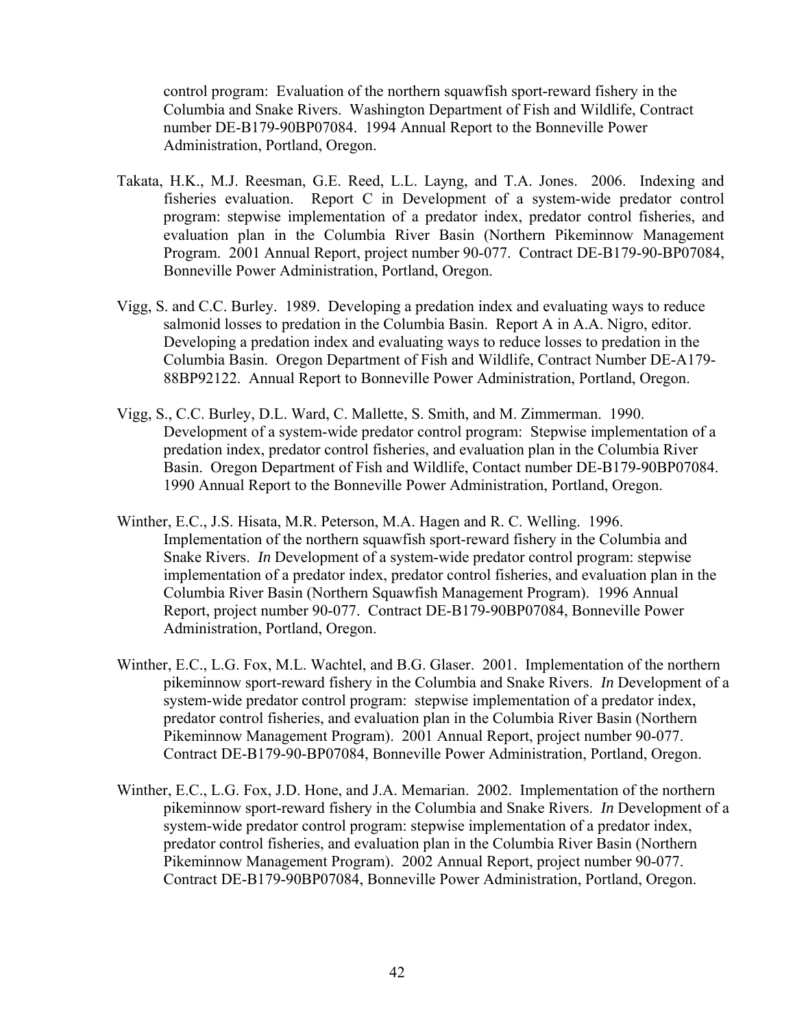control program: Evaluation of the northern squawfish sport-reward fishery in the Columbia and Snake Rivers. Washington Department of Fish and Wildlife, Contract number DE-B179-90BP07084. 1994 Annual Report to the Bonneville Power Administration, Portland, Oregon.

Takata, H.K., M.J. Reesman, G.E. Reed, L.L. Layng, and T.A. Jones. 2006. Indexing and fisheries evaluation. Report C in Development of a system-wide predator control program: stepwise implementation of a predator index, predator control fisheries, and evaluation plan in the Columbia River Basin (Northern Pikeminnow Management Program. 2001 Annual Report, project number 90-077. Contract DE-B179-90-BP07084, Bonneville Power Administration, Portland, Oregon.

Vigg, S. and C.C. Burley. 1989. Developing a predation index and evaluating ways to reduce salmonid losses to predation in the Columbia Basin. Report A in A.A. Nigro, editor. Developing a predation index and evaluating ways to reduce losses to predation in the Columbia Basin. Oregon Department of Fish and Wildlife, Contract Number DE-A179-88BP92122. Annual Report to Bonneville Power Administration, Portland, Oregon.

Vigg, S., C.C. Burley, D.L. Ward, C. Mallette, S. Smith, and M. Zimmerman. 1990. Development of a system-wide predator control program: Stepwise implementation of a predation index, predator control fisheries, and evaluation plan in the Columbia River Basin. Oregon Department of Fish and Wildlife, Contact number DE-B179-90BP07084. 1990 Annual Report to the Bonneville Power Administration, Portland, Oregon.

Winther, E.C., J.S. Hisata, M.R. Peterson, M.A. Hagen and R. C. Welling. 1996. Implementation of the northern squawfish sport-reward fishery in the Columbia and Snake Rivers. *In* Development of a system-wide predator control program: stepwise implementation of a predator index, predator control fisheries, and evaluation plan in the Columbia River Basin (Northern Squawfish Management Program). 1996 Annual Report, project number 90-077. Contract DE-B179-90BP07084, Bonneville Power Administration, Portland, Oregon.

Winther, E.C., L.G. Fox, M.L. Wachtel, and B.G. Glaser. 2001. Implementation of the northern pikeminnow sport-reward fishery in the Columbia and Snake Rivers. *In* Development of a system-wide predator control program: stepwise implementation of a predator index, predator control fisheries, and evaluation plan in the Columbia River Basin (Northern Pikeminnow Management Program). 2001 Annual Report, project number 90-077. Contract DE-B179-90-BP07084, Bonneville Power Administration, Portland, Oregon.

Winther, E.C., L.G. Fox, J.D. Hone, and J.A. Memarian. 2002. Implementation of the northern pikeminnow sport-reward fishery in the Columbia and Snake Rivers. *In* Development of a system-wide predator control program: stepwise implementation of a predator index, predator control fisheries, and evaluation plan in the Columbia River Basin (Northern Pikeminnow Management Program). 2002 Annual Report, project number 90-077. Contract DE-B179-90BP07084, Bonneville Power Administration, Portland, Oregon.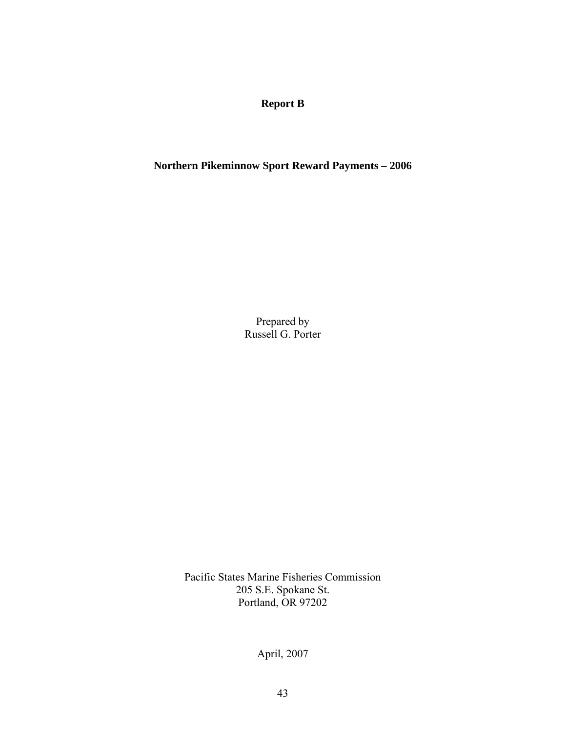# Report B

## Northern Pikeminnow Sport Reward Payments – 2006

Prepared by
Russell G. Porter

Pacific States Marine Fisheries Commission
205 S.E. Spokane St.
Portland, OR 97202

April, 2007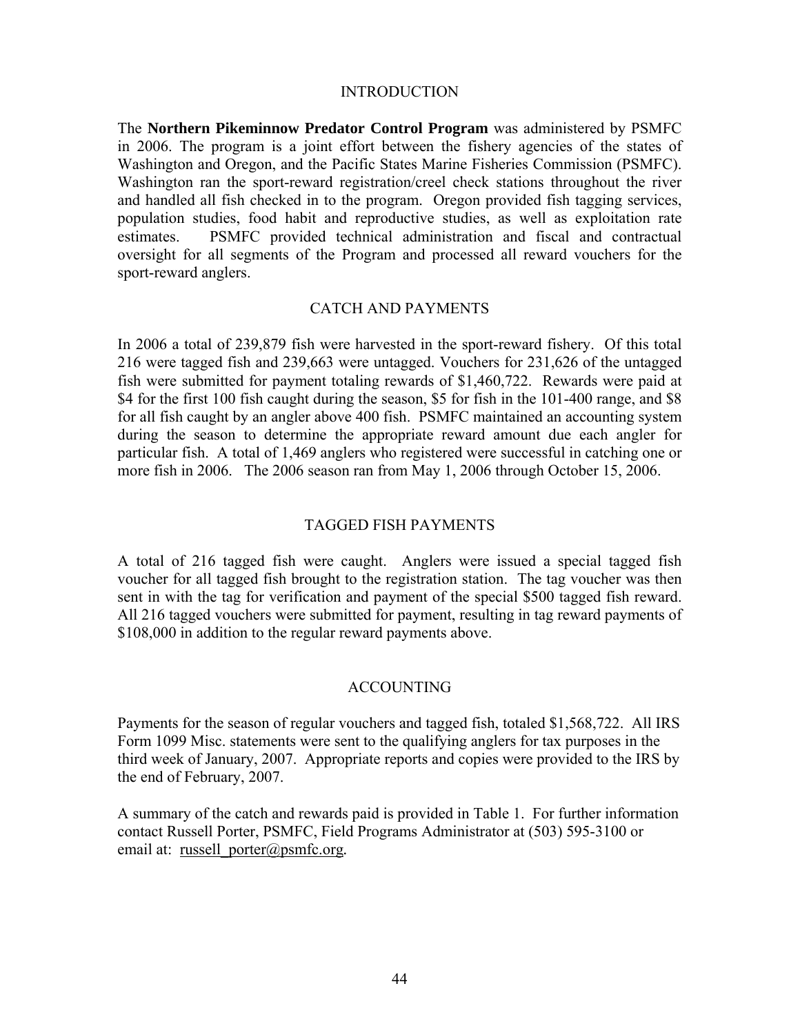## INTRODUCTION

The **Northern Pikeminnow Predator Control Program** was administered by PSMFC in 2006. The program is a joint effort between the fishery agencies of the states of Washington and Oregon, and the Pacific States Marine Fisheries Commission (PSMFC). Washington ran the sport-reward registration/creel check stations throughout the river and handled all fish checked in to the program. Oregon provided fish tagging services, population studies, food habit and reproductive studies, as well as exploitation rate estimates. PSMFC provided technical administration and fiscal and contractual oversight for all segments of the Program and processed all reward vouchers for the sport-reward anglers.

## CATCH AND PAYMENTS

In 2006 a total of 239,879 fish were harvested in the sport-reward fishery. Of this total 216 were tagged fish and 239,663 were untagged. Vouchers for 231,626 of the untagged fish were submitted for payment totaling rewards of $1,460,722. Rewards were paid at $4 for the first 100 fish caught during the season, $5 for fish in the 101-400 range, and $8 for all fish caught by an angler above 400 fish. PSMFC maintained an accounting system during the season to determine the appropriate reward amount due each angler for particular fish. A total of 1,469 anglers who registered were successful in catching one or more fish in 2006. The 2006 season ran from May 1, 2006 through October 15, 2006.

## TAGGED FISH PAYMENTS

A total of 216 tagged fish were caught. Anglers were issued a special tagged fish voucher for all tagged fish brought to the registration station. The tag voucher was then sent in with the tag for verification and payment of the special $500 tagged fish reward. All 216 tagged vouchers were submitted for payment, resulting in tag reward payments of $108,000 in addition to the regular reward payments above.

## ACCOUNTING

Payments for the season of regular vouchers and tagged fish, totaled $1,568,722. All IRS Form 1099 Misc. statements were sent to the qualifying anglers for tax purposes in the third week of January, 2007. Appropriate reports and copies were provided to the IRS by the end of February, 2007.

A summary of the catch and rewards paid is provided in Table 1. For further information contact Russell Porter, PSMFC, Field Programs Administrator at (503) 595-3100 or email at: russell_porter@psmfc.org.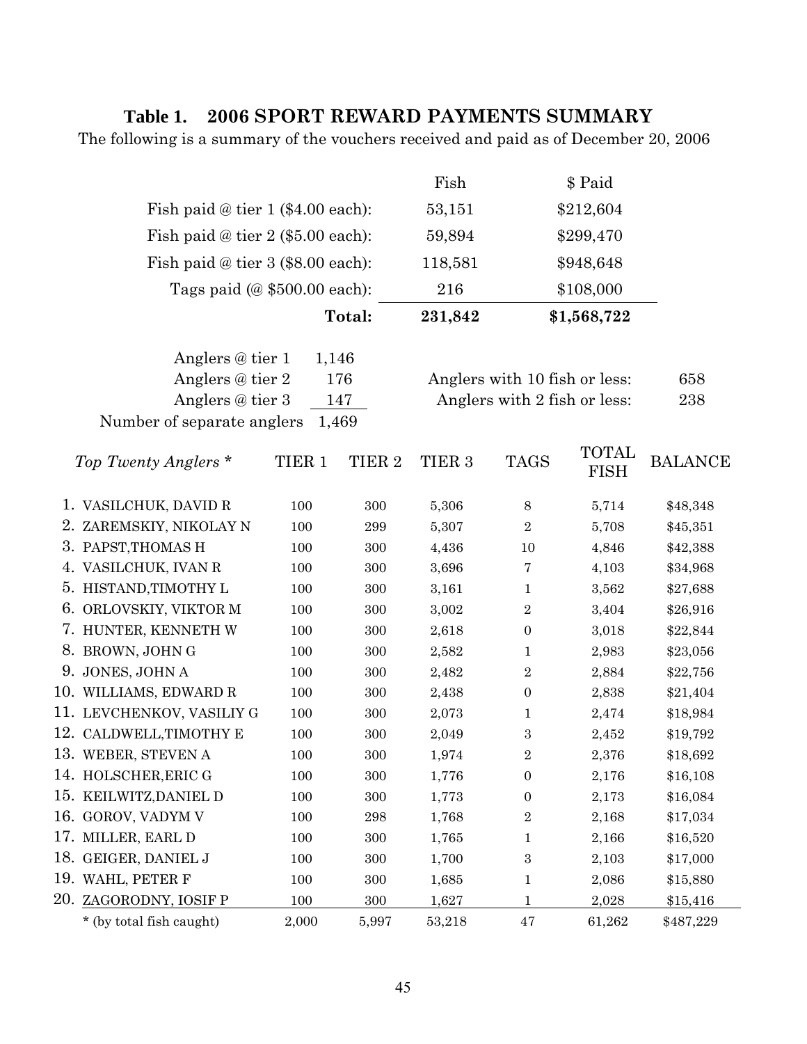# Table 1. 2006 SPORT REWARD PAYMENTS SUMMARY

The following is a summary of the vouchers received and paid as of December 20, 2006

| | Fish | $ Paid |
|---|---|---|
| Fish paid @ tier 1 ($4.00 each): | 53,151 | $212,604 |
| Fish paid @ tier 2 ($5.00 each): | 59,894 | $299,470 |
| Fish paid @ tier 3 ($8.00 each): | 118,581 | $948,648 |
| Tags paid (@ $500.00 each): | 216 | $108,000 |
| **Total:** | **231,842** | **$1,568,722** |

| | |
|---|---|
| Anglers @ tier 1 | 1,146 |
| Anglers @ tier 2 | 176 |
| Anglers @ tier 3 | 147 |
| Number of separate anglers | 1,469 |

| | |
|---|---|
| Anglers with 10 fish or less: | 658 |
| Anglers with 2 fish or less: | 238 |

| *Top Twenty Anglers* * | TIER 1 | TIER 2 | TIER 3 | TAGS | TOTAL FISH | BALANCE |
|---|---|---|---|---|---|---|
| 1. VASILCHUK, DAVID R | 100 | 300 | 5,306 | 8 | 5,714 | $48,348 |
| 2. ZAREMSKIY, NIKOLAY N | 100 | 299 | 5,307 | 2 | 5,708 | $45,351 |
| 3. PAPST,THOMAS H | 100 | 300 | 4,436 | 10 | 4,846 | $42,388 |
| 4. VASILCHUK, IVAN R | 100 | 300 | 3,696 | 7 | 4,103 | $34,968 |
| 5. HISTAND,TIMOTHY L | 100 | 300 | 3,161 | 1 | 3,562 | $27,688 |
| 6. ORLOVSKIY, VIKTOR M | 100 | 300 | 3,002 | 2 | 3,404 | $26,916 |
| 7. HUNTER, KENNETH W | 100 | 300 | 2,618 | 0 | 3,018 | $22,844 |
| 8. BROWN, JOHN G | 100 | 300 | 2,582 | 1 | 2,983 | $23,056 |
| 9. JONES, JOHN A | 100 | 300 | 2,482 | 2 | 2,884 | $22,756 |
| 10. WILLIAMS, EDWARD R | 100 | 300 | 2,438 | 0 | 2,838 | $21,404 |
| 11. LEVCHENKOV, VASILIY G | 100 | 300 | 2,073 | 1 | 2,474 | $18,984 |
| 12. CALDWELL,TIMOTHY E | 100 | 300 | 2,049 | 3 | 2,452 | $19,792 |
| 13. WEBER, STEVEN A | 100 | 300 | 1,974 | 2 | 2,376 | $18,692 |
| 14. HOLSCHER,ERIC G | 100 | 300 | 1,776 | 0 | 2,176 | $16,108 |
| 15. KEILWITZ,DANIEL D | 100 | 300 | 1,773 | 0 | 2,173 | $16,084 |
| 16. GOROV, VADYM V | 100 | 298 | 1,768 | 2 | 2,168 | $17,034 |
| 17. MILLER, EARL D | 100 | 300 | 1,765 | 1 | 2,166 | $16,520 |
| 18. GEIGER, DANIEL J | 100 | 300 | 1,700 | 3 | 2,103 | $17,000 |
| 19. WAHL, PETER F | 100 | 300 | 1,685 | 1 | 2,086 | $15,880 |
| 20. ZAGORODNY, IOSIF P | 100 | 300 | 1,627 | 1 | 2,028 | $15,416 |
| * (by total fish caught) | 2,000 | 5,997 | 53,218 | 47 | 61,262 | $487,229 |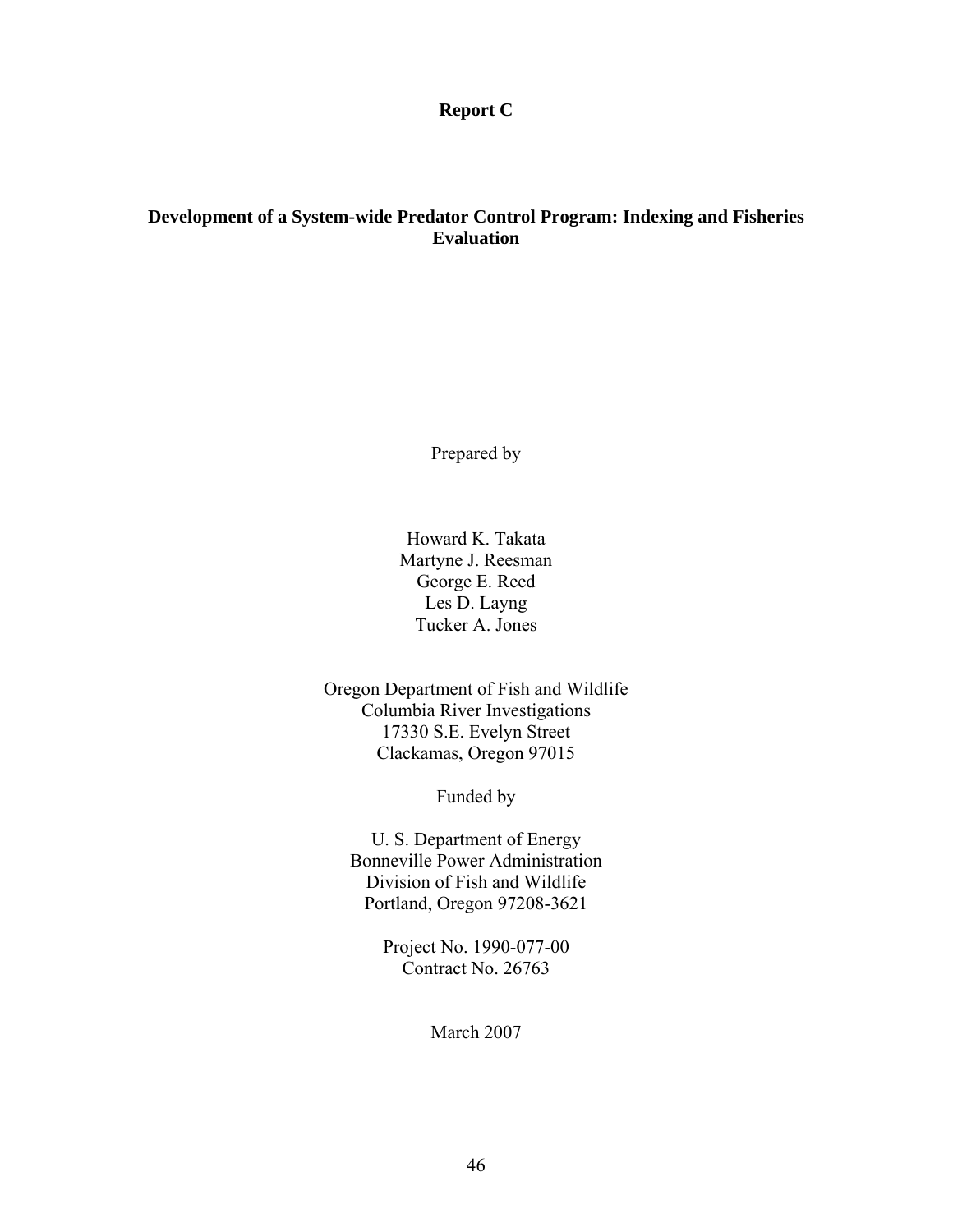**Report C**

# Development of a System-wide Predator Control Program: Indexing and Fisheries Evaluation

Prepared by

Howard K. Takata
Martyne J. Reesman
George E. Reed
Les D. Layng
Tucker A. Jones

Oregon Department of Fish and Wildlife
Columbia River Investigations
17330 S.E. Evelyn Street
Clackamas, Oregon 97015

Funded by

U. S. Department of Energy
Bonneville Power Administration
Division of Fish and Wildlife
Portland, Oregon 97208-3621

Project No. 1990-077-00
Contract No. 26763

March 2007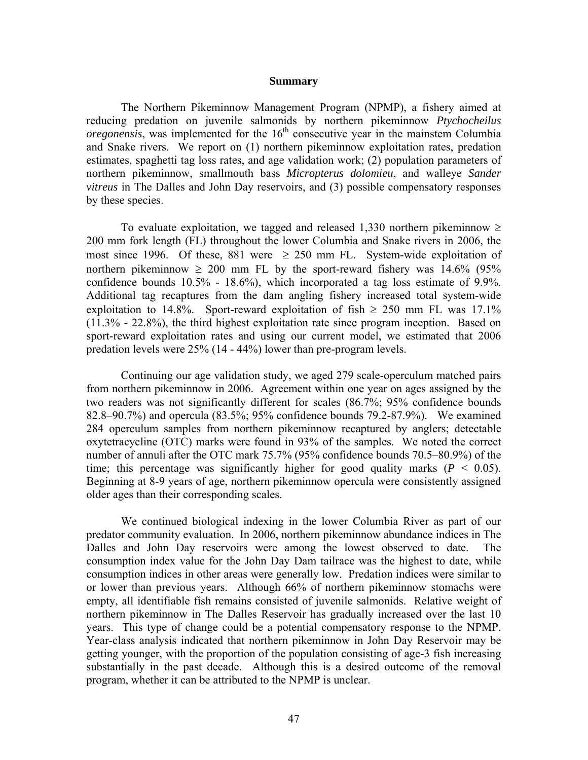## Summary

The Northern Pikeminnow Management Program (NPMP), a fishery aimed at reducing predation on juvenile salmonids by northern pikeminnow *Ptychocheilus oregonensis*, was implemented for the 16th consecutive year in the mainstem Columbia and Snake rivers. We report on (1) northern pikeminnow exploitation rates, predation estimates, spaghetti tag loss rates, and age validation work; (2) population parameters of northern pikeminnow, smallmouth bass *Micropterus dolomieu*, and walleye *Sander vitreus* in The Dalles and John Day reservoirs, and (3) possible compensatory responses by these species.

To evaluate exploitation, we tagged and released 1,330 northern pikeminnow ≥ 200 mm fork length (FL) throughout the lower Columbia and Snake rivers in 2006, the most since 1996. Of these, 881 were ≥ 250 mm FL. System-wide exploitation of northern pikeminnow ≥ 200 mm FL by the sport-reward fishery was 14.6% (95% confidence bounds 10.5% - 18.6%), which incorporated a tag loss estimate of 9.9%. Additional tag recaptures from the dam angling fishery increased total system-wide exploitation to 14.8%. Sport-reward exploitation of fish ≥ 250 mm FL was 17.1% (11.3% - 22.8%), the third highest exploitation rate since program inception. Based on sport-reward exploitation rates and using our current model, we estimated that 2006 predation levels were 25% (14 - 44%) lower than pre-program levels.

Continuing our age validation study, we aged 279 scale-operculum matched pairs from northern pikeminnow in 2006. Agreement within one year on ages assigned by the two readers was not significantly different for scales (86.7%; 95% confidence bounds 82.8–90.7%) and opercula (83.5%; 95% confidence bounds 79.2-87.9%). We examined 284 operculum samples from northern pikeminnow recaptured by anglers; detectable oxytetracycline (OTC) marks were found in 93% of the samples. We noted the correct number of annuli after the OTC mark 75.7% (95% confidence bounds 70.5–80.9%) of the time; this percentage was significantly higher for good quality marks ($P < 0.05$). Beginning at 8-9 years of age, northern pikeminnow opercula were consistently assigned older ages than their corresponding scales.

We continued biological indexing in the lower Columbia River as part of our predator community evaluation. In 2006, northern pikeminnow abundance indices in The Dalles and John Day reservoirs were among the lowest observed to date. The consumption index value for the John Day Dam tailrace was the highest to date, while consumption indices in other areas were generally low. Predation indices were similar to or lower than previous years. Although 66% of northern pikeminnow stomachs were empty, all identifiable fish remains consisted of juvenile salmonids. Relative weight of northern pikeminnow in The Dalles Reservoir has gradually increased over the last 10 years. This type of change could be a potential compensatory response to the NPMP. Year-class analysis indicated that northern pikeminnow in John Day Reservoir may be getting younger, with the proportion of the population consisting of age-3 fish increasing substantially in the past decade. Although this is a desired outcome of the removal program, whether it can be attributed to the NPMP is unclear.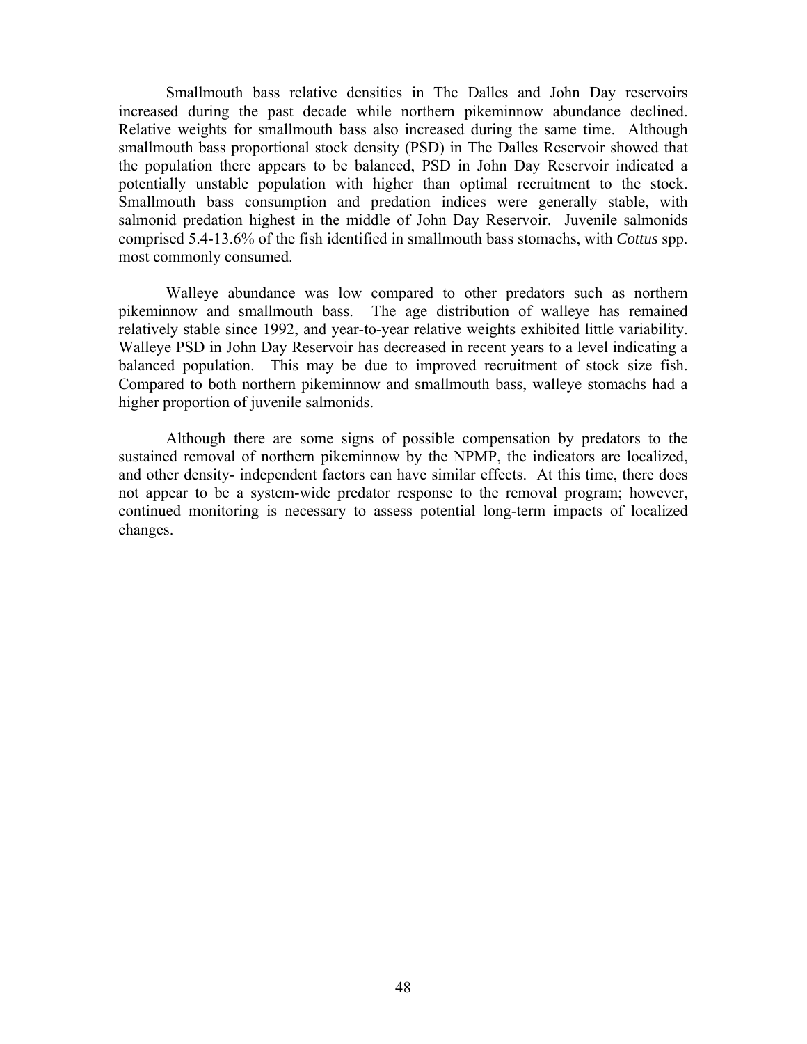Smallmouth bass relative densities in The Dalles and John Day reservoirs increased during the past decade while northern pikeminnow abundance declined. Relative weights for smallmouth bass also increased during the same time. Although smallmouth bass proportional stock density (PSD) in The Dalles Reservoir showed that the population there appears to be balanced, PSD in John Day Reservoir indicated a potentially unstable population with higher than optimal recruitment to the stock. Smallmouth bass consumption and predation indices were generally stable, with salmonid predation highest in the middle of John Day Reservoir. Juvenile salmonids comprised 5.4-13.6% of the fish identified in smallmouth bass stomachs, with *Cottus* spp. most commonly consumed.

Walleye abundance was low compared to other predators such as northern pikeminnow and smallmouth bass. The age distribution of walleye has remained relatively stable since 1992, and year-to-year relative weights exhibited little variability. Walleye PSD in John Day Reservoir has decreased in recent years to a level indicating a balanced population. This may be due to improved recruitment of stock size fish. Compared to both northern pikeminnow and smallmouth bass, walleye stomachs had a higher proportion of juvenile salmonids.

Although there are some signs of possible compensation by predators to the sustained removal of northern pikeminnow by the NPMP, the indicators are localized, and other density- independent factors can have similar effects. At this time, there does not appear to be a system-wide predator response to the removal program; however, continued monitoring is necessary to assess potential long-term impacts of localized changes.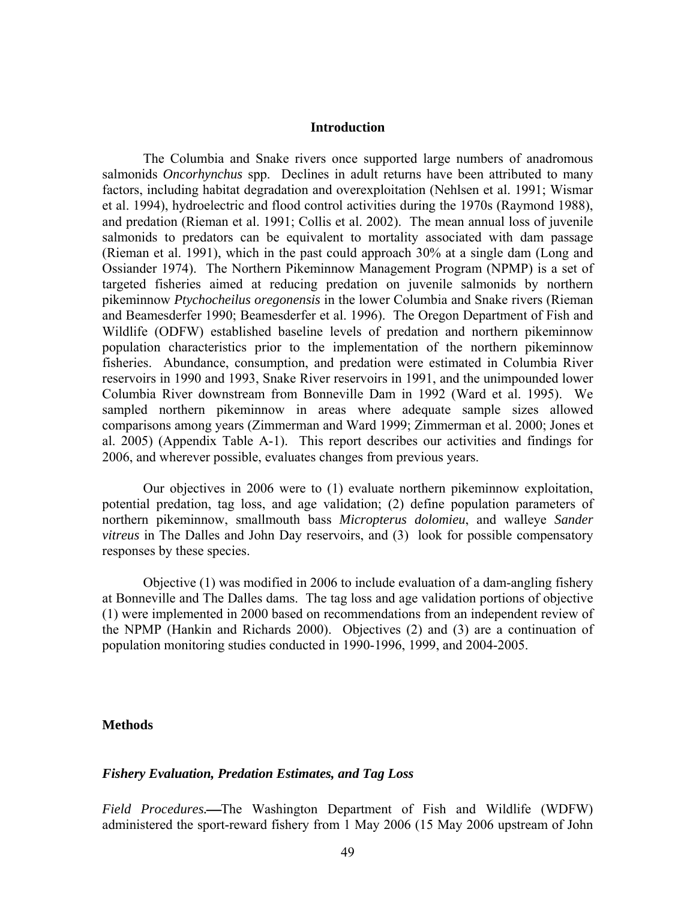## Introduction

The Columbia and Snake rivers once supported large numbers of anadromous salmonids *Oncorhynchus* spp. Declines in adult returns have been attributed to many factors, including habitat degradation and overexploitation (Nehlsen et al. 1991; Wismar et al. 1994), hydroelectric and flood control activities during the 1970s (Raymond 1988), and predation (Rieman et al. 1991; Collis et al. 2002). The mean annual loss of juvenile salmonids to predators can be equivalent to mortality associated with dam passage (Rieman et al. 1991), which in the past could approach 30% at a single dam (Long and Ossiander 1974). The Northern Pikeminnow Management Program (NPMP) is a set of targeted fisheries aimed at reducing predation on juvenile salmonids by northern pikeminnow *Ptychocheilus oregonensis* in the lower Columbia and Snake rivers (Rieman and Beamesderfer 1990; Beamesderfer et al. 1996). The Oregon Department of Fish and Wildlife (ODFW) established baseline levels of predation and northern pikeminnow population characteristics prior to the implementation of the northern pikeminnow fisheries. Abundance, consumption, and predation were estimated in Columbia River reservoirs in 1990 and 1993, Snake River reservoirs in 1991, and the unimpounded lower Columbia River downstream from Bonneville Dam in 1992 (Ward et al. 1995). We sampled northern pikeminnow in areas where adequate sample sizes allowed comparisons among years (Zimmerman and Ward 1999; Zimmerman et al. 2000; Jones et al. 2005) (Appendix Table A-1). This report describes our activities and findings for 2006, and wherever possible, evaluates changes from previous years.

Our objectives in 2006 were to (1) evaluate northern pikeminnow exploitation, potential predation, tag loss, and age validation; (2) define population parameters of northern pikeminnow, smallmouth bass *Micropterus dolomieu*, and walleye *Sander vitreus* in The Dalles and John Day reservoirs, and (3) look for possible compensatory responses by these species.

Objective (1) was modified in 2006 to include evaluation of a dam-angling fishery at Bonneville and The Dalles dams. The tag loss and age validation portions of objective (1) were implemented in 2000 based on recommendations from an independent review of the NPMP (Hankin and Richards 2000). Objectives (2) and (3) are a continuation of population monitoring studies conducted in 1990-1996, 1999, and 2004-2005.

## Methods

### *Fishery Evaluation, Predation Estimates, and Tag Loss*

*Field Procedures.*—The Washington Department of Fish and Wildlife (WDFW) administered the sport-reward fishery from 1 May 2006 (15 May 2006 upstream of John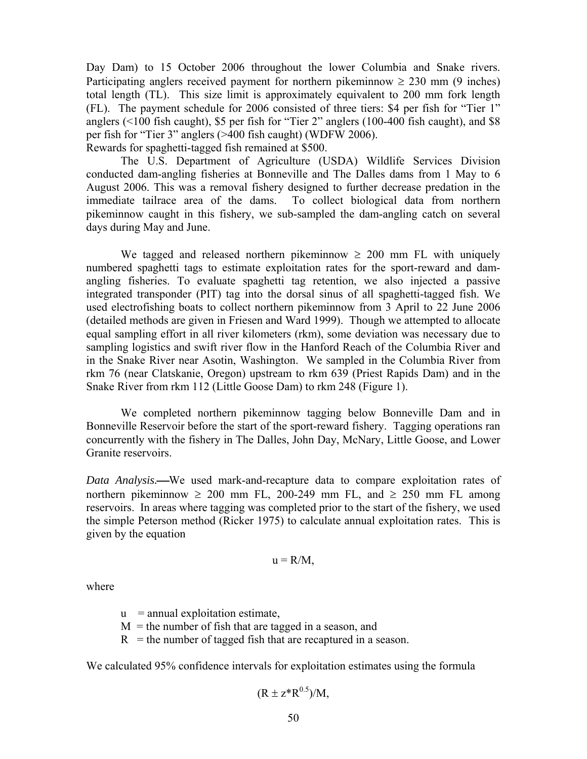Day Dam) to 15 October 2006 throughout the lower Columbia and Snake rivers. Participating anglers received payment for northern pikeminnow $\geq$ 230 mm (9 inches) total length (TL). This size limit is approximately equivalent to 200 mm fork length (FL). The payment schedule for 2006 consisted of three tiers: \$4 per fish for "Tier 1" anglers (<100 fish caught), \$5 per fish for "Tier 2" anglers (100-400 fish caught), and \$8 per fish for "Tier 3" anglers (>400 fish caught) (WDFW 2006).
Rewards for spaghetti-tagged fish remained at \$500.

The U.S. Department of Agriculture (USDA) Wildlife Services Division conducted dam-angling fisheries at Bonneville and The Dalles dams from 1 May to 6 August 2006. This was a removal fishery designed to further decrease predation in the immediate tailrace area of the dams. To collect biological data from northern pikeminnow caught in this fishery, we sub-sampled the dam-angling catch on several days during May and June.

We tagged and released northern pikeminnow $\geq$ 200 mm FL with uniquely numbered spaghetti tags to estimate exploitation rates for the sport-reward and dam-angling fisheries. To evaluate spaghetti tag retention, we also injected a passive integrated transponder (PIT) tag into the dorsal sinus of all spaghetti-tagged fish. We used electrofishing boats to collect northern pikeminnow from 3 April to 22 June 2006 (detailed methods are given in Friesen and Ward 1999). Though we attempted to allocate equal sampling effort in all river kilometers (rkm), some deviation was necessary due to sampling logistics and swift river flow in the Hanford Reach of the Columbia River and in the Snake River near Asotin, Washington. We sampled in the Columbia River from rkm 76 (near Clatskanie, Oregon) upstream to rkm 639 (Priest Rapids Dam) and in the Snake River from rkm 112 (Little Goose Dam) to rkm 248 (Figure 1).

We completed northern pikeminnow tagging below Bonneville Dam and in Bonneville Reservoir before the start of the sport-reward fishery. Tagging operations ran concurrently with the fishery in The Dalles, John Day, McNary, Little Goose, and Lower Granite reservoirs.

*Data Analysis.***—**We used mark-and-recapture data to compare exploitation rates of northern pikeminnow $\geq$ 200 mm FL, 200-249 mm FL, and $\geq$ 250 mm FL among reservoirs. In areas where tagging was completed prior to the start of the fishery, we used the simple Peterson method (Ricker 1975) to calculate annual exploitation rates. This is given by the equation

$$u = R/M,$$

where

- u = annual exploitation estimate,
- M = the number of fish that are tagged in a season, and
- R = the number of tagged fish that are recaptured in a season.

We calculated 95% confidence intervals for exploitation estimates using the formula

$$(R \pm z^*R^{0.5})/M,$$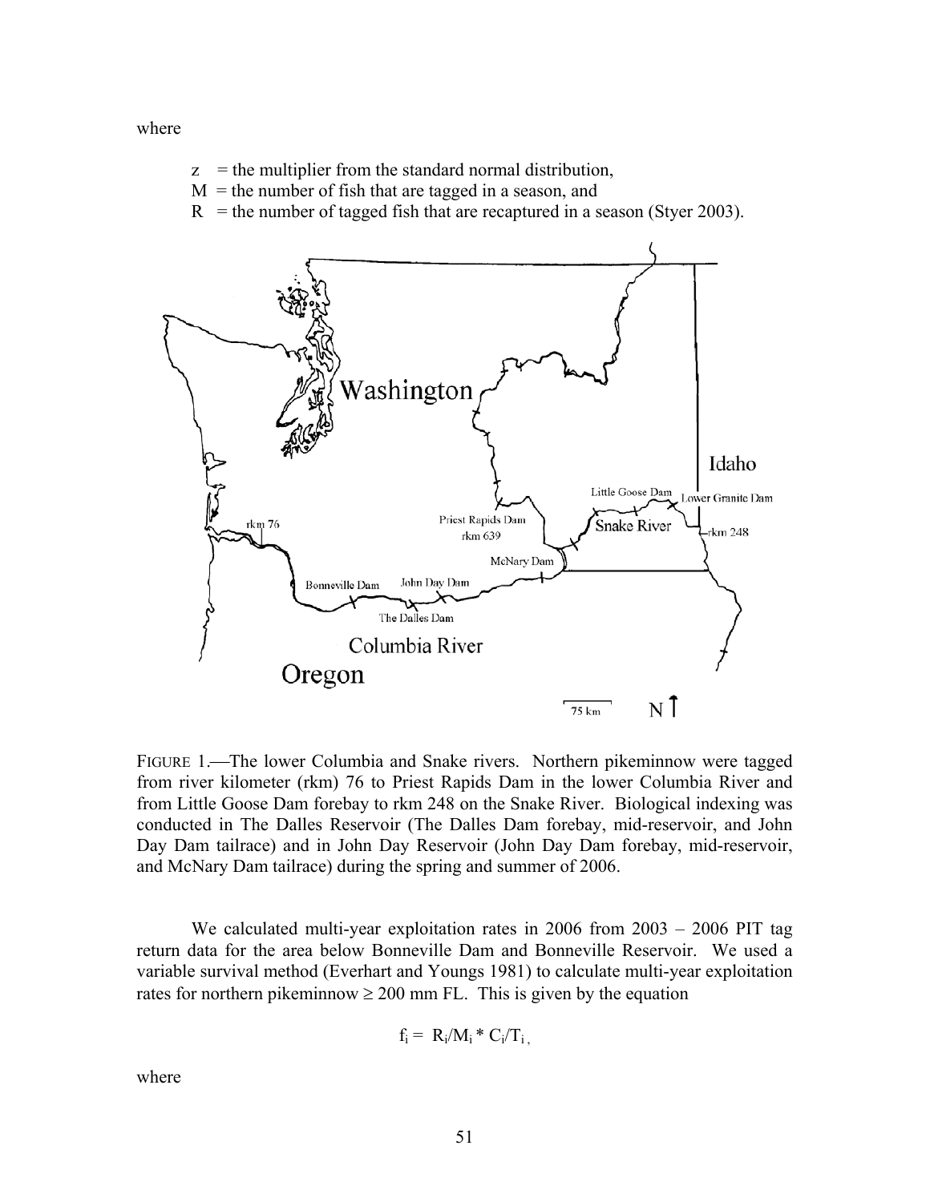where

- $z$ = the multiplier from the standard normal distribution,
- $M$ = the number of fish that are tagged in a season, and
- $R$ = the number of tagged fish that are recaptured in a season (Styer 2003).

FIGURE 1.—The lower Columbia and Snake rivers. Northern pikeminnow were tagged from river kilometer (rkm) 76 to Priest Rapids Dam in the lower Columbia River and from Little Goose Dam forebay to rkm 248 on the Snake River. Biological indexing was conducted in The Dalles Reservoir (The Dalles Dam forebay, mid-reservoir, and John Day Dam tailrace) and in John Day Reservoir (John Day Dam forebay, mid-reservoir, and McNary Dam tailrace) during the spring and summer of 2006.

We calculated multi-year exploitation rates in 2006 from 2003 – 2006 PIT tag return data for the area below Bonneville Dam and Bonneville Reservoir. We used a variable survival method (Everhart and Youngs 1981) to calculate multi-year exploitation rates for northern pikeminnow ≥ 200 mm FL. This is given by the equation

$$f_i = R_i/M_i * C_i/T_i ,$$

where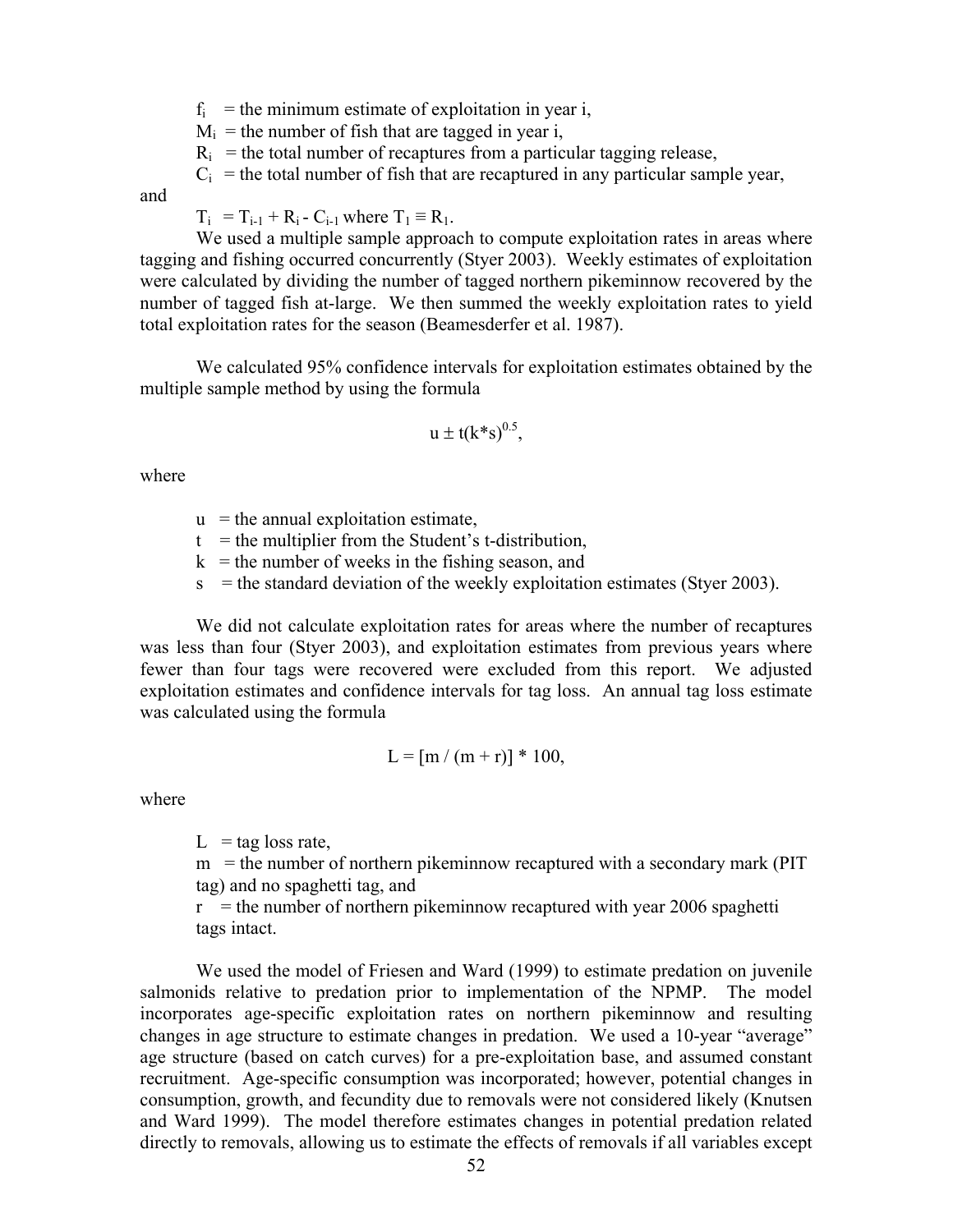$f_i$ = the minimum estimate of exploitation in year i,

$M_i$ = the number of fish that are tagged in year i,

$R_i$ = the total number of recaptures from a particular tagging release,

$C_i$ = the total number of fish that are recaptured in any particular sample year,

and

$T_i = T_{i-1} + R_i - C_{i-1}$ where $T_1 \equiv R_1$.

We used a multiple sample approach to compute exploitation rates in areas where tagging and fishing occurred concurrently (Styer 2003). Weekly estimates of exploitation were calculated by dividing the number of tagged northern pikeminnow recovered by the number of tagged fish at-large. We then summed the weekly exploitation rates to yield total exploitation rates for the season (Beamesderfer et al. 1987).

We calculated 95% confidence intervals for exploitation estimates obtained by the multiple sample method by using the formula

$$u \pm t(k*s)^{0.5},$$

where

$u$ = the annual exploitation estimate,

$t$ = the multiplier from the Student's t-distribution,

$k$ = the number of weeks in the fishing season, and

$s$ = the standard deviation of the weekly exploitation estimates (Styer 2003).

We did not calculate exploitation rates for areas where the number of recaptures was less than four (Styer 2003), and exploitation estimates from previous years where fewer than four tags were recovered were excluded from this report. We adjusted exploitation estimates and confidence intervals for tag loss. An annual tag loss estimate was calculated using the formula

$$L = [m / (m + r)] * 100,$$

where

$L$ = tag loss rate,

$m$ = the number of northern pikeminnow recaptured with a secondary mark (PIT tag) and no spaghetti tag, and

$r$ = the number of northern pikeminnow recaptured with year 2006 spaghetti tags intact.

We used the model of Friesen and Ward (1999) to estimate predation on juvenile salmonids relative to predation prior to implementation of the NPMP. The model incorporates age-specific exploitation rates on northern pikeminnow and resulting changes in age structure to estimate changes in predation. We used a 10-year "average" age structure (based on catch curves) for a pre-exploitation base, and assumed constant recruitment. Age-specific consumption was incorporated; however, potential changes in consumption, growth, and fecundity due to removals were not considered likely (Knutsen and Ward 1999). The model therefore estimates changes in potential predation related directly to removals, allowing us to estimate the effects of removals if all variables except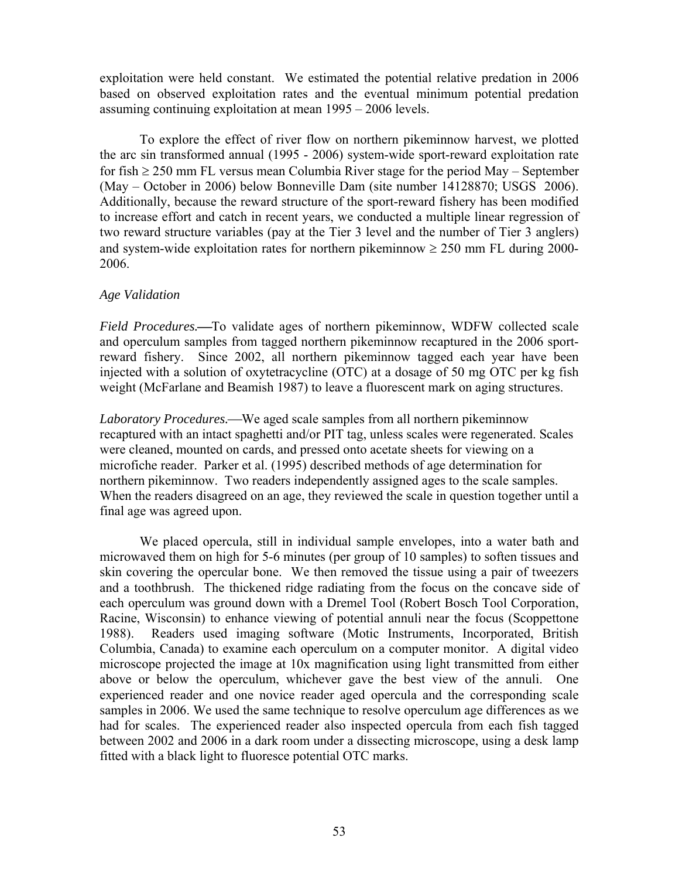exploitation were held constant. We estimated the potential relative predation in 2006 based on observed exploitation rates and the eventual minimum potential predation assuming continuing exploitation at mean 1995 – 2006 levels.

To explore the effect of river flow on northern pikeminnow harvest, we plotted the arc sin transformed annual (1995 - 2006) system-wide sport-reward exploitation rate for fish ≥ 250 mm FL versus mean Columbia River stage for the period May – September (May – October in 2006) below Bonneville Dam (site number 14128870; USGS 2006). Additionally, because the reward structure of the sport-reward fishery has been modified to increase effort and catch in recent years, we conducted a multiple linear regression of two reward structure variables (pay at the Tier 3 level and the number of Tier 3 anglers) and system-wide exploitation rates for northern pikeminnow ≥ 250 mm FL during 2000-2006.

*Age Validation*

*Field Procedures.*—To validate ages of northern pikeminnow, WDFW collected scale and operculum samples from tagged northern pikeminnow recaptured in the 2006 sport-reward fishery. Since 2002, all northern pikeminnow tagged each year have been injected with a solution of oxytetracycline (OTC) at a dosage of 50 mg OTC per kg fish weight (McFarlane and Beamish 1987) to leave a fluorescent mark on aging structures.

*Laboratory Procedures.*—We aged scale samples from all northern pikeminnow recaptured with an intact spaghetti and/or PIT tag, unless scales were regenerated. Scales were cleaned, mounted on cards, and pressed onto acetate sheets for viewing on a microfiche reader. Parker et al. (1995) described methods of age determination for northern pikeminnow. Two readers independently assigned ages to the scale samples. When the readers disagreed on an age, they reviewed the scale in question together until a final age was agreed upon.

We placed opercula, still in individual sample envelopes, into a water bath and microwaved them on high for 5-6 minutes (per group of 10 samples) to soften tissues and skin covering the opercular bone. We then removed the tissue using a pair of tweezers and a toothbrush. The thickened ridge radiating from the focus on the concave side of each operculum was ground down with a Dremel Tool (Robert Bosch Tool Corporation, Racine, Wisconsin) to enhance viewing of potential annuli near the focus (Scoppettone 1988). Readers used imaging software (Motic Instruments, Incorporated, British Columbia, Canada) to examine each operculum on a computer monitor. A digital video microscope projected the image at 10x magnification using light transmitted from either above or below the operculum, whichever gave the best view of the annuli. One experienced reader and one novice reader aged opercula and the corresponding scale samples in 2006. We used the same technique to resolve operculum age differences as we had for scales. The experienced reader also inspected opercula from each fish tagged between 2002 and 2006 in a dark room under a dissecting microscope, using a desk lamp fitted with a black light to fluoresce potential OTC marks.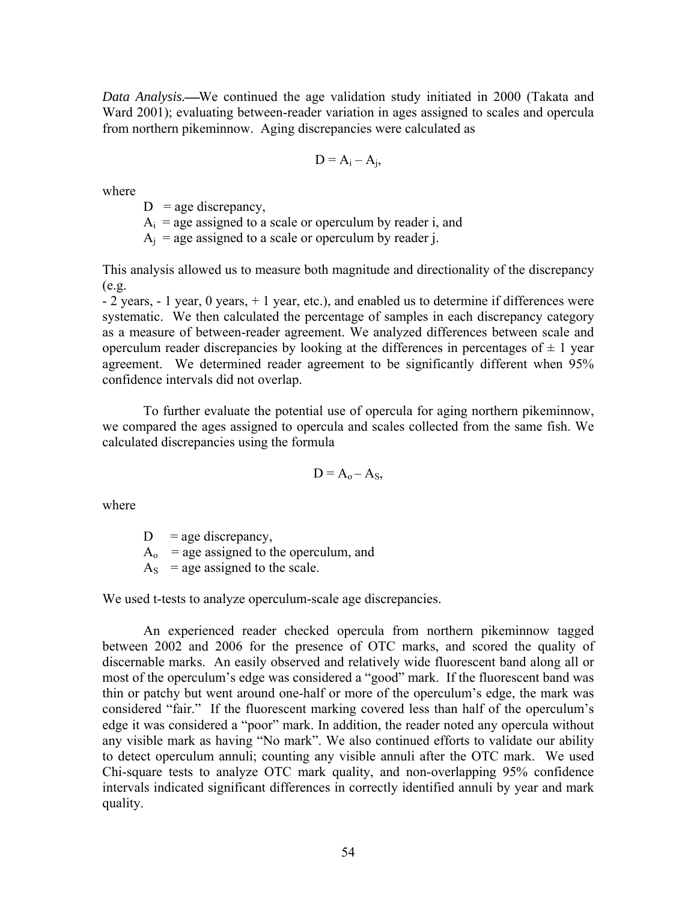*Data Analysis.*—We continued the age validation study initiated in 2000 (Takata and Ward 2001); evaluating between-reader variation in ages assigned to scales and opercula from northern pikeminnow. Aging discrepancies were calculated as

$$D = A_i - A_j,$$

where

$D$ = age discrepancy,
$A_i$ = age assigned to a scale or operculum by reader i, and
$A_j$ = age assigned to a scale or operculum by reader j.

This analysis allowed us to measure both magnitude and directionality of the discrepancy (e.g.
- 2 years, - 1 year, 0 years, + 1 year, etc.), and enabled us to determine if differences were systematic. We then calculated the percentage of samples in each discrepancy category as a measure of between-reader agreement. We analyzed differences between scale and operculum reader discrepancies by looking at the differences in percentages of ± 1 year agreement. We determined reader agreement to be significantly different when 95% confidence intervals did not overlap.

To further evaluate the potential use of opercula for aging northern pikeminnow, we compared the ages assigned to opercula and scales collected from the same fish. We calculated discrepancies using the formula

$$D = A_o - A_S,$$

where

$D$ = age discrepancy,
$A_o$ = age assigned to the operculum, and
$A_S$ = age assigned to the scale.

We used t-tests to analyze operculum-scale age discrepancies.

An experienced reader checked opercula from northern pikeminnow tagged between 2002 and 2006 for the presence of OTC marks, and scored the quality of discernable marks. An easily observed and relatively wide fluorescent band along all or most of the operculum's edge was considered a "good" mark. If the fluorescent band was thin or patchy but went around one-half or more of the operculum's edge, the mark was considered "fair." If the fluorescent marking covered less than half of the operculum's edge it was considered a "poor" mark. In addition, the reader noted any opercula without any visible mark as having "No mark". We also continued efforts to validate our ability to detect operculum annuli; counting any visible annuli after the OTC mark. We used Chi-square tests to analyze OTC mark quality, and non-overlapping 95% confidence intervals indicated significant differences in correctly identified annuli by year and mark quality.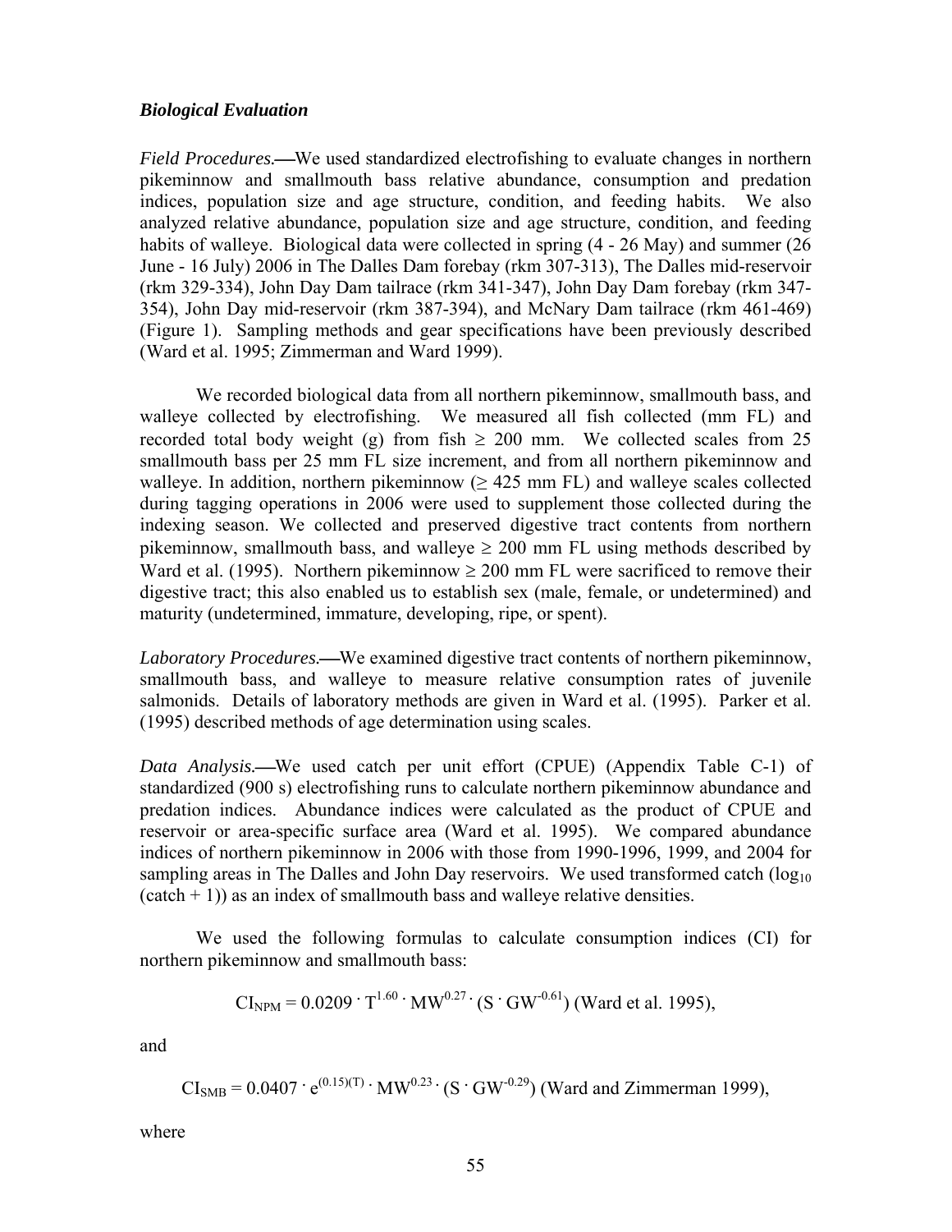### *Biological Evaluation*

*Field Procedures.*—We used standardized electrofishing to evaluate changes in northern pikeminnow and smallmouth bass relative abundance, consumption and predation indices, population size and age structure, condition, and feeding habits. We also analyzed relative abundance, population size and age structure, condition, and feeding habits of walleye. Biological data were collected in spring (4 - 26 May) and summer (26 June - 16 July) 2006 in The Dalles Dam forebay (rkm 307-313), The Dalles mid-reservoir (rkm 329-334), John Day Dam tailrace (rkm 341-347), John Day Dam forebay (rkm 347-354), John Day mid-reservoir (rkm 387-394), and McNary Dam tailrace (rkm 461-469) (Figure 1). Sampling methods and gear specifications have been previously described (Ward et al. 1995; Zimmerman and Ward 1999).

We recorded biological data from all northern pikeminnow, smallmouth bass, and walleye collected by electrofishing. We measured all fish collected (mm FL) and recorded total body weight (g) from fish ≥ 200 mm. We collected scales from 25 smallmouth bass per 25 mm FL size increment, and from all northern pikeminnow and walleye. In addition, northern pikeminnow (≥ 425 mm FL) and walleye scales collected during tagging operations in 2006 were used to supplement those collected during the indexing season. We collected and preserved digestive tract contents from northern pikeminnow, smallmouth bass, and walleye ≥ 200 mm FL using methods described by Ward et al. (1995). Northern pikeminnow ≥ 200 mm FL were sacrificed to remove their digestive tract; this also enabled us to establish sex (male, female, or undetermined) and maturity (undetermined, immature, developing, ripe, or spent).

*Laboratory Procedures.*—We examined digestive tract contents of northern pikeminnow, smallmouth bass, and walleye to measure relative consumption rates of juvenile salmonids. Details of laboratory methods are given in Ward et al. (1995). Parker et al. (1995) described methods of age determination using scales.

*Data Analysis.*—We used catch per unit effort (CPUE) (Appendix Table C-1) of standardized (900 s) electrofishing runs to calculate northern pikeminnow abundance and predation indices. Abundance indices were calculated as the product of CPUE and reservoir or area-specific surface area (Ward et al. 1995). We compared abundance indices of northern pikeminnow in 2006 with those from 1990-1996, 1999, and 2004 for sampling areas in The Dalles and John Day reservoirs. We used transformed catch ($\log_{10}$ (catch + 1)) as an index of smallmouth bass and walleye relative densities.

We used the following formulas to calculate consumption indices (CI) for northern pikeminnow and smallmouth bass:

$$CI_{NPM} = 0.0209 \cdot T^{1.60} \cdot MW^{0.27} \cdot (S \cdot GW^{-0.61}) \text{ (Ward et al. 1995),}$$

and

$$CI_{SMB} = 0.0407 \cdot e^{(0.15)(T)} \cdot MW^{0.23} \cdot (S \cdot GW^{-0.29}) \text{ (Ward and Zimmerman 1999),}$$

where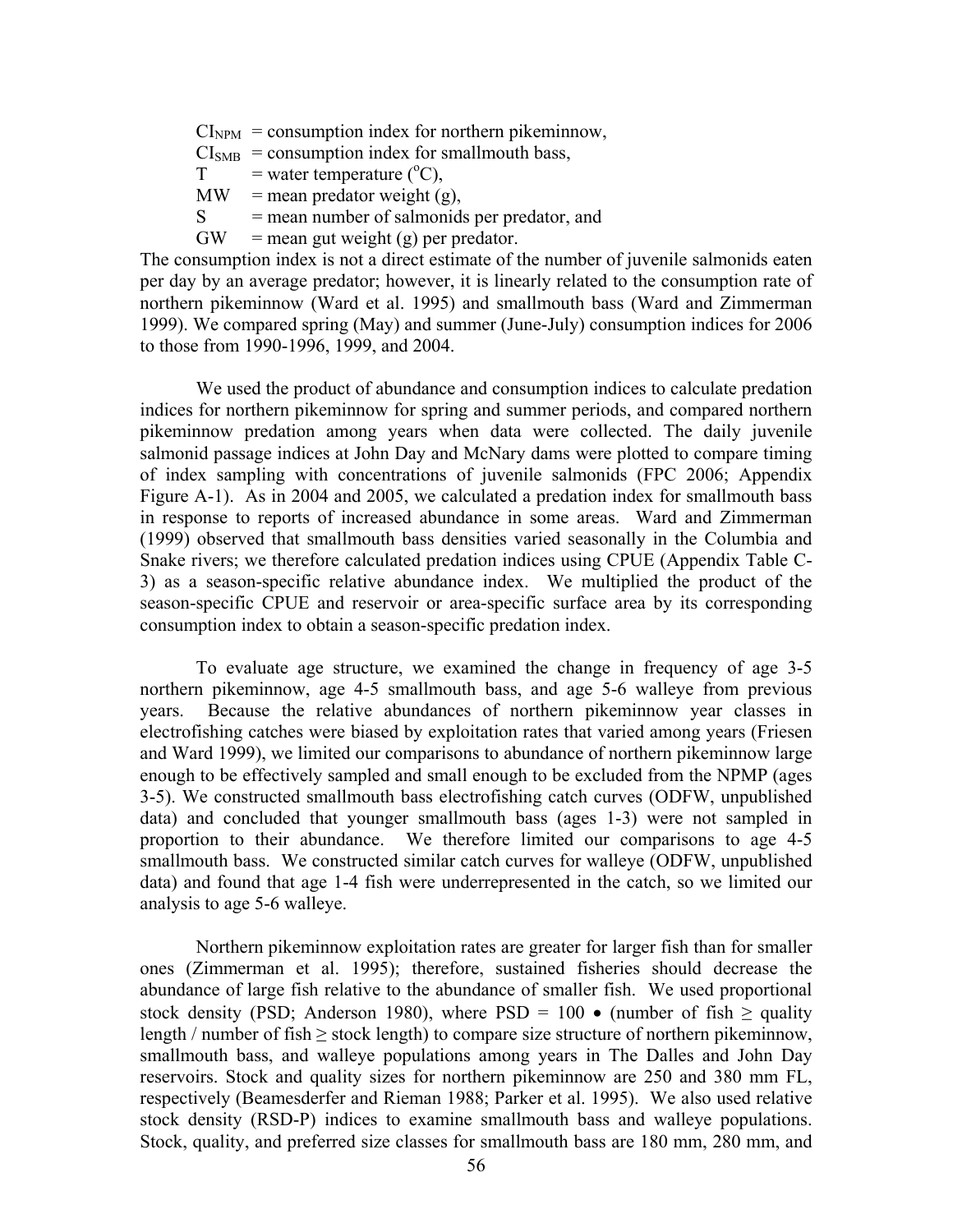$CI_{NPM}$ = consumption index for northern pikeminnow,
$CI_{SMB}$ = consumption index for smallmouth bass,
T = water temperature (°C),
MW = mean predator weight (g),
S = mean number of salmonids per predator, and
GW = mean gut weight (g) per predator.

The consumption index is not a direct estimate of the number of juvenile salmonids eaten per day by an average predator; however, it is linearly related to the consumption rate of northern pikeminnow (Ward et al. 1995) and smallmouth bass (Ward and Zimmerman 1999). We compared spring (May) and summer (June-July) consumption indices for 2006 to those from 1990-1996, 1999, and 2004.

We used the product of abundance and consumption indices to calculate predation indices for northern pikeminnow for spring and summer periods, and compared northern pikeminnow predation among years when data were collected. The daily juvenile salmonid passage indices at John Day and McNary dams were plotted to compare timing of index sampling with concentrations of juvenile salmonids (FPC 2006; Appendix Figure A-1). As in 2004 and 2005, we calculated a predation index for smallmouth bass in response to reports of increased abundance in some areas. Ward and Zimmerman (1999) observed that smallmouth bass densities varied seasonally in the Columbia and Snake rivers; we therefore calculated predation indices using CPUE (Appendix Table C-3) as a season-specific relative abundance index. We multiplied the product of the season-specific CPUE and reservoir or area-specific surface area by its corresponding consumption index to obtain a season-specific predation index.

To evaluate age structure, we examined the change in frequency of age 3-5 northern pikeminnow, age 4-5 smallmouth bass, and age 5-6 walleye from previous years. Because the relative abundances of northern pikeminnow year classes in electrofishing catches were biased by exploitation rates that varied among years (Friesen and Ward 1999), we limited our comparisons to abundance of northern pikeminnow large enough to be effectively sampled and small enough to be excluded from the NPMP (ages 3-5). We constructed smallmouth bass electrofishing catch curves (ODFW, unpublished data) and concluded that younger smallmouth bass (ages 1-3) were not sampled in proportion to their abundance. We therefore limited our comparisons to age 4-5 smallmouth bass. We constructed similar catch curves for walleye (ODFW, unpublished data) and found that age 1-4 fish were underrepresented in the catch, so we limited our analysis to age 5-6 walleye.

Northern pikeminnow exploitation rates are greater for larger fish than for smaller ones (Zimmerman et al. 1995); therefore, sustained fisheries should decrease the abundance of large fish relative to the abundance of smaller fish. We used proportional stock density (PSD; Anderson 1980), where PSD = 100 • (number of fish ≥ quality length / number of fish ≥ stock length) to compare size structure of northern pikeminnow, smallmouth bass, and walleye populations among years in The Dalles and John Day reservoirs. Stock and quality sizes for northern pikeminnow are 250 and 380 mm FL, respectively (Beamesderfer and Rieman 1988; Parker et al. 1995). We also used relative stock density (RSD-P) indices to examine smallmouth bass and walleye populations. Stock, quality, and preferred size classes for smallmouth bass are 180 mm, 280 mm, and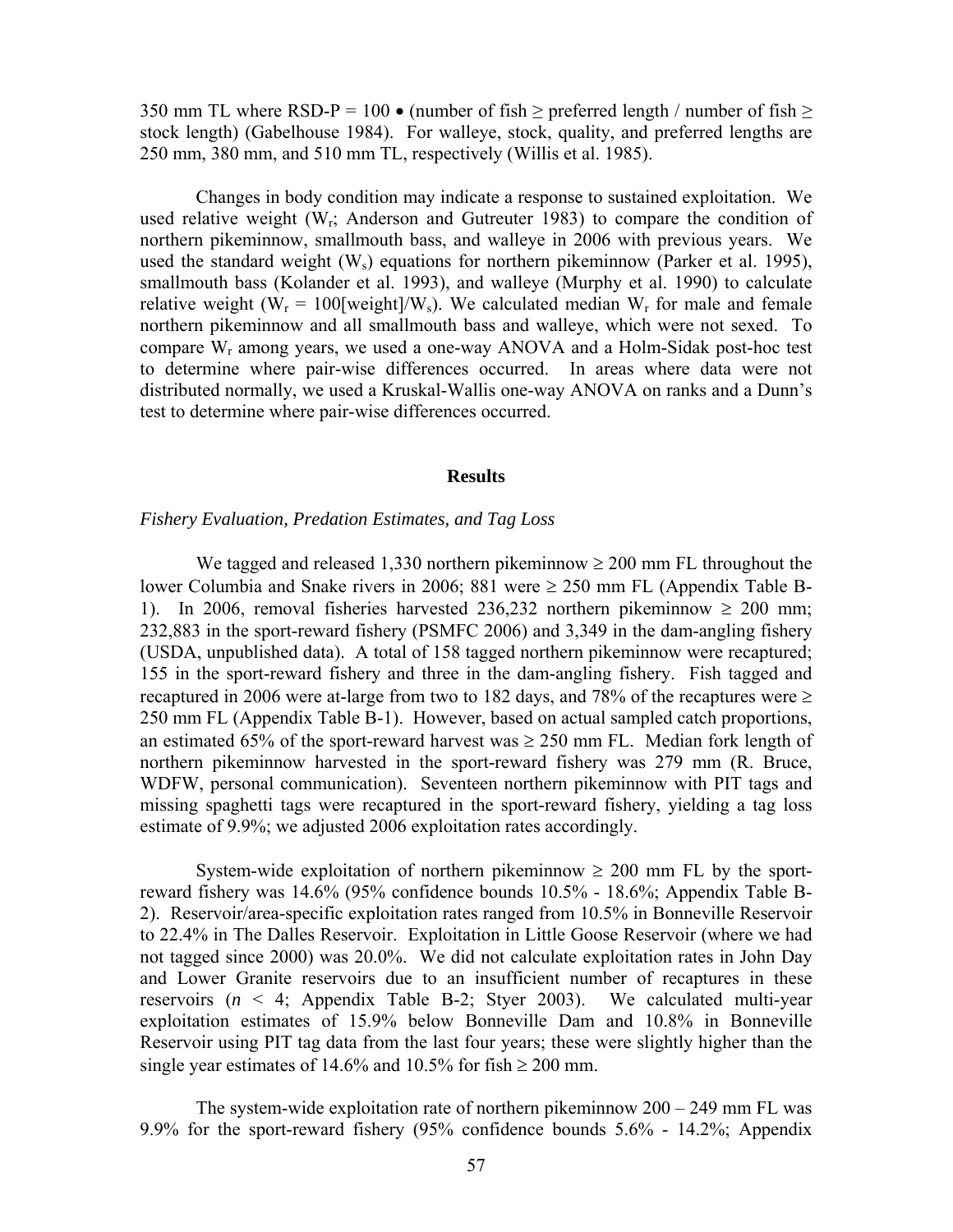350 mm TL where RSD-P = 100 • (number of fish ≥ preferred length / number of fish ≥ stock length) (Gabelhouse 1984). For walleye, stock, quality, and preferred lengths are 250 mm, 380 mm, and 510 mm TL, respectively (Willis et al. 1985).

Changes in body condition may indicate a response to sustained exploitation. We used relative weight ($W_r$; Anderson and Gutreuter 1983) to compare the condition of northern pikeminnow, smallmouth bass, and walleye in 2006 with previous years. We used the standard weight ($W_s$) equations for northern pikeminnow (Parker et al. 1995), smallmouth bass (Kolander et al. 1993), and walleye (Murphy et al. 1990) to calculate relative weight ($W_r = 100[\text{weight}]/W_s$). We calculated median $W_r$ for male and female northern pikeminnow and all smallmouth bass and walleye, which were not sexed. To compare $W_r$ among years, we used a one-way ANOVA and a Holm-Sidak post-hoc test to determine where pair-wise differences occurred. In areas where data were not distributed normally, we used a Kruskal-Wallis one-way ANOVA on ranks and a Dunn's test to determine where pair-wise differences occurred.

## Results

### *Fishery Evaluation, Predation Estimates, and Tag Loss*

We tagged and released 1,330 northern pikeminnow ≥ 200 mm FL throughout the lower Columbia and Snake rivers in 2006; 881 were ≥ 250 mm FL (Appendix Table B-1). In 2006, removal fisheries harvested 236,232 northern pikeminnow ≥ 200 mm; 232,883 in the sport-reward fishery (PSMFC 2006) and 3,349 in the dam-angling fishery (USDA, unpublished data). A total of 158 tagged northern pikeminnow were recaptured; 155 in the sport-reward fishery and three in the dam-angling fishery. Fish tagged and recaptured in 2006 were at-large from two to 182 days, and 78% of the recaptures were ≥ 250 mm FL (Appendix Table B-1). However, based on actual sampled catch proportions, an estimated 65% of the sport-reward harvest was ≥ 250 mm FL. Median fork length of northern pikeminnow harvested in the sport-reward fishery was 279 mm (R. Bruce, WDFW, personal communication). Seventeen northern pikeminnow with PIT tags and missing spaghetti tags were recaptured in the sport-reward fishery, yielding a tag loss estimate of 9.9%; we adjusted 2006 exploitation rates accordingly.

System-wide exploitation of northern pikeminnow ≥ 200 mm FL by the sport-reward fishery was 14.6% (95% confidence bounds 10.5% - 18.6%; Appendix Table B-2). Reservoir/area-specific exploitation rates ranged from 10.5% in Bonneville Reservoir to 22.4% in The Dalles Reservoir. Exploitation in Little Goose Reservoir (where we had not tagged since 2000) was 20.0%. We did not calculate exploitation rates in John Day and Lower Granite reservoirs due to an insufficient number of recaptures in these reservoirs ($n < 4$; Appendix Table B-2; Styer 2003). We calculated multi-year exploitation estimates of 15.9% below Bonneville Dam and 10.8% in Bonneville Reservoir using PIT tag data from the last four years; these were slightly higher than the single year estimates of 14.6% and 10.5% for fish ≥ 200 mm.

The system-wide exploitation rate of northern pikeminnow 200 – 249 mm FL was 9.9% for the sport-reward fishery (95% confidence bounds 5.6% - 14.2%; Appendix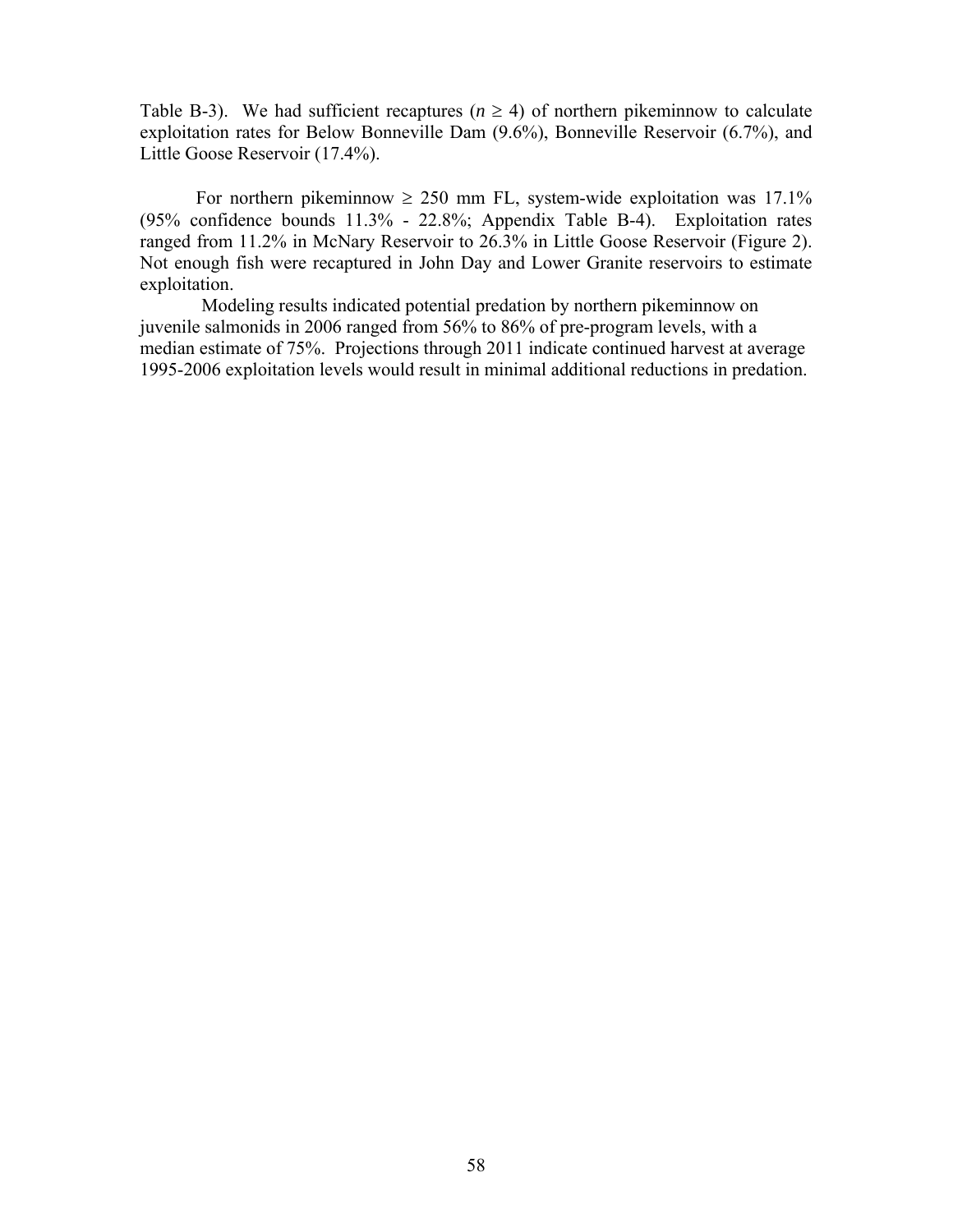Table B-3). We had sufficient recaptures ($n \geq 4$) of northern pikeminnow to calculate exploitation rates for Below Bonneville Dam (9.6%), Bonneville Reservoir (6.7%), and Little Goose Reservoir (17.4%).

For northern pikeminnow $\geq$ 250 mm FL, system-wide exploitation was 17.1% (95% confidence bounds 11.3% - 22.8%; Appendix Table B-4). Exploitation rates ranged from 11.2% in McNary Reservoir to 26.3% in Little Goose Reservoir (Figure 2). Not enough fish were recaptured in John Day and Lower Granite reservoirs to estimate exploitation.

Modeling results indicated potential predation by northern pikeminnow on juvenile salmonids in 2006 ranged from 56% to 86% of pre-program levels, with a median estimate of 75%. Projections through 2011 indicate continued harvest at average 1995-2006 exploitation levels would result in minimal additional reductions in predation.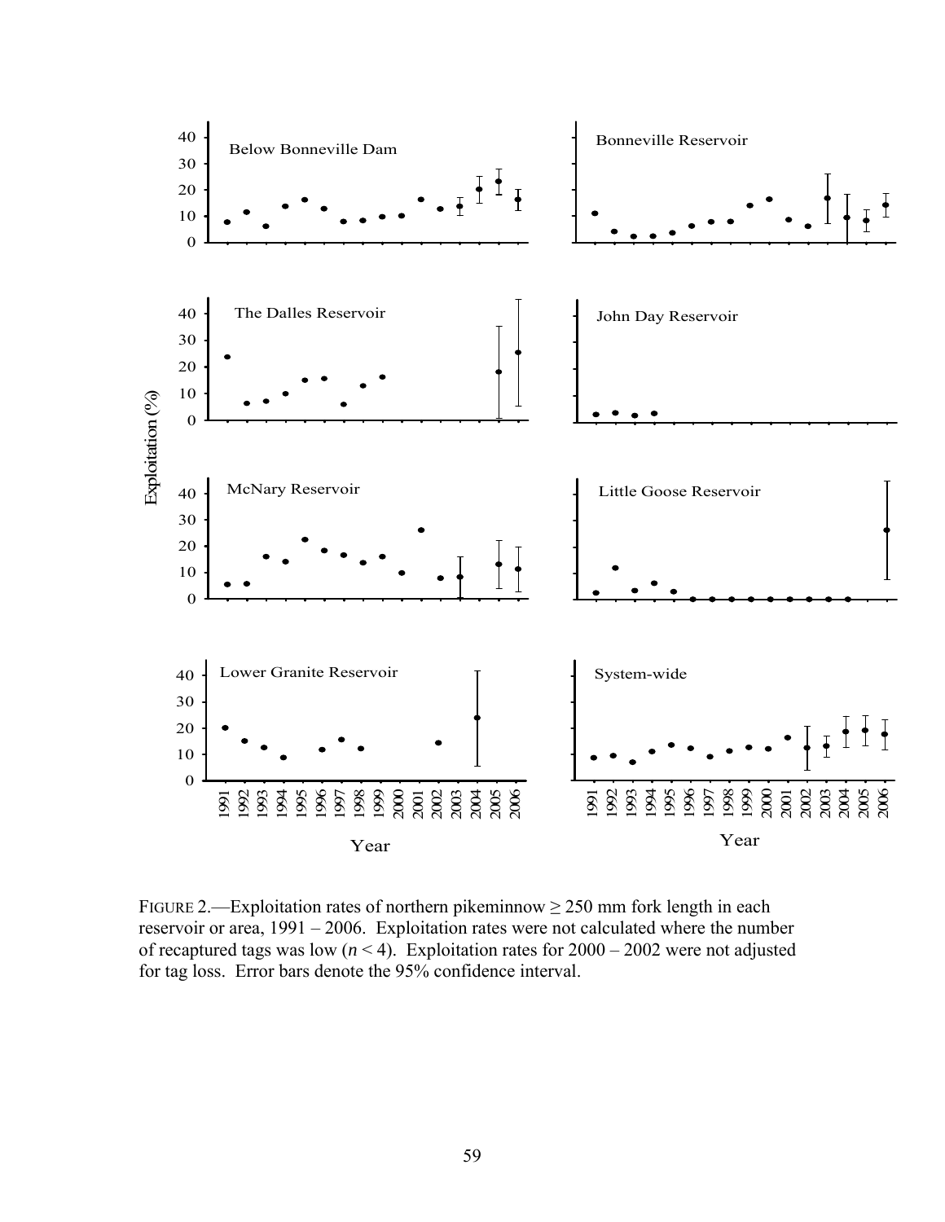FIGURE 2.—Exploitation rates of northern pikeminnow ≥ 250 mm fork length in each reservoir or area, 1991 – 2006. Exploitation rates were not calculated where the number of recaptured tags was low ($n < 4$). Exploitation rates for 2000 – 2002 were not adjusted for tag loss. Error bars denote the 95% confidence interval.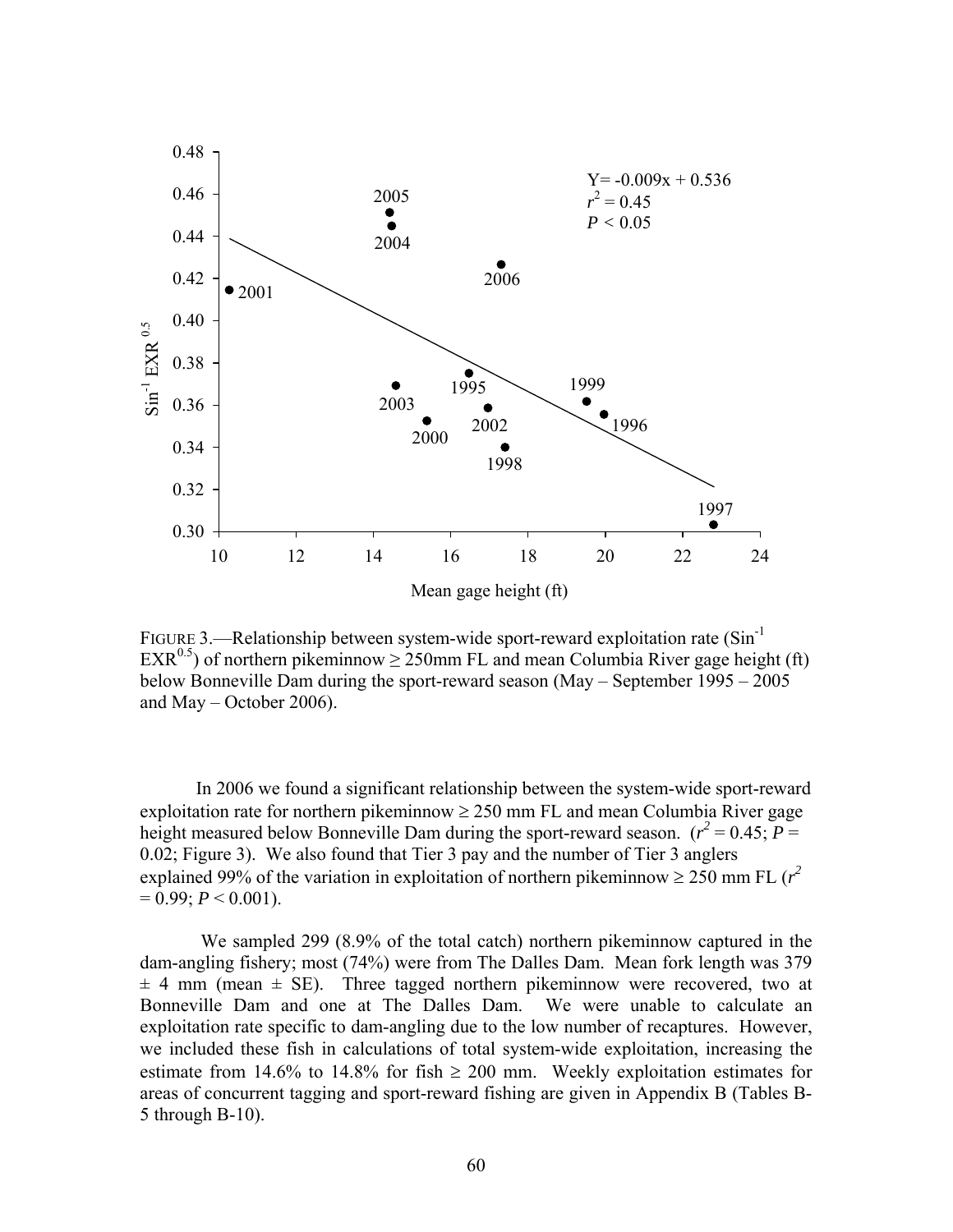FIGURE 3.—Relationship between system-wide sport-reward exploitation rate ($Sin^{-1} EXR^{0.5}$) of northern pikeminnow ≥ 250mm FL and mean Columbia River gage height (ft) below Bonneville Dam during the sport-reward season (May – September 1995 – 2005 and May – October 2006).

In 2006 we found a significant relationship between the system-wide sport-reward exploitation rate for northern pikeminnow ≥ 250 mm FL and mean Columbia River gage height measured below Bonneville Dam during the sport-reward season. ($r^2 = 0.45$; $P = 0.02$; Figure 3). We also found that Tier 3 pay and the number of Tier 3 anglers explained 99% of the variation in exploitation of northern pikeminnow ≥ 250 mm FL ($r^2 = 0.99$; $P < 0.001$).

We sampled 299 (8.9% of the total catch) northern pikeminnow captured in the dam-angling fishery; most (74%) were from The Dalles Dam. Mean fork length was 379 ± 4 mm (mean ± SE). Three tagged northern pikeminnow were recovered, two at Bonneville Dam and one at The Dalles Dam. We were unable to calculate an exploitation rate specific to dam-angling due to the low number of recaptures. However, we included these fish in calculations of total system-wide exploitation, increasing the estimate from 14.6% to 14.8% for fish ≥ 200 mm. Weekly exploitation estimates for areas of concurrent tagging and sport-reward fishing are given in Appendix B (Tables B-5 through B-10).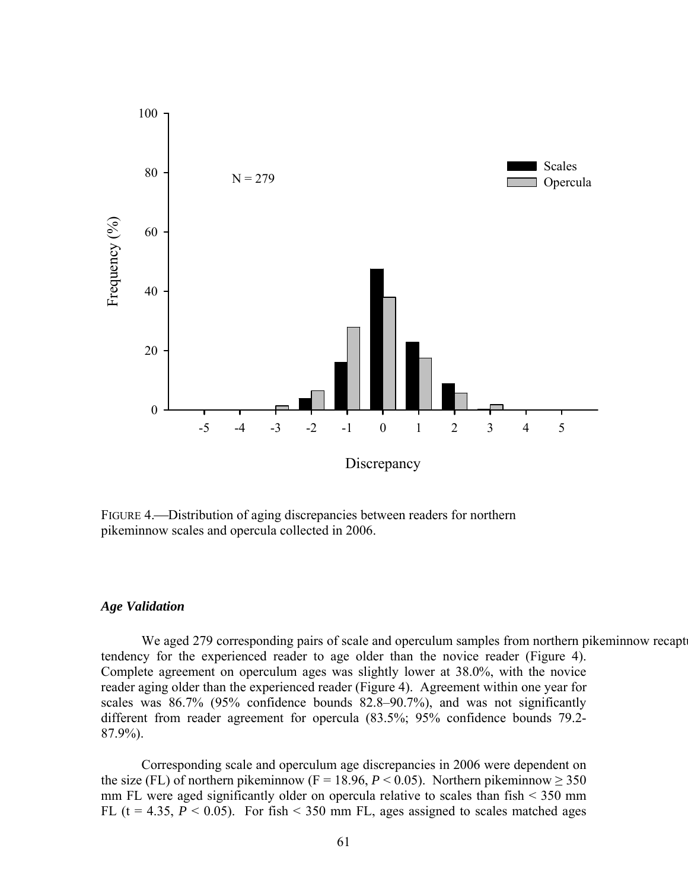FIGURE 4.—Distribution of aging discrepancies between readers for northern pikeminnow scales and opercula collected in 2006.

### *Age Validation*

We aged 279 corresponding pairs of scale and operculum samples from northern pikeminnow recapt tendency for the experienced reader to age older than the novice reader (Figure 4). Complete agreement on operculum ages was slightly lower at 38.0%, with the novice reader aging older than the experienced reader (Figure 4). Agreement within one year for scales was 86.7% (95% confidence bounds 82.8–90.7%), and was not significantly different from reader agreement for opercula (83.5%; 95% confidence bounds 79.2-87.9%).

Corresponding scale and operculum age discrepancies in 2006 were dependent on the size (FL) of northern pikeminnow ($F = 18.96$, $P < 0.05$). Northern pikeminnow ≥ 350 mm FL were aged significantly older on opercula relative to scales than fish < 350 mm FL ($t = 4.35$, $P < 0.05$). For fish < 350 mm FL, ages assigned to scales matched ages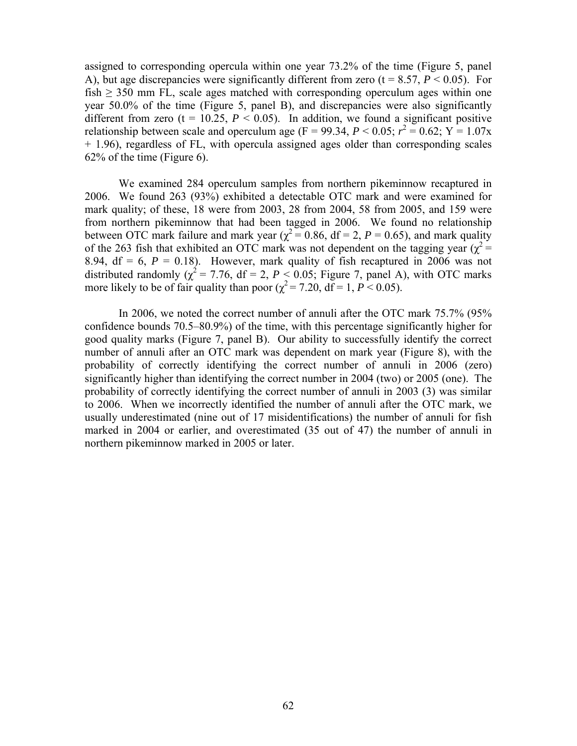assigned to corresponding opercula within one year 73.2% of the time (Figure 5, panel A), but age discrepancies were significantly different from zero ($t = 8.57$, $P < 0.05$). For fish $\geq$ 350 mm FL, scale ages matched with corresponding operculum ages within one year 50.0% of the time (Figure 5, panel B), and discrepancies were also significantly different from zero ($t = 10.25$, $P < 0.05$). In addition, we found a significant positive relationship between scale and operculum age ($F = 99.34$, $P < 0.05$; $r^2 = 0.62$; $Y = 1.07x + 1.96$), regardless of FL, with opercula assigned ages older than corresponding scales 62% of the time (Figure 6).

We examined 284 operculum samples from northern pikeminnow recaptured in 2006. We found 263 (93%) exhibited a detectable OTC mark and were examined for mark quality; of these, 18 were from 2003, 28 from 2004, 58 from 2005, and 159 were from northern pikeminnow that had been tagged in 2006. We found no relationship between OTC mark failure and mark year ($\chi^2 = 0.86$, df = 2, $P = 0.65$), and mark quality of the 263 fish that exhibited an OTC mark was not dependent on the tagging year ($\chi^2 = 8.94$, df = 6, $P = 0.18$). However, mark quality of fish recaptured in 2006 was not distributed randomly ($\chi^2 = 7.76$, df = 2, $P < 0.05$; Figure 7, panel A), with OTC marks more likely to be of fair quality than poor ($\chi^2 = 7.20$, df = 1, $P < 0.05$).

In 2006, we noted the correct number of annuli after the OTC mark 75.7% (95% confidence bounds 70.5–80.9%) of the time, with this percentage significantly higher for good quality marks (Figure 7, panel B). Our ability to successfully identify the correct number of annuli after an OTC mark was dependent on mark year (Figure 8), with the probability of correctly identifying the correct number of annuli in 2006 (zero) significantly higher than identifying the correct number in 2004 (two) or 2005 (one). The probability of correctly identifying the correct number of annuli in 2003 (3) was similar to 2006. When we incorrectly identified the number of annuli after the OTC mark, we usually underestimated (nine out of 17 misidentifications) the number of annuli for fish marked in 2004 or earlier, and overestimated (35 out of 47) the number of annuli in northern pikeminnow marked in 2005 or later.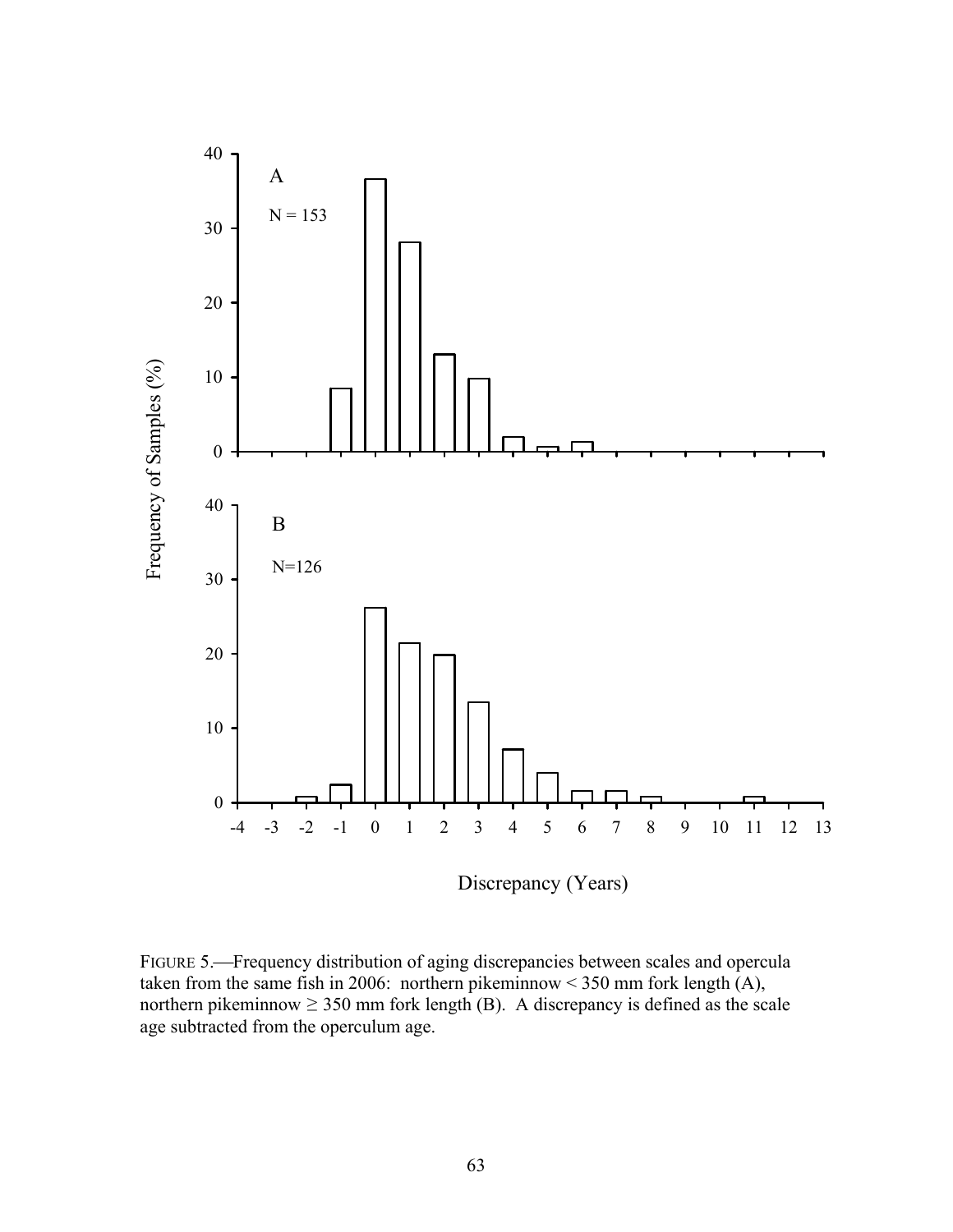FIGURE 5.—Frequency distribution of aging discrepancies between scales and opercula taken from the same fish in 2006: northern pikeminnow < 350 mm fork length (A), northern pikeminnow ≥ 350 mm fork length (B). A discrepancy is defined as the scale age subtracted from the operculum age.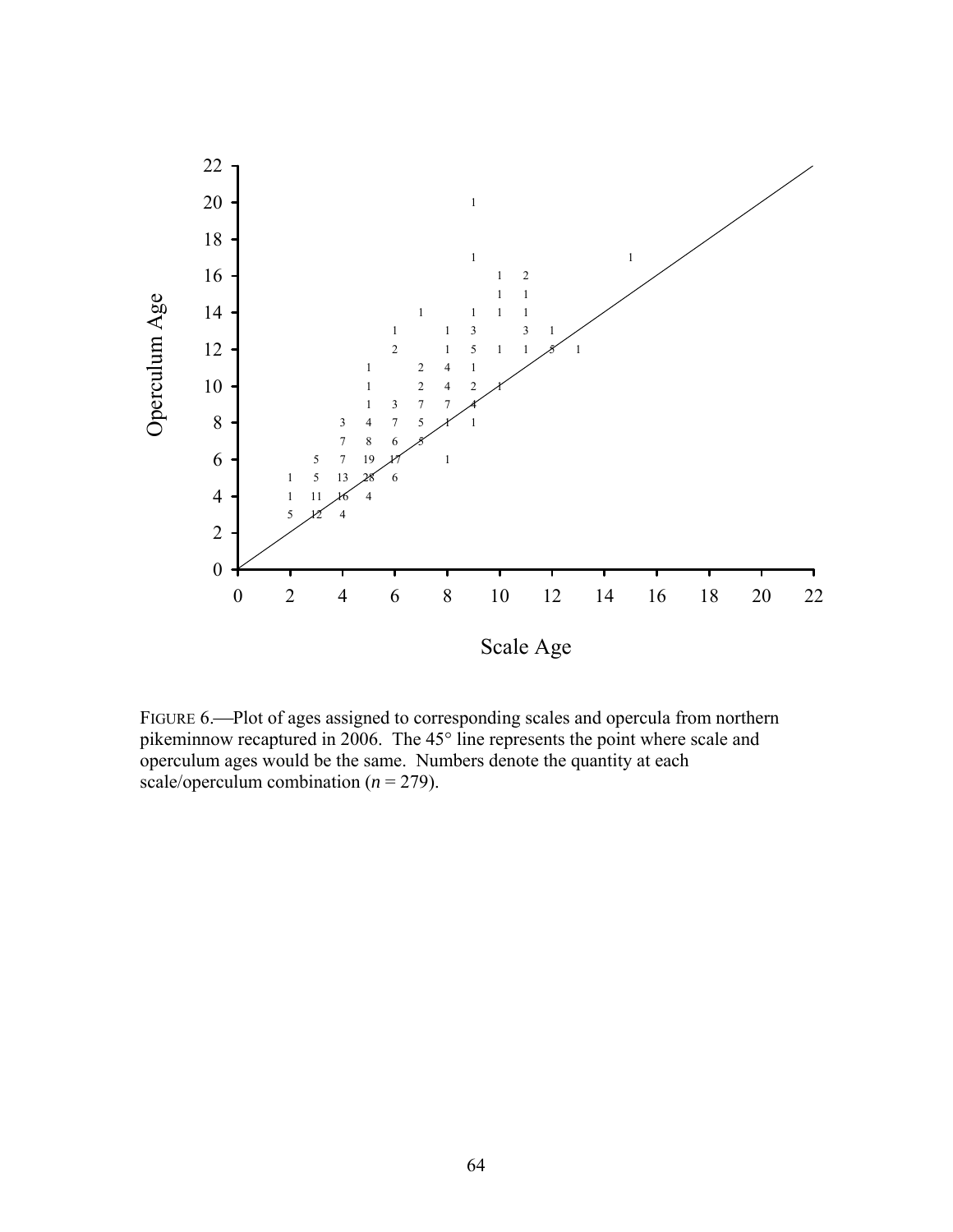FIGURE 6.—Plot of ages assigned to corresponding scales and opercula from northern pikeminnow recaptured in 2006. The 45° line represents the point where scale and operculum ages would be the same. Numbers denote the quantity at each scale/operculum combination ($n$ = 279).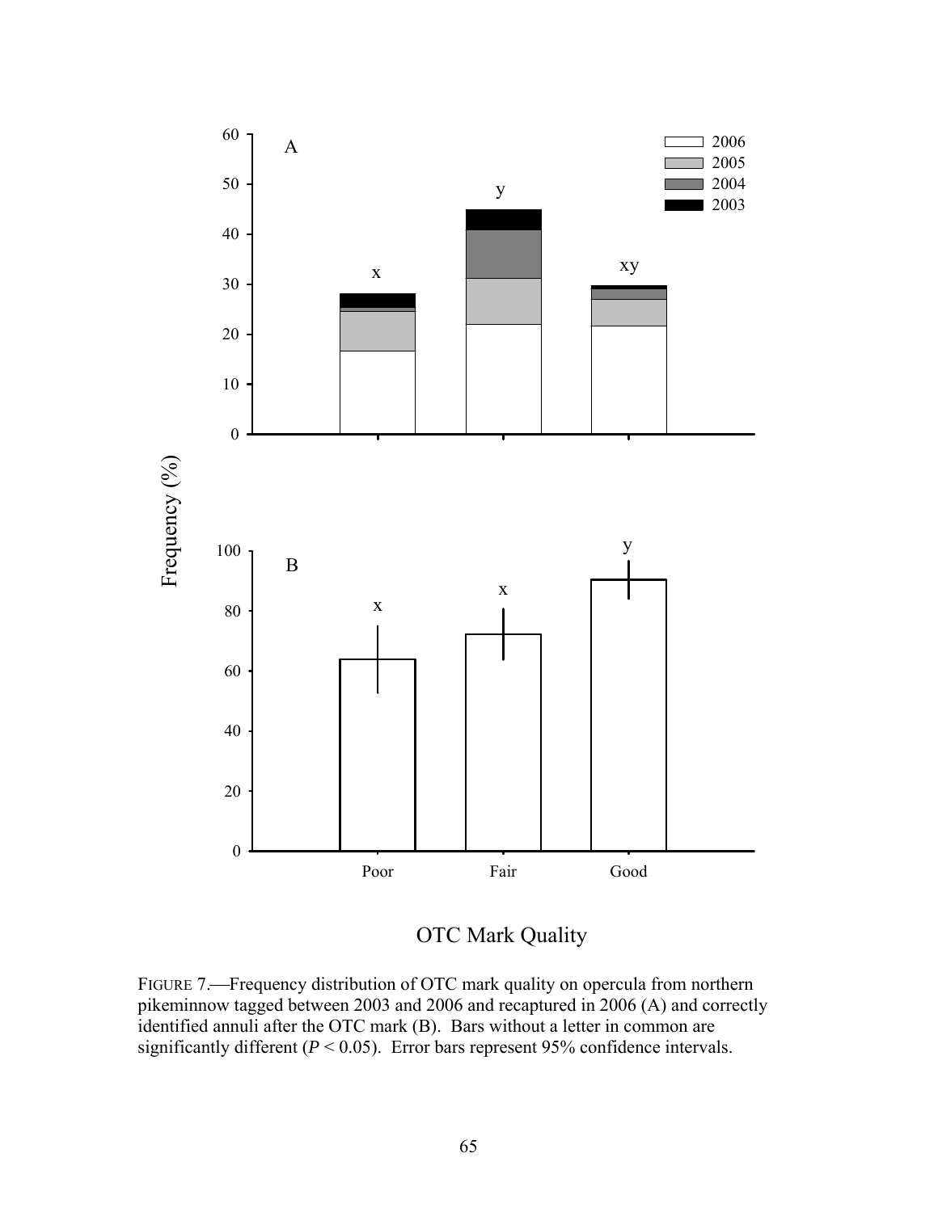FIGURE 7.—Frequency distribution of OTC mark quality on opercula from northern pikeminnow tagged between 2003 and 2006 and recaptured in 2006 (A) and correctly identified annuli after the OTC mark (B). Bars without a letter in common are significantly different ($P < 0.05$). Error bars represent 95% confidence intervals.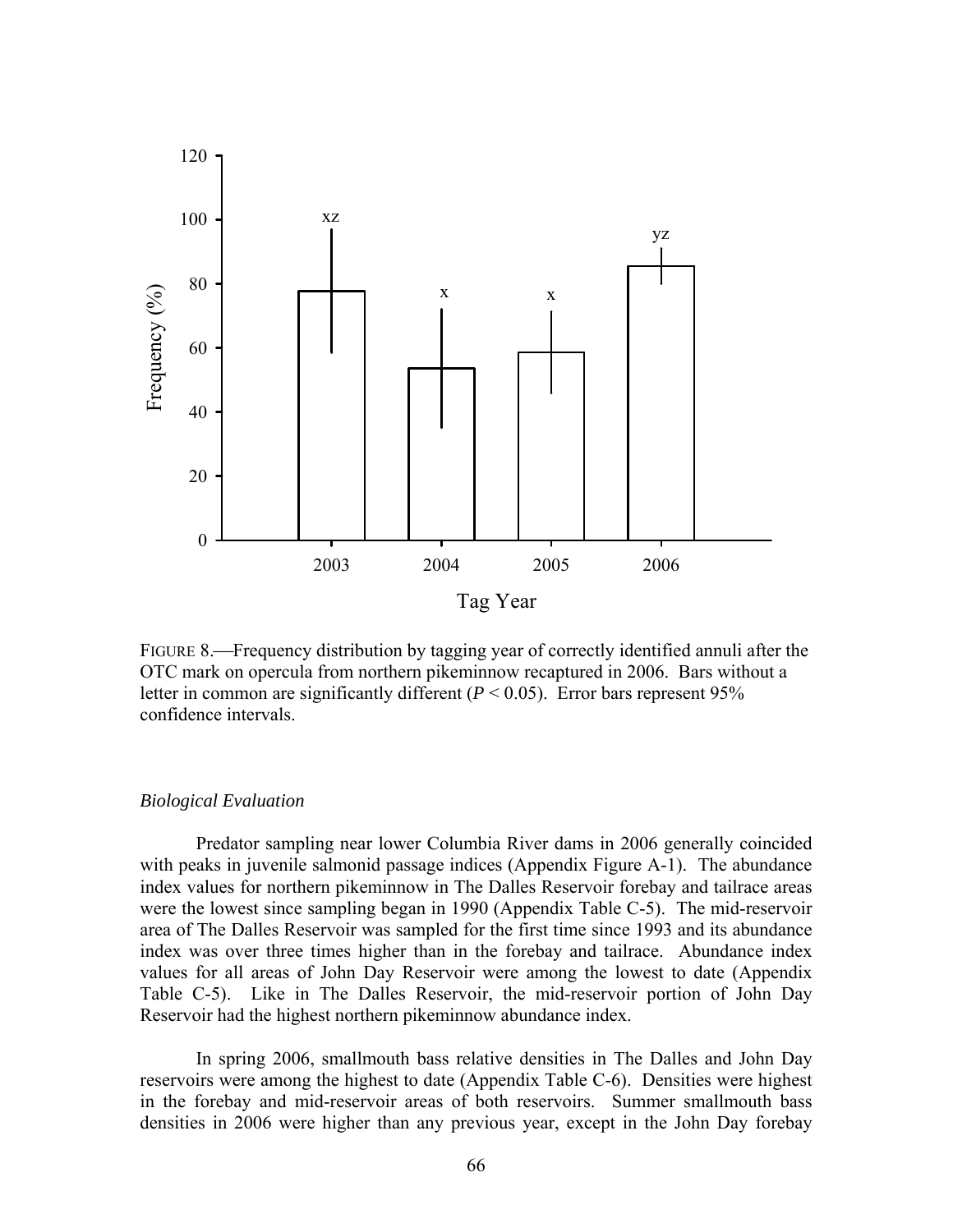FIGURE 8.—Frequency distribution by tagging year of correctly identified annuli after the OTC mark on opercula from northern pikeminnow recaptured in 2006. Bars without a letter in common are significantly different ($P < 0.05$). Error bars represent 95% confidence intervals.

*Biological Evaluation*

Predator sampling near lower Columbia River dams in 2006 generally coincided with peaks in juvenile salmonid passage indices (Appendix Figure A-1). The abundance index values for northern pikeminnow in The Dalles Reservoir forebay and tailrace areas were the lowest since sampling began in 1990 (Appendix Table C-5). The mid-reservoir area of The Dalles Reservoir was sampled for the first time since 1993 and its abundance index was over three times higher than in the forebay and tailrace. Abundance index values for all areas of John Day Reservoir were among the lowest to date (Appendix Table C-5). Like in The Dalles Reservoir, the mid-reservoir portion of John Day Reservoir had the highest northern pikeminnow abundance index.

In spring 2006, smallmouth bass relative densities in The Dalles and John Day reservoirs were among the highest to date (Appendix Table C-6). Densities were highest in the forebay and mid-reservoir areas of both reservoirs. Summer smallmouth bass densities in 2006 were higher than any previous year, except in the John Day forebay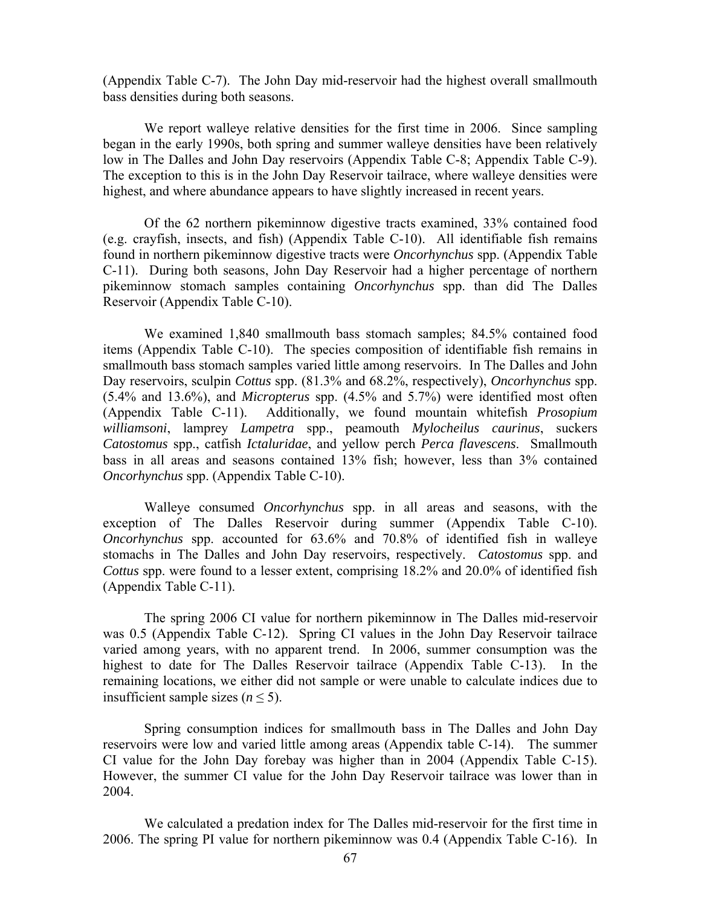(Appendix Table C-7). The John Day mid-reservoir had the highest overall smallmouth bass densities during both seasons.

We report walleye relative densities for the first time in 2006. Since sampling began in the early 1990s, both spring and summer walleye densities have been relatively low in The Dalles and John Day reservoirs (Appendix Table C-8; Appendix Table C-9). The exception to this is in the John Day Reservoir tailrace, where walleye densities were highest, and where abundance appears to have slightly increased in recent years.

Of the 62 northern pikeminnow digestive tracts examined, 33% contained food (e.g. crayfish, insects, and fish) (Appendix Table C-10). All identifiable fish remains found in northern pikeminnow digestive tracts were *Oncorhynchus* spp. (Appendix Table C-11). During both seasons, John Day Reservoir had a higher percentage of northern pikeminnow stomach samples containing *Oncorhynchus* spp. than did The Dalles Reservoir (Appendix Table C-10).

We examined 1,840 smallmouth bass stomach samples; 84.5% contained food items (Appendix Table C-10). The species composition of identifiable fish remains in smallmouth bass stomach samples varied little among reservoirs. In The Dalles and John Day reservoirs, sculpin *Cottus* spp. (81.3% and 68.2%, respectively), *Oncorhynchus* spp. (5.4% and 13.6%), and *Micropterus* spp. (4.5% and 5.7%) were identified most often (Appendix Table C-11). Additionally, we found mountain whitefish *Prosopium williamsoni*, lamprey *Lampetra* spp., peamouth *Mylocheilus caurinus*, suckers *Catostomus* spp., catfish *Ictaluridae*, and yellow perch *Perca flavescens*. Smallmouth bass in all areas and seasons contained 13% fish; however, less than 3% contained *Oncorhynchus* spp. (Appendix Table C-10).

Walleye consumed *Oncorhynchus* spp. in all areas and seasons, with the exception of The Dalles Reservoir during summer (Appendix Table C-10). *Oncorhynchus* spp. accounted for 63.6% and 70.8% of identified fish in walleye stomachs in The Dalles and John Day reservoirs, respectively. *Catostomus* spp. and *Cottus* spp. were found to a lesser extent, comprising 18.2% and 20.0% of identified fish (Appendix Table C-11).

The spring 2006 CI value for northern pikeminnow in The Dalles mid-reservoir was 0.5 (Appendix Table C-12). Spring CI values in the John Day Reservoir tailrace varied among years, with no apparent trend. In 2006, summer consumption was the highest to date for The Dalles Reservoir tailrace (Appendix Table C-13). In the remaining locations, we either did not sample or were unable to calculate indices due to insufficient sample sizes ($n \leq 5$).

Spring consumption indices for smallmouth bass in The Dalles and John Day reservoirs were low and varied little among areas (Appendix table C-14). The summer CI value for the John Day forebay was higher than in 2004 (Appendix Table C-15). However, the summer CI value for the John Day Reservoir tailrace was lower than in 2004.

We calculated a predation index for The Dalles mid-reservoir for the first time in 2006. The spring PI value for northern pikeminnow was 0.4 (Appendix Table C-16). In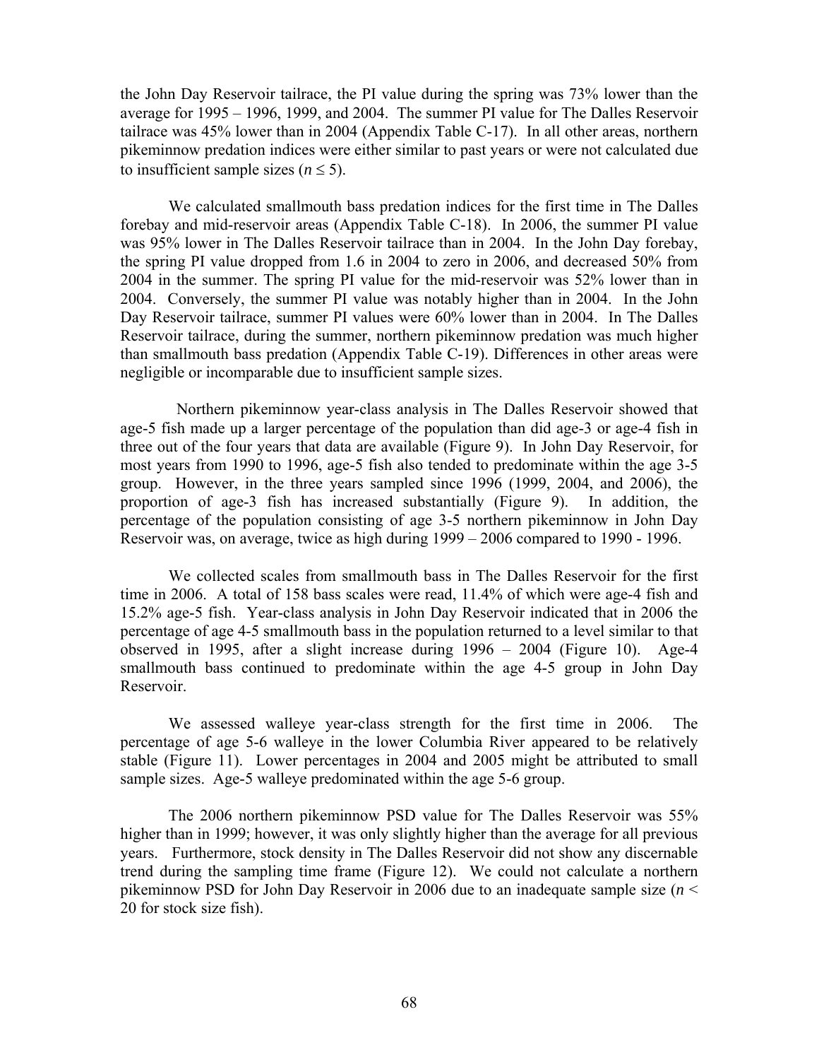the John Day Reservoir tailrace, the PI value during the spring was 73% lower than the average for 1995 – 1996, 1999, and 2004. The summer PI value for The Dalles Reservoir tailrace was 45% lower than in 2004 (Appendix Table C-17). In all other areas, northern pikeminnow predation indices were either similar to past years or were not calculated due to insufficient sample sizes ($n \leq 5$).

We calculated smallmouth bass predation indices for the first time in The Dalles forebay and mid-reservoir areas (Appendix Table C-18). In 2006, the summer PI value was 95% lower in The Dalles Reservoir tailrace than in 2004. In the John Day forebay, the spring PI value dropped from 1.6 in 2004 to zero in 2006, and decreased 50% from 2004 in the summer. The spring PI value for the mid-reservoir was 52% lower than in 2004. Conversely, the summer PI value was notably higher than in 2004. In the John Day Reservoir tailrace, summer PI values were 60% lower than in 2004. In The Dalles Reservoir tailrace, during the summer, northern pikeminnow predation was much higher than smallmouth bass predation (Appendix Table C-19). Differences in other areas were negligible or incomparable due to insufficient sample sizes.

Northern pikeminnow year-class analysis in The Dalles Reservoir showed that age-5 fish made up a larger percentage of the population than did age-3 or age-4 fish in three out of the four years that data are available (Figure 9). In John Day Reservoir, for most years from 1990 to 1996, age-5 fish also tended to predominate within the age 3-5 group. However, in the three years sampled since 1996 (1999, 2004, and 2006), the proportion of age-3 fish has increased substantially (Figure 9). In addition, the percentage of the population consisting of age 3-5 northern pikeminnow in John Day Reservoir was, on average, twice as high during 1999 – 2006 compared to 1990 - 1996.

We collected scales from smallmouth bass in The Dalles Reservoir for the first time in 2006. A total of 158 bass scales were read, 11.4% of which were age-4 fish and 15.2% age-5 fish. Year-class analysis in John Day Reservoir indicated that in 2006 the percentage of age 4-5 smallmouth bass in the population returned to a level similar to that observed in 1995, after a slight increase during 1996 – 2004 (Figure 10). Age-4 smallmouth bass continued to predominate within the age 4-5 group in John Day Reservoir.

We assessed walleye year-class strength for the first time in 2006. The percentage of age 5-6 walleye in the lower Columbia River appeared to be relatively stable (Figure 11). Lower percentages in 2004 and 2005 might be attributed to small sample sizes. Age-5 walleye predominated within the age 5-6 group.

The 2006 northern pikeminnow PSD value for The Dalles Reservoir was 55% higher than in 1999; however, it was only slightly higher than the average for all previous years. Furthermore, stock density in The Dalles Reservoir did not show any discernable trend during the sampling time frame (Figure 12). We could not calculate a northern pikeminnow PSD for John Day Reservoir in 2006 due to an inadequate sample size ($n <$ 20 for stock size fish).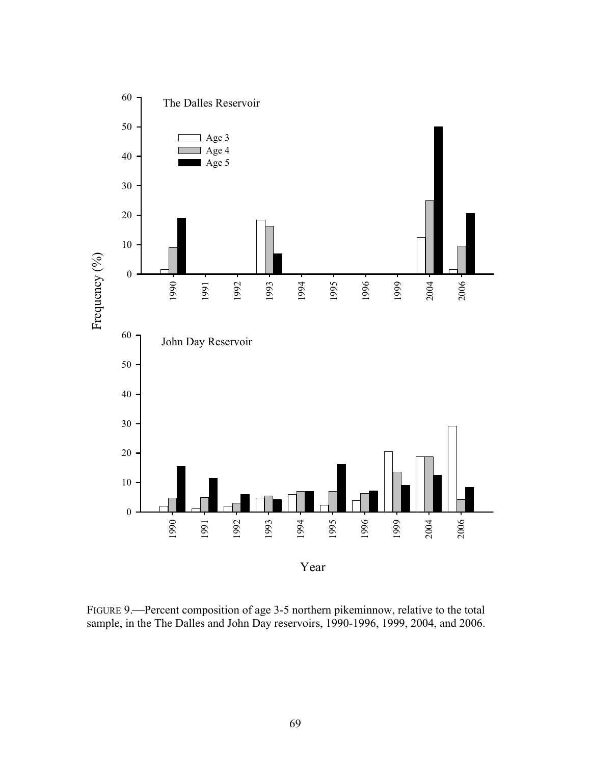FIGURE 9.—Percent composition of age 3-5 northern pikeminnow, relative to the total sample, in the The Dalles and John Day reservoirs, 1990-1996, 1999, 2004, and 2006.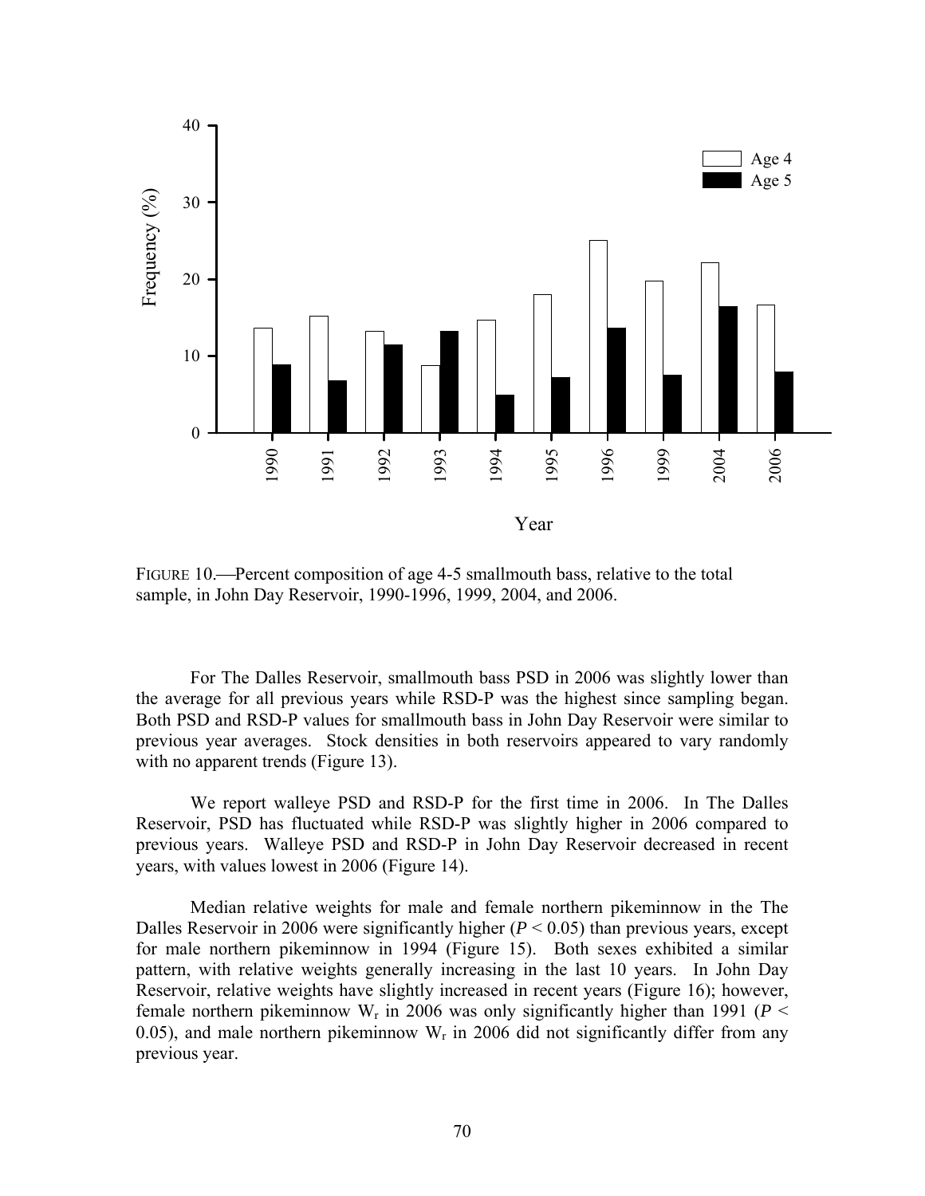FIGURE 10.—Percent composition of age 4-5 smallmouth bass, relative to the total sample, in John Day Reservoir, 1990-1996, 1999, 2004, and 2006.

For The Dalles Reservoir, smallmouth bass PSD in 2006 was slightly lower than the average for all previous years while RSD-P was the highest since sampling began. Both PSD and RSD-P values for smallmouth bass in John Day Reservoir were similar to previous year averages. Stock densities in both reservoirs appeared to vary randomly with no apparent trends (Figure 13).

We report walleye PSD and RSD-P for the first time in 2006. In The Dalles Reservoir, PSD has fluctuated while RSD-P was slightly higher in 2006 compared to previous years. Walleye PSD and RSD-P in John Day Reservoir decreased in recent years, with values lowest in 2006 (Figure 14).

Median relative weights for male and female northern pikeminnow in the The Dalles Reservoir in 2006 were significantly higher ($P < 0.05$) than previous years, except for male northern pikeminnow in 1994 (Figure 15). Both sexes exhibited a similar pattern, with relative weights generally increasing in the last 10 years. In John Day Reservoir, relative weights have slightly increased in recent years (Figure 16); however, female northern pikeminnow $W_r$ in 2006 was only significantly higher than 1991 ($P < 0.05$), and male northern pikeminnow $W_r$ in 2006 did not significantly differ from any previous year.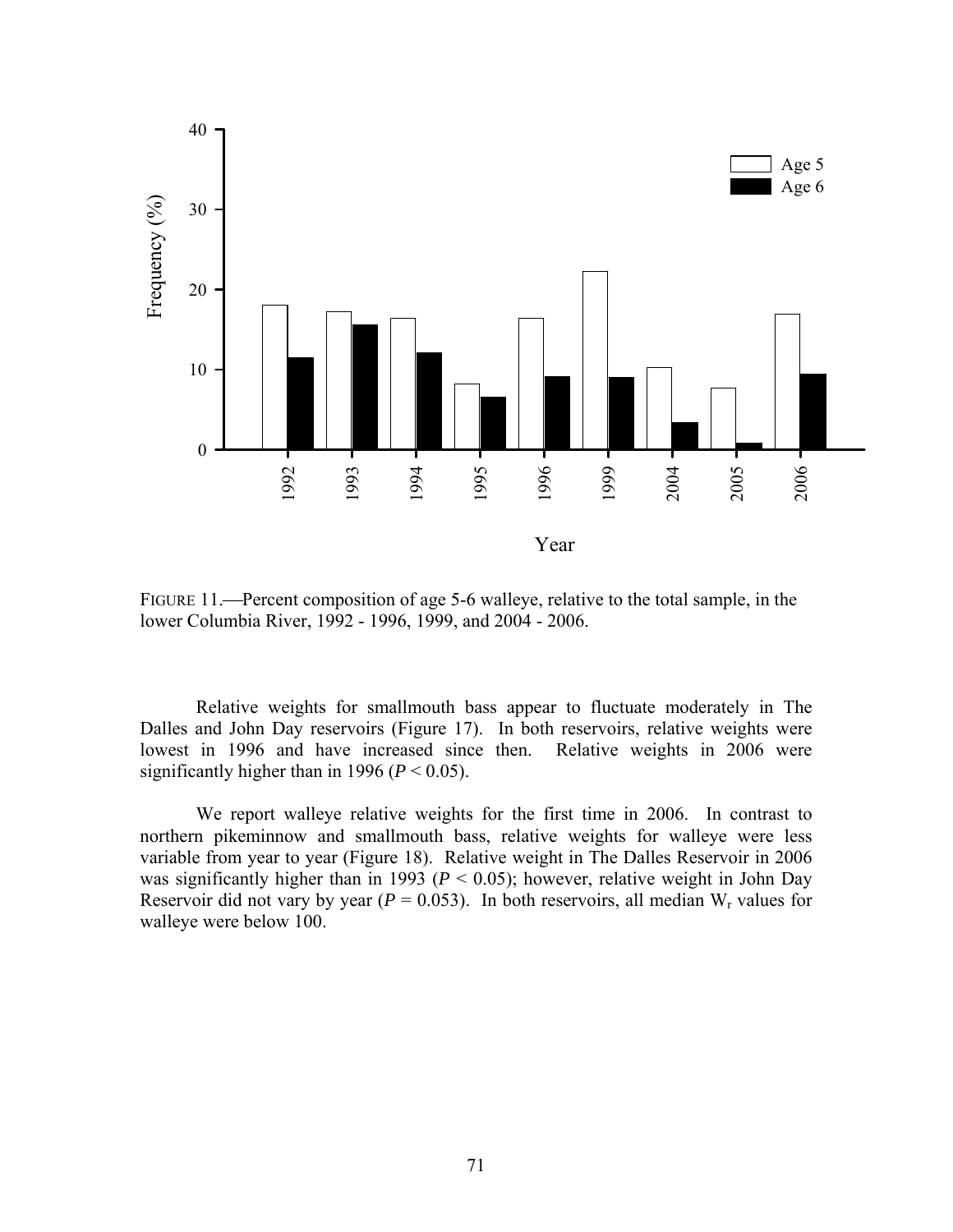FIGURE 11.—Percent composition of age 5-6 walleye, relative to the total sample, in the lower Columbia River, 1992 - 1996, 1999, and 2004 - 2006.

Relative weights for smallmouth bass appear to fluctuate moderately in The Dalles and John Day reservoirs (Figure 17). In both reservoirs, relative weights were lowest in 1996 and have increased since then. Relative weights in 2006 were significantly higher than in 1996 ($P < 0.05$).

We report walleye relative weights for the first time in 2006. In contrast to northern pikeminnow and smallmouth bass, relative weights for walleye were less variable from year to year (Figure 18). Relative weight in The Dalles Reservoir in 2006 was significantly higher than in 1993 ($P < 0.05$); however, relative weight in John Day Reservoir did not vary by year ($P = 0.053$). In both reservoirs, all median $W_r$ values for walleye were below 100.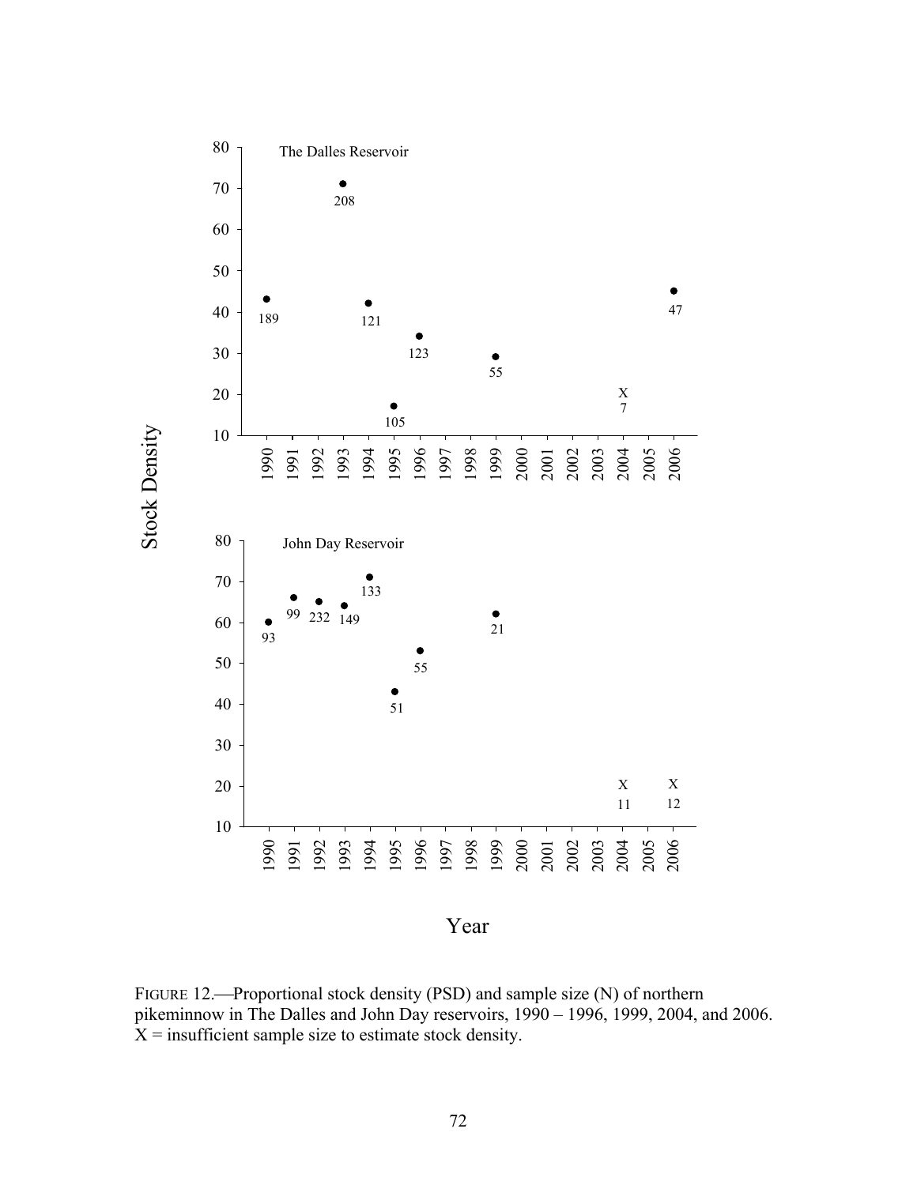FIGURE 12.—Proportional stock density (PSD) and sample size (N) of northern pikeminnow in The Dalles and John Day reservoirs, 1990 – 1996, 1999, 2004, and 2006. X = insufficient sample size to estimate stock density.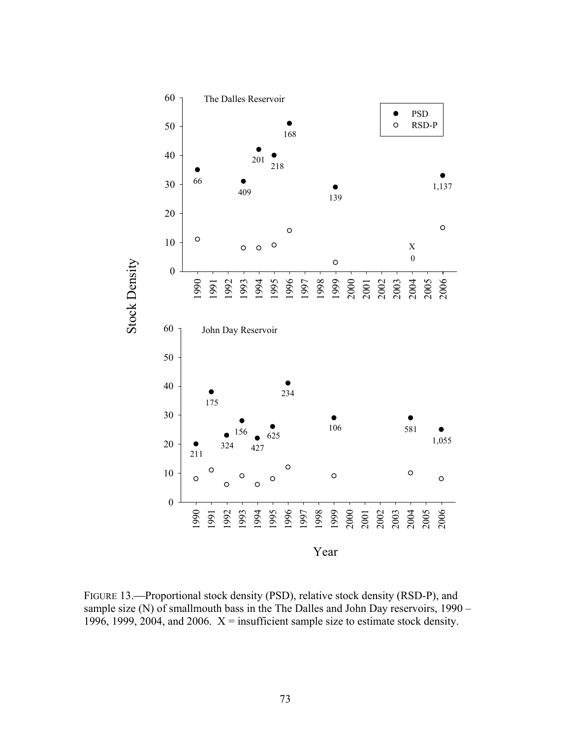FIGURE 13.—Proportional stock density (PSD), relative stock density (RSD-P), and sample size (N) of smallmouth bass in the The Dalles and John Day reservoirs, 1990 – 1996, 1999, 2004, and 2006. X = insufficient sample size to estimate stock density.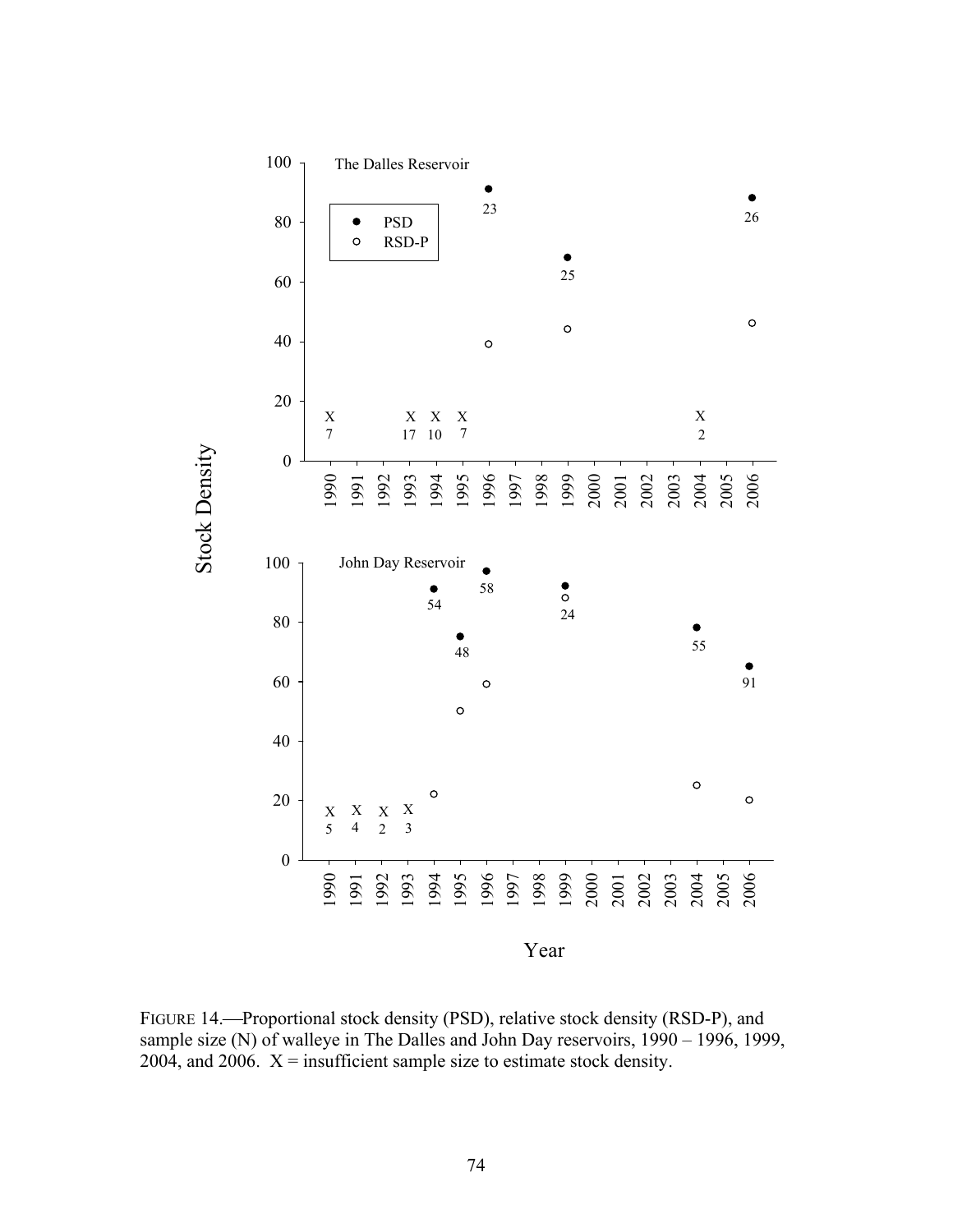FIGURE 14.—Proportional stock density (PSD), relative stock density (RSD-P), and sample size (N) of walleye in The Dalles and John Day reservoirs, 1990 – 1996, 1999, 2004, and 2006. X = insufficient sample size to estimate stock density.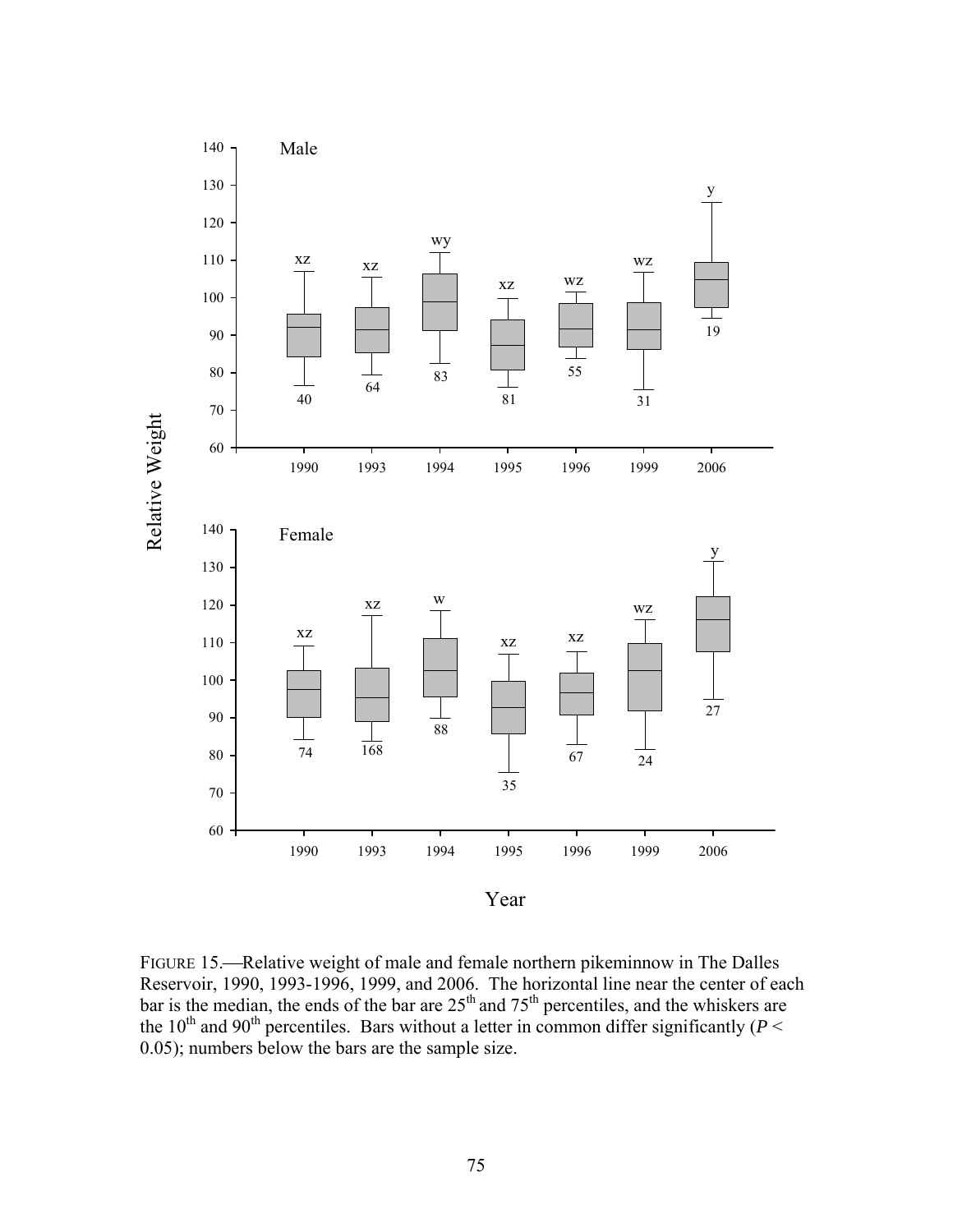FIGURE 15.—Relative weight of male and female northern pikeminnow in The Dalles Reservoir, 1990, 1993-1996, 1999, and 2006. The horizontal line near the center of each bar is the median, the ends of the bar are 25th and 75th percentiles, and the whiskers are the 10th and 90th percentiles. Bars without a letter in common differ significantly ($P < 0.05$); numbers below the bars are the sample size.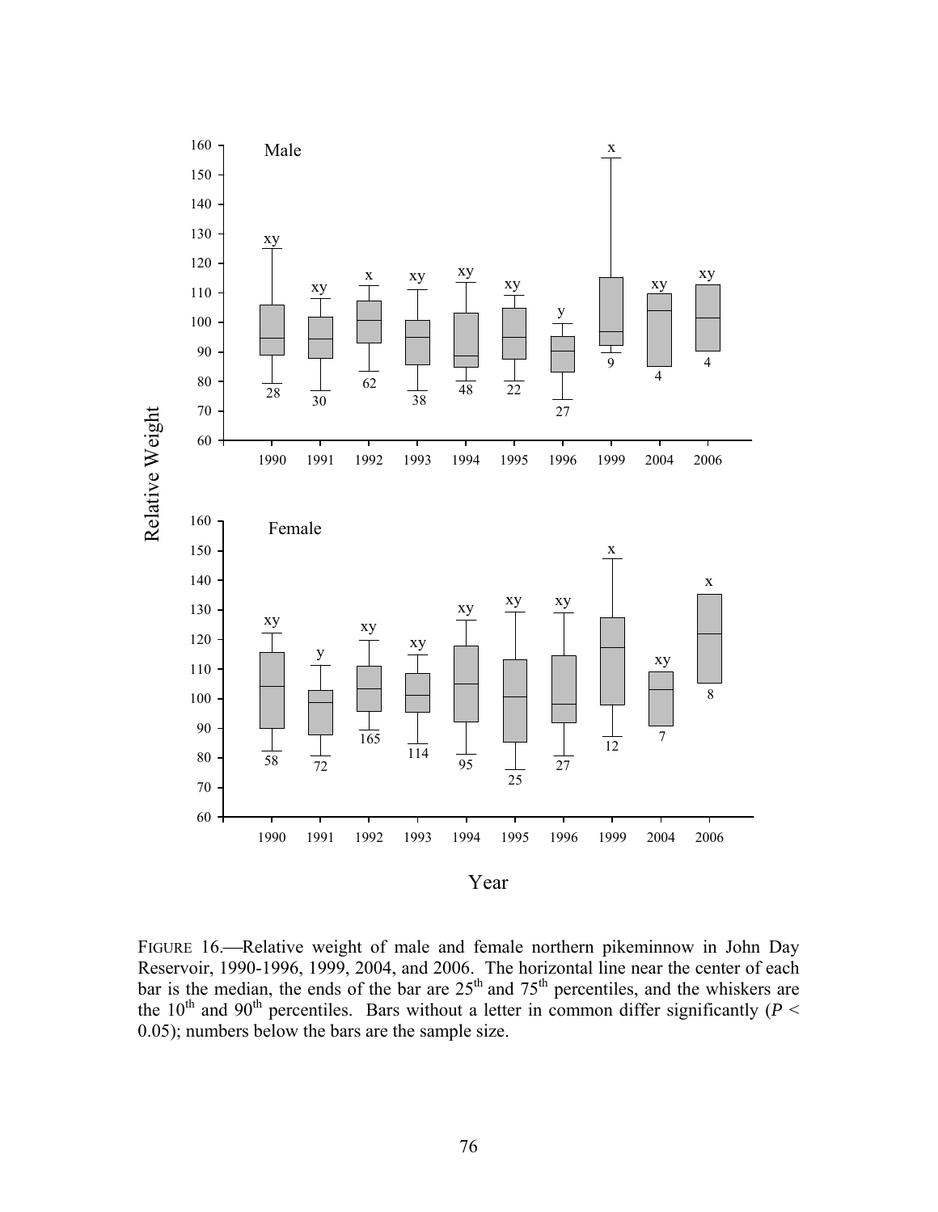FIGURE 16.—Relative weight of male and female northern pikeminnow in John Day Reservoir, 1990-1996, 1999, 2004, and 2006. The horizontal line near the center of each bar is the median, the ends of the bar are 25[th] and 75[th] percentiles, and the whiskers are the 10[th] and 90[th] percentiles. Bars without a letter in common differ significantly ($P < 0.05$); numbers below the bars are the sample size.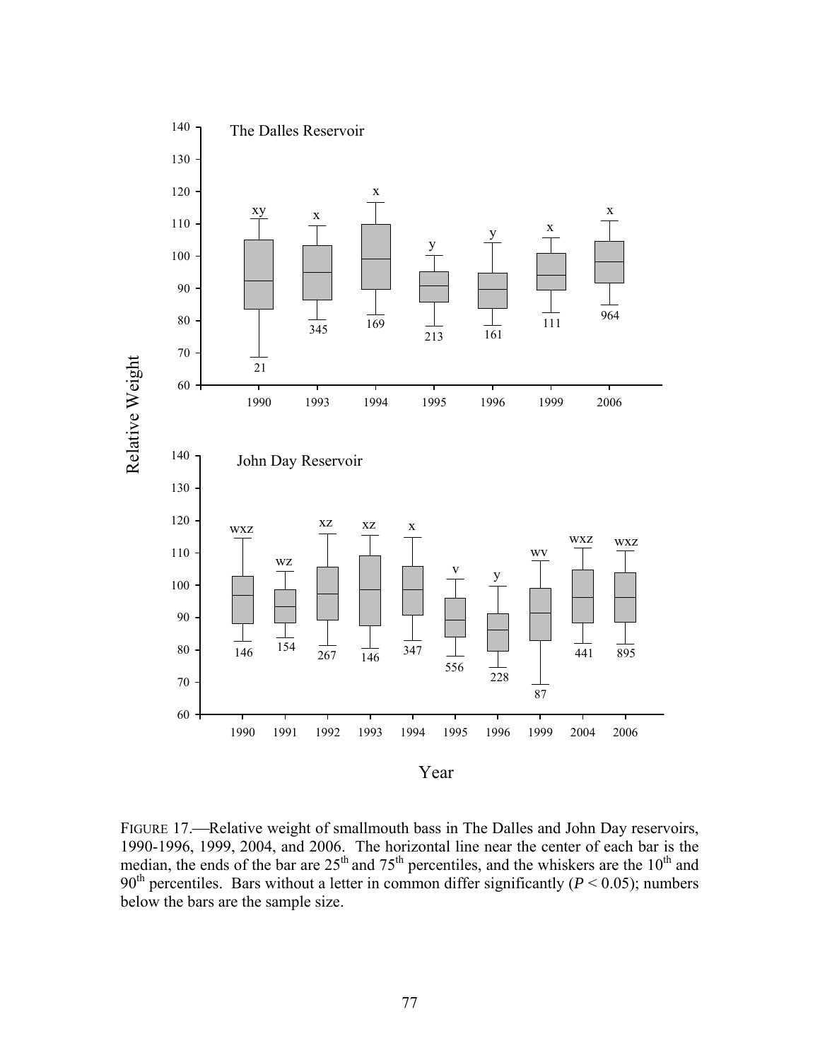FIGURE 17.—Relative weight of smallmouth bass in The Dalles and John Day reservoirs, 1990-1996, 1999, 2004, and 2006. The horizontal line near the center of each bar is the median, the ends of the bar are 25th and 75th percentiles, and the whiskers are the 10th and 90th percentiles. Bars without a letter in common differ significantly ($P < 0.05$); numbers below the bars are the sample size.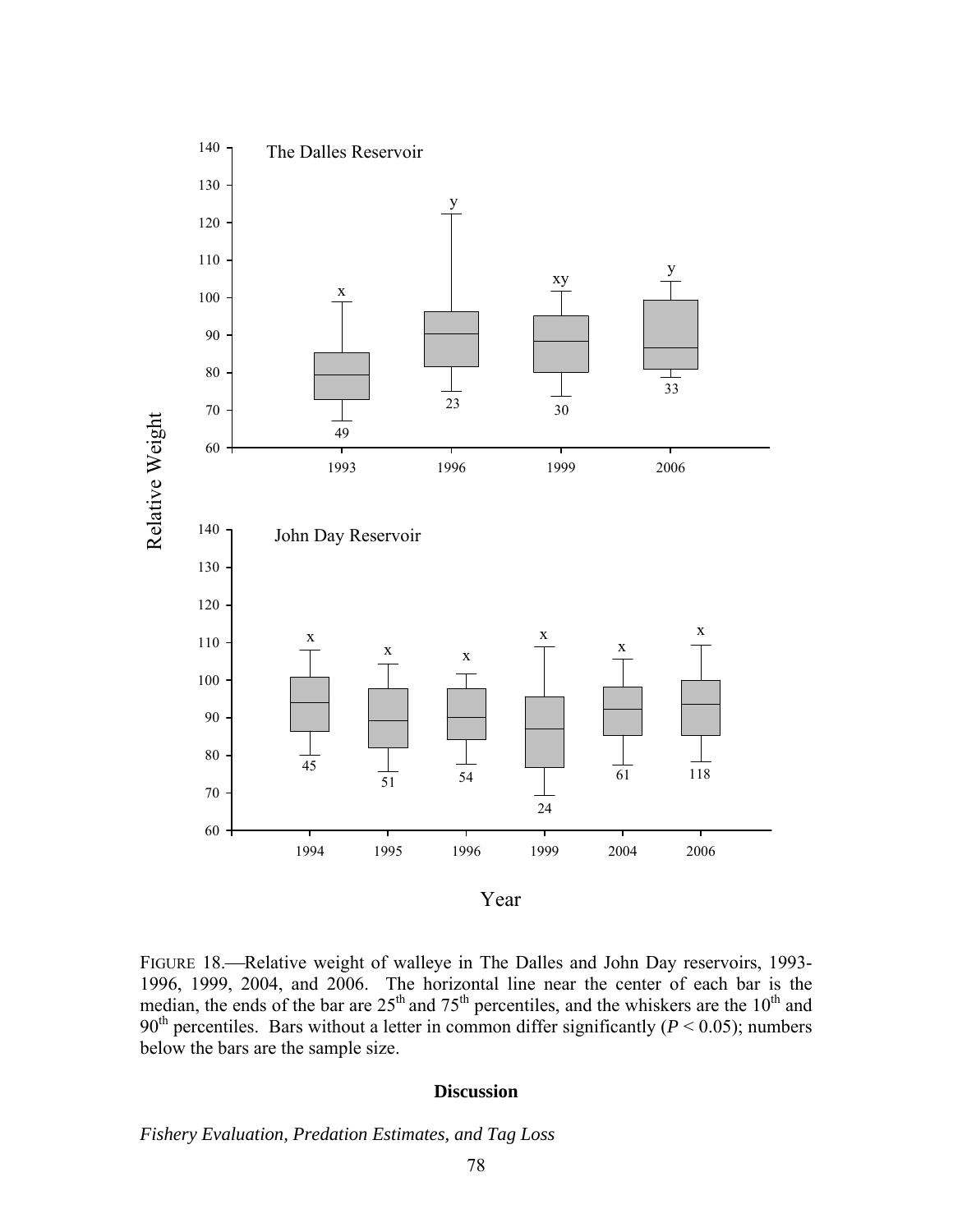FIGURE 18.—Relative weight of walleye in The Dalles and John Day reservoirs, 1993-1996, 1999, 2004, and 2006. The horizontal line near the center of each bar is the median, the ends of the bar are 25[th] and 75[th] percentiles, and the whiskers are the 10[th] and 90[th] percentiles. Bars without a letter in common differ significantly ($P < 0.05$); numbers below the bars are the sample size.

## Discussion

*Fishery Evaluation, Predation Estimates, and Tag Loss*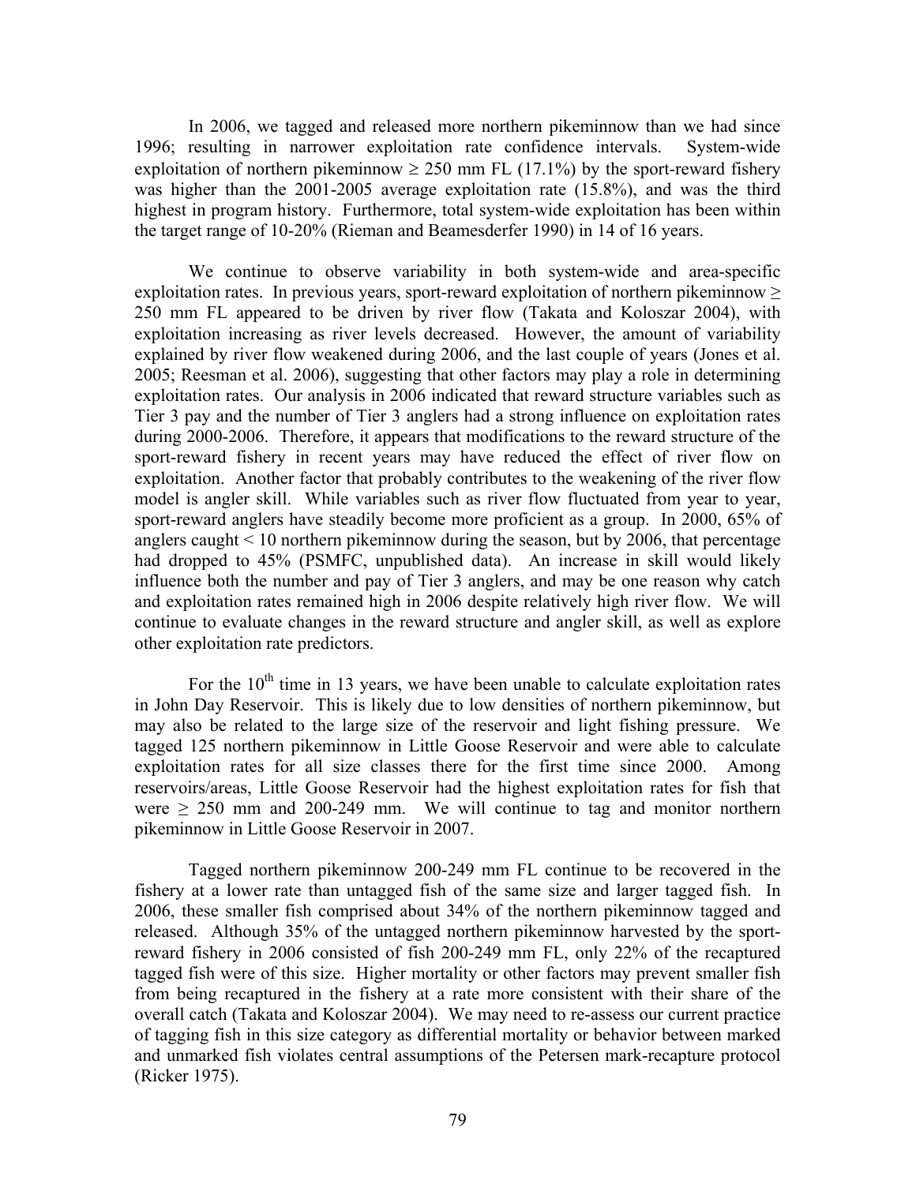In 2006, we tagged and released more northern pikeminnow than we had since 1996; resulting in narrower exploitation rate confidence intervals. System-wide exploitation of northern pikeminnow ≥ 250 mm FL (17.1%) by the sport-reward fishery was higher than the 2001-2005 average exploitation rate (15.8%), and was the third highest in program history. Furthermore, total system-wide exploitation has been within the target range of 10-20% (Rieman and Beamesderfer 1990) in 14 of 16 years.

We continue to observe variability in both system-wide and area-specific exploitation rates. In previous years, sport-reward exploitation of northern pikeminnow ≥ 250 mm FL appeared to be driven by river flow (Takata and Koloszar 2004), with exploitation increasing as river levels decreased. However, the amount of variability explained by river flow weakened during 2006, and the last couple of years (Jones et al. 2005; Reesman et al. 2006), suggesting that other factors may play a role in determining exploitation rates. Our analysis in 2006 indicated that reward structure variables such as Tier 3 pay and the number of Tier 3 anglers had a strong influence on exploitation rates during 2000-2006. Therefore, it appears that modifications to the reward structure of the sport-reward fishery in recent years may have reduced the effect of river flow on exploitation. Another factor that probably contributes to the weakening of the river flow model is angler skill. While variables such as river flow fluctuated from year to year, sport-reward anglers have steadily become more proficient as a group. In 2000, 65% of anglers caught < 10 northern pikeminnow during the season, but by 2006, that percentage had dropped to 45% (PSMFC, unpublished data). An increase in skill would likely influence both the number and pay of Tier 3 anglers, and may be one reason why catch and exploitation rates remained high in 2006 despite relatively high river flow. We will continue to evaluate changes in the reward structure and angler skill, as well as explore other exploitation rate predictors.

For the 10th time in 13 years, we have been unable to calculate exploitation rates in John Day Reservoir. This is likely due to low densities of northern pikeminnow, but may also be related to the large size of the reservoir and light fishing pressure. We tagged 125 northern pikeminnow in Little Goose Reservoir and were able to calculate exploitation rates for all size classes there for the first time since 2000. Among reservoirs/areas, Little Goose Reservoir had the highest exploitation rates for fish that were ≥ 250 mm and 200-249 mm. We will continue to tag and monitor northern pikeminnow in Little Goose Reservoir in 2007.

Tagged northern pikeminnow 200-249 mm FL continue to be recovered in the fishery at a lower rate than untagged fish of the same size and larger tagged fish. In 2006, these smaller fish comprised about 34% of the northern pikeminnow tagged and released. Although 35% of the untagged northern pikeminnow harvested by the sport-reward fishery in 2006 consisted of fish 200-249 mm FL, only 22% of the recaptured tagged fish were of this size. Higher mortality or other factors may prevent smaller fish from being recaptured in the fishery at a rate more consistent with their share of the overall catch (Takata and Koloszar 2004). We may need to re-assess our current practice of tagging fish in this size category as differential mortality or behavior between marked and unmarked fish violates central assumptions of the Petersen mark-recapture protocol (Ricker 1975).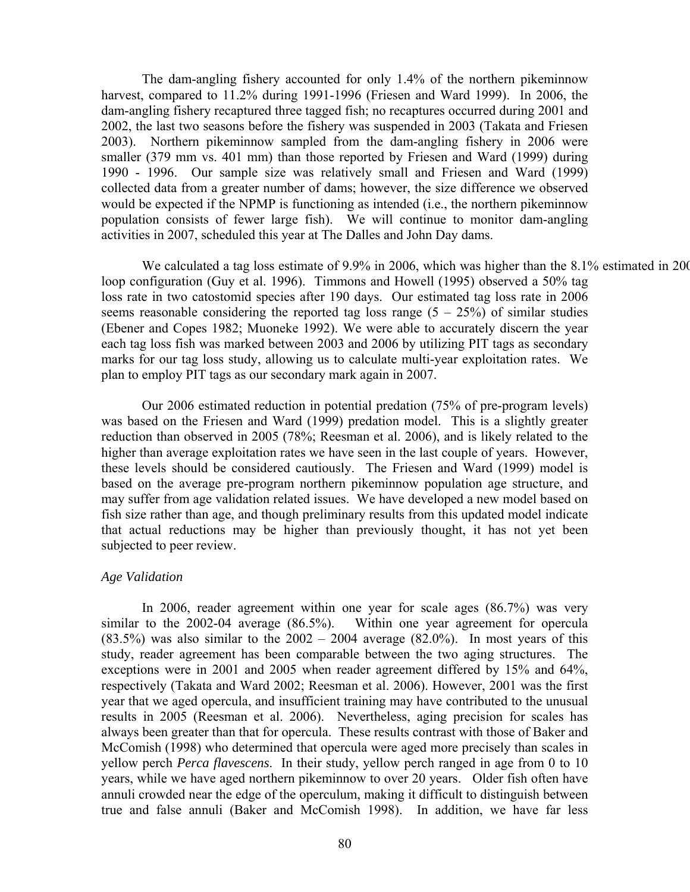The dam-angling fishery accounted for only 1.4% of the northern pikeminnow harvest, compared to 11.2% during 1991-1996 (Friesen and Ward 1999). In 2006, the dam-angling fishery recaptured three tagged fish; no recaptures occurred during 2001 and 2002, the last two seasons before the fishery was suspended in 2003 (Takata and Friesen 2003). Northern pikeminnow sampled from the dam-angling fishery in 2006 were smaller (379 mm vs. 401 mm) than those reported by Friesen and Ward (1999) during 1990 - 1996. Our sample size was relatively small and Friesen and Ward (1999) collected data from a greater number of dams; however, the size difference we observed would be expected if the NPMP is functioning as intended (i.e., the northern pikeminnow population consists of fewer large fish). We will continue to monitor dam-angling activities in 2007, scheduled this year at The Dalles and John Day dams.

We calculated a tag loss estimate of 9.9% in 2006, which was higher than the 8.1% estimated in 200 loop configuration (Guy et al. 1996). Timmons and Howell (1995) observed a 50% tag loss rate in two catostomid species after 190 days. Our estimated tag loss rate in 2006 seems reasonable considering the reported tag loss range (5 – 25%) of similar studies (Ebener and Copes 1982; Muoneke 1992). We were able to accurately discern the year each tag loss fish was marked between 2003 and 2006 by utilizing PIT tags as secondary marks for our tag loss study, allowing us to calculate multi-year exploitation rates. We plan to employ PIT tags as our secondary mark again in 2007.

Our 2006 estimated reduction in potential predation (75% of pre-program levels) was based on the Friesen and Ward (1999) predation model. This is a slightly greater reduction than observed in 2005 (78%; Reesman et al. 2006), and is likely related to the higher than average exploitation rates we have seen in the last couple of years. However, these levels should be considered cautiously. The Friesen and Ward (1999) model is based on the average pre-program northern pikeminnow population age structure, and may suffer from age validation related issues. We have developed a new model based on fish size rather than age, and though preliminary results from this updated model indicate that actual reductions may be higher than previously thought, it has not yet been subjected to peer review.

*Age Validation*

In 2006, reader agreement within one year for scale ages (86.7%) was very similar to the 2002-04 average (86.5%). Within one year agreement for opercula (83.5%) was also similar to the 2002 – 2004 average (82.0%). In most years of this study, reader agreement has been comparable between the two aging structures. The exceptions were in 2001 and 2005 when reader agreement differed by 15% and 64%, respectively (Takata and Ward 2002; Reesman et al. 2006). However, 2001 was the first year that we aged opercula, and insufficient training may have contributed to the unusual results in 2005 (Reesman et al. 2006). Nevertheless, aging precision for scales has always been greater than that for opercula. These results contrast with those of Baker and McComish (1998) who determined that opercula were aged more precisely than scales in yellow perch *Perca flavescens*. In their study, yellow perch ranged in age from 0 to 10 years, while we have aged northern pikeminnow to over 20 years. Older fish often have annuli crowded near the edge of the operculum, making it difficult to distinguish between true and false annuli (Baker and McComish 1998). In addition, we have far less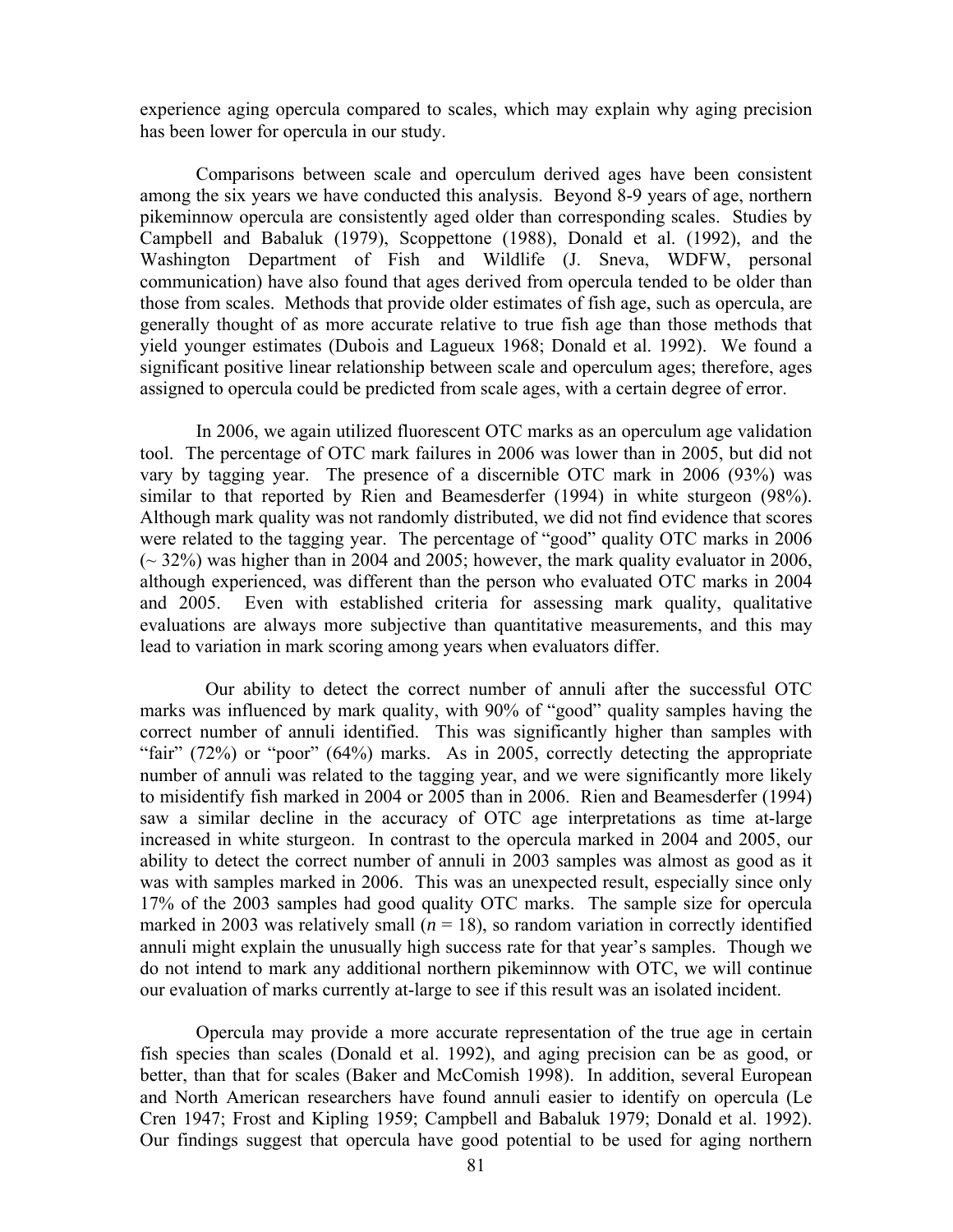experience aging opercula compared to scales, which may explain why aging precision has been lower for opercula in our study.

Comparisons between scale and operculum derived ages have been consistent among the six years we have conducted this analysis. Beyond 8-9 years of age, northern pikeminnow opercula are consistently aged older than corresponding scales. Studies by Campbell and Babaluk (1979), Scoppettone (1988), Donald et al. (1992), and the Washington Department of Fish and Wildlife (J. Sneva, WDFW, personal communication) have also found that ages derived from opercula tended to be older than those from scales. Methods that provide older estimates of fish age, such as opercula, are generally thought of as more accurate relative to true fish age than those methods that yield younger estimates (Dubois and Lagueux 1968; Donald et al. 1992). We found a significant positive linear relationship between scale and operculum ages; therefore, ages assigned to opercula could be predicted from scale ages, with a certain degree of error.

In 2006, we again utilized fluorescent OTC marks as an operculum age validation tool. The percentage of OTC mark failures in 2006 was lower than in 2005, but did not vary by tagging year. The presence of a discernible OTC mark in 2006 (93%) was similar to that reported by Rien and Beamesderfer (1994) in white sturgeon (98%). Although mark quality was not randomly distributed, we did not find evidence that scores were related to the tagging year. The percentage of "good" quality OTC marks in 2006 (~ 32%) was higher than in 2004 and 2005; however, the mark quality evaluator in 2006, although experienced, was different than the person who evaluated OTC marks in 2004 and 2005. Even with established criteria for assessing mark quality, qualitative evaluations are always more subjective than quantitative measurements, and this may lead to variation in mark scoring among years when evaluators differ.

Our ability to detect the correct number of annuli after the successful OTC marks was influenced by mark quality, with 90% of "good" quality samples having the correct number of annuli identified. This was significantly higher than samples with "fair" (72%) or "poor" (64%) marks. As in 2005, correctly detecting the appropriate number of annuli was related to the tagging year, and we were significantly more likely to misidentify fish marked in 2004 or 2005 than in 2006. Rien and Beamesderfer (1994) saw a similar decline in the accuracy of OTC age interpretations as time at-large increased in white sturgeon. In contrast to the opercula marked in 2004 and 2005, our ability to detect the correct number of annuli in 2003 samples was almost as good as it was with samples marked in 2006. This was an unexpected result, especially since only 17% of the 2003 samples had good quality OTC marks. The sample size for opercula marked in 2003 was relatively small ($n$ = 18), so random variation in correctly identified annuli might explain the unusually high success rate for that year's samples. Though we do not intend to mark any additional northern pikeminnow with OTC, we will continue our evaluation of marks currently at-large to see if this result was an isolated incident.

Opercula may provide a more accurate representation of the true age in certain fish species than scales (Donald et al. 1992), and aging precision can be as good, or better, than that for scales (Baker and McComish 1998). In addition, several European and North American researchers have found annuli easier to identify on opercula (Le Cren 1947; Frost and Kipling 1959; Campbell and Babaluk 1979; Donald et al. 1992). Our findings suggest that opercula have good potential to be used for aging northern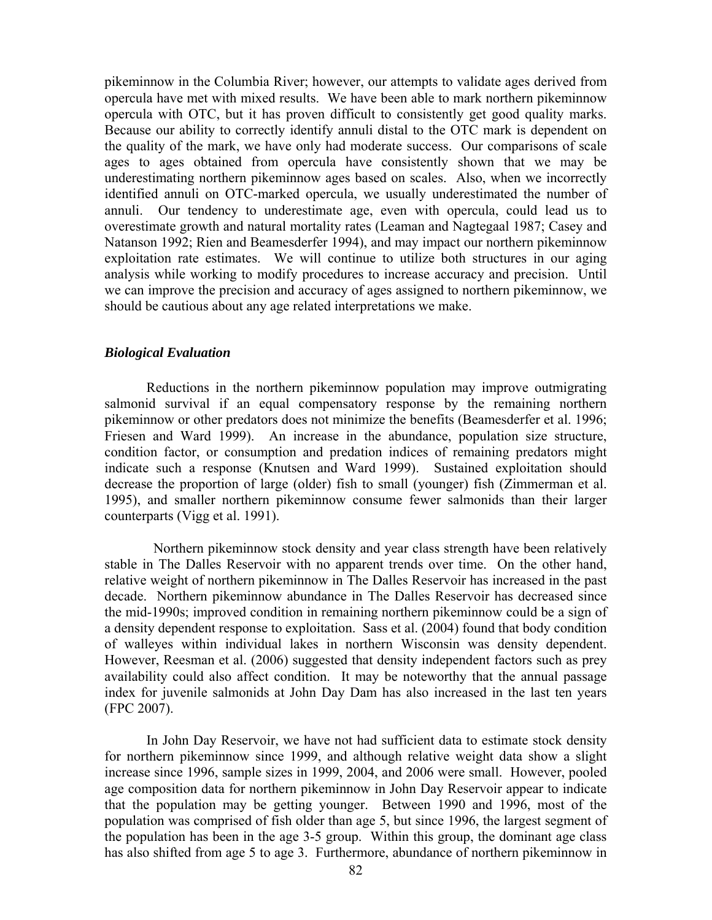pikeminnow in the Columbia River; however, our attempts to validate ages derived from opercula have met with mixed results. We have been able to mark northern pikeminnow opercula with OTC, but it has proven difficult to consistently get good quality marks. Because our ability to correctly identify annuli distal to the OTC mark is dependent on the quality of the mark, we have only had moderate success. Our comparisons of scale ages to ages obtained from opercula have consistently shown that we may be underestimating northern pikeminnow ages based on scales. Also, when we incorrectly identified annuli on OTC-marked opercula, we usually underestimated the number of annuli. Our tendency to underestimate age, even with opercula, could lead us to overestimate growth and natural mortality rates (Leaman and Nagtegaal 1987; Casey and Natanson 1992; Rien and Beamesderfer 1994), and may impact our northern pikeminnow exploitation rate estimates. We will continue to utilize both structures in our aging analysis while working to modify procedures to increase accuracy and precision. Until we can improve the precision and accuracy of ages assigned to northern pikeminnow, we should be cautious about any age related interpretations we make.

### *Biological Evaluation*

Reductions in the northern pikeminnow population may improve outmigrating salmonid survival if an equal compensatory response by the remaining northern pikeminnow or other predators does not minimize the benefits (Beamesderfer et al. 1996; Friesen and Ward 1999). An increase in the abundance, population size structure, condition factor, or consumption and predation indices of remaining predators might indicate such a response (Knutsen and Ward 1999). Sustained exploitation should decrease the proportion of large (older) fish to small (younger) fish (Zimmerman et al. 1995), and smaller northern pikeminnow consume fewer salmonids than their larger counterparts (Vigg et al. 1991).

Northern pikeminnow stock density and year class strength have been relatively stable in The Dalles Reservoir with no apparent trends over time. On the other hand, relative weight of northern pikeminnow in The Dalles Reservoir has increased in the past decade. Northern pikeminnow abundance in The Dalles Reservoir has decreased since the mid-1990s; improved condition in remaining northern pikeminnow could be a sign of a density dependent response to exploitation. Sass et al. (2004) found that body condition of walleyes within individual lakes in northern Wisconsin was density dependent. However, Reesman et al. (2006) suggested that density independent factors such as prey availability could also affect condition. It may be noteworthy that the annual passage index for juvenile salmonids at John Day Dam has also increased in the last ten years (FPC 2007).

In John Day Reservoir, we have not had sufficient data to estimate stock density for northern pikeminnow since 1999, and although relative weight data show a slight increase since 1996, sample sizes in 1999, 2004, and 2006 were small. However, pooled age composition data for northern pikeminnow in John Day Reservoir appear to indicate that the population may be getting younger. Between 1990 and 1996, most of the population was comprised of fish older than age 5, but since 1996, the largest segment of the population has been in the age 3-5 group. Within this group, the dominant age class has also shifted from age 5 to age 3. Furthermore, abundance of northern pikeminnow in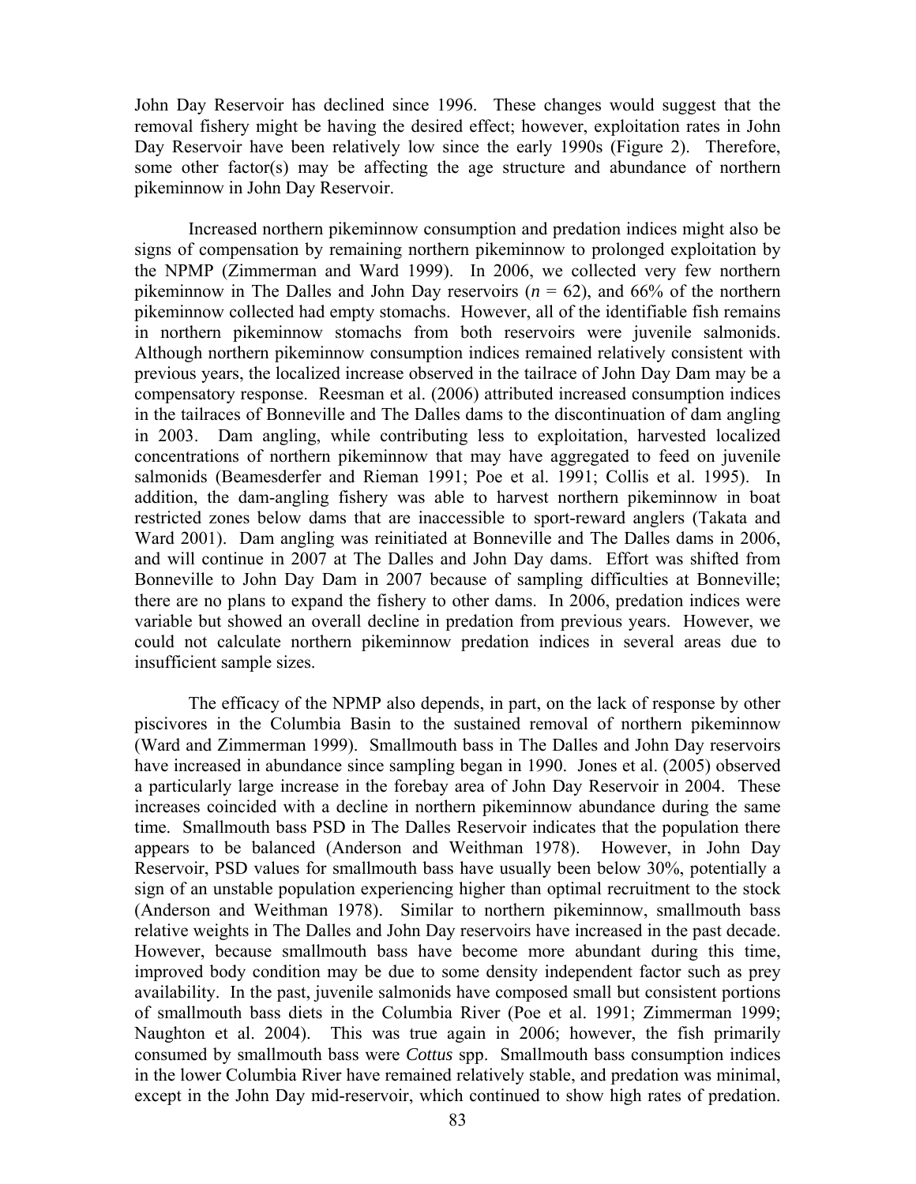John Day Reservoir has declined since 1996. These changes would suggest that the removal fishery might be having the desired effect; however, exploitation rates in John Day Reservoir have been relatively low since the early 1990s (Figure 2). Therefore, some other factor(s) may be affecting the age structure and abundance of northern pikeminnow in John Day Reservoir.

Increased northern pikeminnow consumption and predation indices might also be signs of compensation by remaining northern pikeminnow to prolonged exploitation by the NPMP (Zimmerman and Ward 1999). In 2006, we collected very few northern pikeminnow in The Dalles and John Day reservoirs ($n$ = 62), and 66% of the northern pikeminnow collected had empty stomachs. However, all of the identifiable fish remains in northern pikeminnow stomachs from both reservoirs were juvenile salmonids. Although northern pikeminnow consumption indices remained relatively consistent with previous years, the localized increase observed in the tailrace of John Day Dam may be a compensatory response. Reesman et al. (2006) attributed increased consumption indices in the tailraces of Bonneville and The Dalles dams to the discontinuation of dam angling in 2003. Dam angling, while contributing less to exploitation, harvested localized concentrations of northern pikeminnow that may have aggregated to feed on juvenile salmonids (Beamesderfer and Rieman 1991; Poe et al. 1991; Collis et al. 1995). In addition, the dam-angling fishery was able to harvest northern pikeminnow in boat restricted zones below dams that are inaccessible to sport-reward anglers (Takata and Ward 2001). Dam angling was reinitiated at Bonneville and The Dalles dams in 2006, and will continue in 2007 at The Dalles and John Day dams. Effort was shifted from Bonneville to John Day Dam in 2007 because of sampling difficulties at Bonneville; there are no plans to expand the fishery to other dams. In 2006, predation indices were variable but showed an overall decline in predation from previous years. However, we could not calculate northern pikeminnow predation indices in several areas due to insufficient sample sizes.

The efficacy of the NPMP also depends, in part, on the lack of response by other piscivores in the Columbia Basin to the sustained removal of northern pikeminnow (Ward and Zimmerman 1999). Smallmouth bass in The Dalles and John Day reservoirs have increased in abundance since sampling began in 1990. Jones et al. (2005) observed a particularly large increase in the forebay area of John Day Reservoir in 2004. These increases coincided with a decline in northern pikeminnow abundance during the same time. Smallmouth bass PSD in The Dalles Reservoir indicates that the population there appears to be balanced (Anderson and Weithman 1978). However, in John Day Reservoir, PSD values for smallmouth bass have usually been below 30%, potentially a sign of an unstable population experiencing higher than optimal recruitment to the stock (Anderson and Weithman 1978). Similar to northern pikeminnow, smallmouth bass relative weights in The Dalles and John Day reservoirs have increased in the past decade. However, because smallmouth bass have become more abundant during this time, improved body condition may be due to some density independent factor such as prey availability. In the past, juvenile salmonids have composed small but consistent portions of smallmouth bass diets in the Columbia River (Poe et al. 1991; Zimmerman 1999; Naughton et al. 2004). This was true again in 2006; however, the fish primarily consumed by smallmouth bass were *Cottus* spp. Smallmouth bass consumption indices in the lower Columbia River have remained relatively stable, and predation was minimal, except in the John Day mid-reservoir, which continued to show high rates of predation.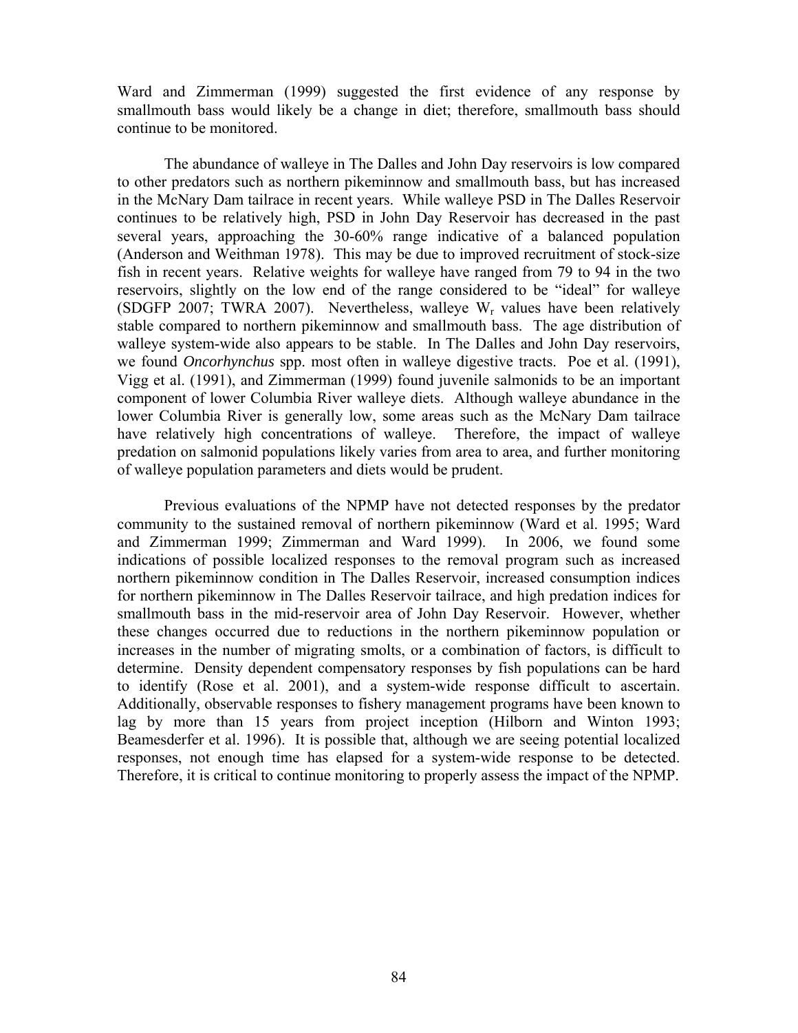Ward and Zimmerman (1999) suggested the first evidence of any response by smallmouth bass would likely be a change in diet; therefore, smallmouth bass should continue to be monitored.

The abundance of walleye in The Dalles and John Day reservoirs is low compared to other predators such as northern pikeminnow and smallmouth bass, but has increased in the McNary Dam tailrace in recent years. While walleye PSD in The Dalles Reservoir continues to be relatively high, PSD in John Day Reservoir has decreased in the past several years, approaching the 30-60% range indicative of a balanced population (Anderson and Weithman 1978). This may be due to improved recruitment of stock-size fish in recent years. Relative weights for walleye have ranged from 79 to 94 in the two reservoirs, slightly on the low end of the range considered to be "ideal" for walleye (SDGFP 2007; TWRA 2007). Nevertheless, walleye $W_r$ values have been relatively stable compared to northern pikeminnow and smallmouth bass. The age distribution of walleye system-wide also appears to be stable. In The Dalles and John Day reservoirs, we found *Oncorhynchus* spp. most often in walleye digestive tracts. Poe et al. (1991), Vigg et al. (1991), and Zimmerman (1999) found juvenile salmonids to be an important component of lower Columbia River walleye diets. Although walleye abundance in the lower Columbia River is generally low, some areas such as the McNary Dam tailrace have relatively high concentrations of walleye. Therefore, the impact of walleye predation on salmonid populations likely varies from area to area, and further monitoring of walleye population parameters and diets would be prudent.

Previous evaluations of the NPMP have not detected responses by the predator community to the sustained removal of northern pikeminnow (Ward et al. 1995; Ward and Zimmerman 1999; Zimmerman and Ward 1999). In 2006, we found some indications of possible localized responses to the removal program such as increased northern pikeminnow condition in The Dalles Reservoir, increased consumption indices for northern pikeminnow in The Dalles Reservoir tailrace, and high predation indices for smallmouth bass in the mid-reservoir area of John Day Reservoir. However, whether these changes occurred due to reductions in the northern pikeminnow population or increases in the number of migrating smolts, or a combination of factors, is difficult to determine. Density dependent compensatory responses by fish populations can be hard to identify (Rose et al. 2001), and a system-wide response difficult to ascertain. Additionally, observable responses to fishery management programs have been known to lag by more than 15 years from project inception (Hilborn and Winton 1993; Beamesderfer et al. 1996). It is possible that, although we are seeing potential localized responses, not enough time has elapsed for a system-wide response to be detected. Therefore, it is critical to continue monitoring to properly assess the impact of the NPMP.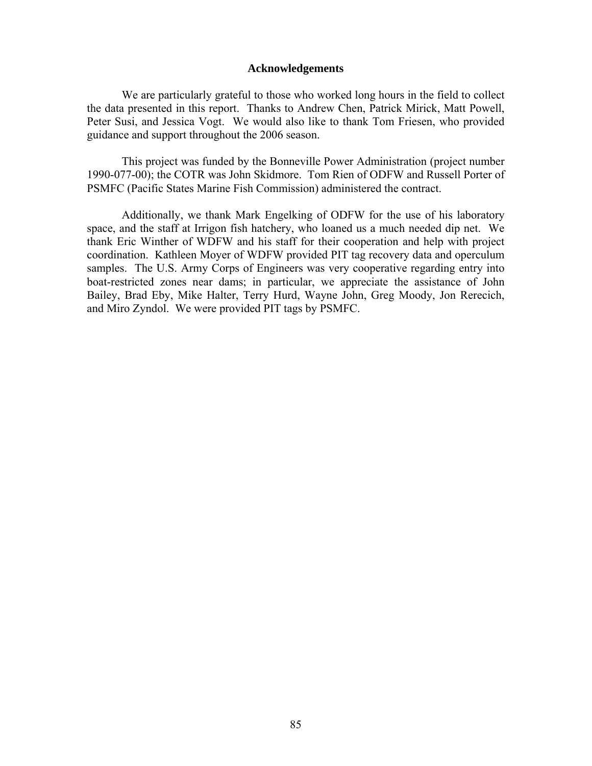## Acknowledgements

We are particularly grateful to those who worked long hours in the field to collect the data presented in this report. Thanks to Andrew Chen, Patrick Mirick, Matt Powell, Peter Susi, and Jessica Vogt. We would also like to thank Tom Friesen, who provided guidance and support throughout the 2006 season.

This project was funded by the Bonneville Power Administration (project number 1990-077-00); the COTR was John Skidmore. Tom Rien of ODFW and Russell Porter of PSMFC (Pacific States Marine Fish Commission) administered the contract.

Additionally, we thank Mark Engelking of ODFW for the use of his laboratory space, and the staff at Irrigon fish hatchery, who loaned us a much needed dip net. We thank Eric Winther of WDFW and his staff for their cooperation and help with project coordination. Kathleen Moyer of WDFW provided PIT tag recovery data and operculum samples. The U.S. Army Corps of Engineers was very cooperative regarding entry into boat-restricted zones near dams; in particular, we appreciate the assistance of John Bailey, Brad Eby, Mike Halter, Terry Hurd, Wayne John, Greg Moody, Jon Rerecich, and Miro Zyndol. We were provided PIT tags by PSMFC.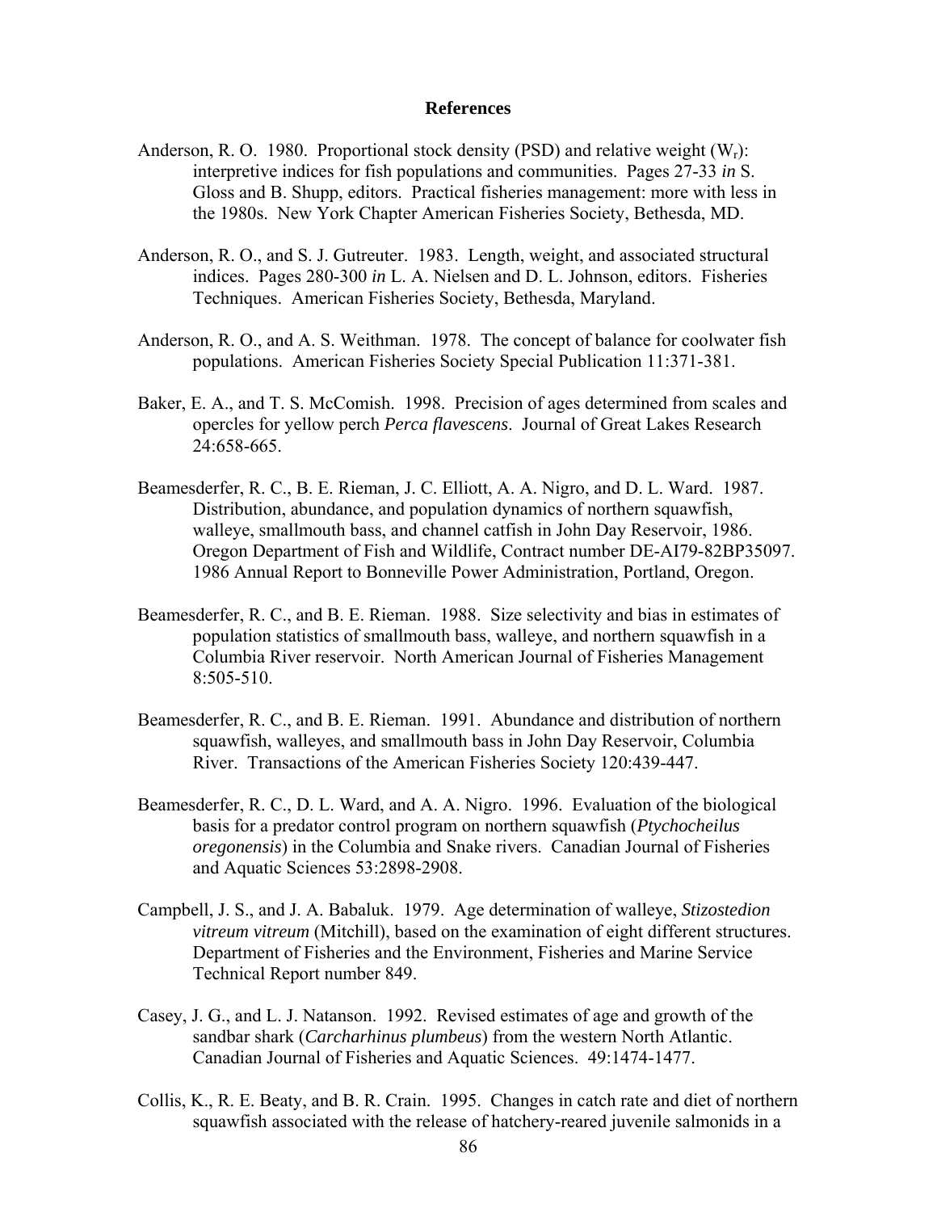# References

Anderson, R. O. 1980. Proportional stock density (PSD) and relative weight ($W_r$): interpretive indices for fish populations and communities. Pages 27-33 *in* S. Gloss and B. Shupp, editors. Practical fisheries management: more with less in the 1980s. New York Chapter American Fisheries Society, Bethesda, MD.

Anderson, R. O., and S. J. Gutreuter. 1983. Length, weight, and associated structural indices. Pages 280-300 *in* L. A. Nielsen and D. L. Johnson, editors. Fisheries Techniques. American Fisheries Society, Bethesda, Maryland.

Anderson, R. O., and A. S. Weithman. 1978. The concept of balance for coolwater fish populations. American Fisheries Society Special Publication 11:371-381.

Baker, E. A., and T. S. McComish. 1998. Precision of ages determined from scales and opercles for yellow perch *Perca flavescens*. Journal of Great Lakes Research 24:658-665.

Beamesderfer, R. C., B. E. Rieman, J. C. Elliott, A. A. Nigro, and D. L. Ward. 1987. Distribution, abundance, and population dynamics of northern squawfish, walleye, smallmouth bass, and channel catfish in John Day Reservoir, 1986. Oregon Department of Fish and Wildlife, Contract number DE-AI79-82BP35097. 1986 Annual Report to Bonneville Power Administration, Portland, Oregon.

Beamesderfer, R. C., and B. E. Rieman. 1988. Size selectivity and bias in estimates of population statistics of smallmouth bass, walleye, and northern squawfish in a Columbia River reservoir. North American Journal of Fisheries Management 8:505-510.

Beamesderfer, R. C., and B. E. Rieman. 1991. Abundance and distribution of northern squawfish, walleyes, and smallmouth bass in John Day Reservoir, Columbia River. Transactions of the American Fisheries Society 120:439-447.

Beamesderfer, R. C., D. L. Ward, and A. A. Nigro. 1996. Evaluation of the biological basis for a predator control program on northern squawfish (*Ptychocheilus oregonensis*) in the Columbia and Snake rivers. Canadian Journal of Fisheries and Aquatic Sciences 53:2898-2908.

Campbell, J. S., and J. A. Babaluk. 1979. Age determination of walleye, *Stizostedion vitreum vitreum* (Mitchill), based on the examination of eight different structures. Department of Fisheries and the Environment, Fisheries and Marine Service Technical Report number 849.

Casey, J. G., and L. J. Natanson. 1992. Revised estimates of age and growth of the sandbar shark (*Carcharhinus plumbeus*) from the western North Atlantic. Canadian Journal of Fisheries and Aquatic Sciences. 49:1474-1477.

Collis, K., R. E. Beaty, and B. R. Crain. 1995. Changes in catch rate and diet of northern squawfish associated with the release of hatchery-reared juvenile salmonids in a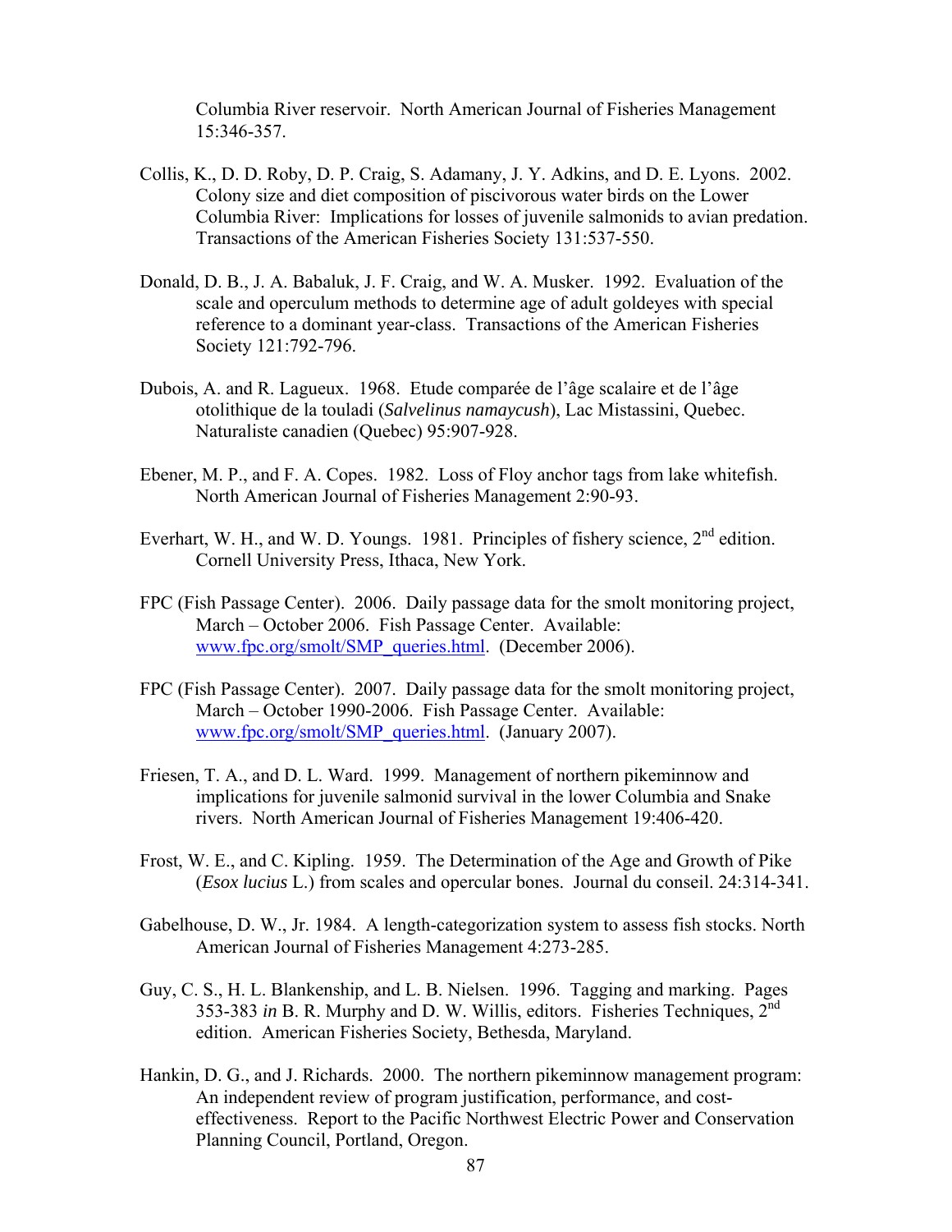Columbia River reservoir. North American Journal of Fisheries Management 15:346-357.

Collis, K., D. D. Roby, D. P. Craig, S. Adamany, J. Y. Adkins, and D. E. Lyons. 2002. Colony size and diet composition of piscivorous water birds on the Lower Columbia River: Implications for losses of juvenile salmonids to avian predation. Transactions of the American Fisheries Society 131:537-550.

Donald, D. B., J. A. Babaluk, J. F. Craig, and W. A. Musker. 1992. Evaluation of the scale and operculum methods to determine age of adult goldeyes with special reference to a dominant year-class. Transactions of the American Fisheries Society 121:792-796.

Dubois, A. and R. Lagueux. 1968. Etude comparée de l'âge scalaire et de l'âge otolithique de la touladi (*Salvelinus namaycush*), Lac Mistassini, Quebec. Naturaliste canadien (Quebec) 95:907-928.

Ebener, M. P., and F. A. Copes. 1982. Loss of Floy anchor tags from lake whitefish. North American Journal of Fisheries Management 2:90-93.

Everhart, W. H., and W. D. Youngs. 1981. Principles of fishery science, 2nd edition. Cornell University Press, Ithaca, New York.

FPC (Fish Passage Center). 2006. Daily passage data for the smolt monitoring project, March – October 2006. Fish Passage Center. Available: www.fpc.org/smolt/SMP_queries.html. (December 2006).

FPC (Fish Passage Center). 2007. Daily passage data for the smolt monitoring project, March – October 1990-2006. Fish Passage Center. Available: www.fpc.org/smolt/SMP_queries.html. (January 2007).

Friesen, T. A., and D. L. Ward. 1999. Management of northern pikeminnow and implications for juvenile salmonid survival in the lower Columbia and Snake rivers. North American Journal of Fisheries Management 19:406-420.

Frost, W. E., and C. Kipling. 1959. The Determination of the Age and Growth of Pike (*Esox lucius* L.) from scales and opercular bones. Journal du conseil. 24:314-341.

Gabelhouse, D. W., Jr. 1984. A length-categorization system to assess fish stocks. North American Journal of Fisheries Management 4:273-285.

Guy, C. S., H. L. Blankenship, and L. B. Nielsen. 1996. Tagging and marking. Pages 353-383 *in* B. R. Murphy and D. W. Willis, editors. Fisheries Techniques, 2nd edition. American Fisheries Society, Bethesda, Maryland.

Hankin, D. G., and J. Richards. 2000. The northern pikeminnow management program: An independent review of program justification, performance, and cost-effectiveness. Report to the Pacific Northwest Electric Power and Conservation Planning Council, Portland, Oregon.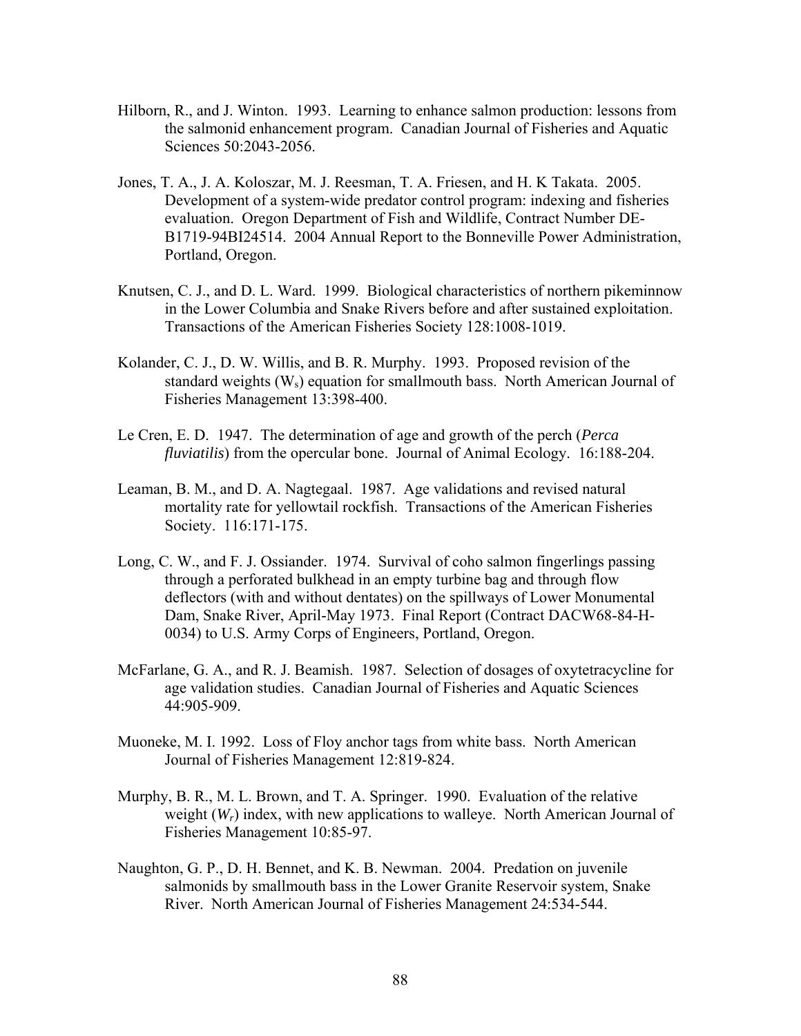Hilborn, R., and J. Winton. 1993. Learning to enhance salmon production: lessons from the salmonid enhancement program. Canadian Journal of Fisheries and Aquatic Sciences 50:2043-2056.

Jones, T. A., J. A. Koloszar, M. J. Reesman, T. A. Friesen, and H. K Takata. 2005. Development of a system-wide predator control program: indexing and fisheries evaluation. Oregon Department of Fish and Wildlife, Contract Number DE-B1719-94BI24514. 2004 Annual Report to the Bonneville Power Administration, Portland, Oregon.

Knutsen, C. J., and D. L. Ward. 1999. Biological characteristics of northern pikeminnow in the Lower Columbia and Snake Rivers before and after sustained exploitation. Transactions of the American Fisheries Society 128:1008-1019.

Kolander, C. J., D. W. Willis, and B. R. Murphy. 1993. Proposed revision of the standard weights ($W_s$) equation for smallmouth bass. North American Journal of Fisheries Management 13:398-400.

Le Cren, E. D. 1947. The determination of age and growth of the perch (*Perca fluviatilis*) from the opercular bone. Journal of Animal Ecology. 16:188-204.

Leaman, B. M., and D. A. Nagtegaal. 1987. Age validations and revised natural mortality rate for yellowtail rockfish. Transactions of the American Fisheries Society. 116:171-175.

Long, C. W., and F. J. Ossiander. 1974. Survival of coho salmon fingerlings passing through a perforated bulkhead in an empty turbine bag and through flow deflectors (with and without dentates) on the spillways of Lower Monumental Dam, Snake River, April-May 1973. Final Report (Contract DACW68-84-H-0034) to U.S. Army Corps of Engineers, Portland, Oregon.

McFarlane, G. A., and R. J. Beamish. 1987. Selection of dosages of oxytetracycline for age validation studies. Canadian Journal of Fisheries and Aquatic Sciences 44:905-909.

Muoneke, M. I. 1992. Loss of Floy anchor tags from white bass. North American Journal of Fisheries Management 12:819-824.

Murphy, B. R., M. L. Brown, and T. A. Springer. 1990. Evaluation of the relative weight ($W_r$) index, with new applications to walleye. North American Journal of Fisheries Management 10:85-97.

Naughton, G. P., D. H. Bennet, and K. B. Newman. 2004. Predation on juvenile salmonids by smallmouth bass in the Lower Granite Reservoir system, Snake River. North American Journal of Fisheries Management 24:534-544.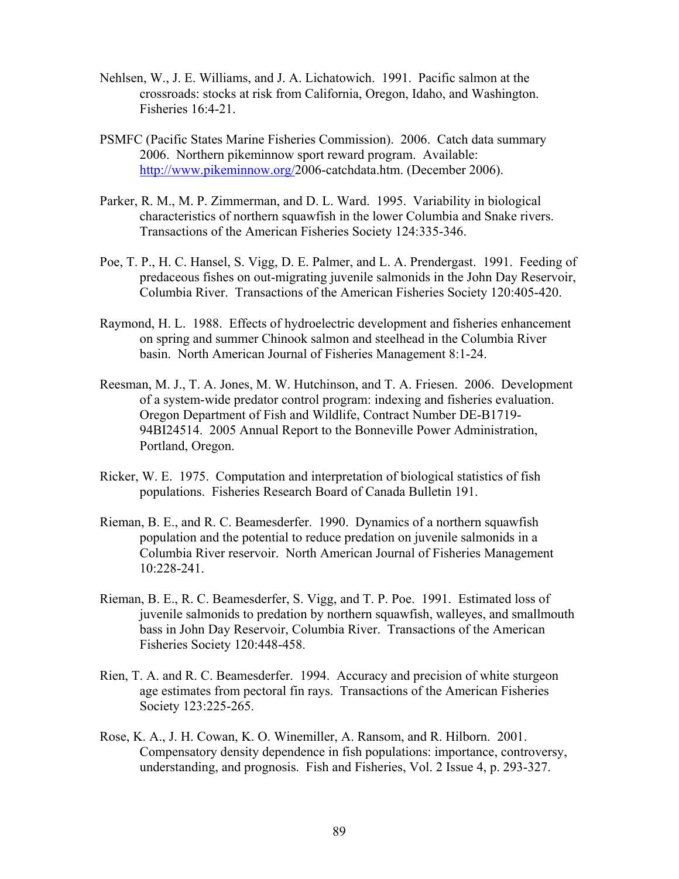Nehlsen, W., J. E. Williams, and J. A. Lichatowich. 1991. Pacific salmon at the crossroads: stocks at risk from California, Oregon, Idaho, and Washington. Fisheries 16:4-21.

PSMFC (Pacific States Marine Fisheries Commission). 2006. Catch data summary 2006. Northern pikeminnow sport reward program. Available: http://www.pikeminnow.org/2006-catchdata.htm. (December 2006).

Parker, R. M., M. P. Zimmerman, and D. L. Ward. 1995. Variability in biological characteristics of northern squawfish in the lower Columbia and Snake rivers. Transactions of the American Fisheries Society 124:335-346.

Poe, T. P., H. C. Hansel, S. Vigg, D. E. Palmer, and L. A. Prendergast. 1991. Feeding of predaceous fishes on out-migrating juvenile salmonids in the John Day Reservoir, Columbia River. Transactions of the American Fisheries Society 120:405-420.

Raymond, H. L. 1988. Effects of hydroelectric development and fisheries enhancement on spring and summer Chinook salmon and steelhead in the Columbia River basin. North American Journal of Fisheries Management 8:1-24.

Reesman, M. J., T. A. Jones, M. W. Hutchinson, and T. A. Friesen. 2006. Development of a system-wide predator control program: indexing and fisheries evaluation. Oregon Department of Fish and Wildlife, Contract Number DE-B1719-94BI24514. 2005 Annual Report to the Bonneville Power Administration, Portland, Oregon.

Ricker, W. E. 1975. Computation and interpretation of biological statistics of fish populations. Fisheries Research Board of Canada Bulletin 191.

Rieman, B. E., and R. C. Beamesderfer. 1990. Dynamics of a northern squawfish population and the potential to reduce predation on juvenile salmonids in a Columbia River reservoir. North American Journal of Fisheries Management 10:228-241.

Rieman, B. E., R. C. Beamesderfer, S. Vigg, and T. P. Poe. 1991. Estimated loss of juvenile salmonids to predation by northern squawfish, walleyes, and smallmouth bass in John Day Reservoir, Columbia River. Transactions of the American Fisheries Society 120:448-458.

Rien, T. A. and R. C. Beamesderfer. 1994. Accuracy and precision of white sturgeon age estimates from pectoral fin rays. Transactions of the American Fisheries Society 123:225-265.

Rose, K. A., J. H. Cowan, K. O. Winemiller, A. Ransom, and R. Hilborn. 2001. Compensatory density dependence in fish populations: importance, controversy, understanding, and prognosis. Fish and Fisheries, Vol. 2 Issue 4, p. 293-327.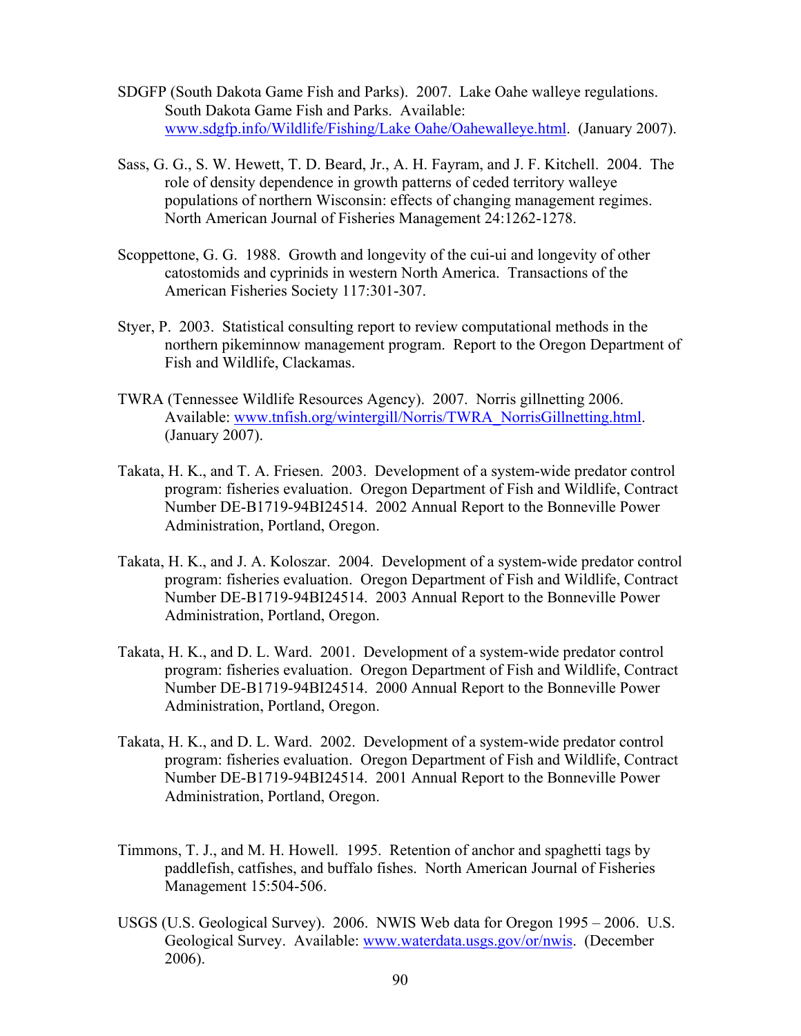SDGFP (South Dakota Game Fish and Parks). 2007. Lake Oahe walleye regulations. South Dakota Game Fish and Parks. Available: www.sdgfp.info/Wildlife/Fishing/Lake Oahe/Oahewalleye.html. (January 2007).

Sass, G. G., S. W. Hewett, T. D. Beard, Jr., A. H. Fayram, and J. F. Kitchell. 2004. The role of density dependence in growth patterns of ceded territory walleye populations of northern Wisconsin: effects of changing management regimes. North American Journal of Fisheries Management 24:1262-1278.

Scoppettone, G. G. 1988. Growth and longevity of the cui-ui and longevity of other catostomids and cyprinids in western North America. Transactions of the American Fisheries Society 117:301-307.

Styer, P. 2003. Statistical consulting report to review computational methods in the northern pikeminnow management program. Report to the Oregon Department of Fish and Wildlife, Clackamas.

TWRA (Tennessee Wildlife Resources Agency). 2007. Norris gillnetting 2006. Available: www.tnfish.org/wintergill/Norris/TWRA_NorrisGillnetting.html. (January 2007).

Takata, H. K., and T. A. Friesen. 2003. Development of a system-wide predator control program: fisheries evaluation. Oregon Department of Fish and Wildlife, Contract Number DE-B1719-94BI24514. 2002 Annual Report to the Bonneville Power Administration, Portland, Oregon.

Takata, H. K., and J. A. Koloszar. 2004. Development of a system-wide predator control program: fisheries evaluation. Oregon Department of Fish and Wildlife, Contract Number DE-B1719-94BI24514. 2003 Annual Report to the Bonneville Power Administration, Portland, Oregon.

Takata, H. K., and D. L. Ward. 2001. Development of a system-wide predator control program: fisheries evaluation. Oregon Department of Fish and Wildlife, Contract Number DE-B1719-94BI24514. 2000 Annual Report to the Bonneville Power Administration, Portland, Oregon.

Takata, H. K., and D. L. Ward. 2002. Development of a system-wide predator control program: fisheries evaluation. Oregon Department of Fish and Wildlife, Contract Number DE-B1719-94BI24514. 2001 Annual Report to the Bonneville Power Administration, Portland, Oregon.

Timmons, T. J., and M. H. Howell. 1995. Retention of anchor and spaghetti tags by paddlefish, catfishes, and buffalo fishes. North American Journal of Fisheries Management 15:504-506.

USGS (U.S. Geological Survey). 2006. NWIS Web data for Oregon 1995 – 2006. U.S. Geological Survey. Available: www.waterdata.usgs.gov/or/nwis. (December 2006).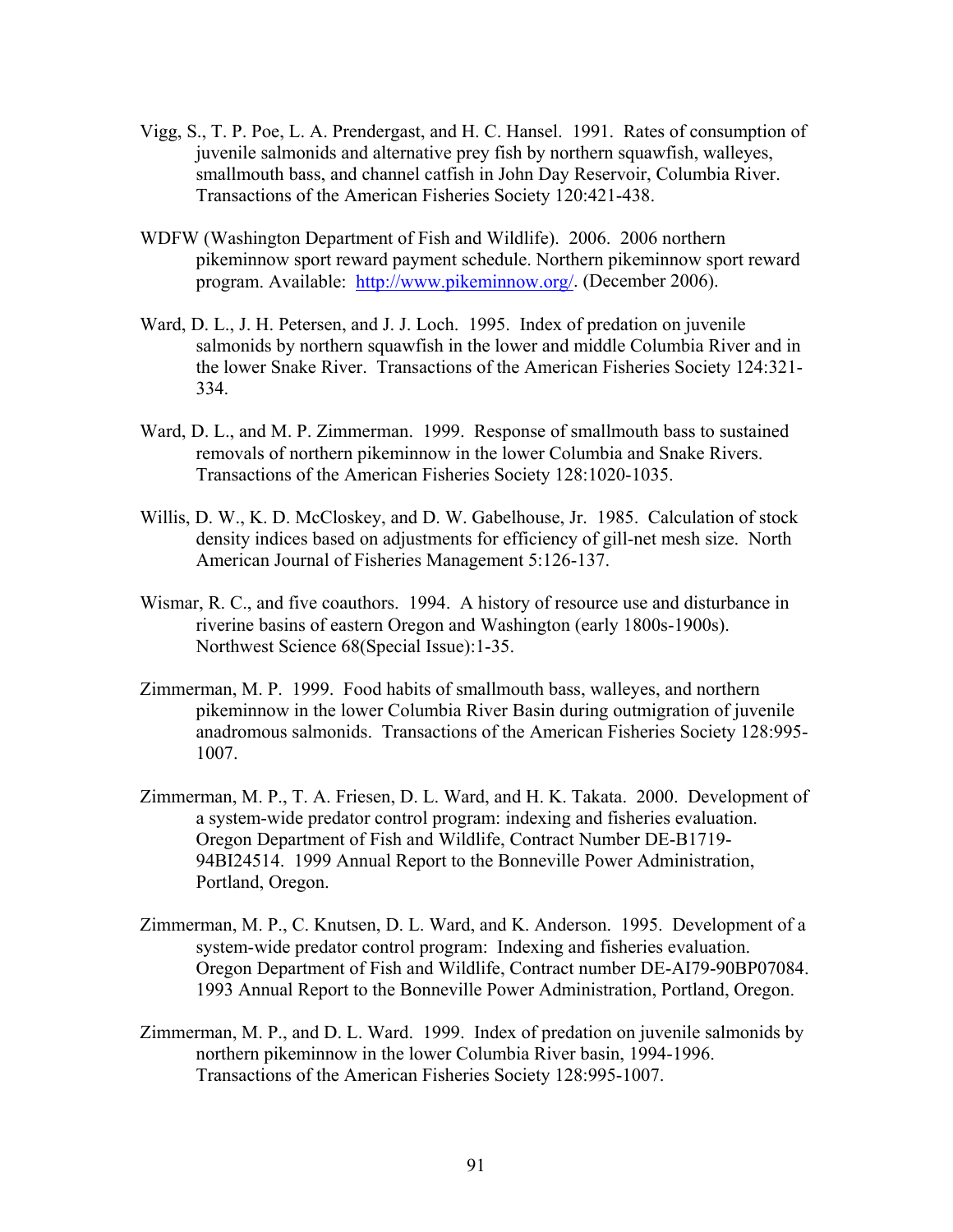Vigg, S., T. P. Poe, L. A. Prendergast, and H. C. Hansel. 1991. Rates of consumption of juvenile salmonids and alternative prey fish by northern squawfish, walleyes, smallmouth bass, and channel catfish in John Day Reservoir, Columbia River. Transactions of the American Fisheries Society 120:421-438.

WDFW (Washington Department of Fish and Wildlife). 2006. 2006 northern pikeminnow sport reward payment schedule. Northern pikeminnow sport reward program. Available: [http://www.pikeminnow.org/](http://www.pikeminnow.org/). (December 2006).

Ward, D. L., J. H. Petersen, and J. J. Loch. 1995. Index of predation on juvenile salmonids by northern squawfish in the lower and middle Columbia River and in the lower Snake River. Transactions of the American Fisheries Society 124:321-334.

Ward, D. L., and M. P. Zimmerman. 1999. Response of smallmouth bass to sustained removals of northern pikeminnow in the lower Columbia and Snake Rivers. Transactions of the American Fisheries Society 128:1020-1035.

Willis, D. W., K. D. McCloskey, and D. W. Gabelhouse, Jr. 1985. Calculation of stock density indices based on adjustments for efficiency of gill-net mesh size. North American Journal of Fisheries Management 5:126-137.

Wismar, R. C., and five coauthors. 1994. A history of resource use and disturbance in riverine basins of eastern Oregon and Washington (early 1800s-1900s). Northwest Science 68(Special Issue):1-35.

Zimmerman, M. P. 1999. Food habits of smallmouth bass, walleyes, and northern pikeminnow in the lower Columbia River Basin during outmigration of juvenile anadromous salmonids. Transactions of the American Fisheries Society 128:995-1007.

Zimmerman, M. P., T. A. Friesen, D. L. Ward, and H. K. Takata. 2000. Development of a system-wide predator control program: indexing and fisheries evaluation. Oregon Department of Fish and Wildlife, Contract Number DE-B1719-94BI24514. 1999 Annual Report to the Bonneville Power Administration, Portland, Oregon.

Zimmerman, M. P., C. Knutsen, D. L. Ward, and K. Anderson. 1995. Development of a system-wide predator control program: Indexing and fisheries evaluation. Oregon Department of Fish and Wildlife, Contract number DE-AI79-90BP07084. 1993 Annual Report to the Bonneville Power Administration, Portland, Oregon.

Zimmerman, M. P., and D. L. Ward. 1999. Index of predation on juvenile salmonids by northern pikeminnow in the lower Columbia River basin, 1994-1996. Transactions of the American Fisheries Society 128:995-1007.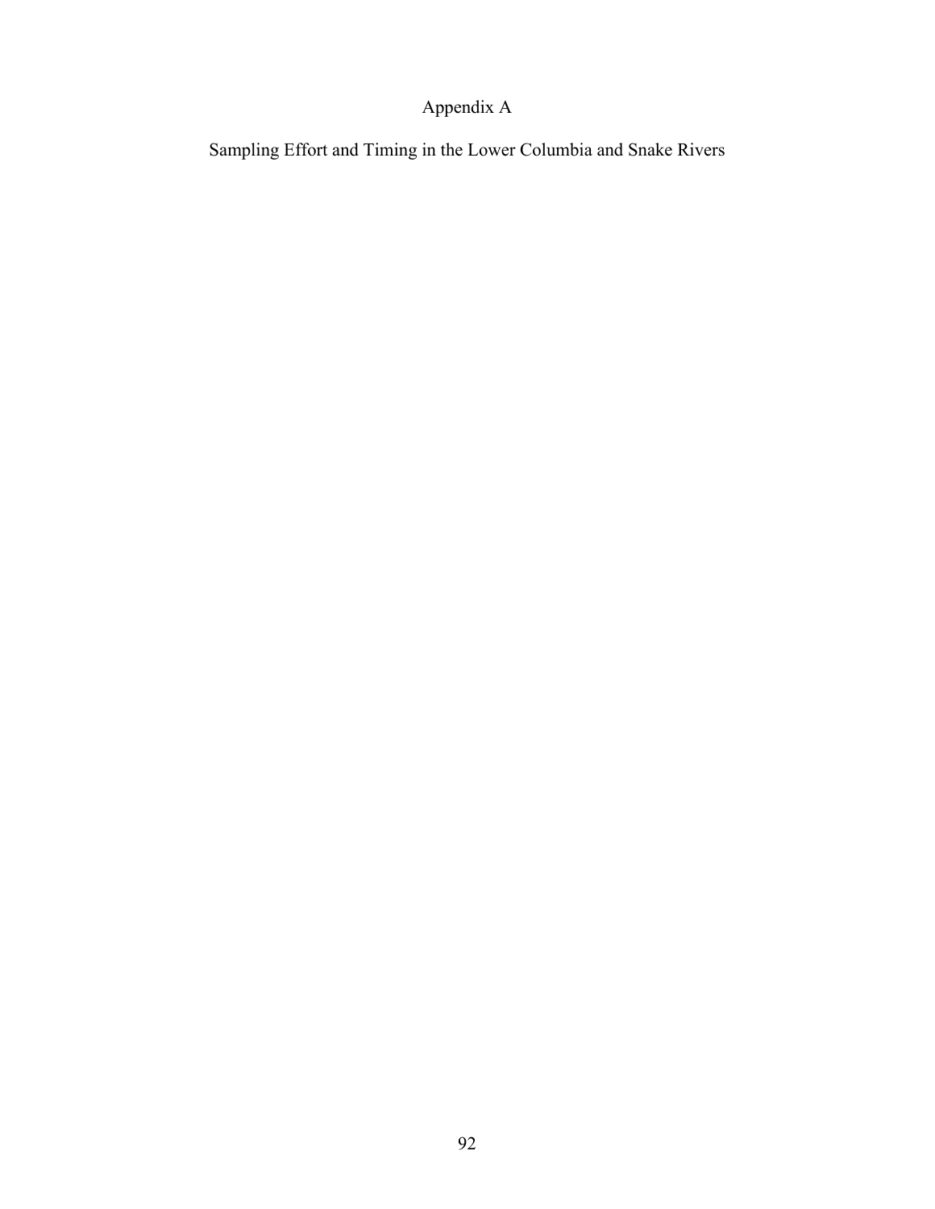# Appendix A

## Sampling Effort and Timing in the Lower Columbia and Snake Rivers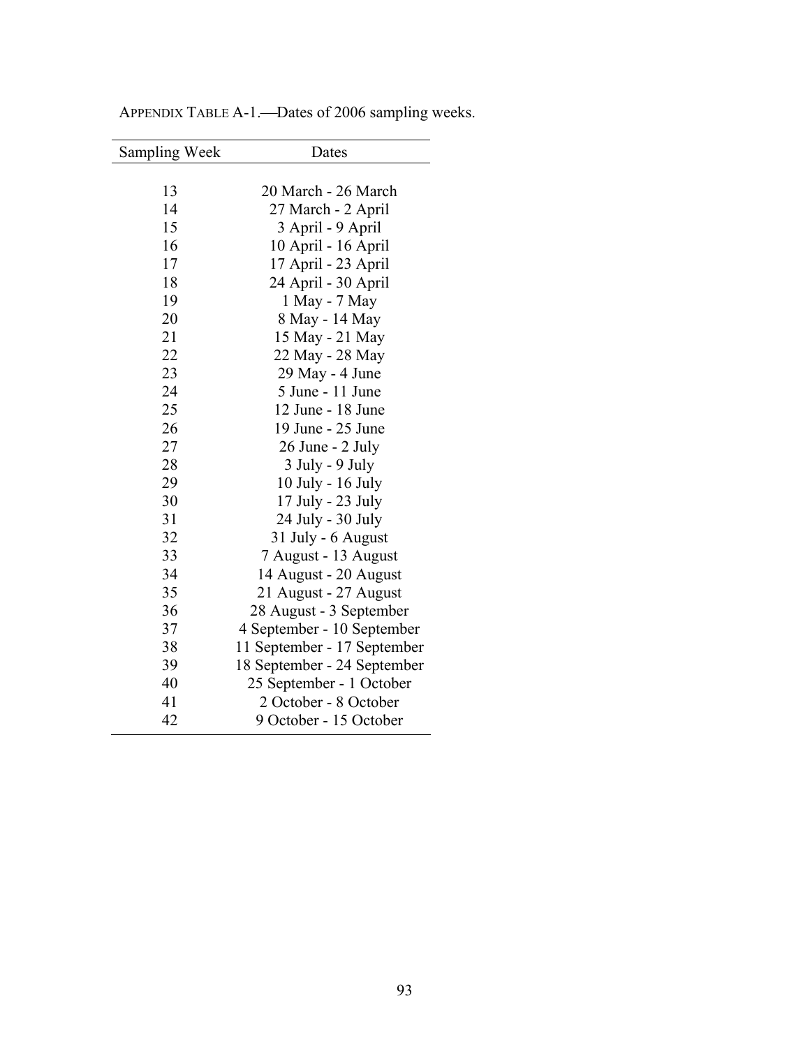APPENDIX TABLE A-1.—Dates of 2006 sampling weeks.

| Sampling Week | Dates |
|---|---|
| 13 | 20 March - 26 March |
| 14 | 27 March - 2 April |
| 15 | 3 April - 9 April |
| 16 | 10 April - 16 April |
| 17 | 17 April - 23 April |
| 18 | 24 April - 30 April |
| 19 | 1 May - 7 May |
| 20 | 8 May - 14 May |
| 21 | 15 May - 21 May |
| 22 | 22 May - 28 May |
| 23 | 29 May - 4 June |
| 24 | 5 June - 11 June |
| 25 | 12 June - 18 June |
| 26 | 19 June - 25 June |
| 27 | 26 June - 2 July |
| 28 | 3 July - 9 July |
| 29 | 10 July - 16 July |
| 30 | 17 July - 23 July |
| 31 | 24 July - 30 July |
| 32 | 31 July - 6 August |
| 33 | 7 August - 13 August |
| 34 | 14 August - 20 August |
| 35 | 21 August - 27 August |
| 36 | 28 August - 3 September |
| 37 | 4 September - 10 September |
| 38 | 11 September - 17 September |
| 39 | 18 September - 24 September |
| 40 | 25 September - 1 October |
| 41 | 2 October - 8 October |
| 42 | 9 October - 15 October |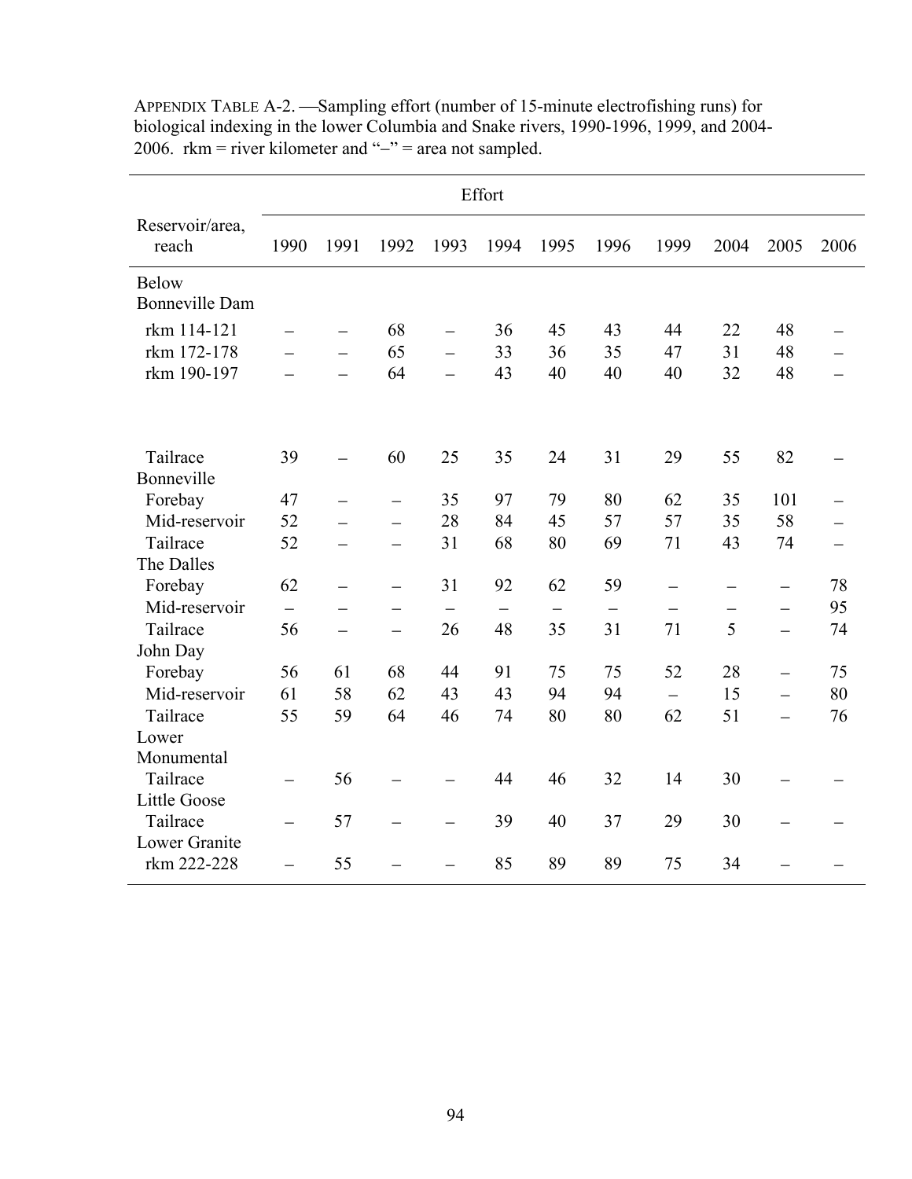APPENDIX TABLE A-2. —Sampling effort (number of 15-minute electrofishing runs) for biological indexing in the lower Columbia and Snake rivers, 1990-1996, 1999, and 2004-2006. rkm = river kilometer and "–" = area not sampled.

| Reservoir/area, reach | Effort | | | | | | | | | | |
|---|---|---|---|---|---|---|---|---|---|---|---|
| | 1990 | 1991 | 1992 | 1993 | 1994 | 1995 | 1996 | 1999 | 2004 | 2005 | 2006 |
| Below Bonneville Dam | | | | | | | | | | | |
| rkm 114-121 | – | – | 68 | – | 36 | 45 | 43 | 44 | 22 | 48 | – |
| rkm 172-178 | – | – | 65 | – | 33 | 36 | 35 | 47 | 31 | 48 | – |
| rkm 190-197 | – | – | 64 | – | 43 | 40 | 40 | 40 | 32 | 48 | – |
| Tailrace | 39 | – | 60 | 25 | 35 | 24 | 31 | 29 | 55 | 82 | – |
| Bonneville | | | | | | | | | | | |
| Forebay | 47 | – | – | 35 | 97 | 79 | 80 | 62 | 35 | 101 | – |
| Mid-reservoir | 52 | – | – | 28 | 84 | 45 | 57 | 57 | 35 | 58 | – |
| Tailrace | 52 | – | – | 31 | 68 | 80 | 69 | 71 | 43 | 74 | – |
| The Dalles | | | | | | | | | | | |
| Forebay | 62 | – | – | 31 | 92 | 62 | 59 | – | – | – | 78 |
| Mid-reservoir | – | – | – | – | – | – | – | – | – | – | 95 |
| Tailrace | 56 | – | – | 26 | 48 | 35 | 31 | 71 | 5 | – | 74 |
| John Day | | | | | | | | | | | |
| Forebay | 56 | 61 | 68 | 44 | 91 | 75 | 75 | 52 | 28 | – | 75 |
| Mid-reservoir | 61 | 58 | 62 | 43 | 43 | 94 | 94 | – | 15 | – | 80 |
| Tailrace | 55 | 59 | 64 | 46 | 74 | 80 | 80 | 62 | 51 | – | 76 |
| Lower Monumental | | | | | | | | | | | |
| Tailrace | – | 56 | – | – | 44 | 46 | 32 | 14 | 30 | – | – |
| Little Goose | | | | | | | | | | | |
| Tailrace | – | 57 | – | – | 39 | 40 | 37 | 29 | 30 | – | – |
| Lower Granite | | | | | | | | | | | |
| rkm 222-228 | – | 55 | – | – | 85 | 89 | 89 | 75 | 34 | – | – |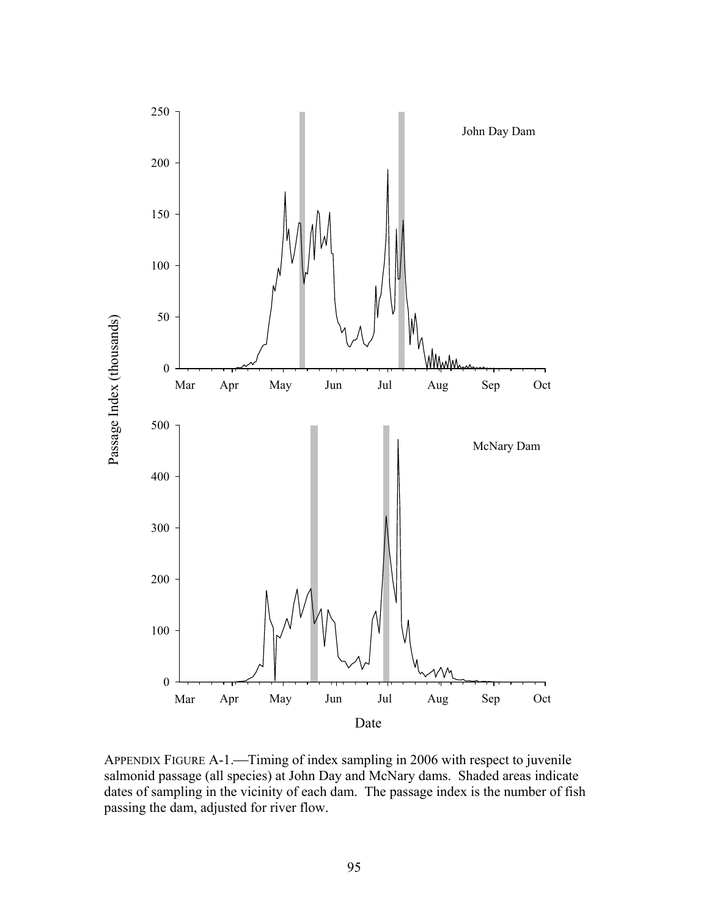APPENDIX FIGURE A-1.—Timing of index sampling in 2006 with respect to juvenile salmonid passage (all species) at John Day and McNary dams. Shaded areas indicate dates of sampling in the vicinity of each dam. The passage index is the number of fish passing the dam, adjusted for river flow.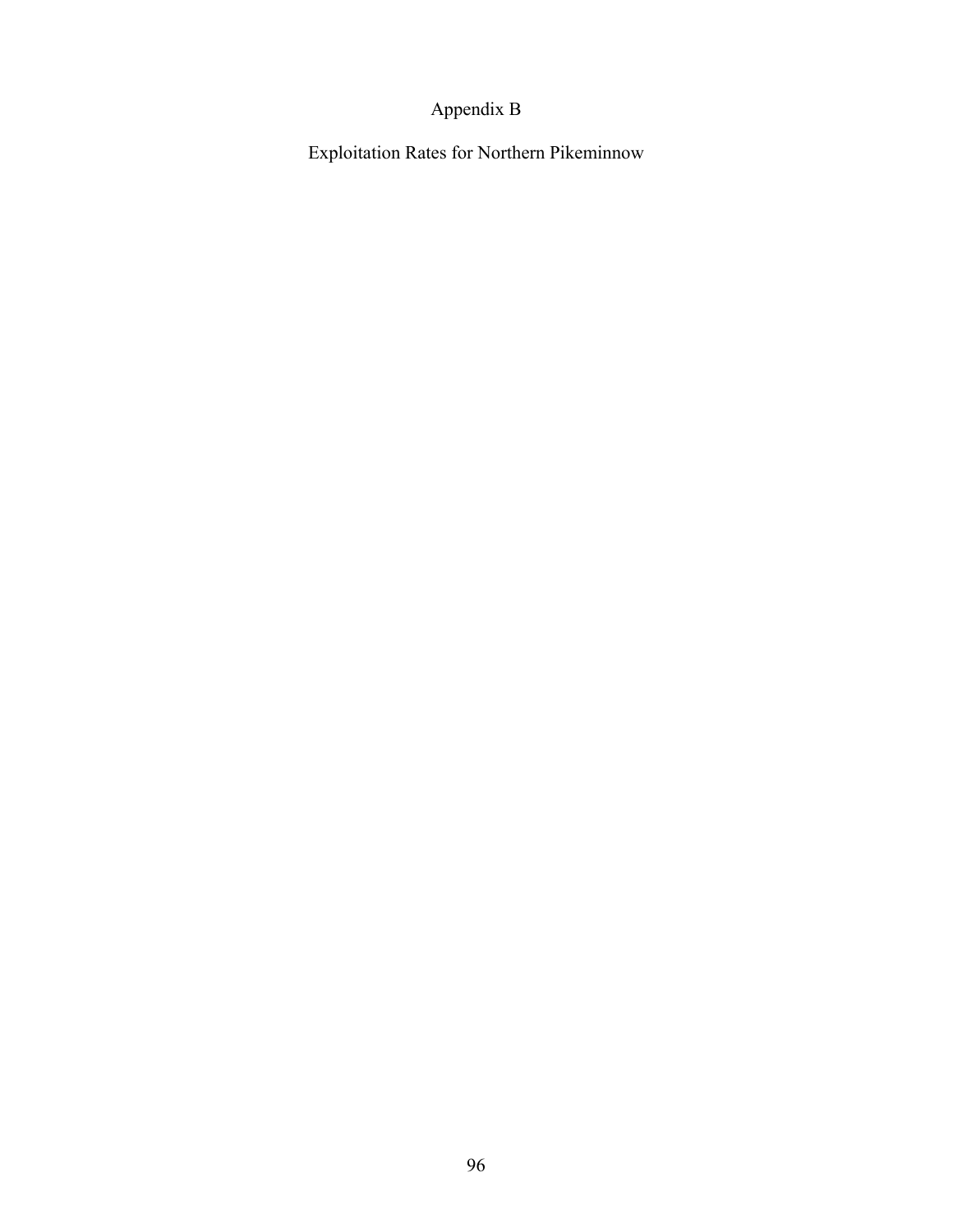# Appendix B

## Exploitation Rates for Northern Pikeminnow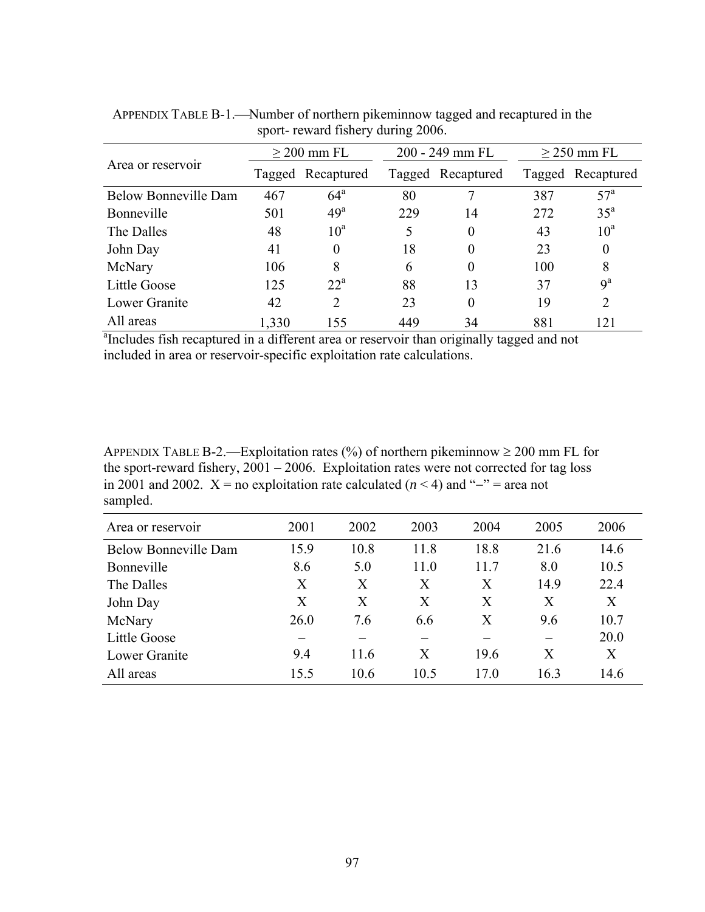APPENDIX TABLE B-1.—Number of northern pikeminnow tagged and recaptured in the sport- reward fishery during 2006.

| Area or reservoir | ≥ 200 mm FL | | 200 - 249 mm FL | | ≥ 250 mm FL | |
|---|---|---|---|---|---|---|
| | Tagged | Recaptured | Tagged | Recaptured | Tagged | Recaptured |
| Below Bonneville Dam | 467 | 64[a] | 80 | 7 | 387 | 57[a] |
| Bonneville | 501 | 49[a] | 229 | 14 | 272 | 35[a] |
| The Dalles | 48 | 10[a] | 5 | 0 | 43 | 10[a] |
| John Day | 41 | 0 | 18 | 0 | 23 | 0 |
| McNary | 106 | 8 | 6 | 0 | 100 | 8 |
| Little Goose | 125 | 22[a] | 88 | 13 | 37 | 9[a] |
| Lower Granite | 42 | 2 | 23 | 0 | 19 | 2 |
| All areas | 1,330 | 155 | 449 | 34 | 881 | 121 |

[a]Includes fish recaptured in a different area or reservoir than originally tagged and not included in area or reservoir-specific exploitation rate calculations.

APPENDIX TABLE B-2.—Exploitation rates (%) of northern pikeminnow ≥ 200 mm FL for the sport-reward fishery, 2001 – 2006. Exploitation rates were not corrected for tag loss in 2001 and 2002. X = no exploitation rate calculated ($n < 4$) and "–" = area not sampled.

| Area or reservoir | 2001 | 2002 | 2003 | 2004 | 2005 | 2006 |
|---|---|---|---|---|---|---|
| Below Bonneville Dam | 15.9 | 10.8 | 11.8 | 18.8 | 21.6 | 14.6 |
| Bonneville | 8.6 | 5.0 | 11.0 | 11.7 | 8.0 | 10.5 |
| The Dalles | X | X | X | X | 14.9 | 22.4 |
| John Day | X | X | X | X | X | X |
| McNary | 26.0 | 7.6 | 6.6 | X | 9.6 | 10.7 |
| Little Goose | – | – | – | – | – | 20.0 |
| Lower Granite | 9.4 | 11.6 | X | 19.6 | X | X |
| All areas | 15.5 | 10.6 | 10.5 | 17.0 | 16.3 | 14.6 |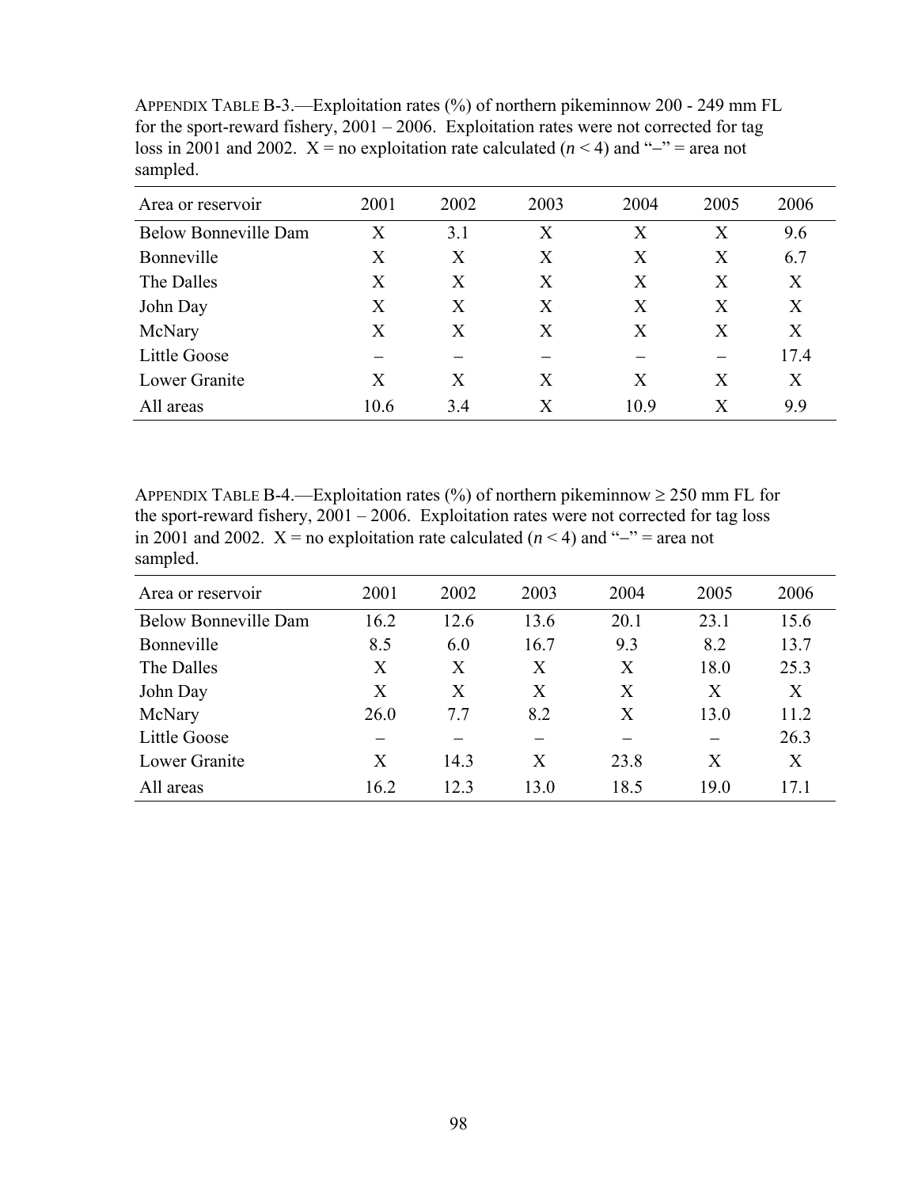APPENDIX TABLE B-3.—Exploitation rates (%) of northern pikeminnow 200 - 249 mm FL for the sport-reward fishery, 2001 – 2006. Exploitation rates were not corrected for tag loss in 2001 and 2002. X = no exploitation rate calculated ($n < 4$) and "–" = area not sampled.

| Area or reservoir | 2001 | 2002 | 2003 | 2004 | 2005 | 2006 |
|---|---|---|---|---|---|---|
| Below Bonneville Dam | X | 3.1 | X | X | X | 9.6 |
| Bonneville | X | X | X | X | X | 6.7 |
| The Dalles | X | X | X | X | X | X |
| John Day | X | X | X | X | X | X |
| McNary | X | X | X | X | X | X |
| Little Goose | – | – | – | – | – | 17.4 |
| Lower Granite | X | X | X | X | X | X |
| All areas | 10.6 | 3.4 | X | 10.9 | X | 9.9 |

APPENDIX TABLE B-4.—Exploitation rates (%) of northern pikeminnow ≥ 250 mm FL for the sport-reward fishery, 2001 – 2006. Exploitation rates were not corrected for tag loss in 2001 and 2002. X = no exploitation rate calculated ($n < 4$) and "–" = area not sampled.

| Area or reservoir | 2001 | 2002 | 2003 | 2004 | 2005 | 2006 |
|---|---|---|---|---|---|---|
| Below Bonneville Dam | 16.2 | 12.6 | 13.6 | 20.1 | 23.1 | 15.6 |
| Bonneville | 8.5 | 6.0 | 16.7 | 9.3 | 8.2 | 13.7 |
| The Dalles | X | X | X | X | 18.0 | 25.3 |
| John Day | X | X | X | X | X | X |
| McNary | 26.0 | 7.7 | 8.2 | X | 13.0 | 11.2 |
| Little Goose | – | – | – | – | – | 26.3 |
| Lower Granite | X | 14.3 | X | 23.8 | X | X |
| All areas | 16.2 | 12.3 | 13.0 | 18.5 | 19.0 | 17.1 |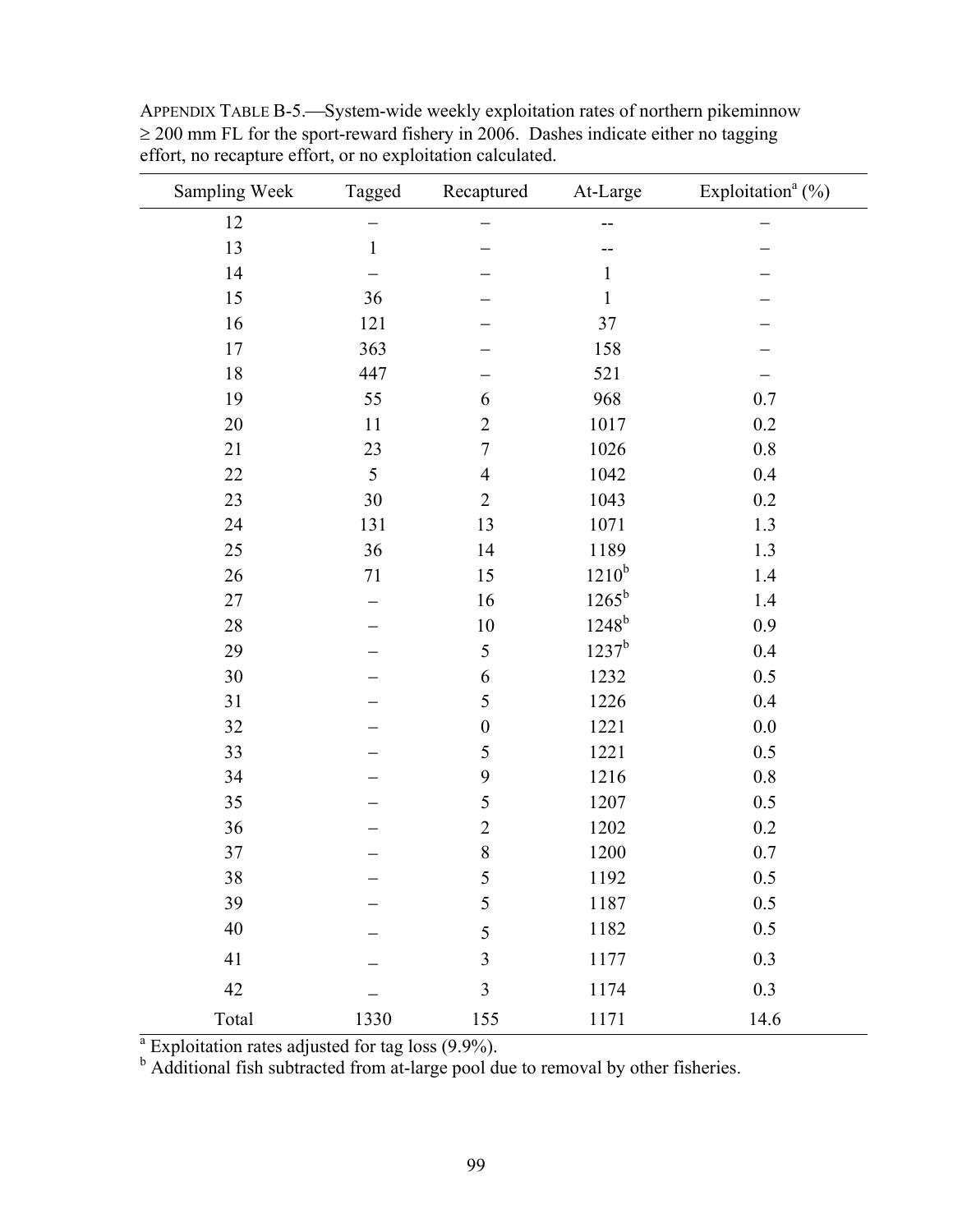APPENDIX TABLE B-5.—System-wide weekly exploitation rates of northern pikeminnow ≥ 200 mm FL for the sport-reward fishery in 2006. Dashes indicate either no tagging effort, no recapture effort, or no exploitation calculated.

| Sampling Week | Tagged | Recaptured | At-Large | Exploitation[a] (%) |
|---|---|---|---|---|
| 12 | – | – | -- | – |
| 13 | 1 | – | -- | – |
| 14 | – | – | 1 | – |
| 15 | 36 | – | 1 | – |
| 16 | 121 | – | 37 | – |
| 17 | 363 | – | 158 | – |
| 18 | 447 | – | 521 | – |
| 19 | 55 | 6 | 968 | 0.7 |
| 20 | 11 | 2 | 1017 | 0.2 |
| 21 | 23 | 7 | 1026 | 0.8 |
| 22 | 5 | 4 | 1042 | 0.4 |
| 23 | 30 | 2 | 1043 | 0.2 |
| 24 | 131 | 13 | 1071 | 1.3 |
| 25 | 36 | 14 | 1189 | 1.3 |
| 26 | 71 | 15 | 1210[b] | 1.4 |
| 27 | – | 16 | 1265[b] | 1.4 |
| 28 | – | 10 | 1248[b] | 0.9 |
| 29 | – | 5 | 1237[b] | 0.4 |
| 30 | – | 6 | 1232 | 0.5 |
| 31 | – | 5 | 1226 | 0.4 |
| 32 | – | 0 | 1221 | 0.0 |
| 33 | – | 5 | 1221 | 0.5 |
| 34 | – | 9 | 1216 | 0.8 |
| 35 | – | 5 | 1207 | 0.5 |
| 36 | – | 2 | 1202 | 0.2 |
| 37 | – | 8 | 1200 | 0.7 |
| 38 | – | 5 | 1192 | 0.5 |
| 39 | – | 5 | 1187 | 0.5 |
| 40 | – | 5 | 1182 | 0.5 |
| 41 | – | 3 | 1177 | 0.3 |
| 42 | – | 3 | 1174 | 0.3 |
| Total | 1330 | 155 | 1171 | 14.6 |

[a] Exploitation rates adjusted for tag loss (9.9%).

[b] Additional fish subtracted from at-large pool due to removal by other fisheries.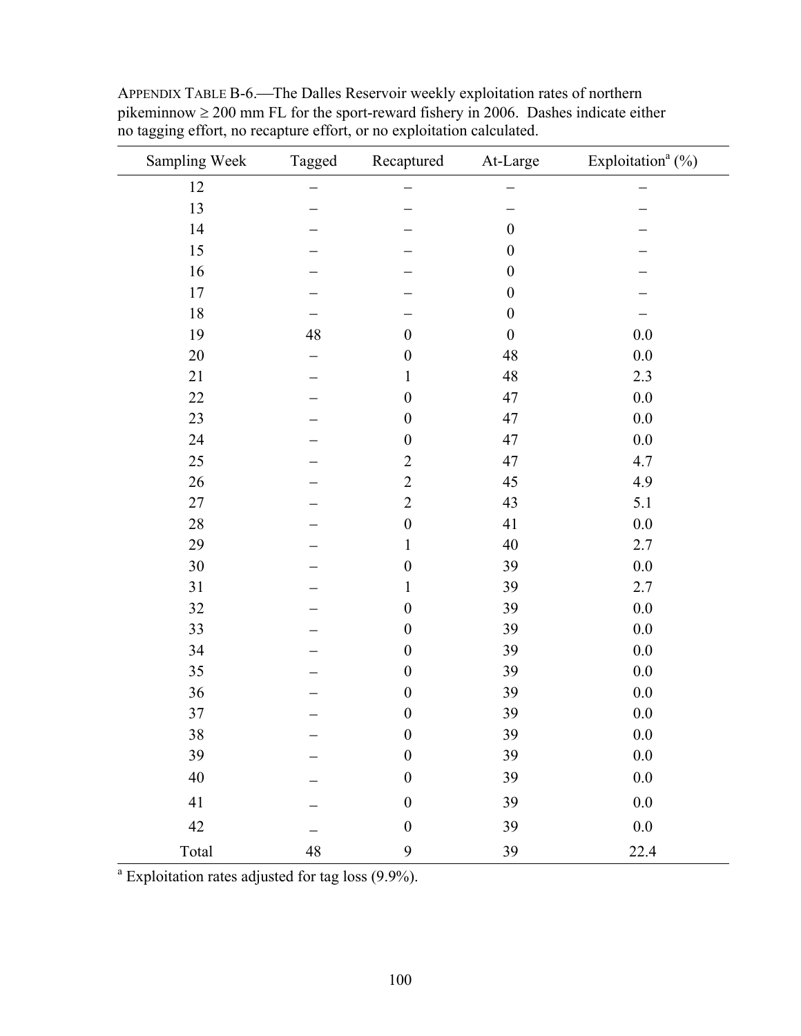APPENDIX TABLE B-6.—The Dalles Reservoir weekly exploitation rates of northern pikeminnow ≥ 200 mm FL for the sport-reward fishery in 2006. Dashes indicate either no tagging effort, no recapture effort, or no exploitation calculated.

| Sampling Week | Tagged | Recaptured | At-Large | Exploitation[a] (%) |
|---|---|---|---|---|
| 12 | – | – | – | – |
| 13 | – | – | – | – |
| 14 | – | – | 0 | – |
| 15 | – | – | 0 | – |
| 16 | – | – | 0 | – |
| 17 | – | – | 0 | – |
| 18 | – | – | 0 | – |
| 19 | 48 | 0 | 0 | 0.0 |
| 20 | – | 0 | 48 | 0.0 |
| 21 | – | 1 | 48 | 2.3 |
| 22 | – | 0 | 47 | 0.0 |
| 23 | – | 0 | 47 | 0.0 |
| 24 | – | 0 | 47 | 0.0 |
| 25 | – | 2 | 47 | 4.7 |
| 26 | – | 2 | 45 | 4.9 |
| 27 | – | 2 | 43 | 5.1 |
| 28 | – | 0 | 41 | 0.0 |
| 29 | – | 1 | 40 | 2.7 |
| 30 | – | 0 | 39 | 0.0 |
| 31 | – | 1 | 39 | 2.7 |
| 32 | – | 0 | 39 | 0.0 |
| 33 | – | 0 | 39 | 0.0 |
| 34 | – | 0 | 39 | 0.0 |
| 35 | – | 0 | 39 | 0.0 |
| 36 | – | 0 | 39 | 0.0 |
| 37 | – | 0 | 39 | 0.0 |
| 38 | – | 0 | 39 | 0.0 |
| 39 | – | 0 | 39 | 0.0 |
| 40 | – | 0 | 39 | 0.0 |
| 41 | – | 0 | 39 | 0.0 |
| 42 | – | 0 | 39 | 0.0 |
| Total | 48 | 9 | 39 | 22.4 |

[a] Exploitation rates adjusted for tag loss (9.9%).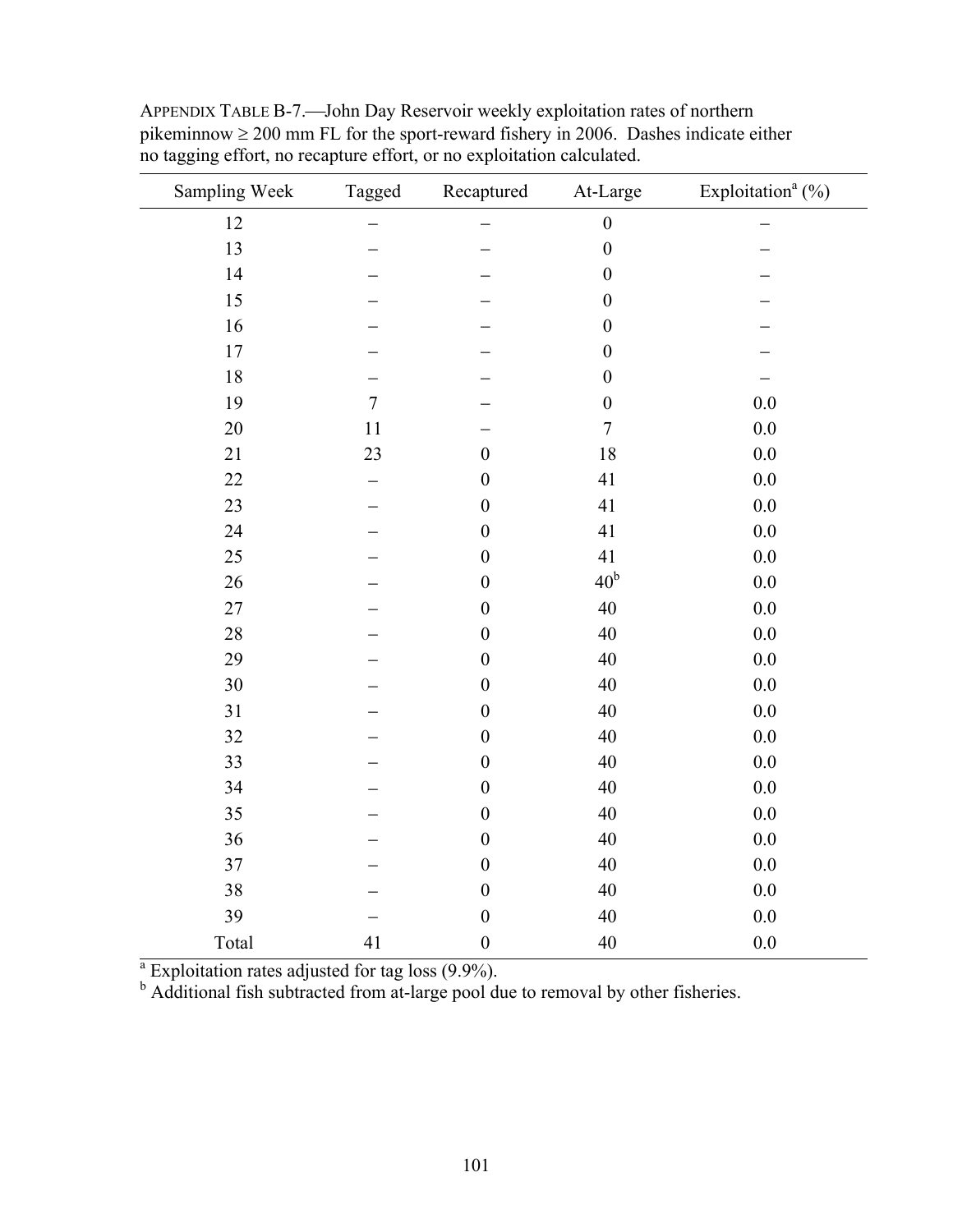APPENDIX TABLE B-7.—John Day Reservoir weekly exploitation rates of northern pikeminnow ≥ 200 mm FL for the sport-reward fishery in 2006. Dashes indicate either no tagging effort, no recapture effort, or no exploitation calculated.

| Sampling Week | Tagged | Recaptured | At-Large | Exploitation[a] (%) |
|---|---|---|---|---|
| 12 | – | – | 0 | – |
| 13 | – | – | 0 | – |
| 14 | – | – | 0 | – |
| 15 | – | – | 0 | – |
| 16 | – | – | 0 | – |
| 17 | – | – | 0 | – |
| 18 | – | – | 0 | – |
| 19 | 7 | – | 0 | 0.0 |
| 20 | 11 | – | 7 | 0.0 |
| 21 | 23 | 0 | 18 | 0.0 |
| 22 | – | 0 | 41 | 0.0 |
| 23 | – | 0 | 41 | 0.0 |
| 24 | – | 0 | 41 | 0.0 |
| 25 | – | 0 | 41 | 0.0 |
| 26 | – | 0 | 40[b] | 0.0 |
| 27 | – | 0 | 40 | 0.0 |
| 28 | – | 0 | 40 | 0.0 |
| 29 | – | 0 | 40 | 0.0 |
| 30 | – | 0 | 40 | 0.0 |
| 31 | – | 0 | 40 | 0.0 |
| 32 | – | 0 | 40 | 0.0 |
| 33 | – | 0 | 40 | 0.0 |
| 34 | – | 0 | 40 | 0.0 |
| 35 | – | 0 | 40 | 0.0 |
| 36 | – | 0 | 40 | 0.0 |
| 37 | – | 0 | 40 | 0.0 |
| 38 | – | 0 | 40 | 0.0 |
| 39 | – | 0 | 40 | 0.0 |
| Total | 41 | 0 | 40 | 0.0 |

[a] Exploitation rates adjusted for tag loss (9.9%).

[b] Additional fish subtracted from at-large pool due to removal by other fisheries.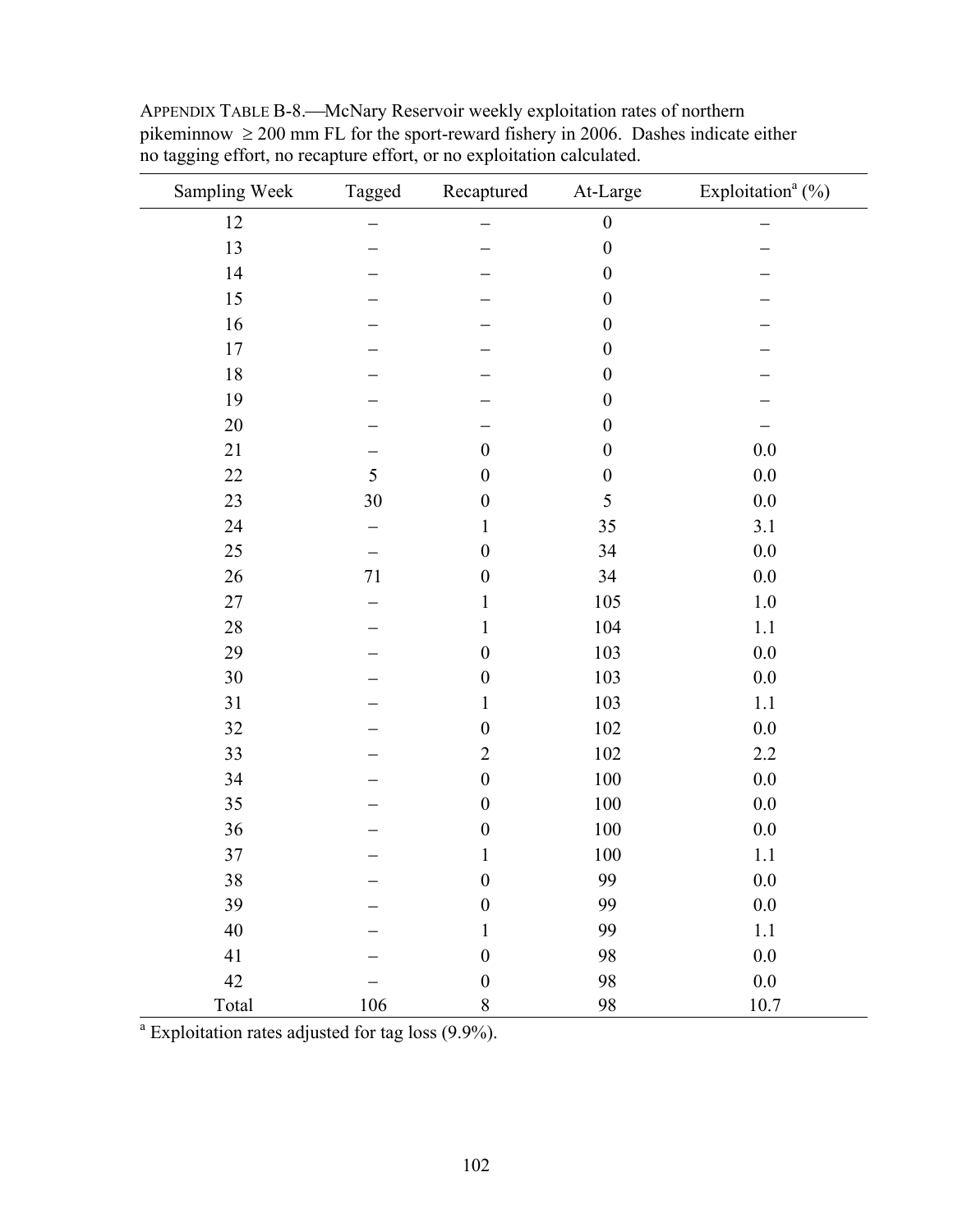APPENDIX TABLE B-8.—McNary Reservoir weekly exploitation rates of northern pikeminnow ≥ 200 mm FL for the sport-reward fishery in 2006. Dashes indicate either no tagging effort, no recapture effort, or no exploitation calculated.

| Sampling Week | Tagged | Recaptured | At-Large | Exploitation[a] (%) |
|---|---|---|---|---|
| 12 | – | – | 0 | – |
| 13 | – | – | 0 | – |
| 14 | – | – | 0 | – |
| 15 | – | – | 0 | – |
| 16 | – | – | 0 | – |
| 17 | – | – | 0 | – |
| 18 | – | – | 0 | – |
| 19 | – | – | 0 | – |
| 20 | – | – | 0 | – |
| 21 | – | 0 | 0 | 0.0 |
| 22 | 5 | 0 | 0 | 0.0 |
| 23 | 30 | 0 | 5 | 0.0 |
| 24 | – | 1 | 35 | 3.1 |
| 25 | – | 0 | 34 | 0.0 |
| 26 | 71 | 0 | 34 | 0.0 |
| 27 | – | 1 | 105 | 1.0 |
| 28 | – | 1 | 104 | 1.1 |
| 29 | – | 0 | 103 | 0.0 |
| 30 | – | 0 | 103 | 0.0 |
| 31 | – | 1 | 103 | 1.1 |
| 32 | – | 0 | 102 | 0.0 |
| 33 | – | 2 | 102 | 2.2 |
| 34 | – | 0 | 100 | 0.0 |
| 35 | – | 0 | 100 | 0.0 |
| 36 | – | 0 | 100 | 0.0 |
| 37 | – | 1 | 100 | 1.1 |
| 38 | – | 0 | 99 | 0.0 |
| 39 | – | 0 | 99 | 0.0 |
| 40 | – | 1 | 99 | 1.1 |
| 41 | – | 0 | 98 | 0.0 |
| 42 | – | 0 | 98 | 0.0 |
| Total | 106 | 8 | 98 | 10.7 |

[a] Exploitation rates adjusted for tag loss (9.9%).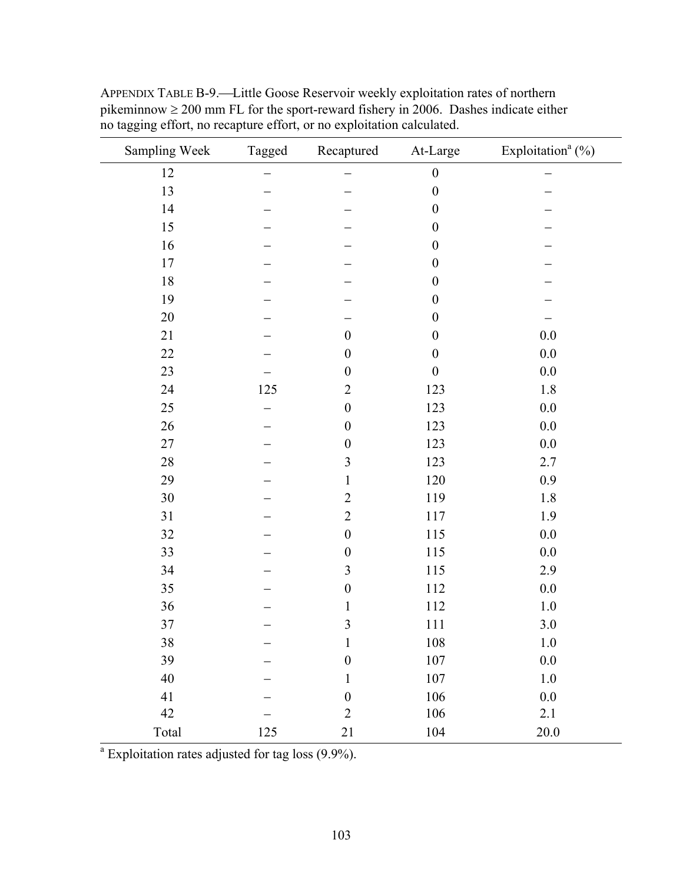APPENDIX TABLE B-9.—Little Goose Reservoir weekly exploitation rates of northern pikeminnow ≥ 200 mm FL for the sport-reward fishery in 2006. Dashes indicate either no tagging effort, no recapture effort, or no exploitation calculated.

| Sampling Week | Tagged | Recaptured | At-Large | Exploitation[a] (%) |
|---|---|---|---|---|
| 12 | – | – | 0 | – |
| 13 | – | – | 0 | – |
| 14 | – | – | 0 | – |
| 15 | – | – | 0 | – |
| 16 | – | – | 0 | – |
| 17 | – | – | 0 | – |
| 18 | – | – | 0 | – |
| 19 | – | – | 0 | – |
| 20 | – | – | 0 | – |
| 21 | – | 0 | 0 | 0.0 |
| 22 | – | 0 | 0 | 0.0 |
| 23 | – | 0 | 0 | 0.0 |
| 24 | 125 | 2 | 123 | 1.8 |
| 25 | – | 0 | 123 | 0.0 |
| 26 | – | 0 | 123 | 0.0 |
| 27 | – | 0 | 123 | 0.0 |
| 28 | – | 3 | 123 | 2.7 |
| 29 | – | 1 | 120 | 0.9 |
| 30 | – | 2 | 119 | 1.8 |
| 31 | – | 2 | 117 | 1.9 |
| 32 | – | 0 | 115 | 0.0 |
| 33 | – | 0 | 115 | 0.0 |
| 34 | – | 3 | 115 | 2.9 |
| 35 | – | 0 | 112 | 0.0 |
| 36 | – | 1 | 112 | 1.0 |
| 37 | – | 3 | 111 | 3.0 |
| 38 | – | 1 | 108 | 1.0 |
| 39 | – | 0 | 107 | 0.0 |
| 40 | – | 1 | 107 | 1.0 |
| 41 | – | 0 | 106 | 0.0 |
| 42 | – | 2 | 106 | 2.1 |
| Total | 125 | 21 | 104 | 20.0 |

[a] Exploitation rates adjusted for tag loss (9.9%).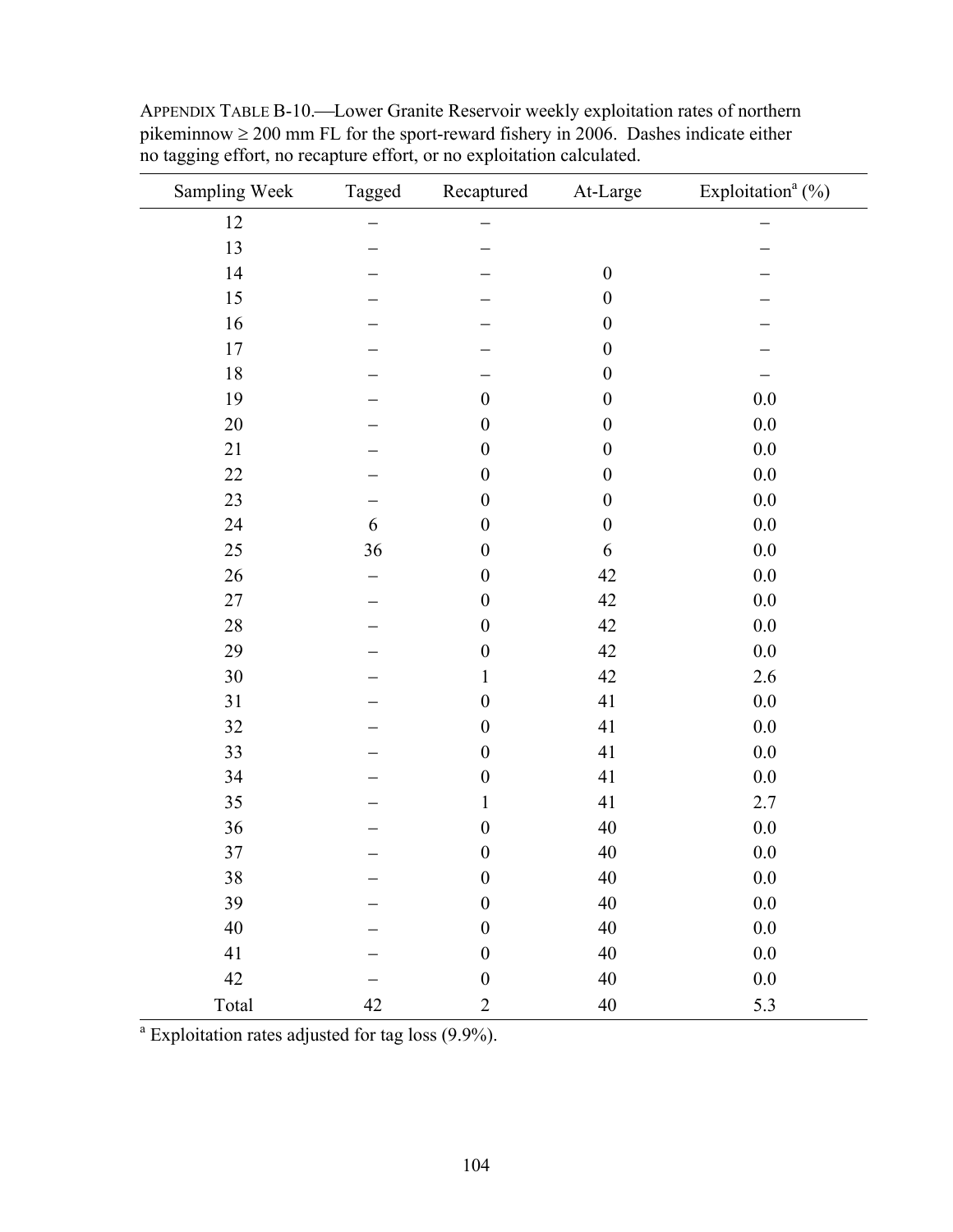APPENDIX TABLE B-10.—Lower Granite Reservoir weekly exploitation rates of northern pikeminnow ≥ 200 mm FL for the sport-reward fishery in 2006. Dashes indicate either no tagging effort, no recapture effort, or no exploitation calculated.

| Sampling Week | Tagged | Recaptured | At-Large | Exploitation[a] (%) |
|---|---|---|---|---|
| 12 | – | – | | – |
| 13 | – | – | | – |
| 14 | – | – | 0 | – |
| 15 | – | – | 0 | – |
| 16 | – | – | 0 | – |
| 17 | – | – | 0 | – |
| 18 | – | – | 0 | – |
| 19 | – | 0 | 0 | 0.0 |
| 20 | – | 0 | 0 | 0.0 |
| 21 | – | 0 | 0 | 0.0 |
| 22 | – | 0 | 0 | 0.0 |
| 23 | – | 0 | 0 | 0.0 |
| 24 | 6 | 0 | 0 | 0.0 |
| 25 | 36 | 0 | 6 | 0.0 |
| 26 | – | 0 | 42 | 0.0 |
| 27 | – | 0 | 42 | 0.0 |
| 28 | – | 0 | 42 | 0.0 |
| 29 | – | 0 | 42 | 0.0 |
| 30 | – | 1 | 42 | 2.6 |
| 31 | – | 0 | 41 | 0.0 |
| 32 | – | 0 | 41 | 0.0 |
| 33 | – | 0 | 41 | 0.0 |
| 34 | – | 0 | 41 | 0.0 |
| 35 | – | 1 | 41 | 2.7 |
| 36 | – | 0 | 40 | 0.0 |
| 37 | – | 0 | 40 | 0.0 |
| 38 | – | 0 | 40 | 0.0 |
| 39 | – | 0 | 40 | 0.0 |
| 40 | – | 0 | 40 | 0.0 |
| 41 | – | 0 | 40 | 0.0 |
| 42 | – | 0 | 40 | 0.0 |
| Total | 42 | 2 | 40 | 5.3 |

[a] Exploitation rates adjusted for tag loss (9.9%).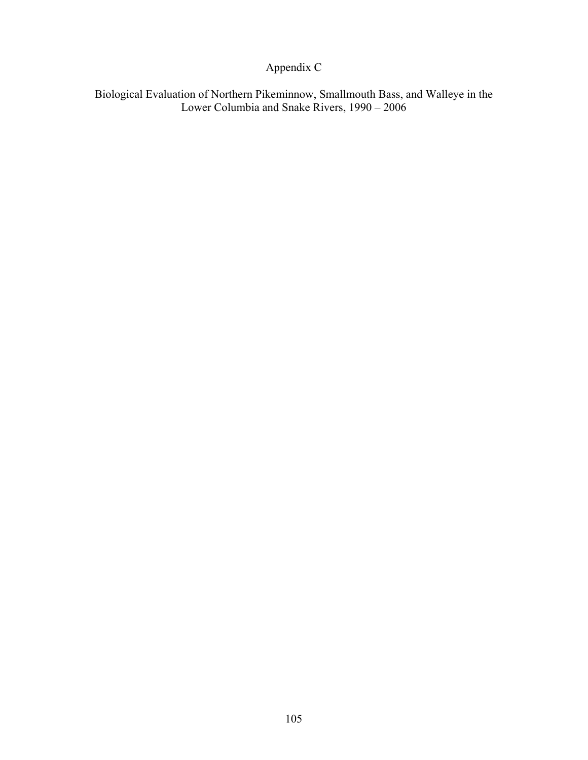# Appendix C

## Biological Evaluation of Northern Pikeminnow, Smallmouth Bass, and Walleye in the Lower Columbia and Snake Rivers, 1990 – 2006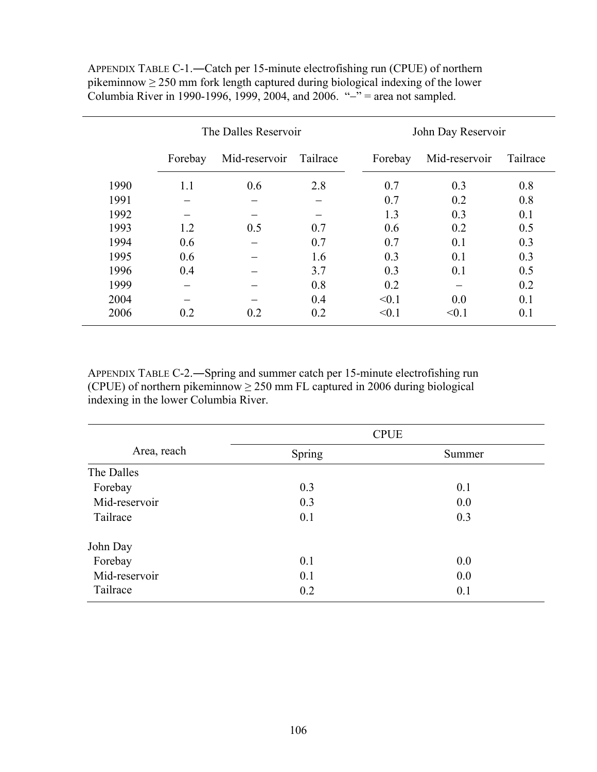APPENDIX TABLE C-1.—Catch per 15-minute electrofishing run (CPUE) of northern pikeminnow ≥ 250 mm fork length captured during biological indexing of the lower Columbia River in 1990-1996, 1999, 2004, and 2006. "–" = area not sampled.

| | The Dalles Reservoir | | | John Day Reservoir | | |
|---|---|---|---|---|---|---|
| | Forebay | Mid-reservoir | Tailrace | Forebay | Mid-reservoir | Tailrace |
| 1990 | 1.1 | 0.6 | 2.8 | 0.7 | 0.3 | 0.8 |
| 1991 | – | – | – | 0.7 | 0.2 | 0.8 |
| 1992 | – | – | – | 1.3 | 0.3 | 0.1 |
| 1993 | 1.2 | 0.5 | 0.7 | 0.6 | 0.2 | 0.5 |
| 1994 | 0.6 | – | 0.7 | 0.7 | 0.1 | 0.3 |
| 1995 | 0.6 | – | 1.6 | 0.3 | 0.1 | 0.3 |
| 1996 | 0.4 | – | 3.7 | 0.3 | 0.1 | 0.5 |
| 1999 | – | – | 0.8 | 0.2 | – | 0.2 |
| 2004 | – | – | 0.4 | <0.1 | 0.0 | 0.1 |
| 2006 | 0.2 | 0.2 | 0.2 | <0.1 | <0.1 | 0.1 |

APPENDIX TABLE C-2.—Spring and summer catch per 15-minute electrofishing run (CPUE) of northern pikeminnow ≥ 250 mm FL captured in 2006 during biological indexing in the lower Columbia River.

| Area, reach | CPUE | |
|---|---|---|
| | Spring | Summer |
| The Dalles | | |
| Forebay | 0.3 | 0.1 |
| Mid-reservoir | 0.3 | 0.0 |
| Tailrace | 0.1 | 0.3 |
| John Day | | |
| Forebay | 0.1 | 0.0 |
| Mid-reservoir | 0.1 | 0.0 |
| Tailrace | 0.2 | 0.1 |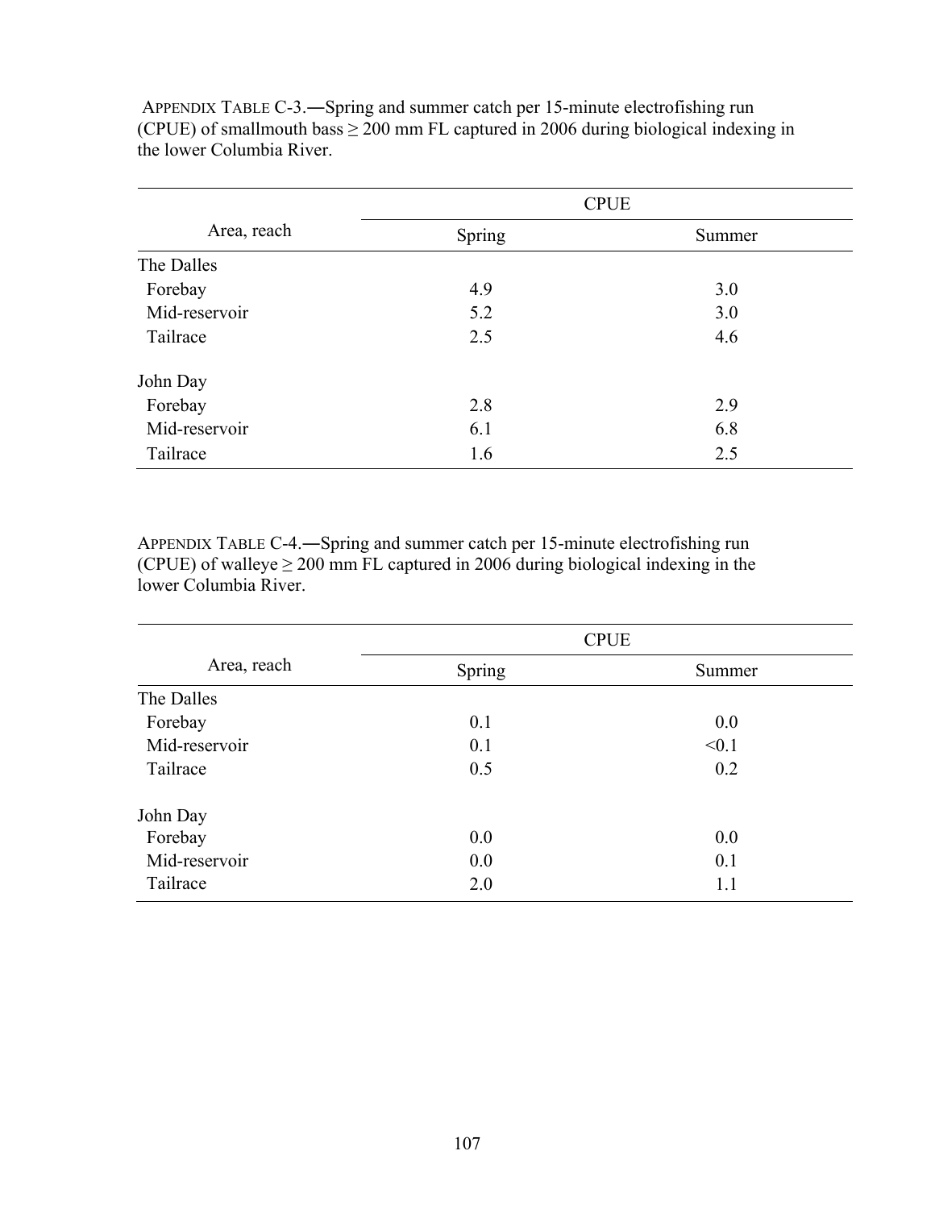APPENDIX TABLE C-3.―Spring and summer catch per 15-minute electrofishing run (CPUE) of smallmouth bass ≥ 200 mm FL captured in 2006 during biological indexing in the lower Columbia River.

| Area, reach | CPUE | |
|---|---|---|
| | Spring | Summer |
| The Dalles | | |
| Forebay | 4.9 | 3.0 |
| Mid-reservoir | 5.2 | 3.0 |
| Tailrace | 2.5 | 4.6 |
| John Day | | |
| Forebay | 2.8 | 2.9 |
| Mid-reservoir | 6.1 | 6.8 |
| Tailrace | 1.6 | 2.5 |

APPENDIX TABLE C-4.―Spring and summer catch per 15-minute electrofishing run (CPUE) of walleye ≥ 200 mm FL captured in 2006 during biological indexing in the lower Columbia River.

| Area, reach | CPUE | |
|---|---|---|
| | Spring | Summer |
| The Dalles | | |
| Forebay | 0.1 | 0.0 |
| Mid-reservoir | 0.1 | <0.1 |
| Tailrace | 0.5 | 0.2 |
| John Day | | |
| Forebay | 0.0 | 0.0 |
| Mid-reservoir | 0.0 | 0.1 |
| Tailrace | 2.0 | 1.1 |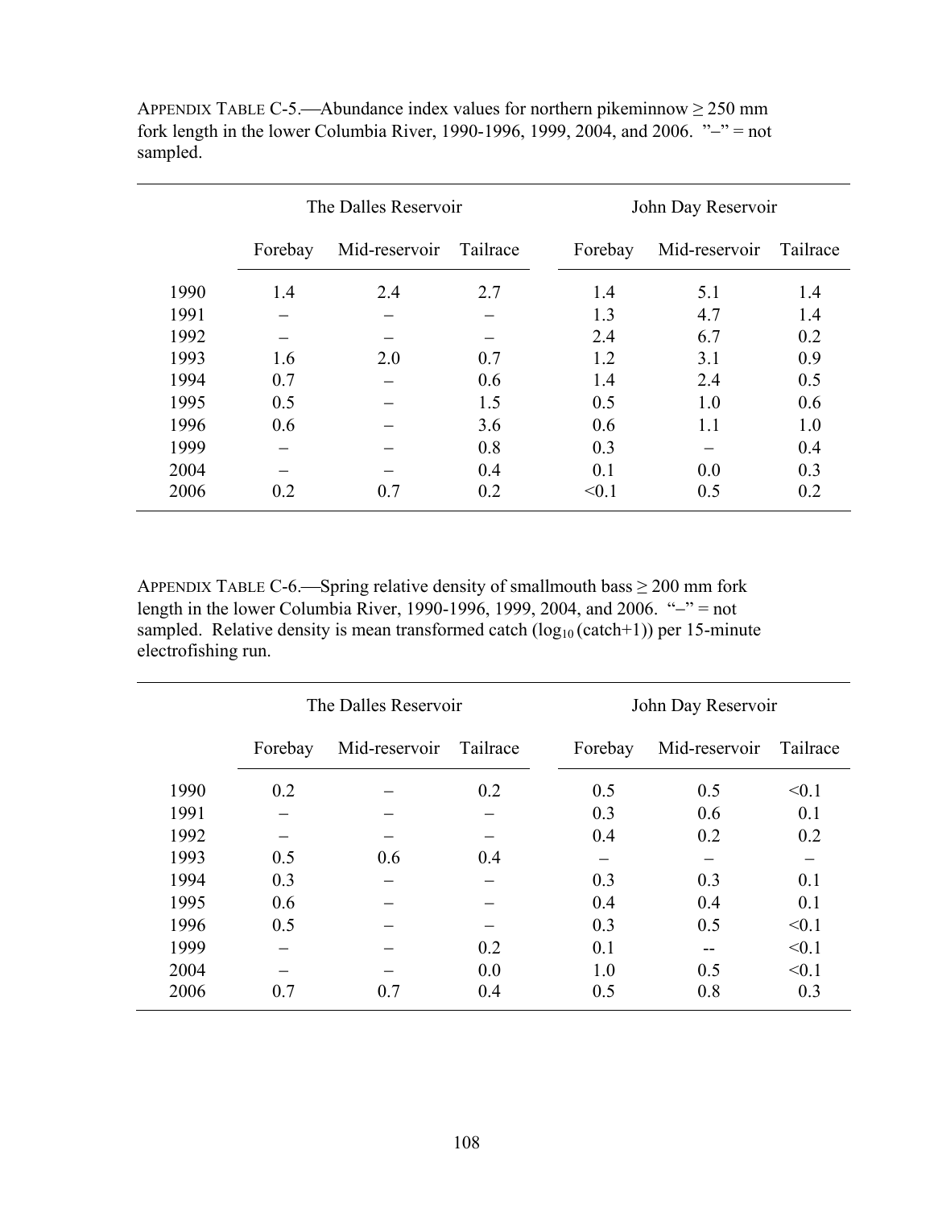APPENDIX TABLE C-5.—Abundance index values for northern pikeminnow ≥ 250 mm fork length in the lower Columbia River, 1990-1996, 1999, 2004, and 2006. "–" = not sampled.

| | The Dalles Reservoir | | | John Day Reservoir | | |
|---|---|---|---|---|---|---|
| | Forebay | Mid-reservoir | Tailrace | Forebay | Mid-reservoir | Tailrace |
| 1990 | 1.4 | 2.4 | 2.7 | 1.4 | 5.1 | 1.4 |
| 1991 | – | – | – | 1.3 | 4.7 | 1.4 |
| 1992 | – | – | – | 2.4 | 6.7 | 0.2 |
| 1993 | 1.6 | 2.0 | 0.7 | 1.2 | 3.1 | 0.9 |
| 1994 | 0.7 | – | 0.6 | 1.4 | 2.4 | 0.5 |
| 1995 | 0.5 | – | 1.5 | 0.5 | 1.0 | 0.6 |
| 1996 | 0.6 | – | 3.6 | 0.6 | 1.1 | 1.0 |
| 1999 | – | – | 0.8 | 0.3 | – | 0.4 |
| 2004 | – | – | 0.4 | 0.1 | 0.0 | 0.3 |
| 2006 | 0.2 | 0.7 | 0.2 | <0.1 | 0.5 | 0.2 |

APPENDIX TABLE C-6.—Spring relative density of smallmouth bass ≥ 200 mm fork length in the lower Columbia River, 1990-1996, 1999, 2004, and 2006. "–" = not sampled. Relative density is mean transformed catch ($\log_{10}$ (catch+1)) per 15-minute electrofishing run.

| | The Dalles Reservoir | | | John Day Reservoir | | |
|---|---|---|---|---|---|---|
| | Forebay | Mid-reservoir | Tailrace | Forebay | Mid-reservoir | Tailrace |
| 1990 | 0.2 | – | 0.2 | 0.5 | 0.5 | <0.1 |
| 1991 | – | – | – | 0.3 | 0.6 | 0.1 |
| 1992 | – | – | – | 0.4 | 0.2 | 0.2 |
| 1993 | 0.5 | 0.6 | 0.4 | – | – | – |
| 1994 | 0.3 | – | – | 0.3 | 0.3 | 0.1 |
| 1995 | 0.6 | – | – | 0.4 | 0.4 | 0.1 |
| 1996 | 0.5 | – | – | 0.3 | 0.5 | <0.1 |
| 1999 | – | – | 0.2 | 0.1 | -- | <0.1 |
| 2004 | – | – | 0.0 | 1.0 | 0.5 | <0.1 |
| 2006 | 0.7 | 0.7 | 0.4 | 0.5 | 0.8 | 0.3 |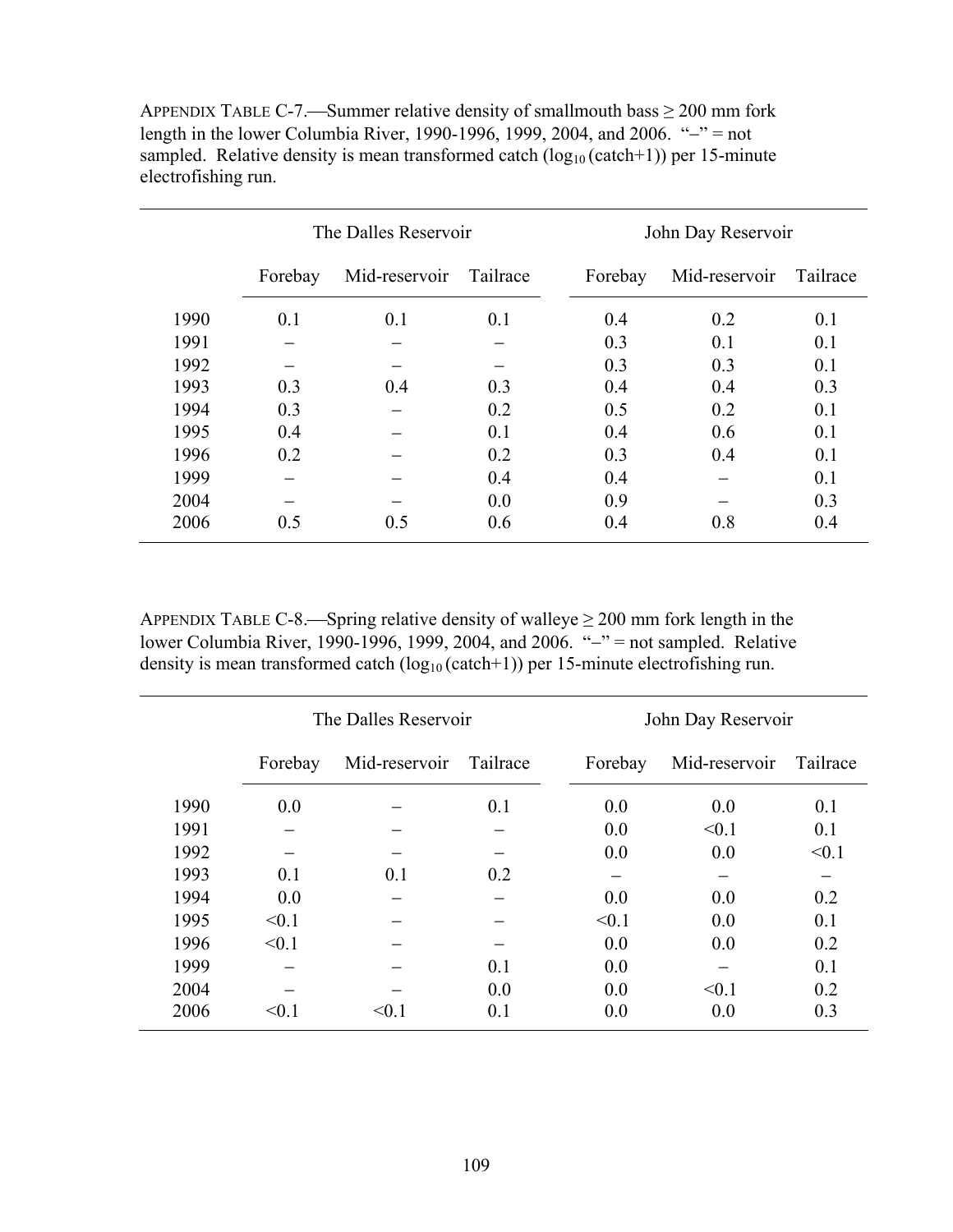APPENDIX TABLE C-7.—Summer relative density of smallmouth bass ≥ 200 mm fork length in the lower Columbia River, 1990-1996, 1999, 2004, and 2006. "–" = not sampled. Relative density is mean transformed catch ($\log_{10}$(catch+1)) per 15-minute electrofishing run.

| | The Dalles Reservoir | | | John Day Reservoir | | |
|---|---|---|---|---|---|---|
| | Forebay | Mid-reservoir | Tailrace | Forebay | Mid-reservoir | Tailrace |
| 1990 | 0.1 | 0.1 | 0.1 | 0.4 | 0.2 | 0.1 |
| 1991 | – | – | – | 0.3 | 0.1 | 0.1 |
| 1992 | – | – | – | 0.3 | 0.3 | 0.1 |
| 1993 | 0.3 | 0.4 | 0.3 | 0.4 | 0.4 | 0.3 |
| 1994 | 0.3 | – | 0.2 | 0.5 | 0.2 | 0.1 |
| 1995 | 0.4 | – | 0.1 | 0.4 | 0.6 | 0.1 |
| 1996 | 0.2 | – | 0.2 | 0.3 | 0.4 | 0.1 |
| 1999 | – | – | 0.4 | 0.4 | – | 0.1 |
| 2004 | – | – | 0.0 | 0.9 | – | 0.3 |
| 2006 | 0.5 | 0.5 | 0.6 | 0.4 | 0.8 | 0.4 |

APPENDIX TABLE C-8.—Spring relative density of walleye ≥ 200 mm fork length in the lower Columbia River, 1990-1996, 1999, 2004, and 2006. "–" = not sampled. Relative density is mean transformed catch ($\log_{10}$(catch+1)) per 15-minute electrofishing run.

| | The Dalles Reservoir | | | John Day Reservoir | | |
|---|---|---|---|---|---|---|
| | Forebay | Mid-reservoir | Tailrace | Forebay | Mid-reservoir | Tailrace |
| 1990 | 0.0 | – | 0.1 | 0.0 | 0.0 | 0.1 |
| 1991 | – | – | – | 0.0 | <0.1 | 0.1 |
| 1992 | – | – | – | 0.0 | 0.0 | <0.1 |
| 1993 | 0.1 | 0.1 | 0.2 | – | – | – |
| 1994 | 0.0 | – | – | 0.0 | 0.0 | 0.2 |
| 1995 | <0.1 | – | – | <0.1 | 0.0 | 0.1 |
| 1996 | <0.1 | – | – | 0.0 | 0.0 | 0.2 |
| 1999 | – | – | 0.1 | 0.0 | – | 0.1 |
| 2004 | – | – | 0.0 | 0.0 | <0.1 | 0.2 |
| 2006 | <0.1 | <0.1 | 0.1 | 0.0 | 0.0 | 0.3 |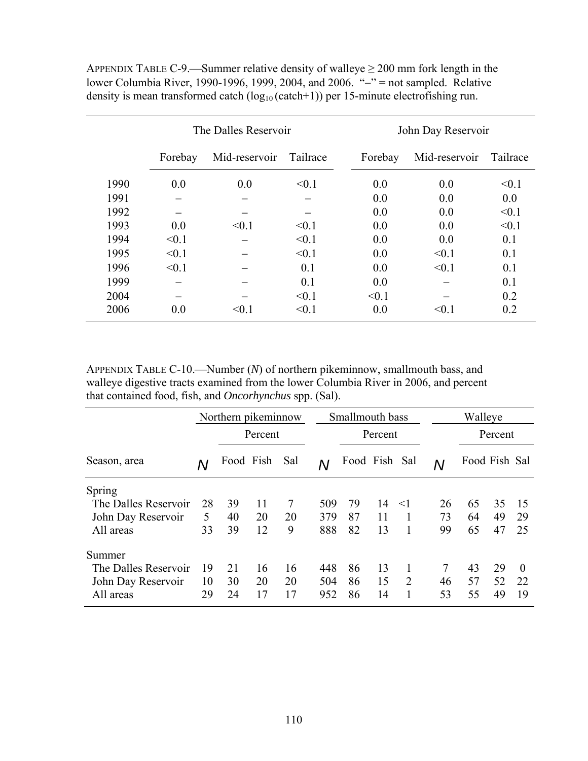APPENDIX TABLE C-9.—Summer relative density of walleye ≥ 200 mm fork length in the lower Columbia River, 1990-1996, 1999, 2004, and 2006. "–" = not sampled. Relative density is mean transformed catch ($\log_{10}$(catch+1)) per 15-minute electrofishing run.

| | The Dalles Reservoir | | | John Day Reservoir | | |
|---|---|---|---|---|---|---|
| | Forebay | Mid-reservoir | Tailrace | Forebay | Mid-reservoir | Tailrace |
| 1990 | 0.0 | 0.0 | <0.1 | 0.0 | 0.0 | <0.1 |
| 1991 | – | – | – | 0.0 | 0.0 | 0.0 |
| 1992 | – | – | – | 0.0 | 0.0 | <0.1 |
| 1993 | 0.0 | <0.1 | <0.1 | 0.0 | 0.0 | <0.1 |
| 1994 | <0.1 | – | <0.1 | 0.0 | 0.0 | 0.1 |
| 1995 | <0.1 | – | <0.1 | 0.0 | <0.1 | 0.1 |
| 1996 | <0.1 | – | 0.1 | 0.0 | <0.1 | 0.1 |
| 1999 | – | – | 0.1 | 0.0 | – | 0.1 |
| 2004 | – | – | <0.1 | <0.1 | – | 0.2 |
| 2006 | 0.0 | <0.1 | <0.1 | 0.0 | <0.1 | 0.2 |

APPENDIX TABLE C-10.—Number (*N*) of northern pikeminnow, smallmouth bass, and walleye digestive tracts examined from the lower Columbia River in 2006, and percent that contained food, fish, and *Oncorhynchus* spp. (Sal).

| | Northern pikeminnow | | | | Smallmouth bass | | | | Walleye | | | |
|---|---|---|---|---|---|---|---|---|---|---|---|---|
| | | Percent | | | | Percent | | | | Percent | | |
| Season, area | *N* | Food | Fish | Sal | *N* | Food | Fish | Sal | *N* | Food | Fish | Sal |
| Spring | | | | | | | | | | | | |
| The Dalles Reservoir | 28 | 39 | 11 | 7 | 509 | 79 | 14 | <1 | 26 | 65 | 35 | 15 |
| John Day Reservoir | 5 | 40 | 20 | 20 | 379 | 87 | 11 | 1 | 73 | 64 | 49 | 29 |
| All areas | 33 | 39 | 12 | 9 | 888 | 82 | 13 | 1 | 99 | 65 | 47 | 25 |
| Summer | | | | | | | | | | | | |
| The Dalles Reservoir | 19 | 21 | 16 | 16 | 448 | 86 | 13 | 1 | 7 | 43 | 29 | 0 |
| John Day Reservoir | 10 | 30 | 20 | 20 | 504 | 86 | 15 | 2 | 46 | 57 | 52 | 22 |
| All areas | 29 | 24 | 17 | 17 | 952 | 86 | 14 | 1 | 53 | 55 | 49 | 19 |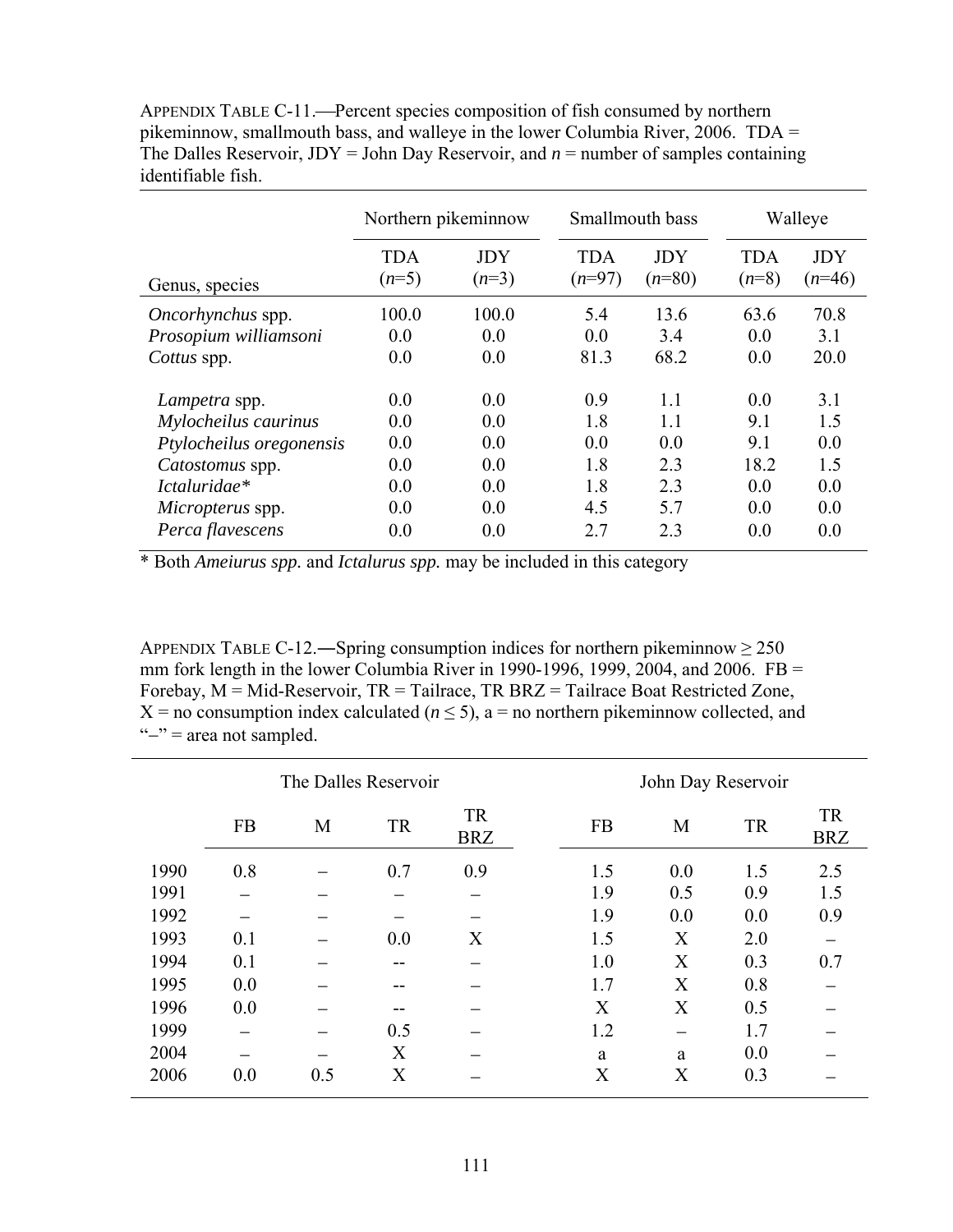APPENDIX TABLE C-11.—Percent species composition of fish consumed by northern pikeminnow, smallmouth bass, and walleye in the lower Columbia River, 2006. TDA = The Dalles Reservoir, JDY = John Day Reservoir, and *n* = number of samples containing identifiable fish.

| | Northern pikeminnow | | Smallmouth bass | | Walleye | |
|---|---|---|---|---|---|---|
| Genus, species | TDA (*n*=5) | JDY (*n*=3) | TDA (*n*=97) | JDY (*n*=80) | TDA (*n*=8) | JDY (*n*=46) |
| *Oncorhynchus* spp. | 100.0 | 100.0 | 5.4 | 13.6 | 63.6 | 70.8 |
| *Prosopium williamsoni* | 0.0 | 0.0 | 0.0 | 3.4 | 0.0 | 3.1 |
| *Cottus* spp. | 0.0 | 0.0 | 81.3 | 68.2 | 0.0 | 20.0 |
| *Lampetra* spp. | 0.0 | 0.0 | 0.9 | 1.1 | 0.0 | 3.1 |
| *Mylocheilus caurinus* | 0.0 | 0.0 | 1.8 | 1.1 | 9.1 | 1.5 |
| *Ptylocheilus oregonensis* | 0.0 | 0.0 | 0.0 | 0.0 | 9.1 | 0.0 |
| *Catostomus* spp. | 0.0 | 0.0 | 1.8 | 2.3 | 18.2 | 1.5 |
| *Ictaluridae** | 0.0 | 0.0 | 1.8 | 2.3 | 0.0 | 0.0 |
| *Micropterus* spp. | 0.0 | 0.0 | 4.5 | 5.7 | 0.0 | 0.0 |
| *Perca flavescens* | 0.0 | 0.0 | 2.7 | 2.3 | 0.0 | 0.0 |

* Both *Ameiurus spp.* and *Ictalurus spp.* may be included in this category

APPENDIX TABLE C-12.—Spring consumption indices for northern pikeminnow ≥ 250 mm fork length in the lower Columbia River in 1990-1996, 1999, 2004, and 2006. FB = Forebay, M = Mid-Reservoir, TR = Tailrace, TR BRZ = Tailrace Boat Restricted Zone, X = no consumption index calculated ($n \leq 5$), a = no northern pikeminnow collected, and "–" = area not sampled.

| | The Dalles Reservoir | | | | John Day Reservoir | | | |
|---|---|---|---|---|---|---|---|---|
| | FB | M | TR | TR BRZ | FB | M | TR | TR BRZ |
| 1990 | 0.8 | – | 0.7 | 0.9 | 1.5 | 0.0 | 1.5 | 2.5 |
| 1991 | – | – | – | – | 1.9 | 0.5 | 0.9 | 1.5 |
| 1992 | – | – | – | – | 1.9 | 0.0 | 0.0 | 0.9 |
| 1993 | 0.1 | – | 0.0 | X | 1.5 | X | 2.0 | – |
| 1994 | 0.1 | – | -- | – | 1.0 | X | 0.3 | 0.7 |
| 1995 | 0.0 | – | -- | – | 1.7 | X | 0.8 | – |
| 1996 | 0.0 | – | -- | – | X | X | 0.5 | – |
| 1999 | – | – | 0.5 | – | 1.2 | – | 1.7 | – |
| 2004 | – | – | X | – | a | a | 0.0 | – |
| 2006 | 0.0 | 0.5 | X | – | X | X | 0.3 | – |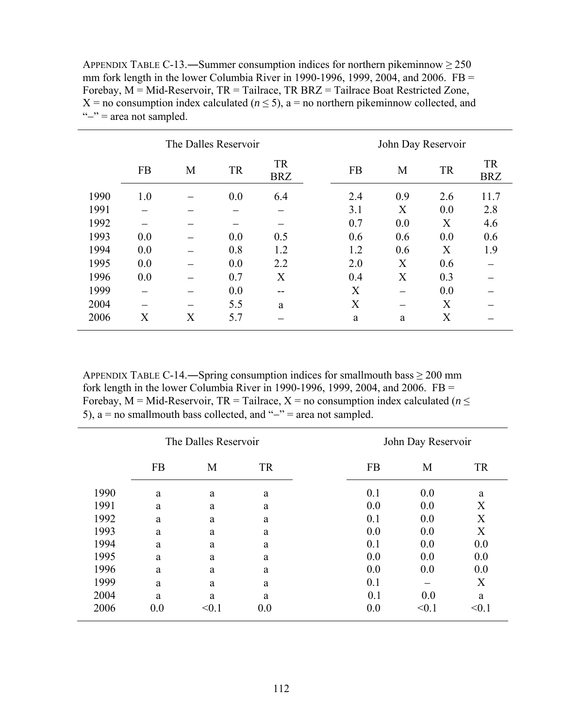APPENDIX TABLE C-13.—Summer consumption indices for northern pikeminnow ≥ 250 mm fork length in the lower Columbia River in 1990-1996, 1999, 2004, and 2006. FB = Forebay, M = Mid-Reservoir, TR = Tailrace, TR BRZ = Tailrace Boat Restricted Zone, X = no consumption index calculated ($n \leq 5$), a = no northern pikeminnow collected, and "–" = area not sampled.

| | The Dalles Reservoir | | | | John Day Reservoir | | | |
|---|---|---|---|---|---|---|---|---|
| | FB | M | TR | TR BRZ | FB | M | TR | TR BRZ |
| 1990 | 1.0 | – | 0.0 | 6.4 | 2.4 | 0.9 | 2.6 | 11.7 |
| 1991 | – | – | – | – | 3.1 | X | 0.0 | 2.8 |
| 1992 | – | – | – | – | 0.7 | 0.0 | X | 4.6 |
| 1993 | 0.0 | – | 0.0 | 0.5 | 0.6 | 0.6 | 0.0 | 0.6 |
| 1994 | 0.0 | – | 0.8 | 1.2 | 1.2 | 0.6 | X | 1.9 |
| 1995 | 0.0 | – | 0.0 | 2.2 | 2.0 | X | 0.6 | – |
| 1996 | 0.0 | – | 0.7 | X | 0.4 | X | 0.3 | – |
| 1999 | – | – | 0.0 | -- | X | – | 0.0 | – |
| 2004 | – | – | 5.5 | a | X | – | X | – |
| 2006 | X | X | 5.7 | – | a | a | X | – |

APPENDIX TABLE C-14.—Spring consumption indices for smallmouth bass ≥ 200 mm fork length in the lower Columbia River in 1990-1996, 1999, 2004, and 2006. FB = Forebay, M = Mid-Reservoir, TR = Tailrace, X = no consumption index calculated ($n \leq 5$), a = no smallmouth bass collected, and "–" = area not sampled.

| | The Dalles Reservoir | | | John Day Reservoir | | |
|---|---|---|---|---|---|---|
| | FB | M | TR | FB | M | TR |
| 1990 | a | a | a | 0.1 | 0.0 | a |
| 1991 | a | a | a | 0.0 | 0.0 | X |
| 1992 | a | a | a | 0.1 | 0.0 | X |
| 1993 | a | a | a | 0.0 | 0.0 | X |
| 1994 | a | a | a | 0.1 | 0.0 | 0.0 |
| 1995 | a | a | a | 0.0 | 0.0 | 0.0 |
| 1996 | a | a | a | 0.0 | 0.0 | 0.0 |
| 1999 | a | a | a | 0.1 | – | X |
| 2004 | a | a | a | 0.1 | 0.0 | a |
| 2006 | 0.0 | <0.1 | 0.0 | 0.0 | <0.1 | <0.1 |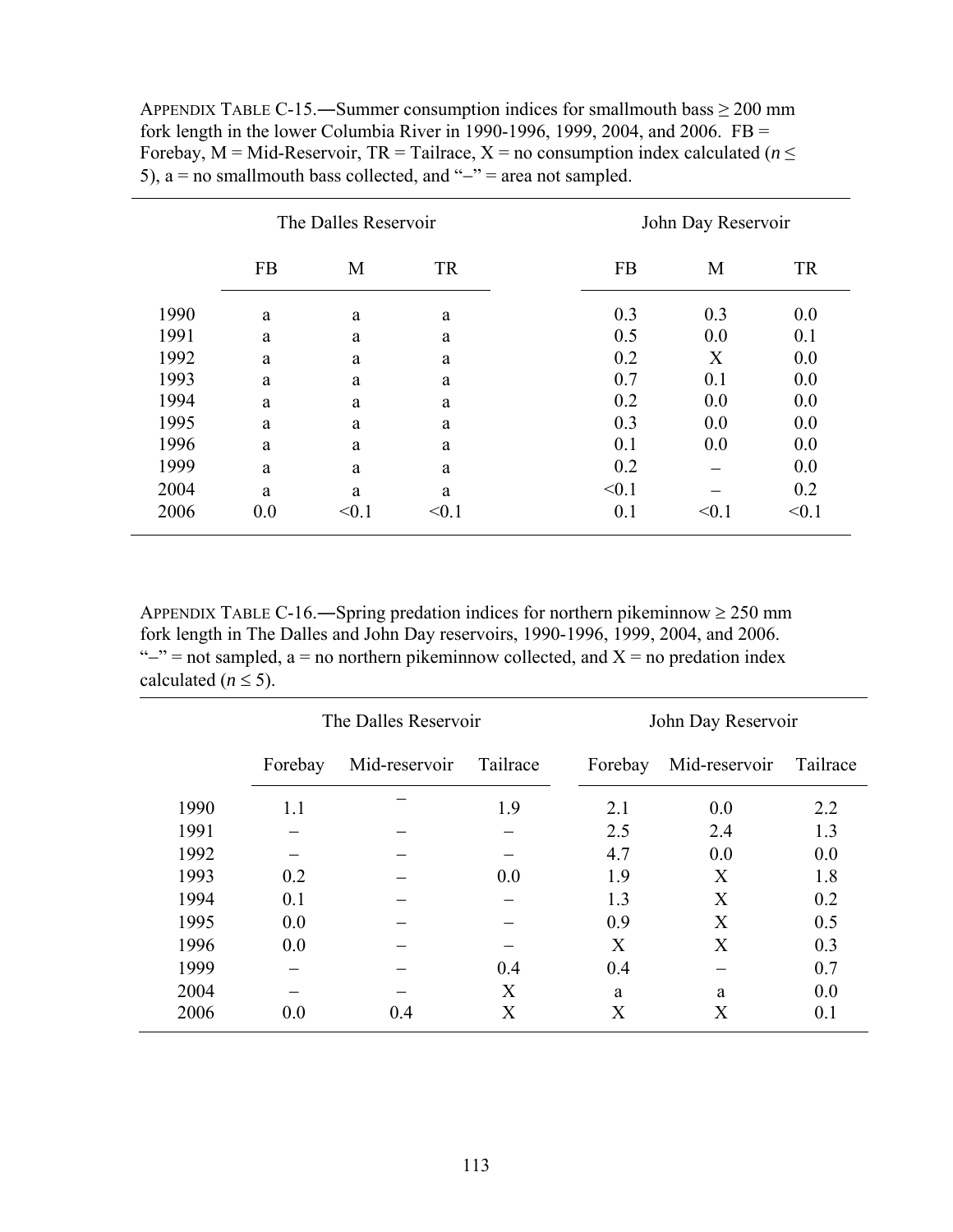APPENDIX TABLE C-15.—Summer consumption indices for smallmouth bass ≥ 200 mm fork length in the lower Columbia River in 1990-1996, 1999, 2004, and 2006. FB = Forebay, M = Mid-Reservoir, TR = Tailrace, X = no consumption index calculated ($n \leq 5$), a = no smallmouth bass collected, and "–" = area not sampled.

| | The Dalles Reservoir | | | John Day Reservoir | | |
|---|---|---|---|---|---|---|
| | FB | M | TR | FB | M | TR |
| 1990 | a | a | a | 0.3 | 0.3 | 0.0 |
| 1991 | a | a | a | 0.5 | 0.0 | 0.1 |
| 1992 | a | a | a | 0.2 | X | 0.0 |
| 1993 | a | a | a | 0.7 | 0.1 | 0.0 |
| 1994 | a | a | a | 0.2 | 0.0 | 0.0 |
| 1995 | a | a | a | 0.3 | 0.0 | 0.0 |
| 1996 | a | a | a | 0.1 | 0.0 | 0.0 |
| 1999 | a | a | a | 0.2 | – | 0.0 |
| 2004 | a | a | a | <0.1 | – | 0.2 |
| 2006 | 0.0 | <0.1 | <0.1 | 0.1 | <0.1 | <0.1 |

APPENDIX TABLE C-16.—Spring predation indices for northern pikeminnow ≥ 250 mm fork length in The Dalles and John Day reservoirs, 1990-1996, 1999, 2004, and 2006. "–" = not sampled, a = no northern pikeminnow collected, and X = no predation index calculated ($n \leq 5$).

| | The Dalles Reservoir | | | John Day Reservoir | | |
|---|---|---|---|---|---|---|
| | Forebay | Mid-reservoir | Tailrace | Forebay | Mid-reservoir | Tailrace |
| 1990 | 1.1 | – | 1.9 | 2.1 | 0.0 | 2.2 |
| 1991 | – | – | – | 2.5 | 2.4 | 1.3 |
| 1992 | – | – | – | 4.7 | 0.0 | 0.0 |
| 1993 | 0.2 | – | 0.0 | 1.9 | X | 1.8 |
| 1994 | 0.1 | – | – | 1.3 | X | 0.2 |
| 1995 | 0.0 | – | – | 0.9 | X | 0.5 |
| 1996 | 0.0 | – | – | X | X | 0.3 |
| 1999 | – | – | 0.4 | 0.4 | – | 0.7 |
| 2004 | – | – | X | a | a | 0.0 |
| 2006 | 0.0 | 0.4 | X | X | X | 0.1 |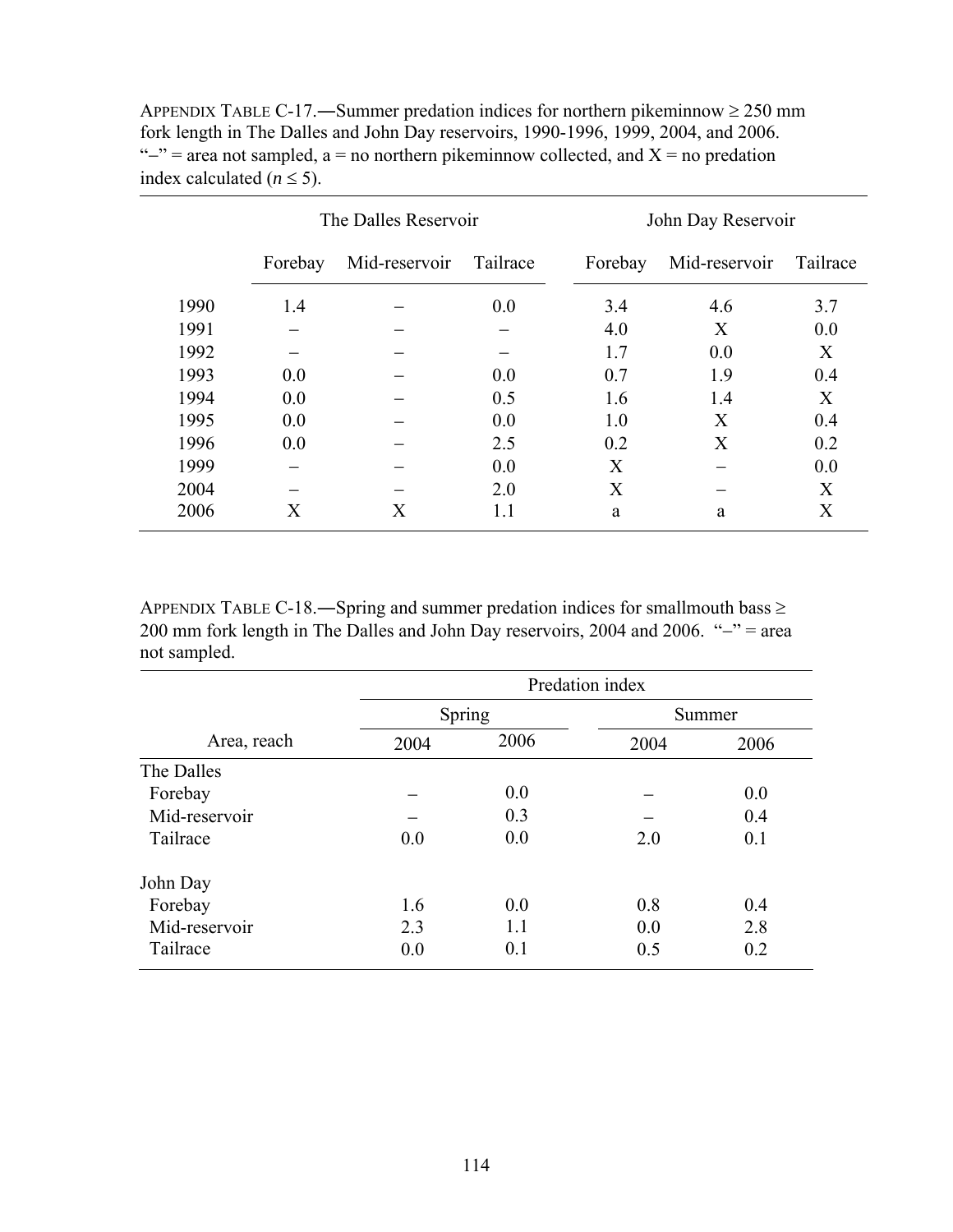APPENDIX TABLE C-17.—Summer predation indices for northern pikeminnow ≥ 250 mm fork length in The Dalles and John Day reservoirs, 1990-1996, 1999, 2004, and 2006. "–" = area not sampled, a = no northern pikeminnow collected, and X = no predation index calculated ($n \leq 5$).

| | The Dalles Reservoir | | | John Day Reservoir | | |
|---|---|---|---|---|---|---|
| | Forebay | Mid-reservoir | Tailrace | Forebay | Mid-reservoir | Tailrace |
| 1990 | 1.4 | – | 0.0 | 3.4 | 4.6 | 3.7 |
| 1991 | – | – | – | 4.0 | X | 0.0 |
| 1992 | – | – | – | 1.7 | 0.0 | X |
| 1993 | 0.0 | – | 0.0 | 0.7 | 1.9 | 0.4 |
| 1994 | 0.0 | – | 0.5 | 1.6 | 1.4 | X |
| 1995 | 0.0 | – | 0.0 | 1.0 | X | 0.4 |
| 1996 | 0.0 | – | 2.5 | 0.2 | X | 0.2 |
| 1999 | – | – | 0.0 | X | – | 0.0 |
| 2004 | – | – | 2.0 | X | – | X |
| 2006 | X | X | 1.1 | a | a | X |

APPENDIX TABLE C-18.—Spring and summer predation indices for smallmouth bass ≥ 200 mm fork length in The Dalles and John Day reservoirs, 2004 and 2006. "–" = area not sampled.

| | Predation index | | | |
|---|---|---|---|---|
| | Spring | | Summer | |
| Area, reach | 2004 | 2006 | 2004 | 2006 |
| The Dalles | | | | |
| Forebay | – | 0.0 | – | 0.0 |
| Mid-reservoir | – | 0.3 | – | 0.4 |
| Tailrace | 0.0 | 0.0 | 2.0 | 0.1 |
| John Day | | | | |
| Forebay | 1.6 | 0.0 | 0.8 | 0.4 |
| Mid-reservoir | 2.3 | 1.1 | 0.0 | 2.8 |
| Tailrace | 0.0 | 0.1 | 0.5 | 0.2 |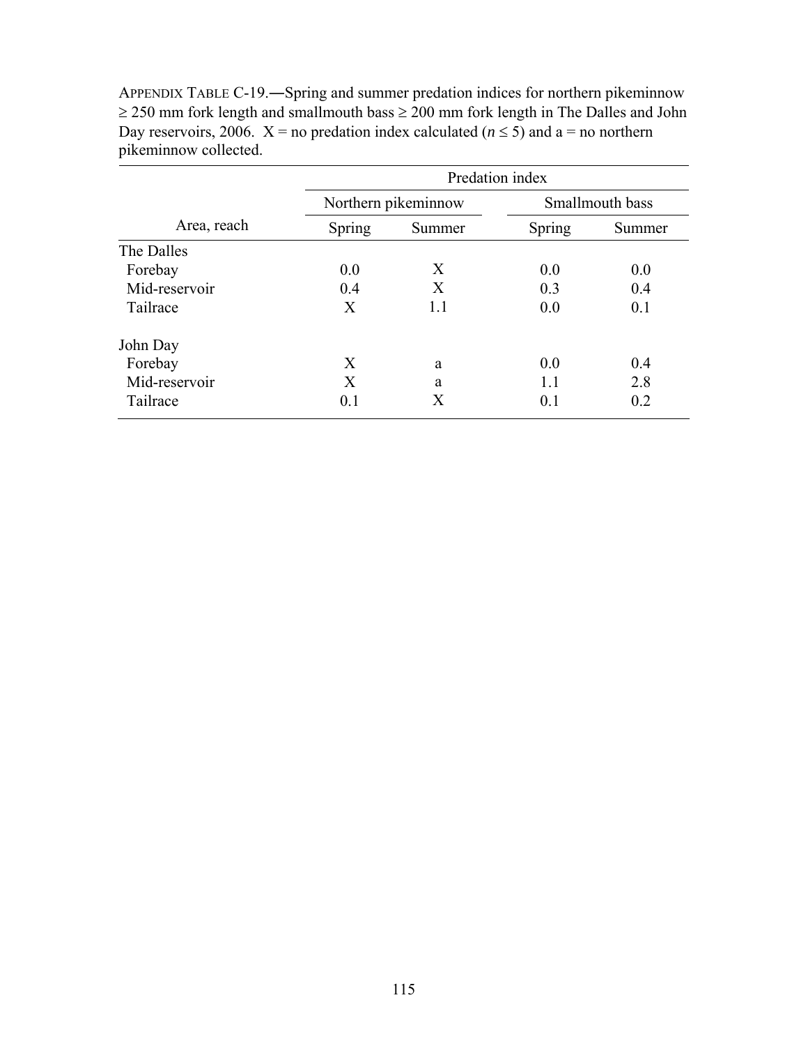APPENDIX TABLE C-19.―Spring and summer predation indices for northern pikeminnow ≥ 250 mm fork length and smallmouth bass ≥ 200 mm fork length in The Dalles and John Day reservoirs, 2006. X = no predation index calculated ($n \leq 5$) and a = no northern pikeminnow collected.

| | Predation index | | | |
|---|---|---|---|---|
| | Northern pikeminnow | | Smallmouth bass | |
| Area, reach | Spring | Summer | Spring | Summer |
| The Dalles | | | | |
| Forebay | 0.0 | X | 0.0 | 0.0 |
| Mid-reservoir | 0.4 | X | 0.3 | 0.4 |
| Tailrace | X | 1.1 | 0.0 | 0.1 |
| John Day | | | | |
| Forebay | X | a | 0.0 | 0.4 |
| Mid-reservoir | X | a | 1.1 | 2.8 |
| Tailrace | 0.1 | X | 0.1 | 0.2 |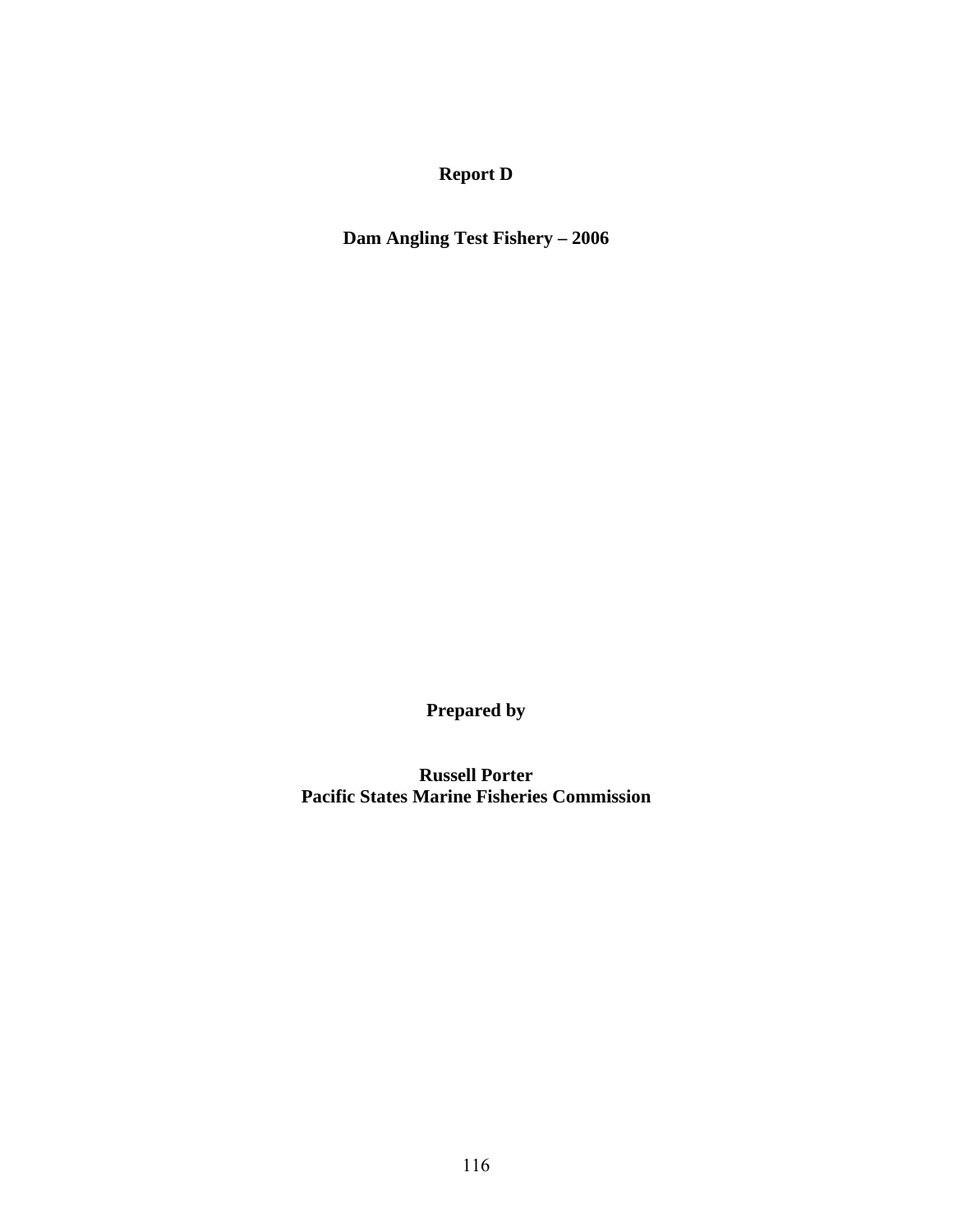# Report D

## Dam Angling Test Fishery – 2006

**Prepared by**

**Russell Porter**
**Pacific States Marine Fisheries Commission**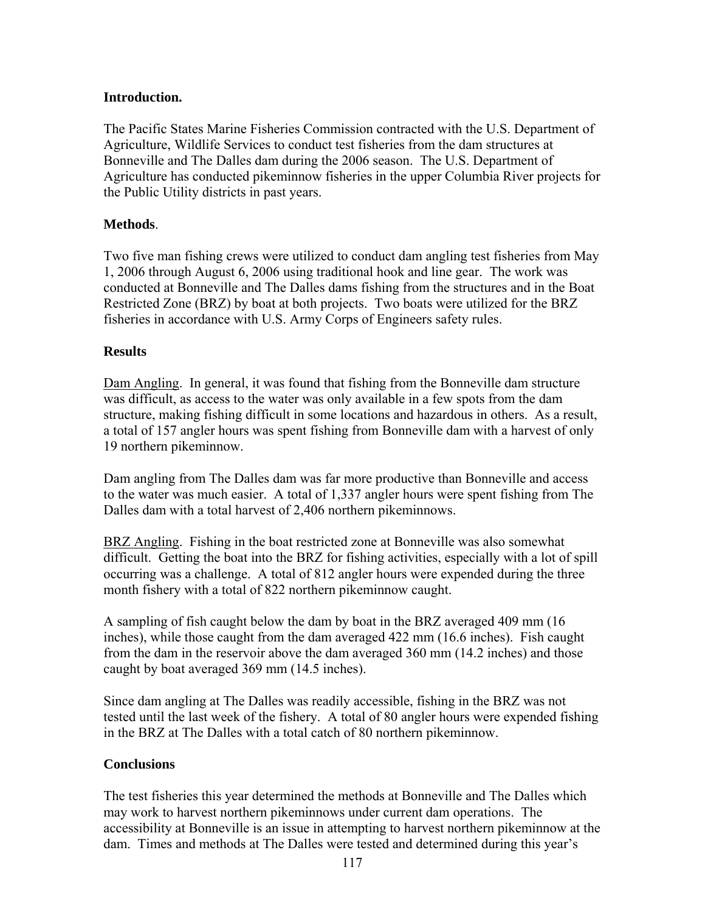## Introduction.

The Pacific States Marine Fisheries Commission contracted with the U.S. Department of Agriculture, Wildlife Services to conduct test fisheries from the dam structures at Bonneville and The Dalles dam during the 2006 season. The U.S. Department of Agriculture has conducted pikeminnow fisheries in the upper Columbia River projects for the Public Utility districts in past years.

## Methods.

Two five man fishing crews were utilized to conduct dam angling test fisheries from May 1, 2006 through August 6, 2006 using traditional hook and line gear. The work was conducted at Bonneville and The Dalles dams fishing from the structures and in the Boat Restricted Zone (BRZ) by boat at both projects. Two boats were utilized for the BRZ fisheries in accordance with U.S. Army Corps of Engineers safety rules.

## Results

Dam Angling. In general, it was found that fishing from the Bonneville dam structure was difficult, as access to the water was only available in a few spots from the dam structure, making fishing difficult in some locations and hazardous in others. As a result, a total of 157 angler hours was spent fishing from Bonneville dam with a harvest of only 19 northern pikeminnow.

Dam angling from The Dalles dam was far more productive than Bonneville and access to the water was much easier. A total of 1,337 angler hours were spent fishing from The Dalles dam with a total harvest of 2,406 northern pikeminnows.

BRZ Angling. Fishing in the boat restricted zone at Bonneville was also somewhat difficult. Getting the boat into the BRZ for fishing activities, especially with a lot of spill occurring was a challenge. A total of 812 angler hours were expended during the three month fishery with a total of 822 northern pikeminnow caught.

A sampling of fish caught below the dam by boat in the BRZ averaged 409 mm (16 inches), while those caught from the dam averaged 422 mm (16.6 inches). Fish caught from the dam in the reservoir above the dam averaged 360 mm (14.2 inches) and those caught by boat averaged 369 mm (14.5 inches).

Since dam angling at The Dalles was readily accessible, fishing in the BRZ was not tested until the last week of the fishery. A total of 80 angler hours were expended fishing in the BRZ at The Dalles with a total catch of 80 northern pikeminnow.

## Conclusions

The test fisheries this year determined the methods at Bonneville and The Dalles which may work to harvest northern pikeminnows under current dam operations. The accessibility at Bonneville is an issue in attempting to harvest northern pikeminnow at the dam. Times and methods at The Dalles were tested and determined during this year's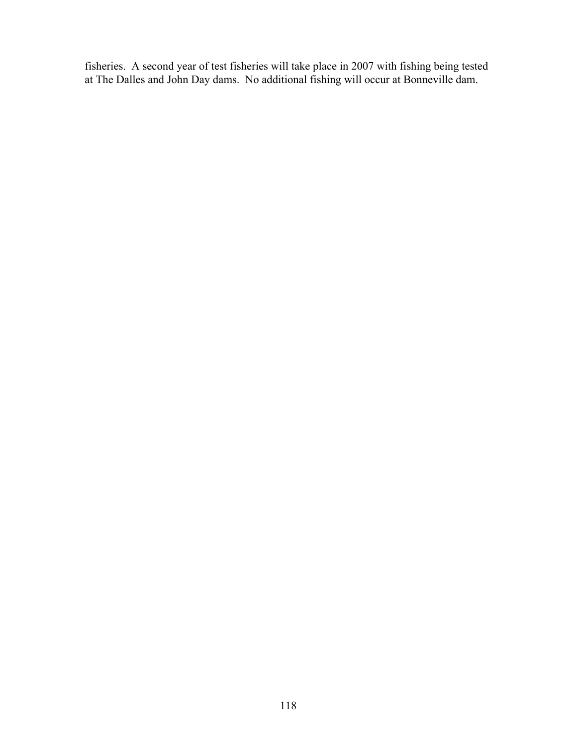fisheries. A second year of test fisheries will take place in 2007 with fishing being tested at The Dalles and John Day dams. No additional fishing will occur at Bonneville dam.